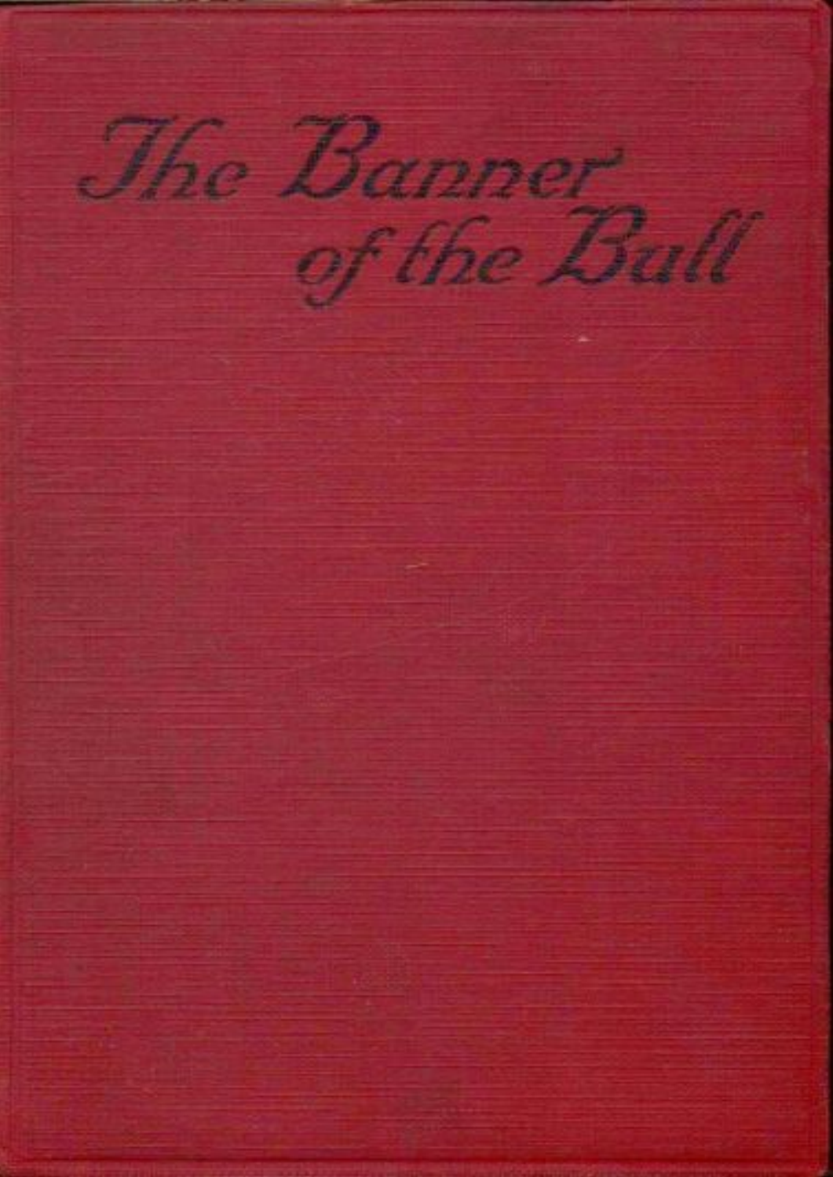# The Banner of the Bull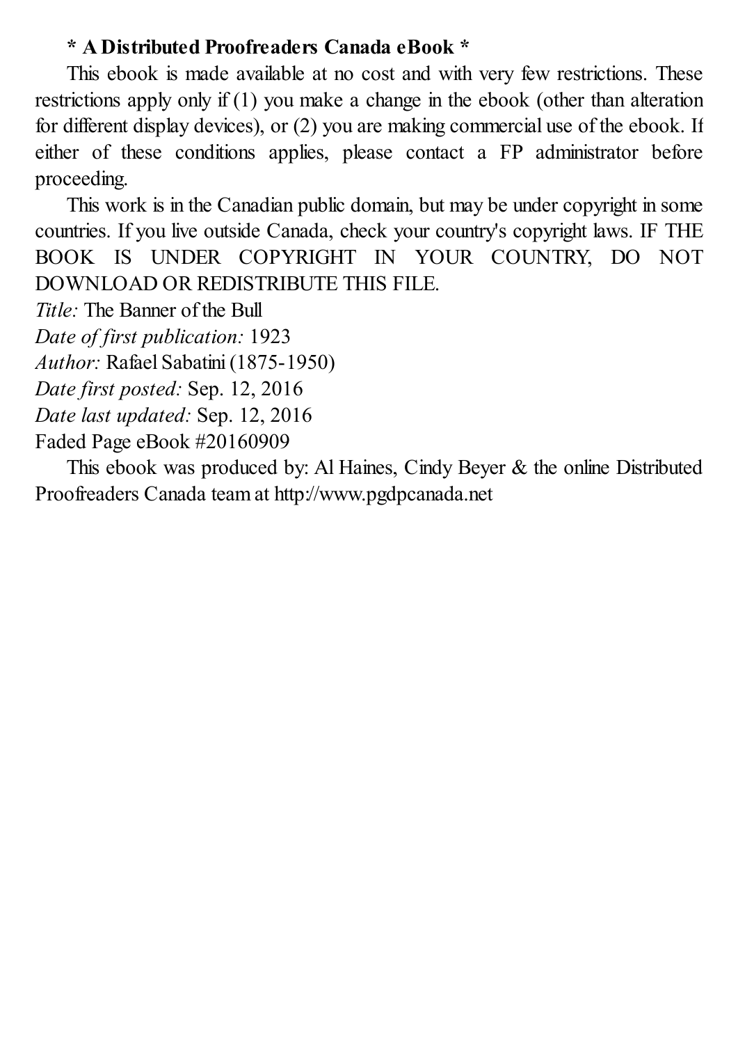**\* A Distributed Proofreaders Canada eBook \***

This ebook is made available at no cost and with very few restrictions. These restrictions apply only if (1) you make a change in the ebook (other than alteration for different display devices), or (2) you are making commercial use of the ebook. If either of these conditions applies, please contact a FP administrator before proceeding.

This work is in the Canadian public domain, but may be under copyright in some countries. If you live outside Canada, check your country's copyright laws. IF THE BOOK IS UNDER COPYRIGHT IN YOUR COUNTRY, DO NOT DOWNLOAD OR REDISTRIBUTE THIS FILE.

*Title:* The Banner of the Bull  
*Date of first publication:* 1923  
*Author:* Rafael Sabatini (1875-1950)  
*Date first posted:* Sep. 12, 2016  
*Date last updated:* Sep. 12, 2016  
Faded Page eBook #20160909

This ebook was produced by: Al Haines, Cindy Beyer & the online Distributed Proofreaders Canada team at http://www.pgdpcanada.net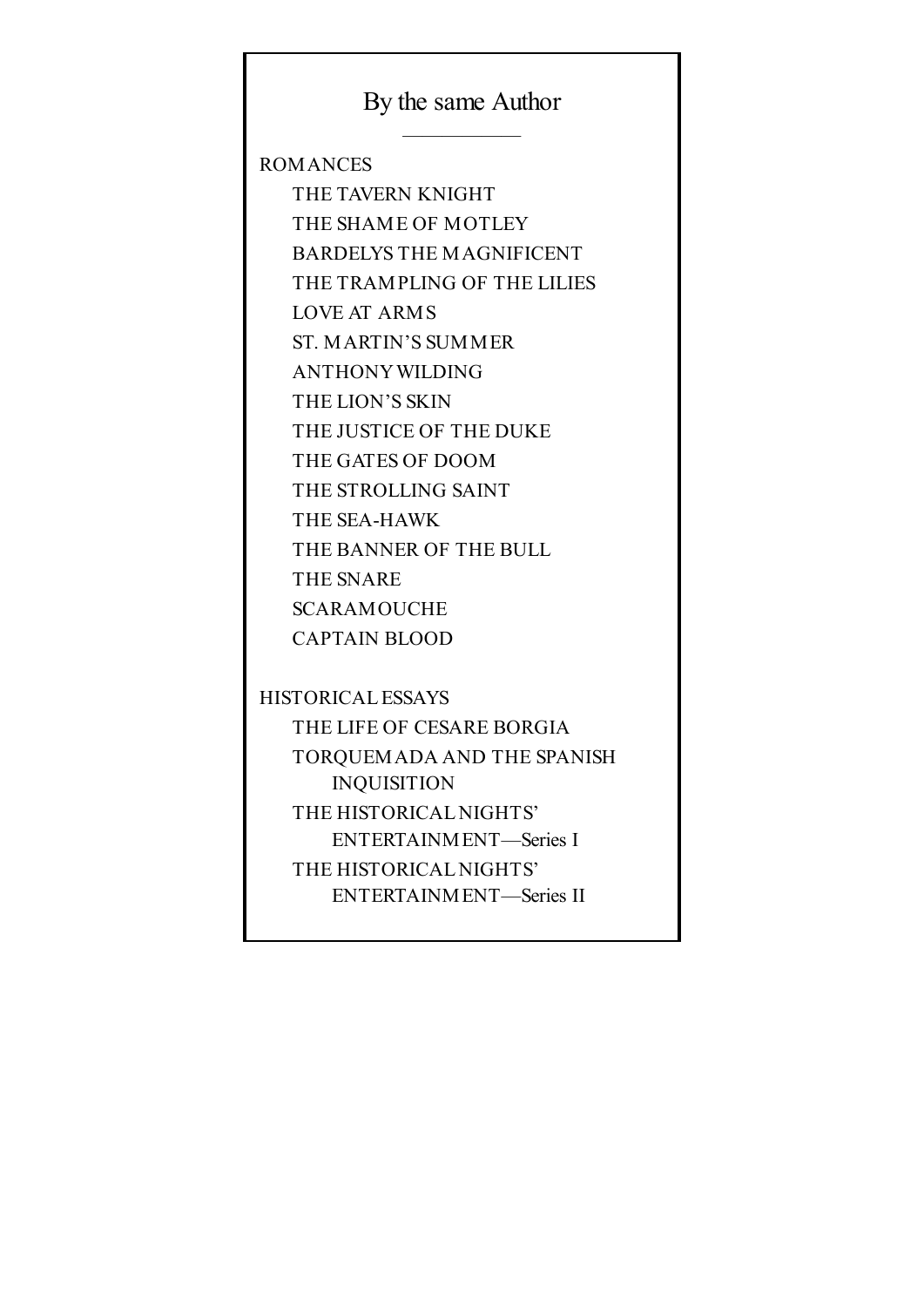## By the same Author

---

ROMANCES

- THE TAVERN KNIGHT
- THE SHAME OF MOTLEY
- BARDELYS THE MAGNIFICENT
- THE TRAMPLING OF THE LILIES
- LOVE AT ARMS
- ST. MARTIN'S SUMMER
- ANTHONY WILDING
- THE LION'S SKIN
- THE JUSTICE OF THE DUKE
- THE GATES OF DOOM
- THE STROLLING SAINT
- THE SEA-HAWK
- THE BANNER OF THE BULL
- THE SNARE
- SCARAMOUCHE
- CAPTAIN BLOOD

HISTORICAL ESSAYS

- THE LIFE OF CESARE BORGIA
- TORQUEMADA AND THE SPANISH INQUISITION
- THE HISTORICAL NIGHTS' ENTERTAINMENT—Series I
- THE HISTORICAL NIGHTS' ENTERTAINMENT—Series II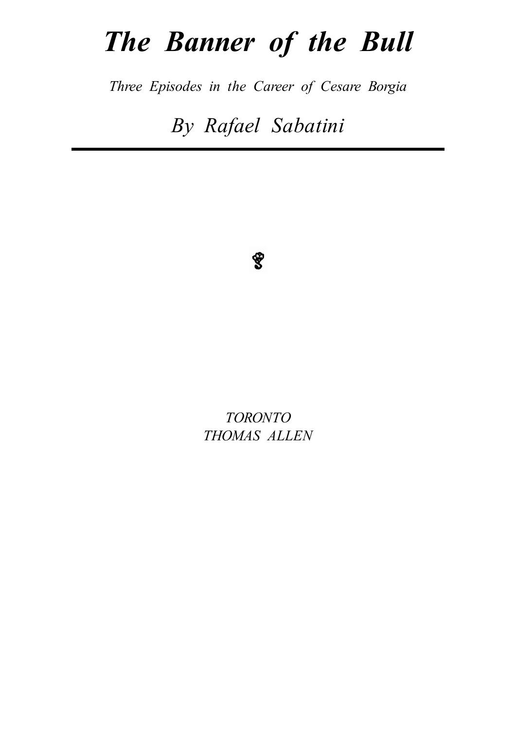# *The Banner of the Bull*

*Three Episodes in the Career of Cesare Borgia*

## *By Rafael Sabatini*

---

*TORONTO*
*THOMAS ALLEN*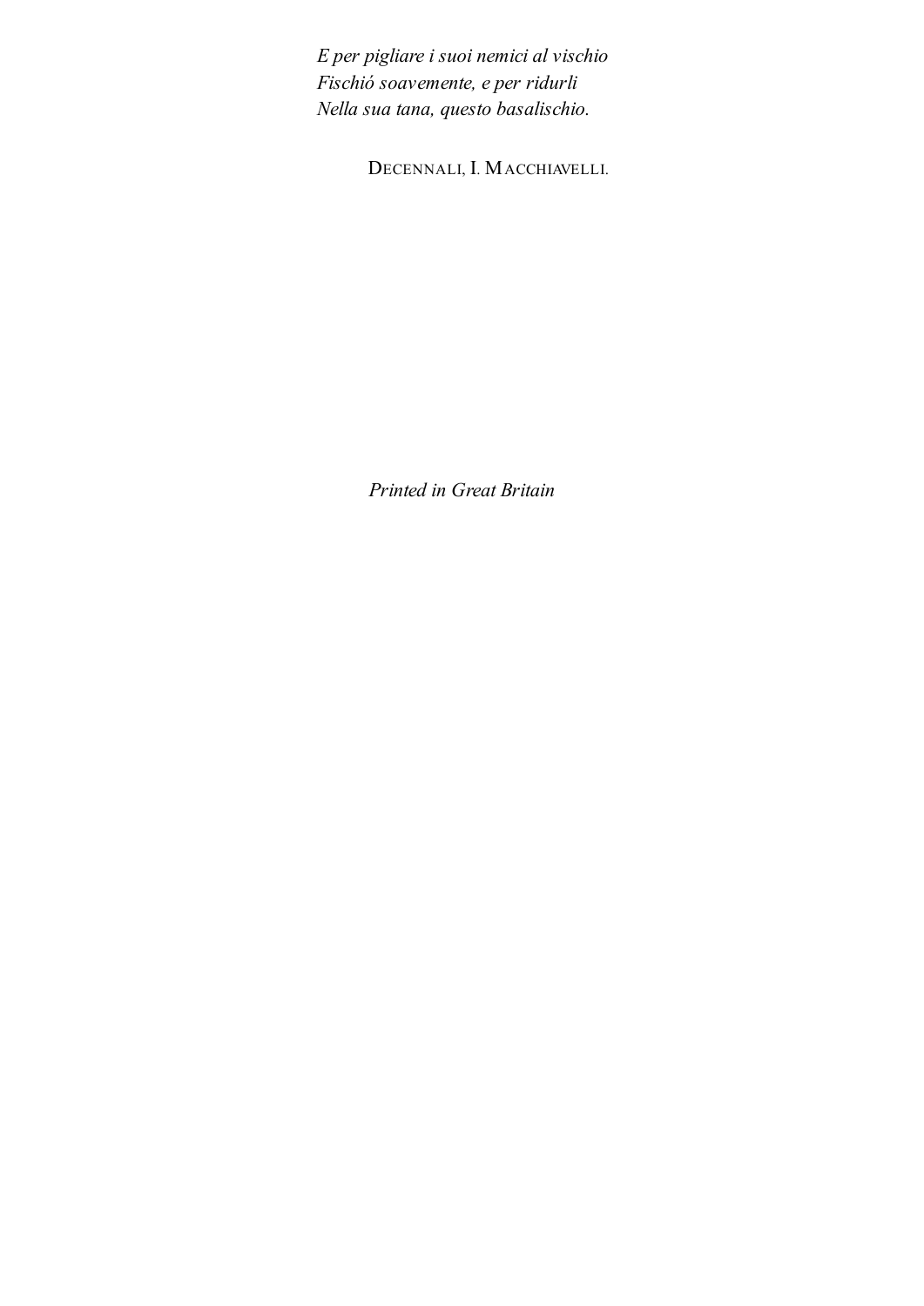*E per pigliare i suoi nemici al vischio*  
*Fischió soavemente, e per ridurli*  
*Nella sua tana, questo basalischio.*

DECENNALI, I. MACCHIAVELLI.

*Printed in Great Britain*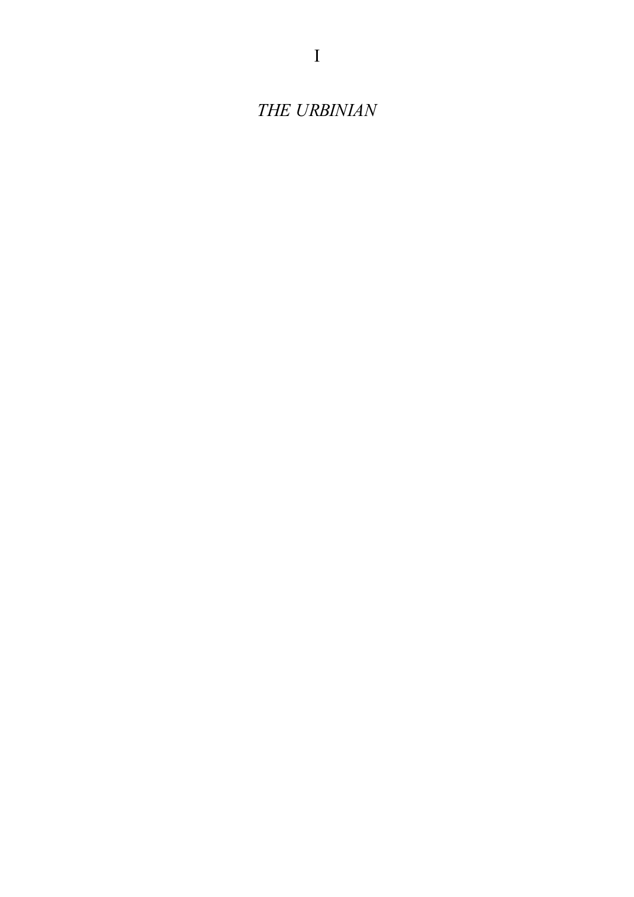# I

## *THE URBINIAN*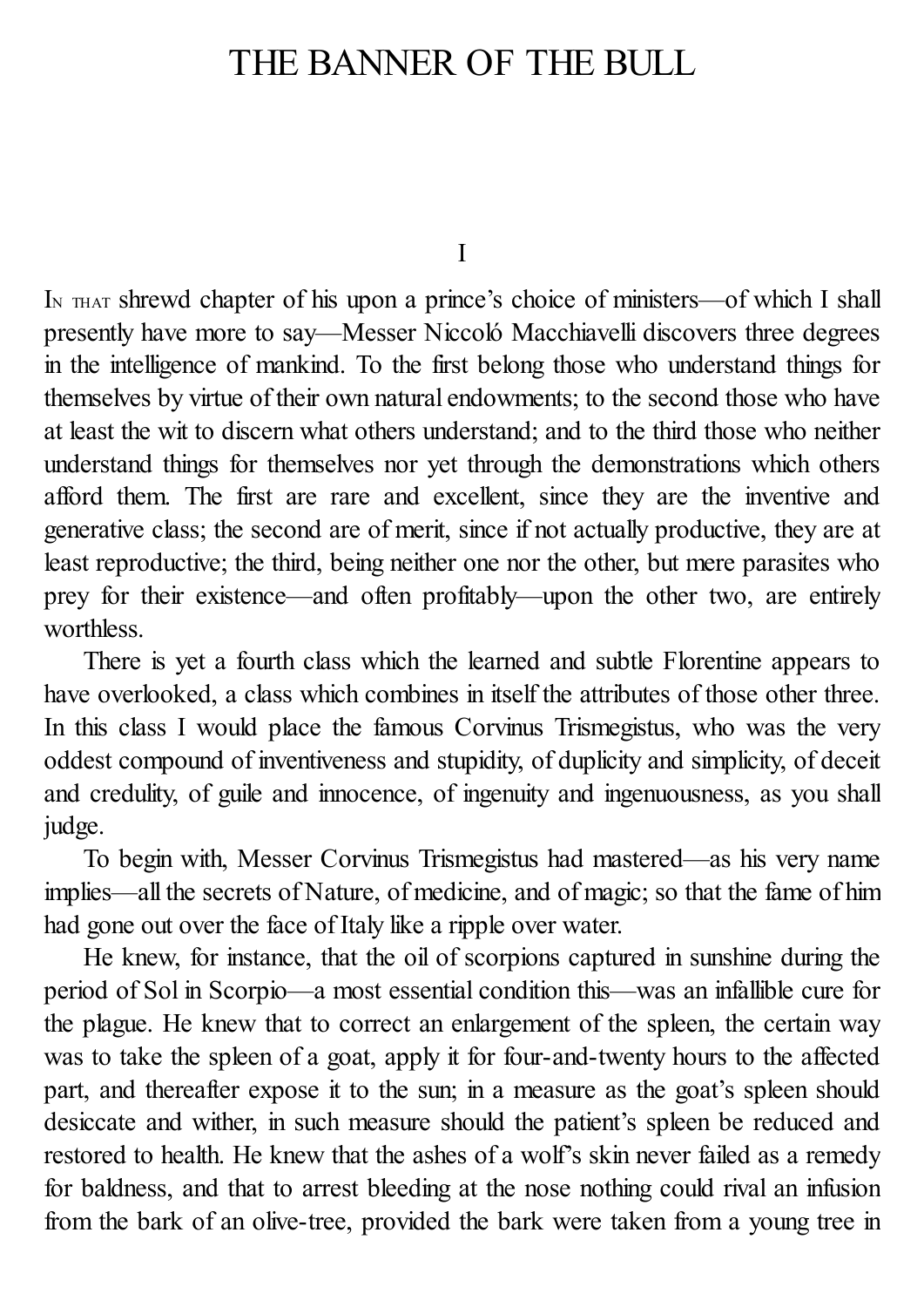# THE BANNER OF THE BULL

## I

In that shrewd chapter of his upon a prince's choice of ministers—of which I shall presently have more to say—Messer Niccoló Macchiavelli discovers three degrees in the intelligence of mankind. To the first belong those who understand things for themselves by virtue of their own natural endowments; to the second those who have at least the wit to discern what others understand; and to the third those who neither understand things for themselves nor yet through the demonstrations which others afford them. The first are rare and excellent, since they are the inventive and generative class; the second are of merit, since if not actually productive, they are at least reproductive; the third, being neither one nor the other, but mere parasites who prey for their existence—and often profitably—upon the other two, are entirely worthless.

There is yet a fourth class which the learned and subtle Florentine appears to have overlooked, a class which combines in itself the attributes of those other three. In this class I would place the famous Corvinus Trismegistus, who was the very oddest compound of inventiveness and stupidity, of duplicity and simplicity, of deceit and credulity, of guile and innocence, of ingenuity and ingenuousness, as you shall judge.

To begin with, Messer Corvinus Trismegistus had mastered—as his very name implies—all the secrets of Nature, of medicine, and of magic; so that the fame of him had gone out over the face of Italy like a ripple over water.

He knew, for instance, that the oil of scorpions captured in sunshine during the period of Sol in Scorpio—a most essential condition this—was an infallible cure for the plague. He knew that to correct an enlargement of the spleen, the certain way was to take the spleen of a goat, apply it for four-and-twenty hours to the affected part, and thereafter expose it to the sun; in a measure as the goat's spleen should desiccate and wither, in such measure should the patient's spleen be reduced and restored to health. He knew that the ashes of a wolf's skin never failed as a remedy for baldness, and that to arrest bleeding at the nose nothing could rival an infusion from the bark of an olive-tree, provided the bark were taken from a young tree in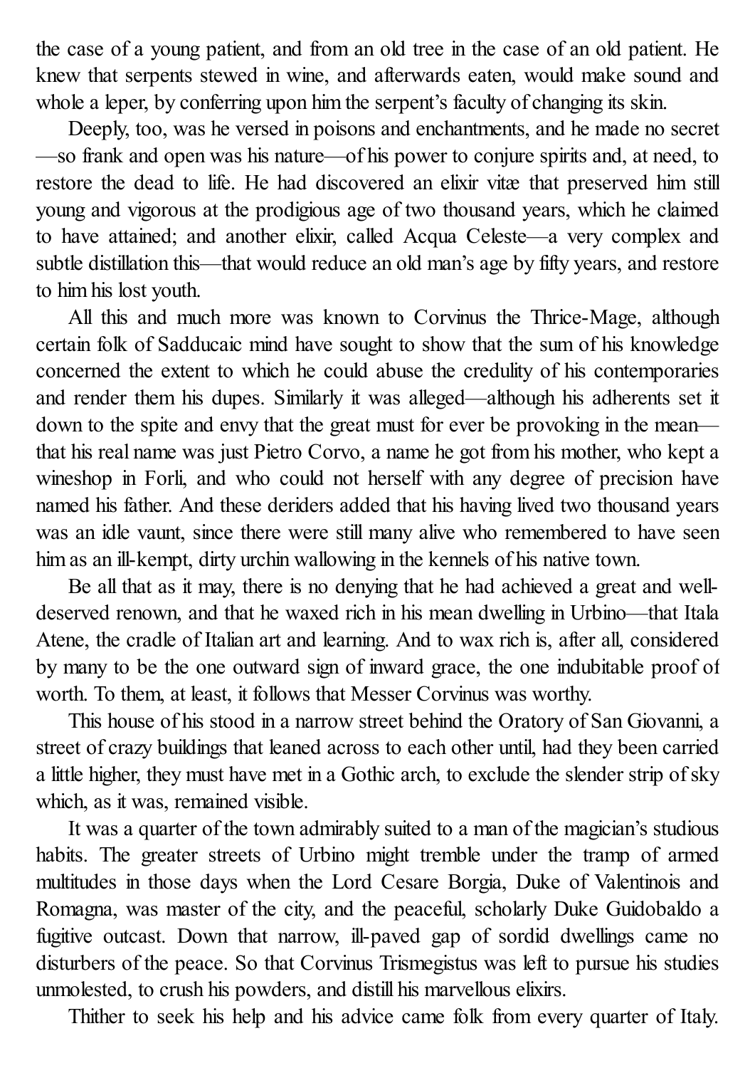the case of a young patient, and from an old tree in the case of an old patient. He knew that serpents stewed in wine, and afterwards eaten, would make sound and whole a leper, by conferring upon him the serpent's faculty of changing its skin.

Deeply, too, was he versed in poisons and enchantments, and he made no secret—so frank and open was his nature—of his power to conjure spirits and, at need, to restore the dead to life. He had discovered an elixir vitæ that preserved him still young and vigorous at the prodigious age of two thousand years, which he claimed to have attained; and another elixir, called Acqua Celeste—a very complex and subtle distillation this—that would reduce an old man's age by fifty years, and restore to him his lost youth.

All this and much more was known to Corvinus the Thrice-Mage, although certain folk of Sadducaic mind have sought to show that the sum of his knowledge concerned the extent to which he could abuse the credulity of his contemporaries and render them his dupes. Similarly it was alleged—although his adherents set it down to the spite and envy that the great must for ever be provoking in the mean—that his real name was just Pietro Corvo, a name he got from his mother, who kept a wineshop in Forli, and who could not herself with any degree of precision have named his father. And these deriders added that his having lived two thousand years was an idle vaunt, since there were still many alive who remembered to have seen him as an ill-kempt, dirty urchin wallowing in the kennels of his native town.

Be all that as it may, there is no denying that he had achieved a great and well-deserved renown, and that he waxed rich in his mean dwelling in Urbino—that Itala Atene, the cradle of Italian art and learning. And to wax rich is, after all, considered by many to be the one outward sign of inward grace, the one indubitable proof of worth. To them, at least, it follows that Messer Corvinus was worthy.

This house of his stood in a narrow street behind the Oratory of San Giovanni, a street of crazy buildings that leaned across to each other until, had they been carried a little higher, they must have met in a Gothic arch, to exclude the slender strip of sky which, as it was, remained visible.

It was a quarter of the town admirably suited to a man of the magician's studious habits. The greater streets of Urbino might tremble under the tramp of armed multitudes in those days when the Lord Cesare Borgia, Duke of Valentinois and Romagna, was master of the city, and the peaceful, scholarly Duke Guidobaldo a fugitive outcast. Down that narrow, ill-paved gap of sordid dwellings came no disturbers of the peace. So that Corvinus Trismegistus was left to pursue his studies unmolested, to crush his powders, and distill his marvellous elixirs.

Thither to seek his help and his advice came folk from every quarter of Italy.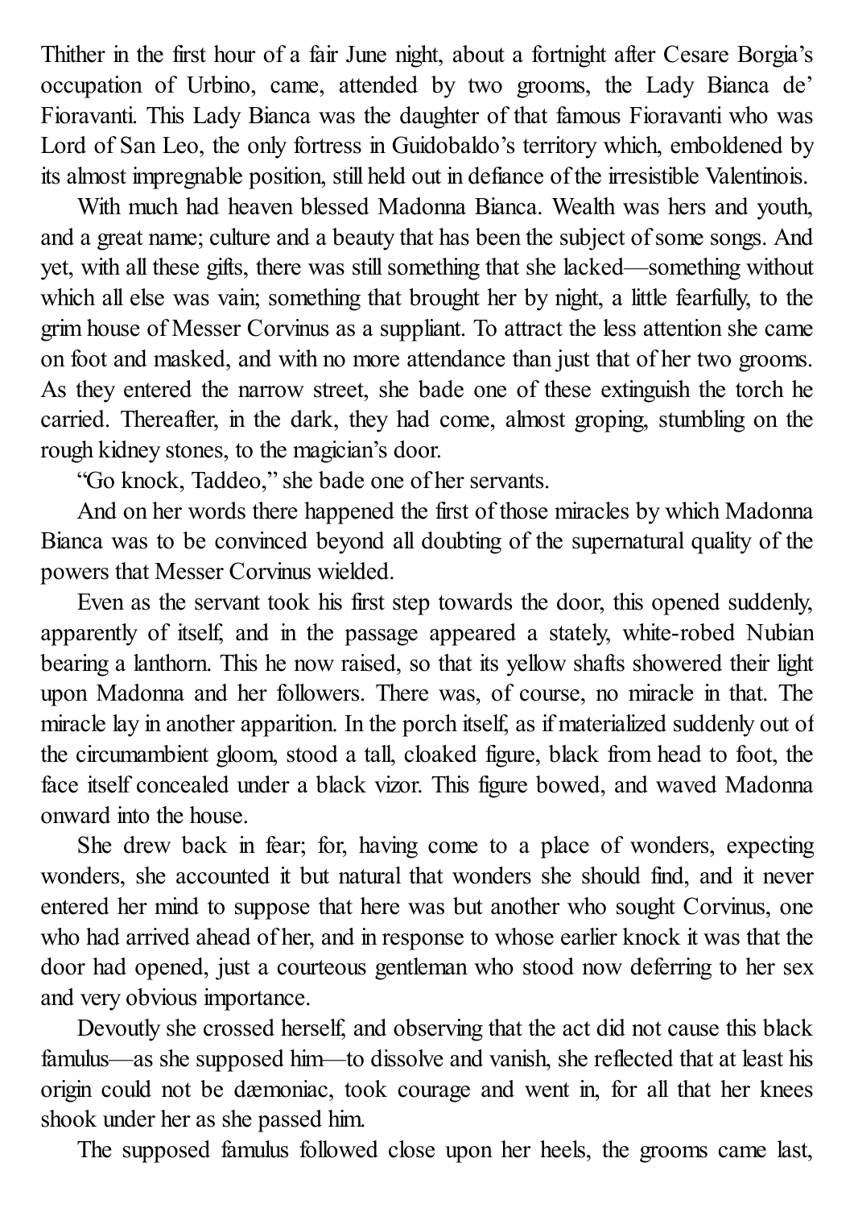Thither in the first hour of a fair June night, about a fortnight after Cesare Borgia's occupation of Urbino, came, attended by two grooms, the Lady Bianca de' Fioravanti. This Lady Bianca was the daughter of that famous Fioravanti who was Lord of San Leo, the only fortress in Guidobaldo's territory which, emboldened by its almost impregnable position, still held out in defiance of the irresistible Valentinois.

With much had heaven blessed Madonna Bianca. Wealth was hers and youth, and a great name; culture and a beauty that has been the subject of some songs. And yet, with all these gifts, there was still something that she lacked—something without which all else was vain; something that brought her by night, a little fearfully, to the grim house of Messer Corvinus as a suppliant. To attract the less attention she came on foot and masked, and with no more attendance than just that of her two grooms. As they entered the narrow street, she bade one of these extinguish the torch he carried. Thereafter, in the dark, they had come, almost groping, stumbling on the rough kidney stones, to the magician's door.

"Go knock, Taddeo," she bade one of her servants.

And on her words there happened the first of those miracles by which Madonna Bianca was to be convinced beyond all doubting of the supernatural quality of the powers that Messer Corvinus wielded.

Even as the servant took his first step towards the door, this opened suddenly, apparently of itself, and in the passage appeared a stately, white-robed Nubian bearing a lanthorn. This he now raised, so that its yellow shafts showered their light upon Madonna and her followers. There was, of course, no miracle in that. The miracle lay in another apparition. In the porch itself, as if materialized suddenly out of the circumambient gloom, stood a tall, cloaked figure, black from head to foot, the face itself concealed under a black vizor. This figure bowed, and waved Madonna onward into the house.

She drew back in fear; for, having come to a place of wonders, expecting wonders, she accounted it but natural that wonders she should find, and it never entered her mind to suppose that here was but another who sought Corvinus, one who had arrived ahead of her, and in response to whose earlier knock it was that the door had opened, just a courteous gentleman who stood now deferring to her sex and very obvious importance.

Devoutly she crossed herself, and observing that the act did not cause this black famulus—as she supposed him—to dissolve and vanish, she reflected that at least his origin could not be dæmoniac, took courage and went in, for all that her knees shook under her as she passed him.

The supposed famulus followed close upon her heels, the grooms came last,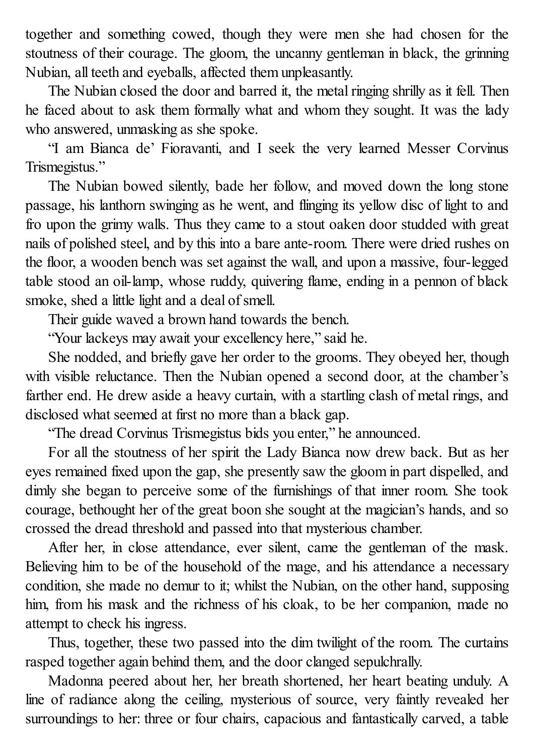together and something cowed, though they were men she had chosen for the stoutness of their courage. The gloom, the uncanny gentleman in black, the grinning Nubian, all teeth and eyeballs, affected them unpleasantly.

The Nubian closed the door and barred it, the metal ringing shrilly as it fell. Then he faced about to ask them formally what and whom they sought. It was the lady who answered, unmasking as she spoke.

"I am Bianca de' Fioravanti, and I seek the very learned Messer Corvinus Trismegistus."

The Nubian bowed silently, bade her follow, and moved down the long stone passage, his lanthorn swinging as he went, and flinging its yellow disc of light to and fro upon the grimy walls. Thus they came to a stout oaken door studded with great nails of polished steel, and by this into a bare ante-room. There were dried rushes on the floor, a wooden bench was set against the wall, and upon a massive, four-legged table stood an oil-lamp, whose ruddy, quivering flame, ending in a pennon of black smoke, shed a little light and a deal of smell.

Their guide waved a brown hand towards the bench.

"Your lackeys may await your excellency here," said he.

She nodded, and briefly gave her order to the grooms. They obeyed her, though with visible reluctance. Then the Nubian opened a second door, at the chamber's farther end. He drew aside a heavy curtain, with a startling clash of metal rings, and disclosed what seemed at first no more than a black gap.

"The dread Corvinus Trismegistus bids you enter," he announced.

For all the stoutness of her spirit the Lady Bianca now drew back. But as her eyes remained fixed upon the gap, she presently saw the gloom in part dispelled, and dimly she began to perceive some of the furnishings of that inner room. She took courage, bethought her of the great boon she sought at the magician's hands, and so crossed the dread threshold and passed into that mysterious chamber.

After her, in close attendance, ever silent, came the gentleman of the mask. Believing him to be of the household of the mage, and his attendance a necessary condition, she made no demur to it; whilst the Nubian, on the other hand, supposing him, from his mask and the richness of his cloak, to be her companion, made no attempt to check his ingress.

Thus, together, these two passed into the dim twilight of the room. The curtains rasped together again behind them, and the door clanged sepulchrally.

Madonna peered about her, her breath shortened, her heart beating unduly. A line of radiance along the ceiling, mysterious of source, very faintly revealed her surroundings to her: three or four chairs, capacious and fantastically carved, a table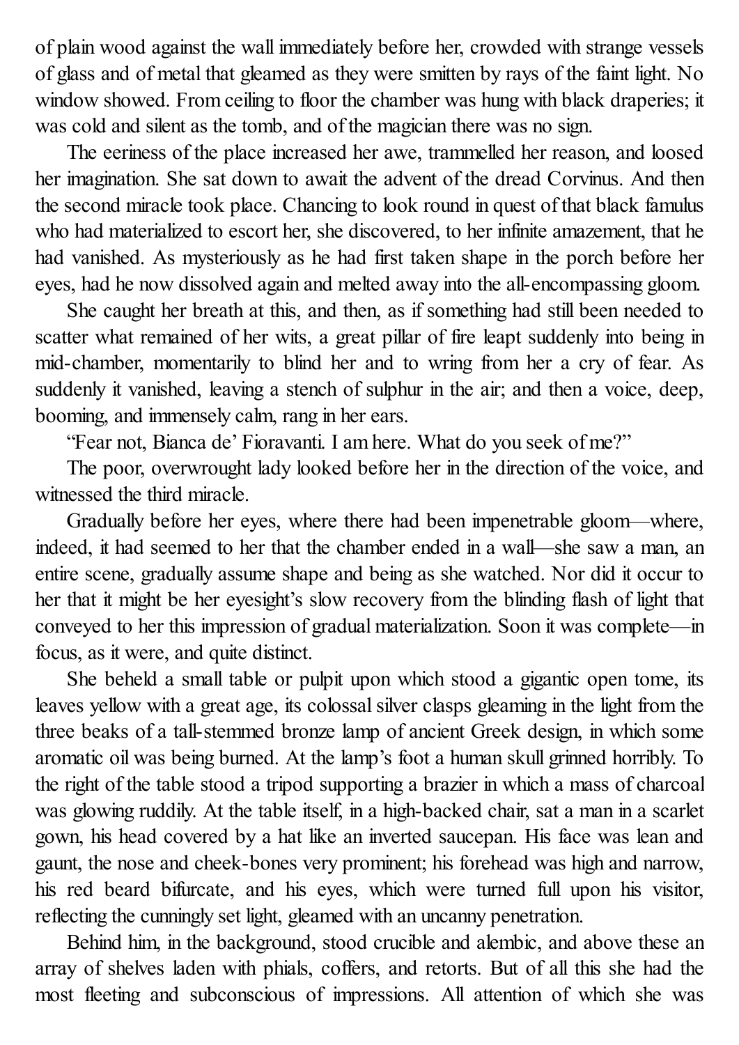of plain wood against the wall immediately before her, crowded with strange vessels of glass and of metal that gleamed as they were smitten by rays of the faint light. No window showed. From ceiling to floor the chamber was hung with black draperies; it was cold and silent as the tomb, and of the magician there was no sign.

The eeriness of the place increased her awe, trammelled her reason, and loosed her imagination. She sat down to await the advent of the dread Corvinus. And then the second miracle took place. Chancing to look round in quest of that black famulus who had materialized to escort her, she discovered, to her infinite amazement, that he had vanished. As mysteriously as he had first taken shape in the porch before her eyes, had he now dissolved again and melted away into the all-encompassing gloom.

She caught her breath at this, and then, as if something had still been needed to scatter what remained of her wits, a great pillar of fire leapt suddenly into being in mid-chamber, momentarily to blind her and to wring from her a cry of fear. As suddenly it vanished, leaving a stench of sulphur in the air; and then a voice, deep, booming, and immensely calm, rang in her ears.

"Fear not, Bianca de' Fioravanti. I am here. What do you seek of me?"

The poor, overwrought lady looked before her in the direction of the voice, and witnessed the third miracle.

Gradually before her eyes, where there had been impenetrable gloom—where, indeed, it had seemed to her that the chamber ended in a wall—she saw a man, an entire scene, gradually assume shape and being as she watched. Nor did it occur to her that it might be her eyesight's slow recovery from the blinding flash of light that conveyed to her this impression of gradual materialization. Soon it was complete—in focus, as it were, and quite distinct.

She beheld a small table or pulpit upon which stood a gigantic open tome, its leaves yellow with a great age, its colossal silver clasps gleaming in the light from the three beaks of a tall-stemmed bronze lamp of ancient Greek design, in which some aromatic oil was being burned. At the lamp's foot a human skull grinned horribly. To the right of the table stood a tripod supporting a brazier in which a mass of charcoal was glowing ruddily. At the table itself, in a high-backed chair, sat a man in a scarlet gown, his head covered by a hat like an inverted saucepan. His face was lean and gaunt, the nose and cheek-bones very prominent; his forehead was high and narrow, his red beard bifurcate, and his eyes, which were turned full upon his visitor, reflecting the cunningly set light, gleamed with an uncanny penetration.

Behind him, in the background, stood crucible and alembic, and above these an array of shelves laden with phials, coffers, and retorts. But of all this she had the most fleeting and subconscious of impressions. All attention of which she was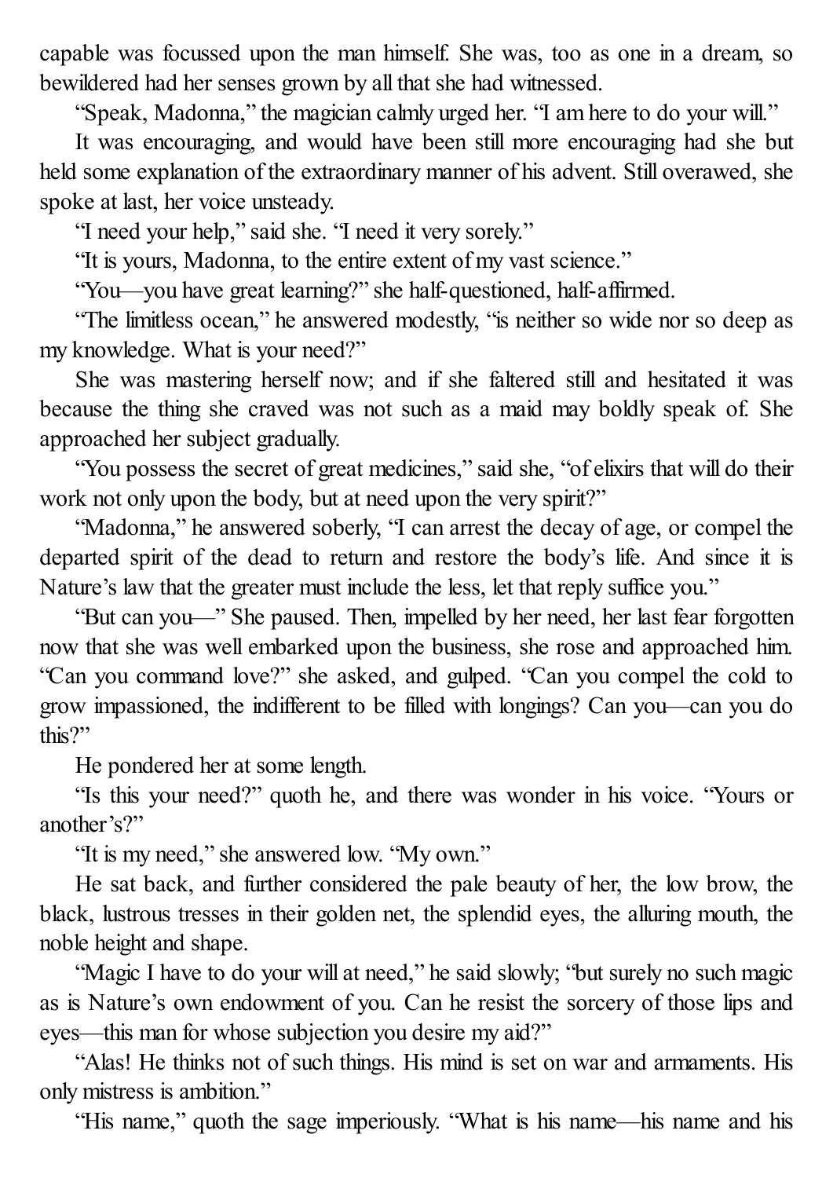capable was focussed upon the man himself. She was, too as one in a dream, so bewildered had her senses grown by all that she had witnessed.

"Speak, Madonna," the magician calmly urged her. "I am here to do your will."

It was encouraging, and would have been still more encouraging had she but held some explanation of the extraordinary manner of his advent. Still overawed, she spoke at last, her voice unsteady.

"I need your help," said she. "I need it very sorely."

"It is yours, Madonna, to the entire extent of my vast science."

"You—you have great learning?" she half-questioned, half-affirmed.

"The limitless ocean," he answered modestly, "is neither so wide nor so deep as my knowledge. What is your need?"

She was mastering herself now; and if she faltered still and hesitated it was because the thing she craved was not such as a maid may boldly speak of. She approached her subject gradually.

"You possess the secret of great medicines," said she, "of elixirs that will do their work not only upon the body, but at need upon the very spirit?"

"Madonna," he answered soberly, "I can arrest the decay of age, or compel the departed spirit of the dead to return and restore the body's life. And since it is Nature's law that the greater must include the less, let that reply suffice you."

"But can you—" She paused. Then, impelled by her need, her last fear forgotten now that she was well embarked upon the business, she rose and approached him. "Can you command love?" she asked, and gulped. "Can you compel the cold to grow impassioned, the indifferent to be filled with longings? Can you—can you do this?"

He pondered her at some length.

"Is this your need?" quoth he, and there was wonder in his voice. "Yours or another's?"

"It is my need," she answered low. "My own."

He sat back, and further considered the pale beauty of her, the low brow, the black, lustrous tresses in their golden net, the splendid eyes, the alluring mouth, the noble height and shape.

"Magic I have to do your will at need," he said slowly; "but surely no such magic as is Nature's own endowment of you. Can he resist the sorcery of those lips and eyes—this man for whose subjection you desire my aid?"

"Alas! He thinks not of such things. His mind is set on war and armaments. His only mistress is ambition."

"His name," quoth the sage imperiously. "What is his name—his name and his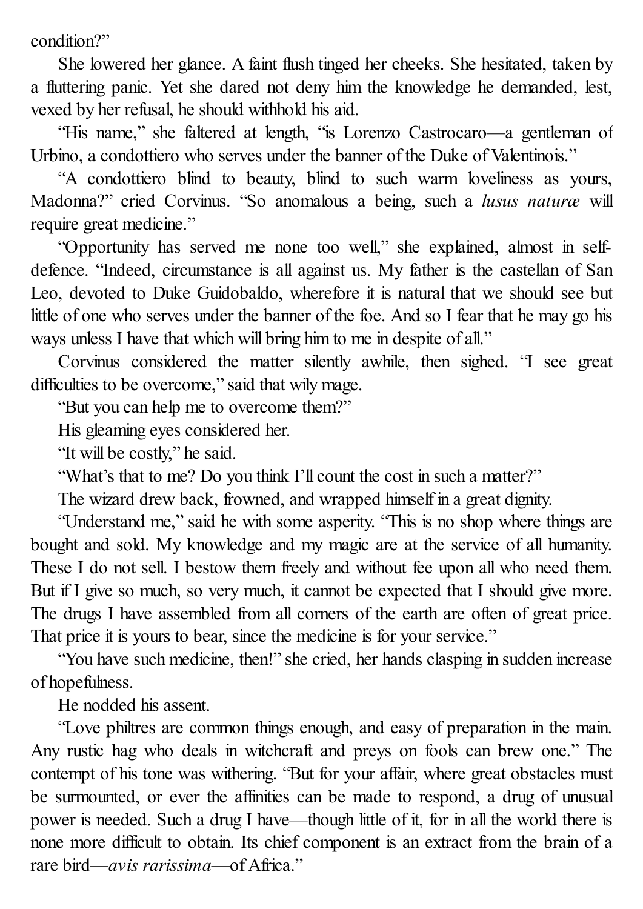condition?"

She lowered her glance. A faint flush tinged her cheeks. She hesitated, taken by a fluttering panic. Yet she dared not deny him the knowledge he demanded, lest, vexed by her refusal, he should withhold his aid.

"His name," she faltered at length, "is Lorenzo Castrocaro—a gentleman of Urbino, a condottiero who serves under the banner of the Duke of Valentinois."

"A condottiero blind to beauty, blind to such warm loveliness as yours, Madonna?" cried Corvinus. "So anomalous a being, such a *lusus naturæ* will require great medicine."

"Opportunity has served me none too well," she explained, almost in self-defence. "Indeed, circumstance is all against us. My father is the castellan of San Leo, devoted to Duke Guidobaldo, wherefore it is natural that we should see but little of one who serves under the banner of the foe. And so I fear that he may go his ways unless I have that which will bring him to me in despite of all."

Corvinus considered the matter silently awhile, then sighed. "I see great difficulties to be overcome," said that wily mage.

"But you can help me to overcome them?"

His gleaming eyes considered her.

"It will be costly," he said.

"What's that to me? Do you think I'll count the cost in such a matter?"

The wizard drew back, frowned, and wrapped himself in a great dignity.

"Understand me," said he with some asperity. "This is no shop where things are bought and sold. My knowledge and my magic are at the service of all humanity. These I do not sell. I bestow them freely and without fee upon all who need them. But if I give so much, so very much, it cannot be expected that I should give more. The drugs I have assembled from all corners of the earth are often of great price. That price it is yours to bear, since the medicine is for your service."

"You have such medicine, then!" she cried, her hands clasping in sudden increase of hopefulness.

He nodded his assent.

"Love philtres are common things enough, and easy of preparation in the main. Any rustic hag who deals in witchcraft and preys on fools can brew one." The contempt of his tone was withering. "But for your affair, where great obstacles must be surmounted, or ever the affinities can be made to respond, a drug of unusual power is needed. Such a drug I have—though little of it, for in all the world there is none more difficult to obtain. Its chief component is an extract from the brain of a rare bird—*avis rarissima*—of Africa."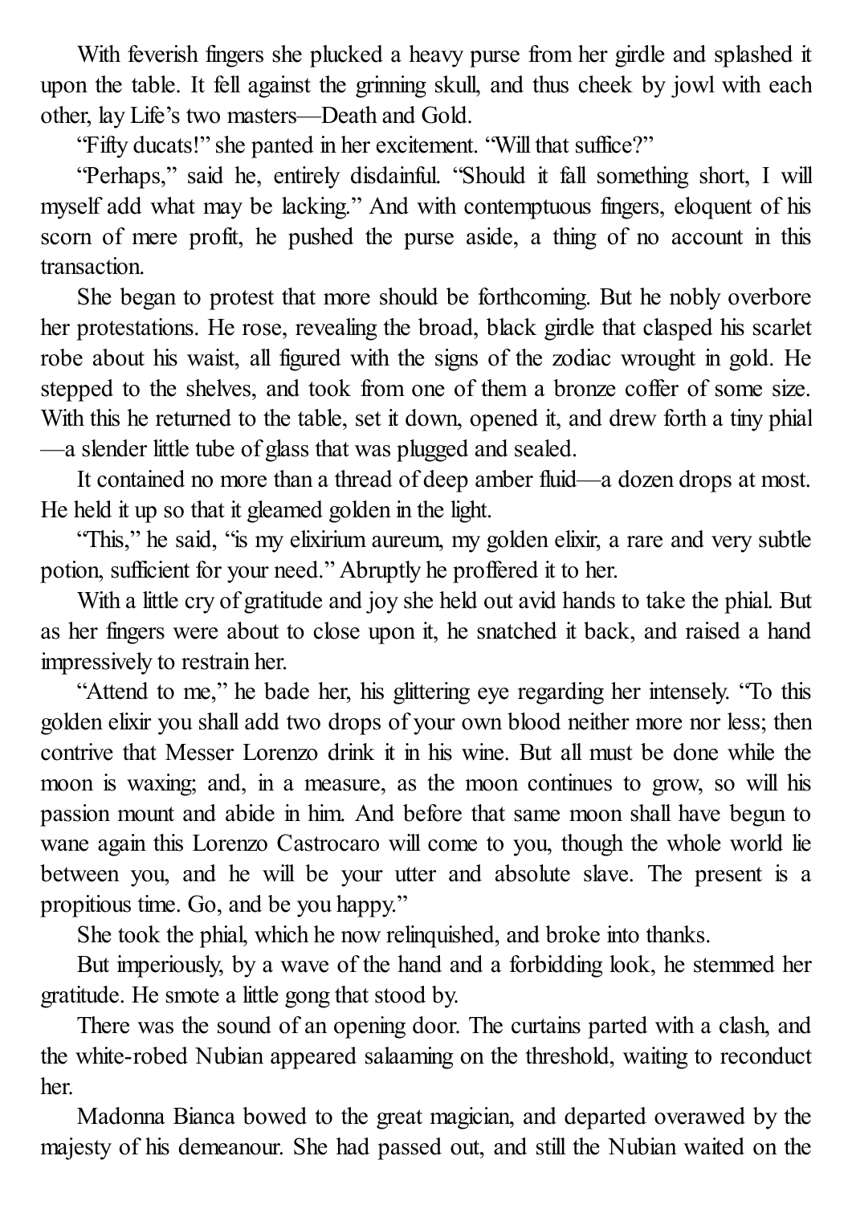With feverish fingers she plucked a heavy purse from her girdle and splashed it upon the table. It fell against the grinning skull, and thus cheek by jowl with each other, lay Life's two masters—Death and Gold.

"Fifty ducats!" she panted in her excitement. "Will that suffice?"

"Perhaps," said he, entirely disdainful. "Should it fall something short, I will myself add what may be lacking." And with contemptuous fingers, eloquent of his scorn of mere profit, he pushed the purse aside, a thing of no account in this transaction.

She began to protest that more should be forthcoming. But he nobly overbore her protestations. He rose, revealing the broad, black girdle that clasped his scarlet robe about his waist, all figured with the signs of the zodiac wrought in gold. He stepped to the shelves, and took from one of them a bronze coffer of some size. With this he returned to the table, set it down, opened it, and drew forth a tiny phial—a slender little tube of glass that was plugged and sealed.

It contained no more than a thread of deep amber fluid—a dozen drops at most. He held it up so that it gleamed golden in the light.

"This," he said, "is my elixirium aureum, my golden elixir, a rare and very subtle potion, sufficient for your need." Abruptly he proffered it to her.

With a little cry of gratitude and joy she held out avid hands to take the phial. But as her fingers were about to close upon it, he snatched it back, and raised a hand impressively to restrain her.

"Attend to me," he bade her, his glittering eye regarding her intensely. "To this golden elixir you shall add two drops of your own blood neither more nor less; then contrive that Messer Lorenzo drink it in his wine. But all must be done while the moon is waxing; and, in a measure, as the moon continues to grow, so will his passion mount and abide in him. And before that same moon shall have begun to wane again this Lorenzo Castrocaro will come to you, though the whole world lie between you, and he will be your utter and absolute slave. The present is a propitious time. Go, and be you happy."

She took the phial, which he now relinquished, and broke into thanks.

But imperiously, by a wave of the hand and a forbidding look, he stemmed her gratitude. He smote a little gong that stood by.

There was the sound of an opening door. The curtains parted with a clash, and the white-robed Nubian appeared salaaming on the threshold, waiting to reconduct her.

Madonna Bianca bowed to the great magician, and departed overawed by the majesty of his demeanour. She had passed out, and still the Nubian waited on the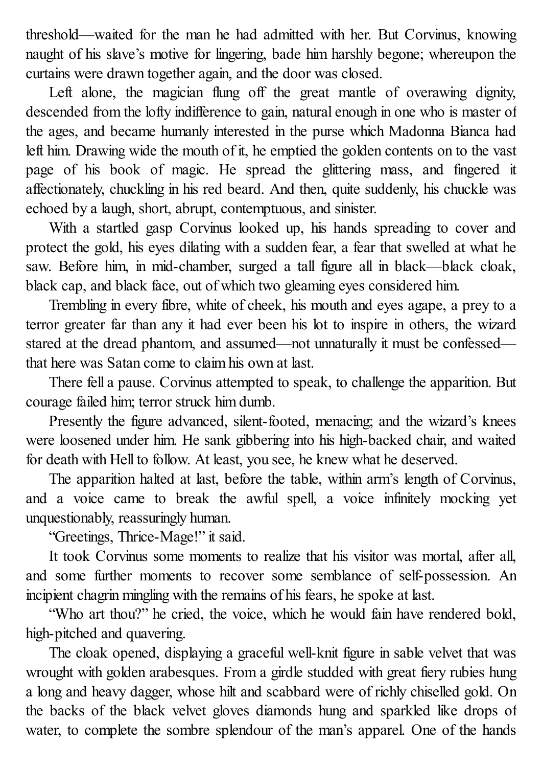threshold—waited for the man he had admitted with her. But Corvinus, knowing naught of his slave's motive for lingering, bade him harshly begone; whereupon the curtains were drawn together again, and the door was closed.

Left alone, the magician flung off the great mantle of overawing dignity, descended from the lofty indifference to gain, natural enough in one who is master of the ages, and became humanly interested in the purse which Madonna Bianca had left him. Drawing wide the mouth of it, he emptied the golden contents on to the vast page of his book of magic. He spread the glittering mass, and fingered it affectionately, chuckling in his red beard. And then, quite suddenly, his chuckle was echoed by a laugh, short, abrupt, contemptuous, and sinister.

With a startled gasp Corvinus looked up, his hands spreading to cover and protect the gold, his eyes dilating with a sudden fear, a fear that swelled at what he saw. Before him, in mid-chamber, surged a tall figure all in black—black cloak, black cap, and black face, out of which two gleaming eyes considered him.

Trembling in every fibre, white of cheek, his mouth and eyes agape, a prey to a terror greater far than any it had ever been his lot to inspire in others, the wizard stared at the dread phantom, and assumed—not unnaturally it must be confessed—that here was Satan come to claim his own at last.

There fell a pause. Corvinus attempted to speak, to challenge the apparition. But courage failed him; terror struck him dumb.

Presently the figure advanced, silent-footed, menacing; and the wizard's knees were loosened under him. He sank gibbering into his high-backed chair, and waited for death with Hell to follow. At least, you see, he knew what he deserved.

The apparition halted at last, before the table, within arm's length of Corvinus, and a voice came to break the awful spell, a voice infinitely mocking yet unquestionably, reassuringly human.

"Greetings, Thrice-Mage!" it said.

It took Corvinus some moments to realize that his visitor was mortal, after all, and some further moments to recover some semblance of self-possession. An incipient chagrin mingling with the remains of his fears, he spoke at last.

"Who art thou?" he cried, the voice, which he would fain have rendered bold, high-pitched and quavering.

The cloak opened, displaying a graceful well-knit figure in sable velvet that was wrought with golden arabesques. From a girdle studded with great fiery rubies hung a long and heavy dagger, whose hilt and scabbard were of richly chiselled gold. On the backs of the black velvet gloves diamonds hung and sparkled like drops of water, to complete the sombre splendour of the man's apparel. One of the hands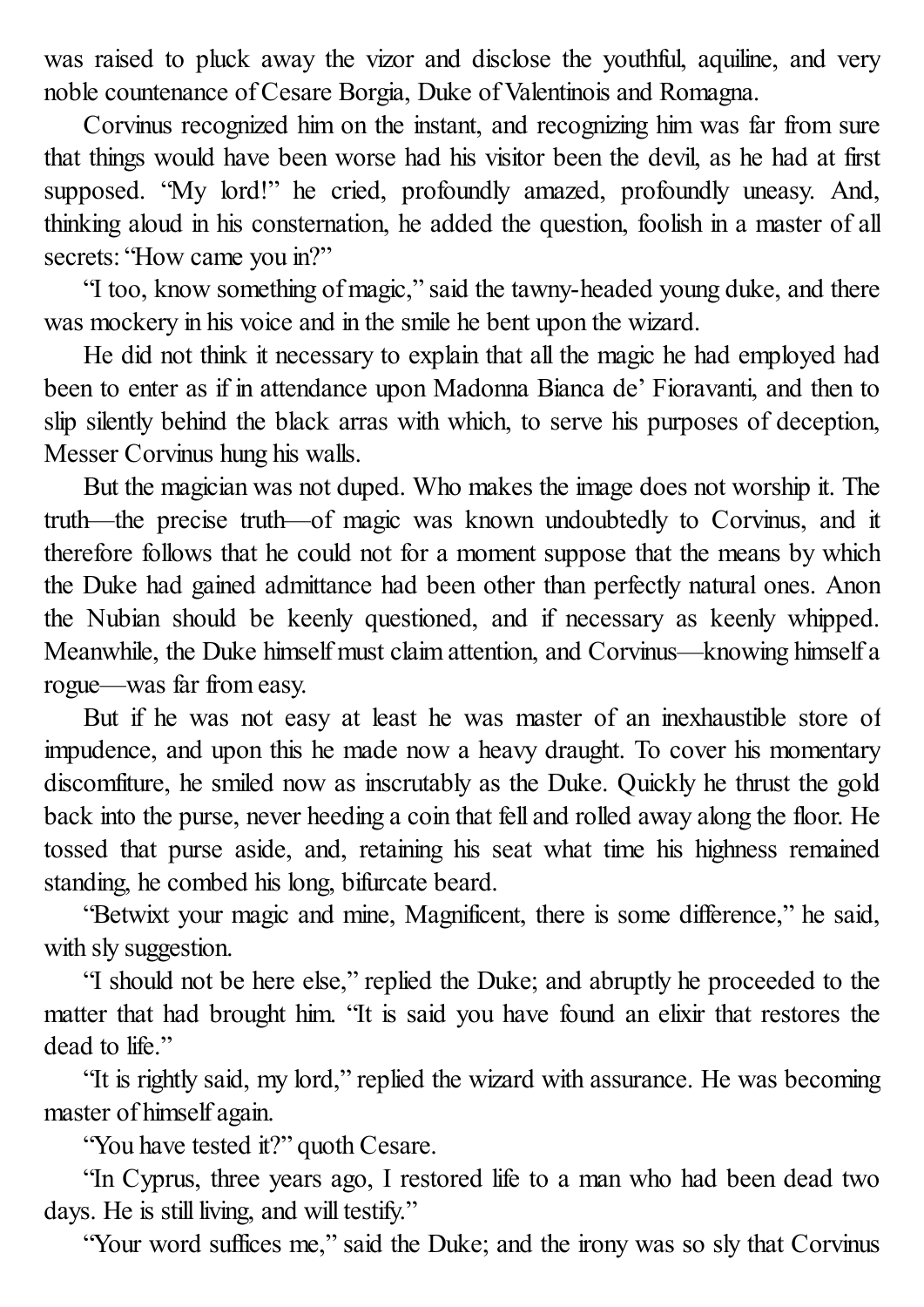was raised to pluck away the vizor and disclose the youthful, aquiline, and very noble countenance of Cesare Borgia, Duke of Valentinois and Romagna.

Corvinus recognized him on the instant, and recognizing him was far from sure that things would have been worse had his visitor been the devil, as he had at first supposed. "My lord!" he cried, profoundly amazed, profoundly uneasy. And, thinking aloud in his consternation, he added the question, foolish in a master of all secrets: "How came you in?"

"I too, know something of magic," said the tawny-headed young duke, and there was mockery in his voice and in the smile he bent upon the wizard.

He did not think it necessary to explain that all the magic he had employed had been to enter as if in attendance upon Madonna Bianca de' Fioravanti, and then to slip silently behind the black arras with which, to serve his purposes of deception, Messer Corvinus hung his walls.

But the magician was not duped. Who makes the image does not worship it. The truth—the precise truth—of magic was known undoubtedly to Corvinus, and it therefore follows that he could not for a moment suppose that the means by which the Duke had gained admittance had been other than perfectly natural ones. Anon the Nubian should be keenly questioned, and if necessary as keenly whipped. Meanwhile, the Duke himself must claim attention, and Corvinus—knowing himself a rogue—was far from easy.

But if he was not easy at least he was master of an inexhaustible store of impudence, and upon this he made now a heavy draught. To cover his momentary discomfiture, he smiled now as inscrutably as the Duke. Quickly he thrust the gold back into the purse, never heeding a coin that fell and rolled away along the floor. He tossed that purse aside, and, retaining his seat what time his highness remained standing, he combed his long, bifurcate beard.

"Betwixt your magic and mine, Magnificent, there is some difference," he said, with sly suggestion.

"I should not be here else," replied the Duke; and abruptly he proceeded to the matter that had brought him. "It is said you have found an elixir that restores the dead to life."

"It is rightly said, my lord," replied the wizard with assurance. He was becoming master of himself again.

"You have tested it?" quoth Cesare.

"In Cyprus, three years ago, I restored life to a man who had been dead two days. He is still living, and will testify."

"Your word suffices me," said the Duke; and the irony was so sly that Corvinus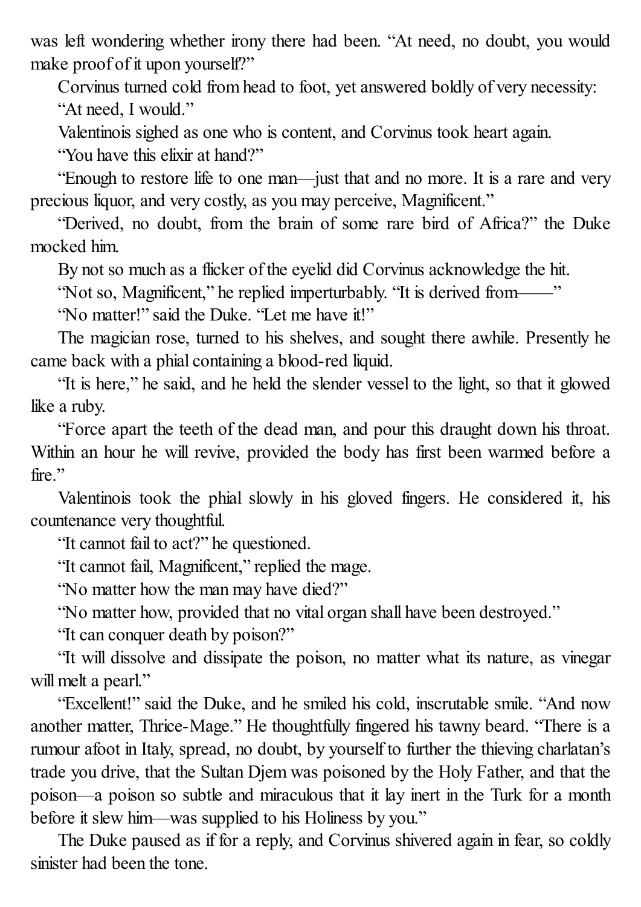was left wondering whether irony there had been. "At need, no doubt, you would make proof of it upon yourself?"

Corvinus turned cold from head to foot, yet answered boldly of very necessity:

"At need, I would."

Valentinois sighed as one who is content, and Corvinus took heart again.

"You have this elixir at hand?"

"Enough to restore life to one man—just that and no more. It is a rare and very precious liquor, and very costly, as you may perceive, Magnificent."

"Derived, no doubt, from the brain of some rare bird of Africa?" the Duke mocked him.

By not so much as a flicker of the eyelid did Corvinus acknowledge the hit.

"Not so, Magnificent," he replied imperturbably. "It is derived from——"

"No matter!" said the Duke. "Let me have it!"

The magician rose, turned to his shelves, and sought there awhile. Presently he came back with a phial containing a blood-red liquid.

"It is here," he said, and he held the slender vessel to the light, so that it glowed like a ruby.

"Force apart the teeth of the dead man, and pour this draught down his throat. Within an hour he will revive, provided the body has first been warmed before a fire."

Valentinois took the phial slowly in his gloved fingers. He considered it, his countenance very thoughtful.

"It cannot fail to act?" he questioned.

"It cannot fail, Magnificent," replied the mage.

"No matter how the man may have died?"

"No matter how, provided that no vital organ shall have been destroyed."

"It can conquer death by poison?"

"It will dissolve and dissipate the poison, no matter what its nature, as vinegar will melt a pearl."

"Excellent!" said the Duke, and he smiled his cold, inscrutable smile. "And now another matter, Thrice-Mage." He thoughtfully fingered his tawny beard. "There is a rumour afoot in Italy, spread, no doubt, by yourself to further the thieving charlatan's trade you drive, that the Sultan Djem was poisoned by the Holy Father, and that the poison—a poison so subtle and miraculous that it lay inert in the Turk for a month before it slew him—was supplied to his Holiness by you."

The Duke paused as if for a reply, and Corvinus shivered again in fear, so coldly sinister had been the tone.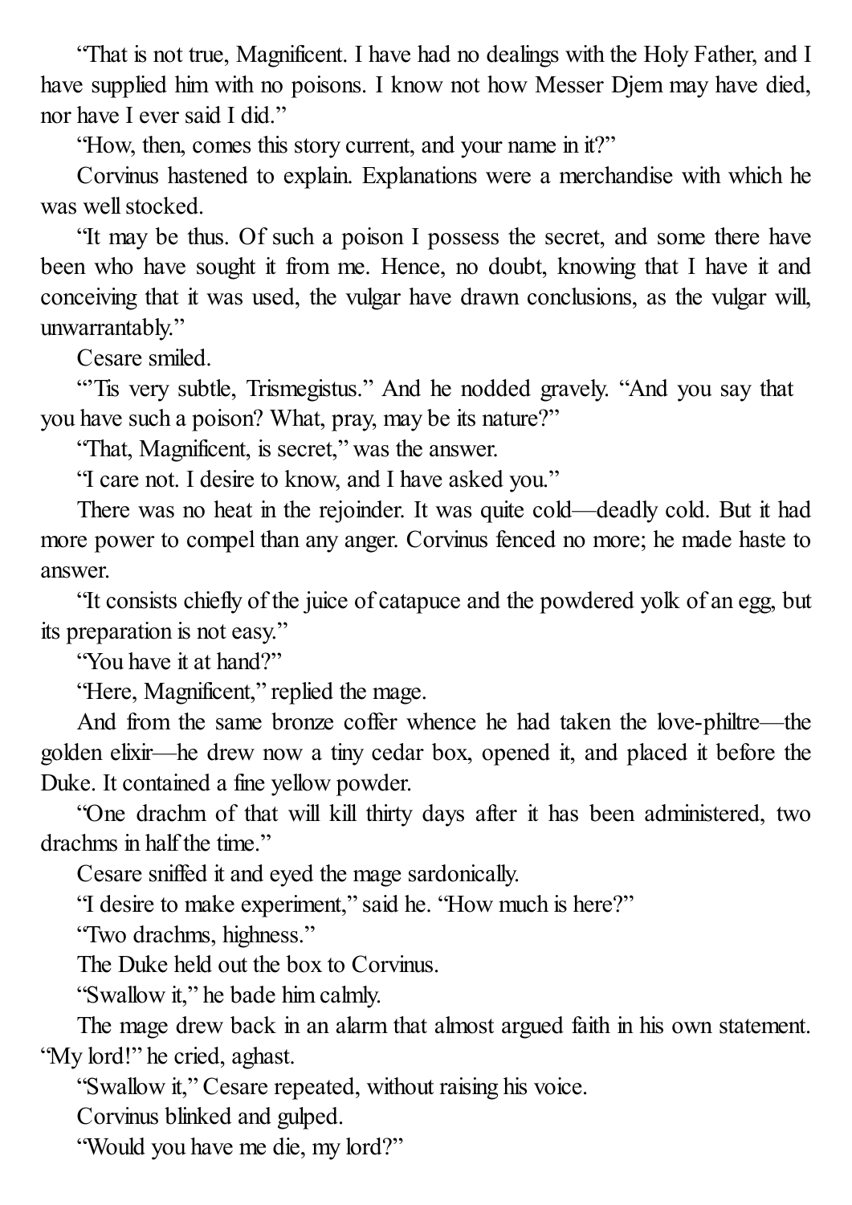"That is not true, Magnificent. I have had no dealings with the Holy Father, and I have supplied him with no poisons. I know not how Messer Djem may have died, nor have I ever said I did."

"How, then, comes this story current, and your name in it?"

Corvinus hastened to explain. Explanations were a merchandise with which he was well stocked.

"It may be thus. Of such a poison I possess the secret, and some there have been who have sought it from me. Hence, no doubt, knowing that I have it and conceiving that it was used, the vulgar have drawn conclusions, as the vulgar will, unwarrantably."

Cesare smiled.

"'Tis very subtle, Trismegistus." And he nodded gravely. "And you say that you have such a poison? What, pray, may be its nature?"

"That, Magnificent, is secret," was the answer.

"I care not. I desire to know, and I have asked you."

There was no heat in the rejoinder. It was quite cold—deadly cold. But it had more power to compel than any anger. Corvinus fenced no more; he made haste to answer.

"It consists chiefly of the juice of catapuce and the powdered yolk of an egg, but its preparation is not easy."

"You have it at hand?"

"Here, Magnificent," replied the mage.

And from the same bronze coffer whence he had taken the love-philtre—the golden elixir—he drew now a tiny cedar box, opened it, and placed it before the Duke. It contained a fine yellow powder.

"One drachm of that will kill thirty days after it has been administered, two drachms in half the time."

Cesare sniffed it and eyed the mage sardonically.

"I desire to make experiment," said he. "How much is here?"

"Two drachms, highness."

The Duke held out the box to Corvinus.

"Swallow it," he bade him calmly.

The mage drew back in an alarm that almost argued faith in his own statement. "My lord!" he cried, aghast.

"Swallow it," Cesare repeated, without raising his voice.

Corvinus blinked and gulped.

"Would you have me die, my lord?"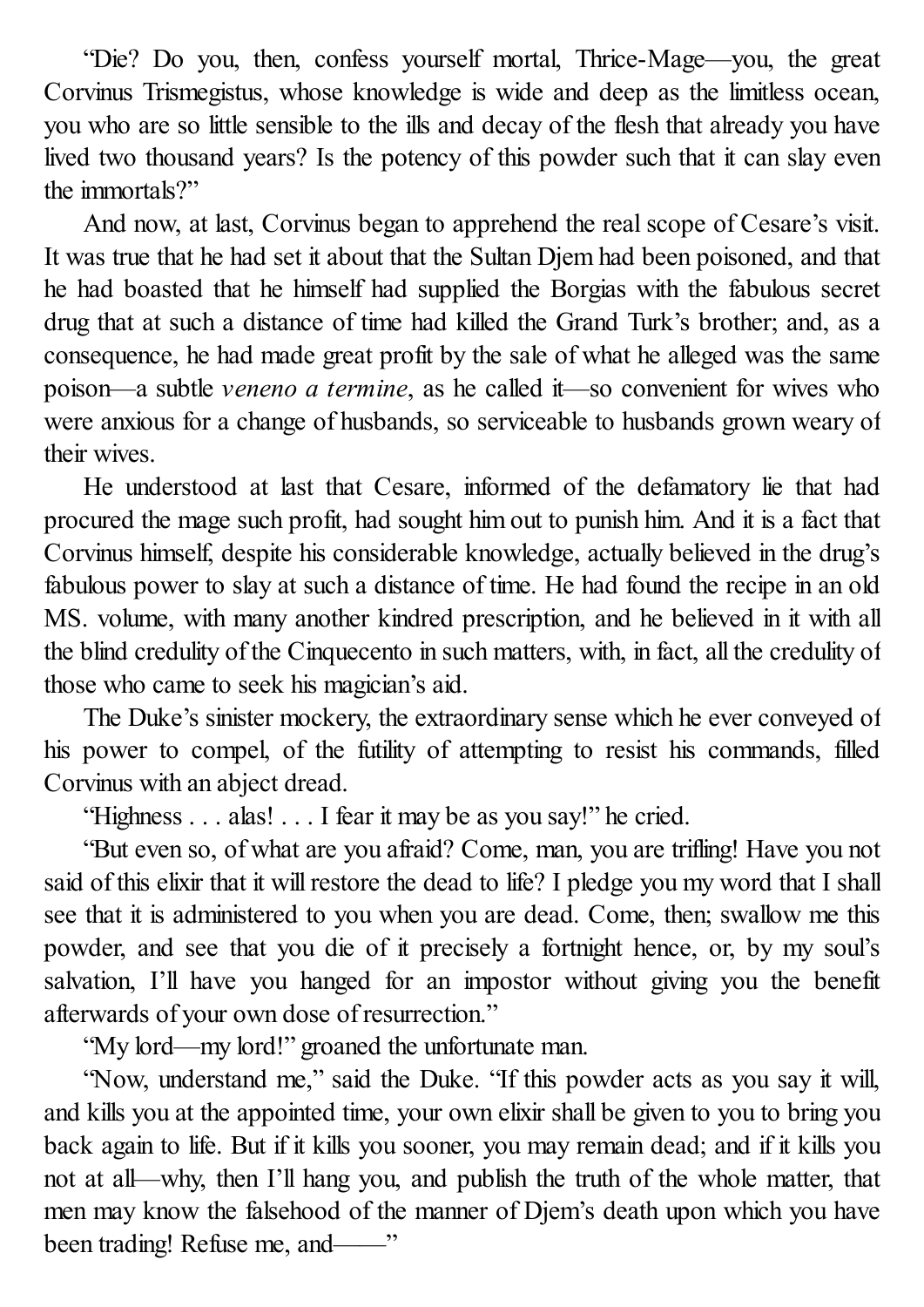"Die? Do you, then, confess yourself mortal, Thrice-Mage—you, the great Corvinus Trismegistus, whose knowledge is wide and deep as the limitless ocean, you who are so little sensible to the ills and decay of the flesh that already you have lived two thousand years? Is the potency of this powder such that it can slay even the immortals?"

And now, at last, Corvinus began to apprehend the real scope of Cesare's visit. It was true that he had set it about that the Sultan Djem had been poisoned, and that he had boasted that he himself had supplied the Borgias with the fabulous secret drug that at such a distance of time had killed the Grand Turk's brother; and, as a consequence, he had made great profit by the sale of what he alleged was the same poison—a subtle *veneno a termine*, as he called it—so convenient for wives who were anxious for a change of husbands, so serviceable to husbands grown weary of their wives.

He understood at last that Cesare, informed of the defamatory lie that had procured the mage such profit, had sought him out to punish him. And it is a fact that Corvinus himself, despite his considerable knowledge, actually believed in the drug's fabulous power to slay at such a distance of time. He had found the recipe in an old MS. volume, with many another kindred prescription, and he believed in it with all the blind credulity of the Cinquecento in such matters, with, in fact, all the credulity of those who came to seek his magician's aid.

The Duke's sinister mockery, the extraordinary sense which he ever conveyed of his power to compel, of the futility of attempting to resist his commands, filled Corvinus with an abject dread.

"Highness . . . alas! . . . I fear it may be as you say!" he cried.

"But even so, of what are you afraid? Come, man, you are trifling! Have you not said of this elixir that it will restore the dead to life? I pledge you my word that I shall see that it is administered to you when you are dead. Come, then; swallow me this powder, and see that you die of it precisely a fortnight hence, or, by my soul's salvation, I'll have you hanged for an impostor without giving you the benefit afterwards of your own dose of resurrection."

"My lord—my lord!" groaned the unfortunate man.

"Now, understand me," said the Duke. "If this powder acts as you say it will, and kills you at the appointed time, your own elixir shall be given to you to bring you back again to life. But if it kills you sooner, you may remain dead; and if it kills you not at all—why, then I'll hang you, and publish the truth of the whole matter, that men may know the falsehood of the manner of Djem's death upon which you have been trading! Refuse me, and——"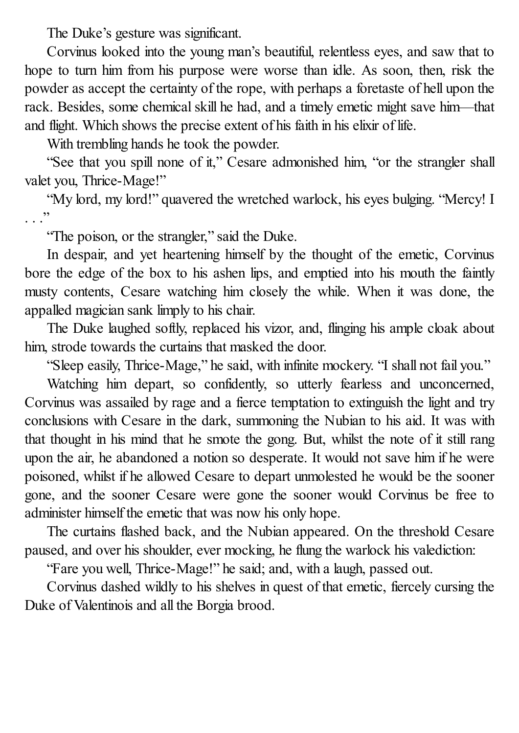The Duke's gesture was significant.

Corvinus looked into the young man's beautiful, relentless eyes, and saw that to hope to turn him from his purpose were worse than idle. As soon, then, risk the powder as accept the certainty of the rope, with perhaps a foretaste of hell upon the rack. Besides, some chemical skill he had, and a timely emetic might save him—that and flight. Which shows the precise extent of his faith in his elixir of life.

With trembling hands he took the powder.

"See that you spill none of it," Cesare admonished him, "or the strangler shall valet you, Thrice-Mage!"

"My lord, my lord!" quavered the wretched warlock, his eyes bulging. "Mercy! I . . ."

"The poison, or the strangler," said the Duke.

In despair, and yet heartening himself by the thought of the emetic, Corvinus bore the edge of the box to his ashen lips, and emptied into his mouth the faintly musty contents, Cesare watching him closely the while. When it was done, the appalled magician sank limply to his chair.

The Duke laughed softly, replaced his vizor, and, flinging his ample cloak about him, strode towards the curtains that masked the door.

"Sleep easily, Thrice-Mage," he said, with infinite mockery. "I shall not fail you."

Watching him depart, so confidently, so utterly fearless and unconcerned, Corvinus was assailed by rage and a fierce temptation to extinguish the light and try conclusions with Cesare in the dark, summoning the Nubian to his aid. It was with that thought in his mind that he smote the gong. But, whilst the note of it still rang upon the air, he abandoned a notion so desperate. It would not save him if he were poisoned, whilst if he allowed Cesare to depart unmolested he would be the sooner gone, and the sooner Cesare were gone the sooner would Corvinus be free to administer himself the emetic that was now his only hope.

The curtains flashed back, and the Nubian appeared. On the threshold Cesare paused, and over his shoulder, ever mocking, he flung the warlock his valediction:

"Fare you well, Thrice-Mage!" he said; and, with a laugh, passed out.

Corvinus dashed wildly to his shelves in quest of that emetic, fiercely cursing the Duke of Valentinois and all the Borgia brood.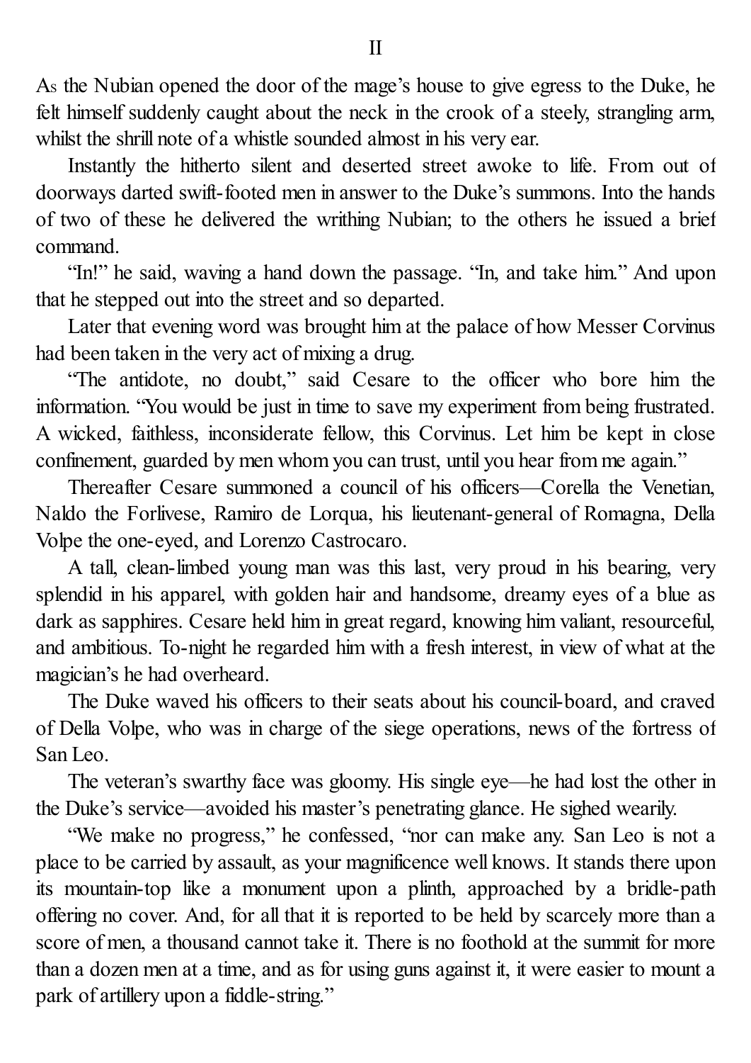## II

As the Nubian opened the door of the mage's house to give egress to the Duke, he felt himself suddenly caught about the neck in the crook of a steely, strangling arm, whilst the shrill note of a whistle sounded almost in his very ear.

Instantly the hitherto silent and deserted street awoke to life. From out of doorways darted swift-footed men in answer to the Duke's summons. Into the hands of two of these he delivered the writhing Nubian; to the others he issued a brief command.

"In!" he said, waving a hand down the passage. "In, and take him." And upon that he stepped out into the street and so departed.

Later that evening word was brought him at the palace of how Messer Corvinus had been taken in the very act of mixing a drug.

"The antidote, no doubt," said Cesare to the officer who bore him the information. "You would be just in time to save my experiment from being frustrated. A wicked, faithless, inconsiderate fellow, this Corvinus. Let him be kept in close confinement, guarded by men whom you can trust, until you hear from me again."

Thereafter Cesare summoned a council of his officers—Corella the Venetian, Naldo the Forlivese, Ramiro de Lorqua, his lieutenant-general of Romagna, Della Volpe the one-eyed, and Lorenzo Castrocaro.

A tall, clean-limbed young man was this last, very proud in his bearing, very splendid in his apparel, with golden hair and handsome, dreamy eyes of a blue as dark as sapphires. Cesare held him in great regard, knowing him valiant, resourceful, and ambitious. To-night he regarded him with a fresh interest, in view of what at the magician's he had overheard.

The Duke waved his officers to their seats about his council-board, and craved of Della Volpe, who was in charge of the siege operations, news of the fortress of San Leo.

The veteran's swarthy face was gloomy. His single eye—he had lost the other in the Duke's service—avoided his master's penetrating glance. He sighed wearily.

"We make no progress," he confessed, "nor can make any. San Leo is not a place to be carried by assault, as your magnificence well knows. It stands there upon its mountain-top like a monument upon a plinth, approached by a bridle-path offering no cover. And, for all that it is reported to be held by scarcely more than a score of men, a thousand cannot take it. There is no foothold at the summit for more than a dozen men at a time, and as for using guns against it, it were easier to mount a park of artillery upon a fiddle-string."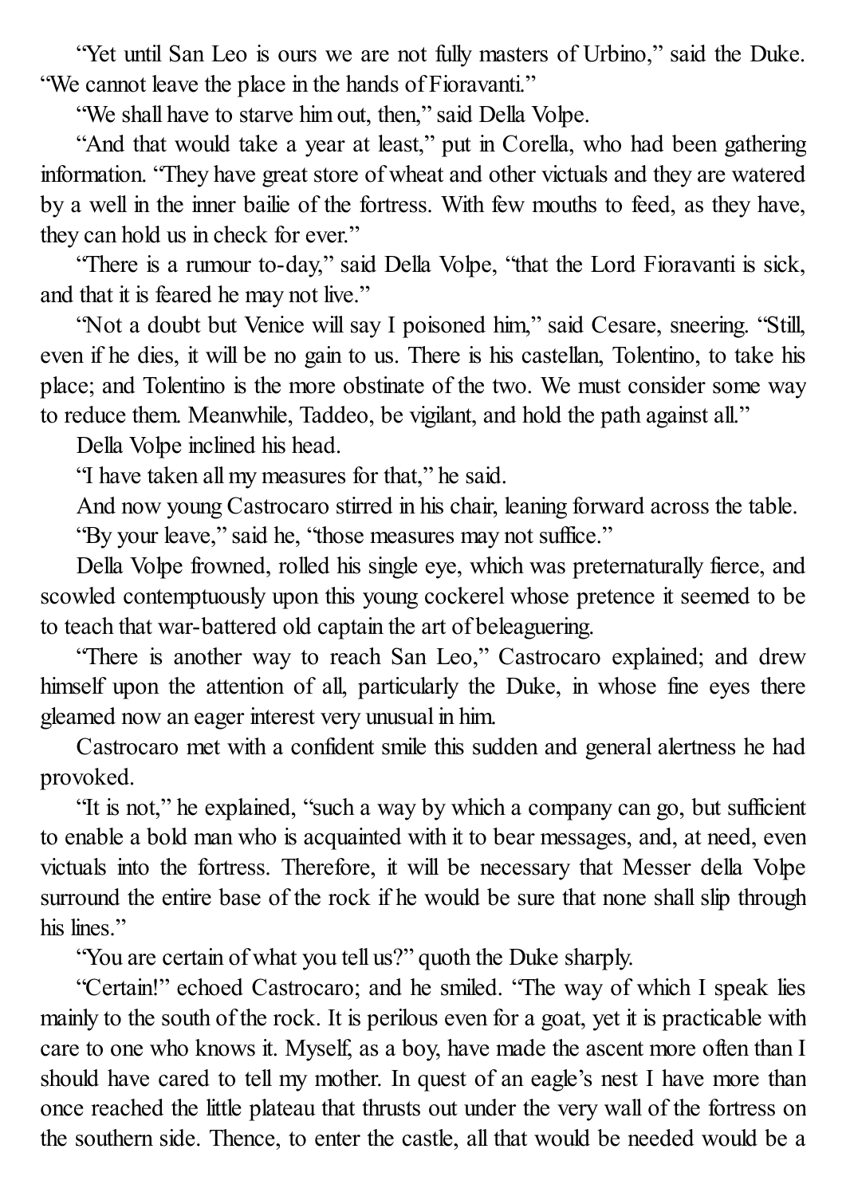"Yet until San Leo is ours we are not fully masters of Urbino," said the Duke. "We cannot leave the place in the hands of Fioravanti."

"We shall have to starve him out, then," said Della Volpe.

"And that would take a year at least," put in Corella, who had been gathering information. "They have great store of wheat and other victuals and they are watered by a well in the inner bailie of the fortress. With few mouths to feed, as they have, they can hold us in check for ever."

"There is a rumour to-day," said Della Volpe, "that the Lord Fioravanti is sick, and that it is feared he may not live."

"Not a doubt but Venice will say I poisoned him," said Cesare, sneering. "Still, even if he dies, it will be no gain to us. There is his castellan, Tolentino, to take his place; and Tolentino is the more obstinate of the two. We must consider some way to reduce them. Meanwhile, Taddeo, be vigilant, and hold the path against all."

Della Volpe inclined his head.

"I have taken all my measures for that," he said.

And now young Castrocaro stirred in his chair, leaning forward across the table.

"By your leave," said he, "those measures may not suffice."

Della Volpe frowned, rolled his single eye, which was preternaturally fierce, and scowled contemptuously upon this young cockerel whose pretence it seemed to be to teach that war-battered old captain the art of beleaguering.

"There is another way to reach San Leo," Castrocaro explained; and drew himself upon the attention of all, particularly the Duke, in whose fine eyes there gleamed now an eager interest very unusual in him.

Castrocaro met with a confident smile this sudden and general alertness he had provoked.

"It is not," he explained, "such a way by which a company can go, but sufficient to enable a bold man who is acquainted with it to bear messages, and, at need, even victuals into the fortress. Therefore, it will be necessary that Messer della Volpe surround the entire base of the rock if he would be sure that none shall slip through his lines."

"You are certain of what you tell us?" quoth the Duke sharply.

"Certain!" echoed Castrocaro; and he smiled. "The way of which I speak lies mainly to the south of the rock. It is perilous even for a goat, yet it is practicable with care to one who knows it. Myself, as a boy, have made the ascent more often than I should have cared to tell my mother. In quest of an eagle's nest I have more than once reached the little plateau that thrusts out under the very wall of the fortress on the southern side. Thence, to enter the castle, all that would be needed would be a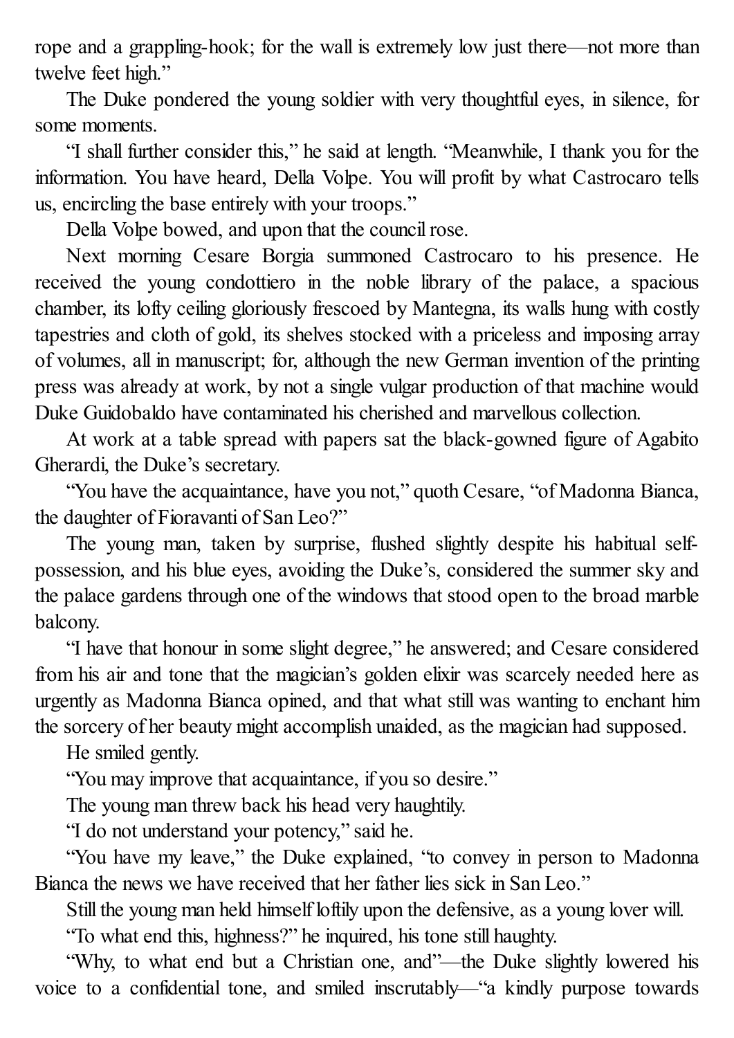rope and a grappling-hook; for the wall is extremely low just there—not more than twelve feet high."

The Duke pondered the young soldier with very thoughtful eyes, in silence, for some moments.

"I shall further consider this," he said at length. "Meanwhile, I thank you for the information. You have heard, Della Volpe. You will profit by what Castrocaro tells us, encircling the base entirely with your troops."

Della Volpe bowed, and upon that the council rose.

Next morning Cesare Borgia summoned Castrocaro to his presence. He received the young condottiero in the noble library of the palace, a spacious chamber, its lofty ceiling gloriously frescoed by Mantegna, its walls hung with costly tapestries and cloth of gold, its shelves stocked with a priceless and imposing array of volumes, all in manuscript; for, although the new German invention of the printing press was already at work, by not a single vulgar production of that machine would Duke Guidobaldo have contaminated his cherished and marvellous collection.

At work at a table spread with papers sat the black-gowned figure of Agabito Gherardi, the Duke's secretary.

"You have the acquaintance, have you not," quoth Cesare, "of Madonna Bianca, the daughter of Fioravanti of San Leo?"

The young man, taken by surprise, flushed slightly despite his habitual self-possession, and his blue eyes, avoiding the Duke's, considered the summer sky and the palace gardens through one of the windows that stood open to the broad marble balcony.

"I have that honour in some slight degree," he answered; and Cesare considered from his air and tone that the magician's golden elixir was scarcely needed here as urgently as Madonna Bianca opined, and that what still was wanting to enchant him the sorcery of her beauty might accomplish unaided, as the magician had supposed.

He smiled gently.

"You may improve that acquaintance, if you so desire."

The young man threw back his head very haughtily.

"I do not understand your potency," said he.

"You have my leave," the Duke explained, "to convey in person to Madonna Bianca the news we have received that her father lies sick in San Leo."

Still the young man held himself loftily upon the defensive, as a young lover will.

"To what end this, highness?" he inquired, his tone still haughty.

"Why, to what end but a Christian one, and"—the Duke slightly lowered his voice to a confidential tone, and smiled inscrutably—"a kindly purpose towards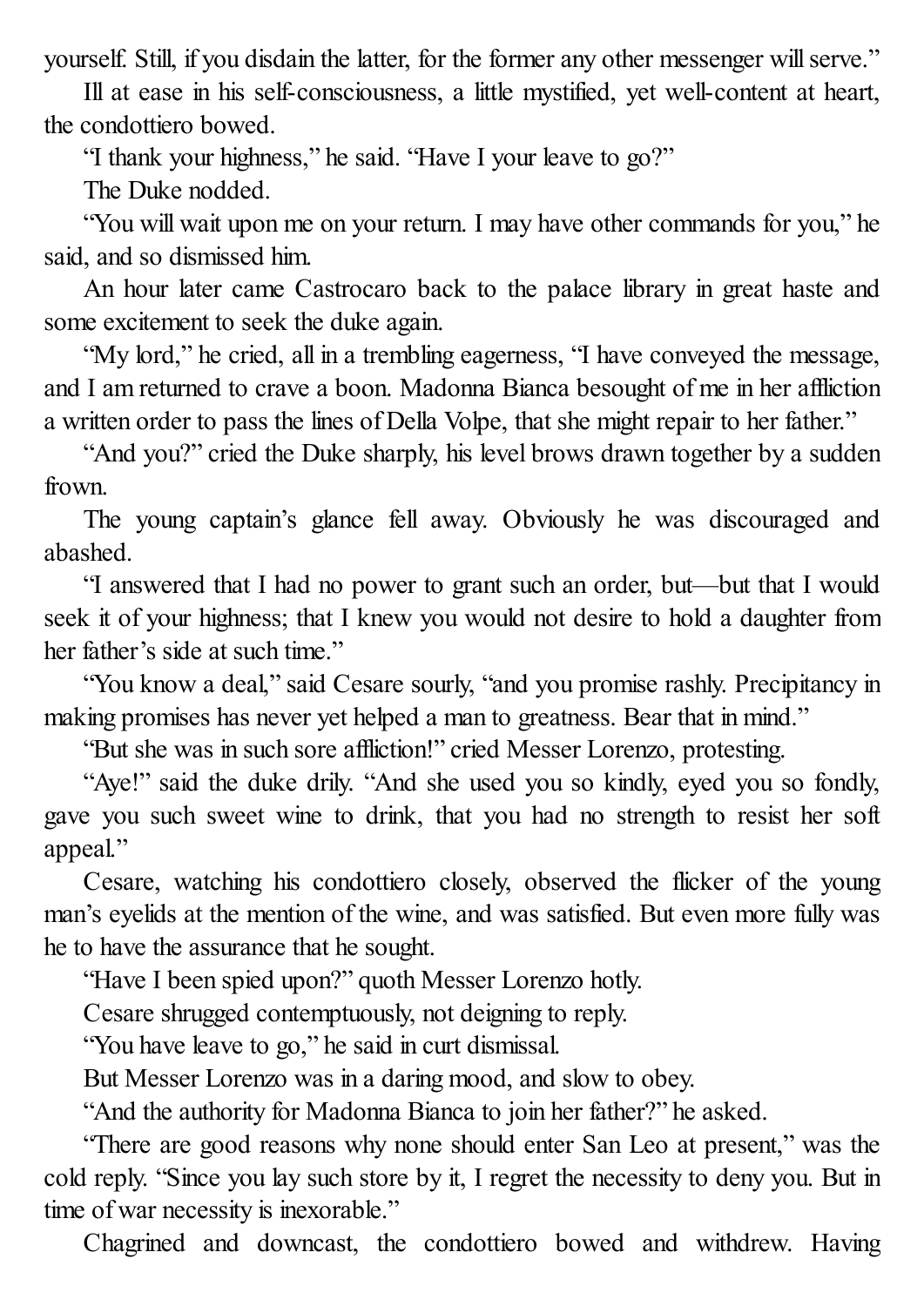yourself. Still, if you disdain the latter, for the former any other messenger will serve."

Ill at ease in his self-consciousness, a little mystified, yet well-content at heart, the condottiero bowed.

"I thank your highness," he said. "Have I your leave to go?"

The Duke nodded.

"You will wait upon me on your return. I may have other commands for you," he said, and so dismissed him.

An hour later came Castrocaro back to the palace library in great haste and some excitement to seek the duke again.

"My lord," he cried, all in a trembling eagerness, "I have conveyed the message, and I am returned to crave a boon. Madonna Bianca besought of me in her affliction a written order to pass the lines of Della Volpe, that she might repair to her father."

"And you?" cried the Duke sharply, his level brows drawn together by a sudden frown.

The young captain's glance fell away. Obviously he was discouraged and abashed.

"I answered that I had no power to grant such an order, but—but that I would seek it of your highness; that I knew you would not desire to hold a daughter from her father's side at such time."

"You know a deal," said Cesare sourly, "and you promise rashly. Precipitancy in making promises has never yet helped a man to greatness. Bear that in mind."

"But she was in such sore affliction!" cried Messer Lorenzo, protesting.

"Aye!" said the duke drily. "And she used you so kindly, eyed you so fondly, gave you such sweet wine to drink, that you had no strength to resist her soft appeal."

Cesare, watching his condottiero closely, observed the flicker of the young man's eyelids at the mention of the wine, and was satisfied. But even more fully was he to have the assurance that he sought.

"Have I been spied upon?" quoth Messer Lorenzo hotly.

Cesare shrugged contemptuously, not deigning to reply.

"You have leave to go," he said in curt dismissal.

But Messer Lorenzo was in a daring mood, and slow to obey.

"And the authority for Madonna Bianca to join her father?" he asked.

"There are good reasons why none should enter San Leo at present," was the cold reply. "Since you lay such store by it, I regret the necessity to deny you. But in time of war necessity is inexorable."

Chagrined and downcast, the condottiero bowed and withdrew. Having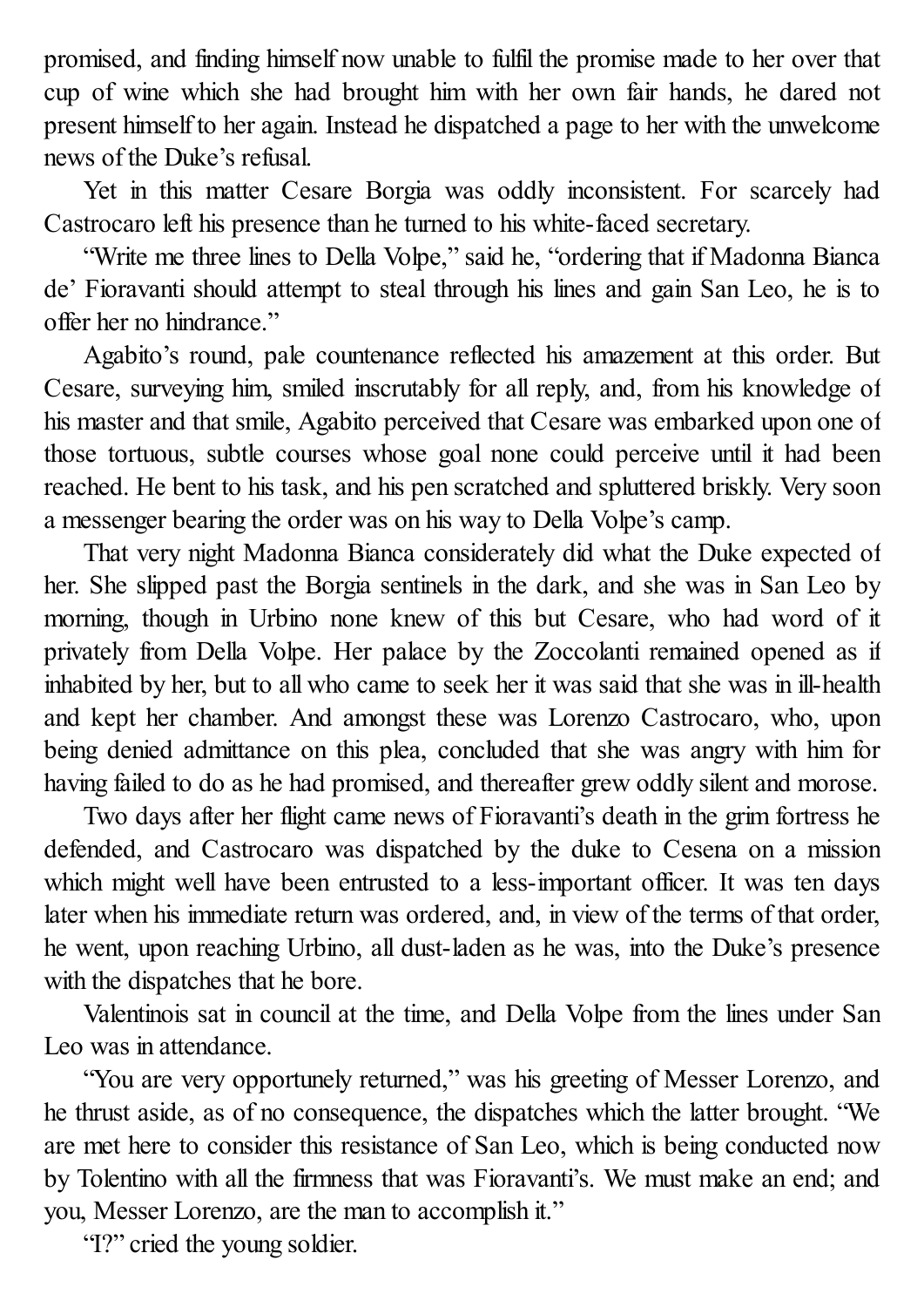promised, and finding himself now unable to fulfil the promise made to her over that cup of wine which she had brought him with her own fair hands, he dared not present himself to her again. Instead he dispatched a page to her with the unwelcome news of the Duke's refusal.

Yet in this matter Cesare Borgia was oddly inconsistent. For scarcely had Castrocaro left his presence than he turned to his white-faced secretary.

"Write me three lines to Della Volpe," said he, "ordering that if Madonna Bianca de' Fioravanti should attempt to steal through his lines and gain San Leo, he is to offer her no hindrance."

Agabito's round, pale countenance reflected his amazement at this order. But Cesare, surveying him, smiled inscrutably for all reply, and, from his knowledge of his master and that smile, Agabito perceived that Cesare was embarked upon one of those tortuous, subtle courses whose goal none could perceive until it had been reached. He bent to his task, and his pen scratched and spluttered briskly. Very soon a messenger bearing the order was on his way to Della Volpe's camp.

That very night Madonna Bianca considerately did what the Duke expected of her. She slipped past the Borgia sentinels in the dark, and she was in San Leo by morning, though in Urbino none knew of this but Cesare, who had word of it privately from Della Volpe. Her palace by the Zoccolanti remained opened as if inhabited by her, but to all who came to seek her it was said that she was in ill-health and kept her chamber. And amongst these was Lorenzo Castrocaro, who, upon being denied admittance on this plea, concluded that she was angry with him for having failed to do as he had promised, and thereafter grew oddly silent and morose.

Two days after her flight came news of Fioravanti's death in the grim fortress he defended, and Castrocaro was dispatched by the duke to Cesena on a mission which might well have been entrusted to a less-important officer. It was ten days later when his immediate return was ordered, and, in view of the terms of that order, he went, upon reaching Urbino, all dust-laden as he was, into the Duke's presence with the dispatches that he bore.

Valentinois sat in council at the time, and Della Volpe from the lines under San Leo was in attendance.

"You are very opportunely returned," was his greeting of Messer Lorenzo, and he thrust aside, as of no consequence, the dispatches which the latter brought. "We are met here to consider this resistance of San Leo, which is being conducted now by Tolentino with all the firmness that was Fioravanti's. We must make an end; and you, Messer Lorenzo, are the man to accomplish it."

"I?" cried the young soldier.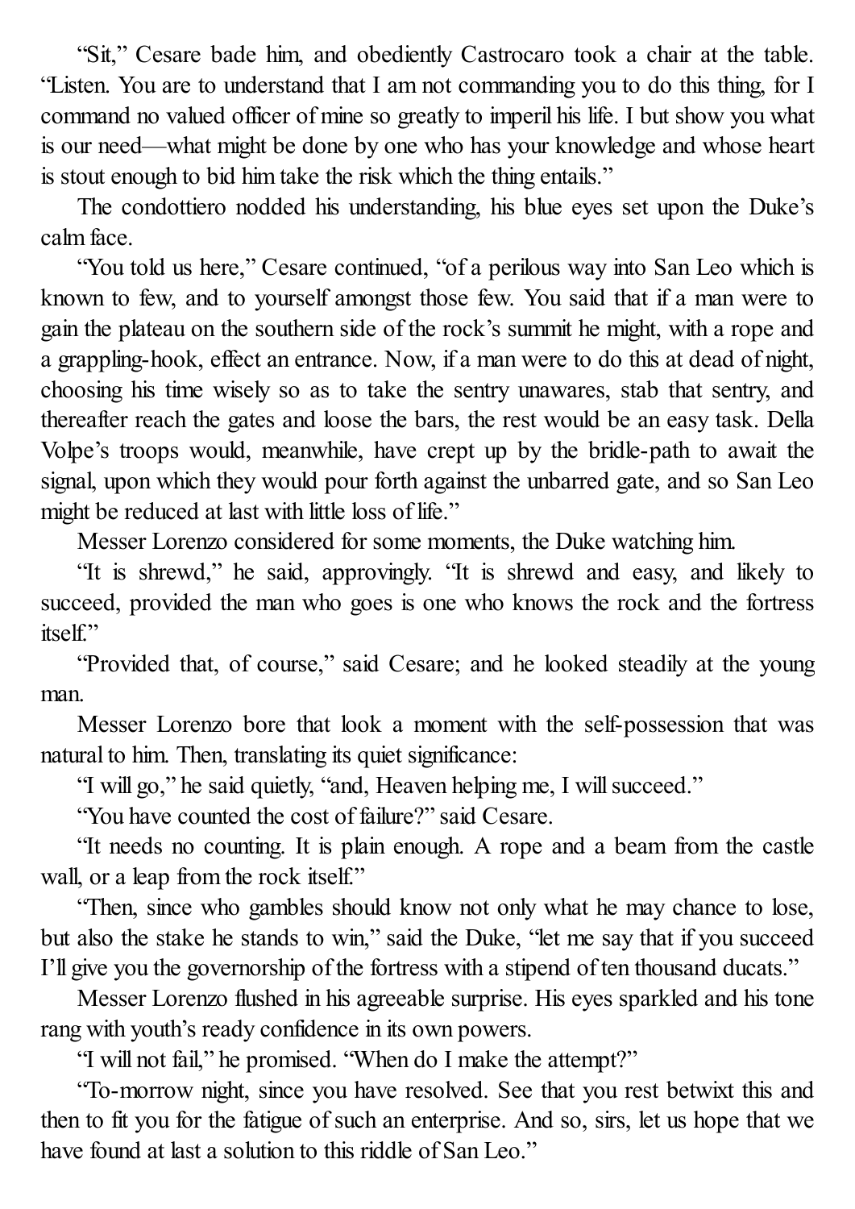"Sit," Cesare bade him, and obediently Castrocaro took a chair at the table. "Listen. You are to understand that I am not commanding you to do this thing, for I command no valued officer of mine so greatly to imperil his life. I but show you what is our need—what might be done by one who has your knowledge and whose heart is stout enough to bid him take the risk which the thing entails."

The condottiero nodded his understanding, his blue eyes set upon the Duke's calm face.

"You told us here," Cesare continued, "of a perilous way into San Leo which is known to few, and to yourself amongst those few. You said that if a man were to gain the plateau on the southern side of the rock's summit he might, with a rope and a grappling-hook, effect an entrance. Now, if a man were to do this at dead of night, choosing his time wisely so as to take the sentry unawares, stab that sentry, and thereafter reach the gates and loose the bars, the rest would be an easy task. Della Volpe's troops would, meanwhile, have crept up by the bridle-path to await the signal, upon which they would pour forth against the unbarred gate, and so San Leo might be reduced at last with little loss of life."

Messer Lorenzo considered for some moments, the Duke watching him.

"It is shrewd," he said, approvingly. "It is shrewd and easy, and likely to succeed, provided the man who goes is one who knows the rock and the fortress itself."

"Provided that, of course," said Cesare; and he looked steadily at the young man.

Messer Lorenzo bore that look a moment with the self-possession that was natural to him. Then, translating its quiet significance:

"I will go," he said quietly, "and, Heaven helping me, I will succeed."

"You have counted the cost of failure?" said Cesare.

"It needs no counting. It is plain enough. A rope and a beam from the castle wall, or a leap from the rock itself."

"Then, since who gambles should know not only what he may chance to lose, but also the stake he stands to win," said the Duke, "let me say that if you succeed I'll give you the governorship of the fortress with a stipend of ten thousand ducats."

Messer Lorenzo flushed in his agreeable surprise. His eyes sparkled and his tone rang with youth's ready confidence in its own powers.

"I will not fail," he promised. "When do I make the attempt?"

"To-morrow night, since you have resolved. See that you rest betwixt this and then to fit you for the fatigue of such an enterprise. And so, sirs, let us hope that we have found at last a solution to this riddle of San Leo."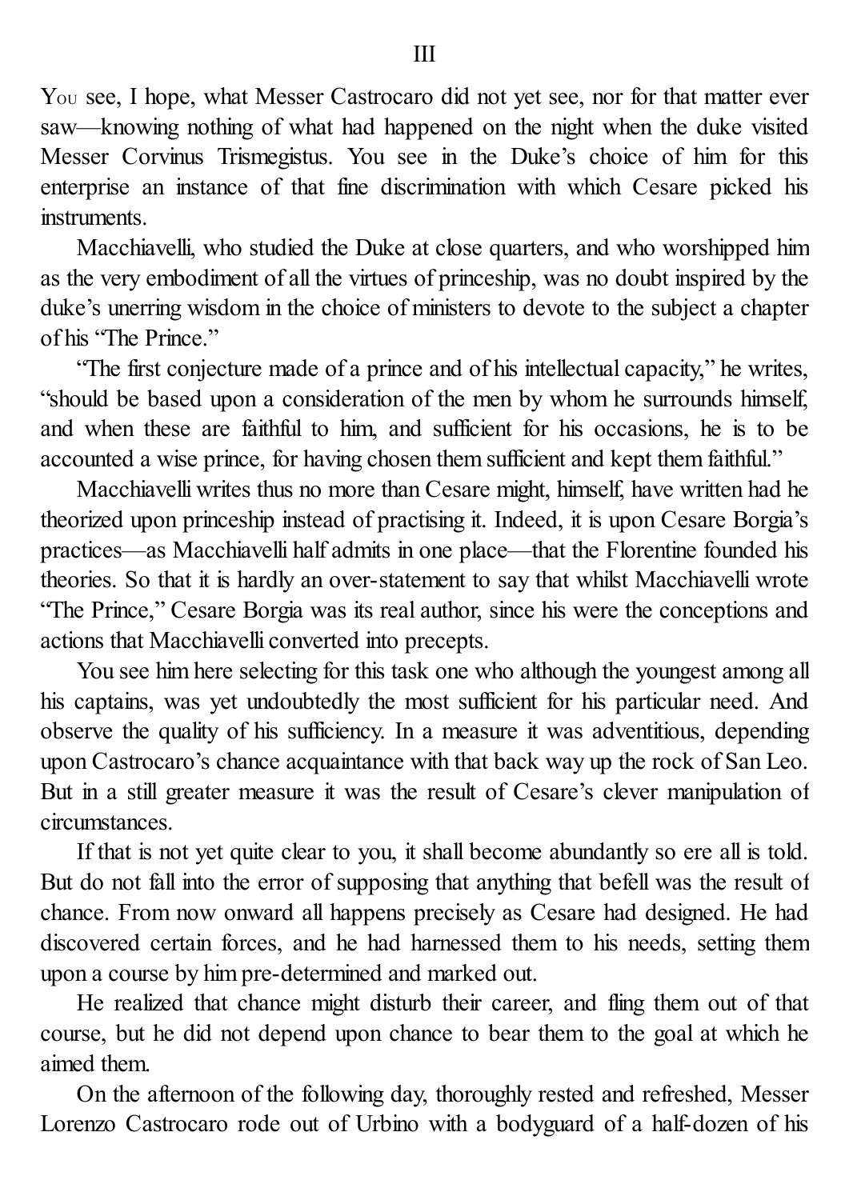# III

You see, I hope, what Messer Castrocaro did not yet see, nor for that matter ever saw—knowing nothing of what had happened on the night when the duke visited Messer Corvinus Trismegistus. You see in the Duke's choice of him for this enterprise an instance of that fine discrimination with which Cesare picked his instruments.

Macchiavelli, who studied the Duke at close quarters, and who worshipped him as the very embodiment of all the virtues of princeship, was no doubt inspired by the duke's unerring wisdom in the choice of ministers to devote to the subject a chapter of his "The Prince."

"The first conjecture made of a prince and of his intellectual capacity," he writes, "should be based upon a consideration of the men by whom he surrounds himself, and when these are faithful to him, and sufficient for his occasions, he is to be accounted a wise prince, for having chosen them sufficient and kept them faithful."

Macchiavelli writes thus no more than Cesare might, himself, have written had he theorized upon princeship instead of practising it. Indeed, it is upon Cesare Borgia's practices—as Macchiavelli half admits in one place—that the Florentine founded his theories. So that it is hardly an over-statement to say that whilst Macchiavelli wrote "The Prince," Cesare Borgia was its real author, since his were the conceptions and actions that Macchiavelli converted into precepts.

You see him here selecting for this task one who although the youngest among all his captains, was yet undoubtedly the most sufficient for his particular need. And observe the quality of his sufficiency. In a measure it was adventitious, depending upon Castrocaro's chance acquaintance with that back way up the rock of San Leo. But in a still greater measure it was the result of Cesare's clever manipulation of circumstances.

If that is not yet quite clear to you, it shall become abundantly so ere all is told. But do not fall into the error of supposing that anything that befell was the result of chance. From now onward all happens precisely as Cesare had designed. He had discovered certain forces, and he had harnessed them to his needs, setting them upon a course by him pre-determined and marked out.

He realized that chance might disturb their career, and fling them out of that course, but he did not depend upon chance to bear them to the goal at which he aimed them.

On the afternoon of the following day, thoroughly rested and refreshed, Messer Lorenzo Castrocaro rode out of Urbino with a bodyguard of a half-dozen of his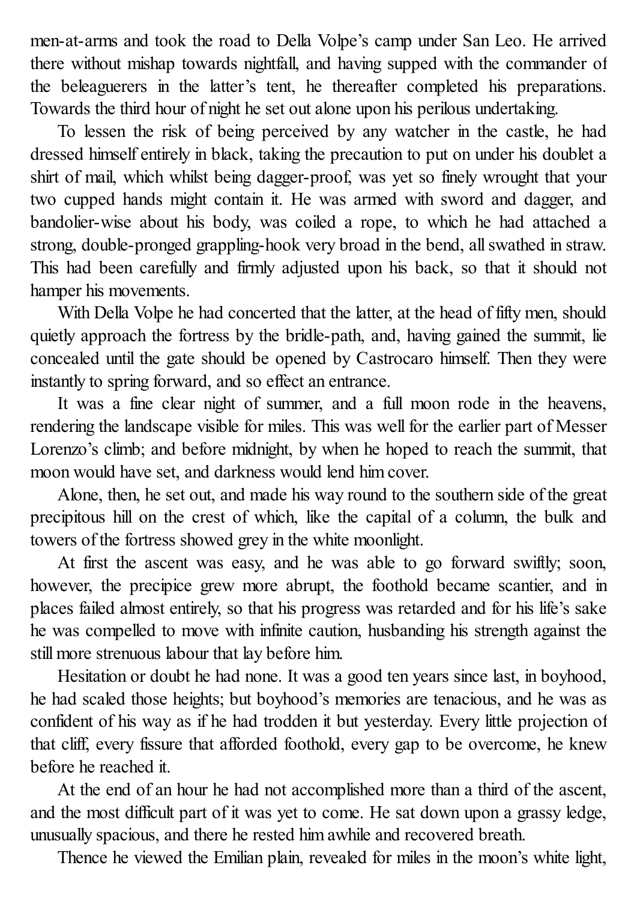men-at-arms and took the road to Della Volpe's camp under San Leo. He arrived there without mishap towards nightfall, and having supped with the commander of the beleaguerers in the latter's tent, he thereafter completed his preparations. Towards the third hour of night he set out alone upon his perilous undertaking.

To lessen the risk of being perceived by any watcher in the castle, he had dressed himself entirely in black, taking the precaution to put on under his doublet a shirt of mail, which whilst being dagger-proof, was yet so finely wrought that your two cupped hands might contain it. He was armed with sword and dagger, and bandolier-wise about his body, was coiled a rope, to which he had attached a strong, double-pronged grappling-hook very broad in the bend, all swathed in straw. This had been carefully and firmly adjusted upon his back, so that it should not hamper his movements.

With Della Volpe he had concerted that the latter, at the head of fifty men, should quietly approach the fortress by the bridle-path, and, having gained the summit, lie concealed until the gate should be opened by Castrocaro himself. Then they were instantly to spring forward, and so effect an entrance.

It was a fine clear night of summer, and a full moon rode in the heavens, rendering the landscape visible for miles. This was well for the earlier part of Messer Lorenzo's climb; and before midnight, by when he hoped to reach the summit, that moon would have set, and darkness would lend him cover.

Alone, then, he set out, and made his way round to the southern side of the great precipitous hill on the crest of which, like the capital of a column, the bulk and towers of the fortress showed grey in the white moonlight.

At first the ascent was easy, and he was able to go forward swiftly; soon, however, the precipice grew more abrupt, the foothold became scantier, and in places failed almost entirely, so that his progress was retarded and for his life's sake he was compelled to move with infinite caution, husbanding his strength against the still more strenuous labour that lay before him.

Hesitation or doubt he had none. It was a good ten years since last, in boyhood, he had scaled those heights; but boyhood's memories are tenacious, and he was as confident of his way as if he had trodden it but yesterday. Every little projection of that cliff, every fissure that afforded foothold, every gap to be overcome, he knew before he reached it.

At the end of an hour he had not accomplished more than a third of the ascent, and the most difficult part of it was yet to come. He sat down upon a grassy ledge, unusually spacious, and there he rested him awhile and recovered breath.

Thence he viewed the Emilian plain, revealed for miles in the moon's white light,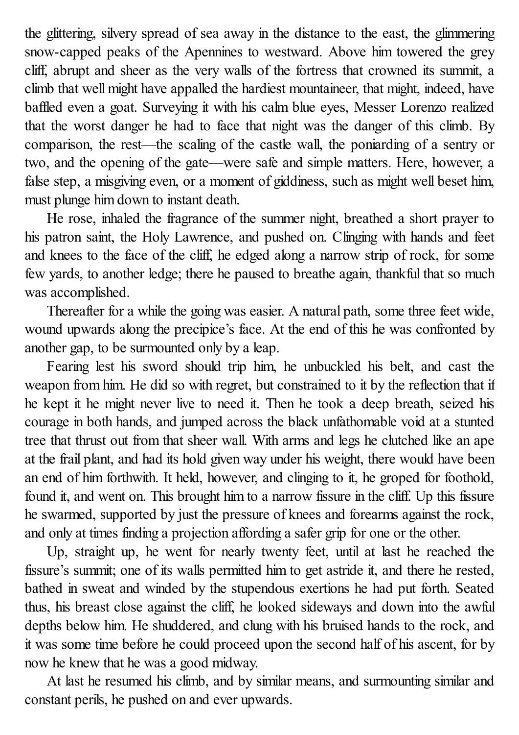the glittering, silvery spread of sea away in the distance to the east, the glimmering snow-capped peaks of the Apennines to westward. Above him towered the grey cliff, abrupt and sheer as the very walls of the fortress that crowned its summit, a climb that well might have appalled the hardiest mountaineer, that might, indeed, have baffled even a goat. Surveying it with his calm blue eyes, Messer Lorenzo realized that the worst danger he had to face that night was the danger of this climb. By comparison, the rest—the scaling of the castle wall, the poniarding of a sentry or two, and the opening of the gate—were safe and simple matters. Here, however, a false step, a misgiving even, or a moment of giddiness, such as might well beset him, must plunge him down to instant death.

He rose, inhaled the fragrance of the summer night, breathed a short prayer to his patron saint, the Holy Lawrence, and pushed on. Clinging with hands and feet and knees to the face of the cliff, he edged along a narrow strip of rock, for some few yards, to another ledge; there he paused to breathe again, thankful that so much was accomplished.

Thereafter for a while the going was easier. A natural path, some three feet wide, wound upwards along the precipice's face. At the end of this he was confronted by another gap, to be surmounted only by a leap.

Fearing lest his sword should trip him, he unbuckled his belt, and cast the weapon from him. He did so with regret, but constrained to it by the reflection that if he kept it he might never live to need it. Then he took a deep breath, seized his courage in both hands, and jumped across the black unfathomable void at a stunted tree that thrust out from that sheer wall. With arms and legs he clutched like an ape at the frail plant, and had its hold given way under his weight, there would have been an end of him forthwith. It held, however, and clinging to it, he groped for foothold, found it, and went on. This brought him to a narrow fissure in the cliff. Up this fissure he swarmed, supported by just the pressure of knees and forearms against the rock, and only at times finding a projection affording a safer grip for one or the other.

Up, straight up, he went for nearly twenty feet, until at last he reached the fissure's summit; one of its walls permitted him to get astride it, and there he rested, bathed in sweat and winded by the stupendous exertions he had put forth. Seated thus, his breast close against the cliff, he looked sideways and down into the awful depths below him. He shuddered, and clung with his bruised hands to the rock, and it was some time before he could proceed upon the second half of his ascent, for by now he knew that he was a good midway.

At last he resumed his climb, and by similar means, and surmounting similar and constant perils, he pushed on and ever upwards.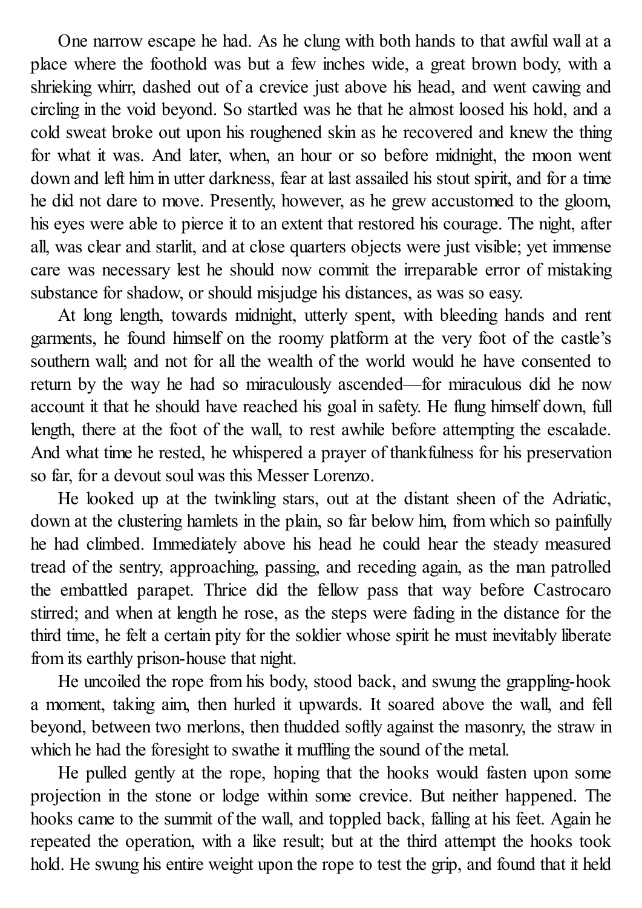One narrow escape he had. As he clung with both hands to that awful wall at a place where the foothold was but a few inches wide, a great brown body, with a shrieking whirr, dashed out of a crevice just above his head, and went cawing and circling in the void beyond. So startled was he that he almost loosed his hold, and a cold sweat broke out upon his roughened skin as he recovered and knew the thing for what it was. And later, when, an hour or so before midnight, the moon went down and left him in utter darkness, fear at last assailed his stout spirit, and for a time he did not dare to move. Presently, however, as he grew accustomed to the gloom, his eyes were able to pierce it to an extent that restored his courage. The night, after all, was clear and starlit, and at close quarters objects were just visible; yet immense care was necessary lest he should now commit the irreparable error of mistaking substance for shadow, or should misjudge his distances, as was so easy.

At long length, towards midnight, utterly spent, with bleeding hands and rent garments, he found himself on the roomy platform at the very foot of the castle's southern wall; and not for all the wealth of the world would he have consented to return by the way he had so miraculously ascended—for miraculous did he now account it that he should have reached his goal in safety. He flung himself down, full length, there at the foot of the wall, to rest awhile before attempting the escalade. And what time he rested, he whispered a prayer of thankfulness for his preservation so far, for a devout soul was this Messer Lorenzo.

He looked up at the twinkling stars, out at the distant sheen of the Adriatic, down at the clustering hamlets in the plain, so far below him, from which so painfully he had climbed. Immediately above his head he could hear the steady measured tread of the sentry, approaching, passing, and receding again, as the man patrolled the embattled parapet. Thrice did the fellow pass that way before Castrocaro stirred; and when at length he rose, as the steps were fading in the distance for the third time, he felt a certain pity for the soldier whose spirit he must inevitably liberate from its earthly prison-house that night.

He uncoiled the rope from his body, stood back, and swung the grappling-hook a moment, taking aim, then hurled it upwards. It soared above the wall, and fell beyond, between two merlons, then thudded softly against the masonry, the straw in which he had the foresight to swathe it muffling the sound of the metal.

He pulled gently at the rope, hoping that the hooks would fasten upon some projection in the stone or lodge within some crevice. But neither happened. The hooks came to the summit of the wall, and toppled back, falling at his feet. Again he repeated the operation, with a like result; but at the third attempt the hooks took hold. He swung his entire weight upon the rope to test the grip, and found that it held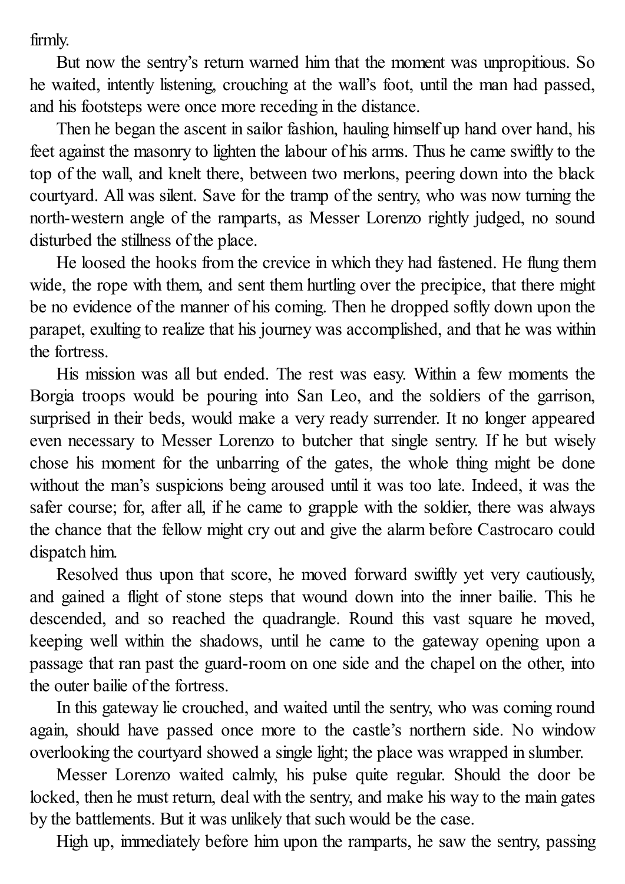firmly.

But now the sentry's return warned him that the moment was unpropitious. So he waited, intently listening, crouching at the wall's foot, until the man had passed, and his footsteps were once more receding in the distance.

Then he began the ascent in sailor fashion, hauling himself up hand over hand, his feet against the masonry to lighten the labour of his arms. Thus he came swiftly to the top of the wall, and knelt there, between two merlons, peering down into the black courtyard. All was silent. Save for the tramp of the sentry, who was now turning the north-western angle of the ramparts, as Messer Lorenzo rightly judged, no sound disturbed the stillness of the place.

He loosed the hooks from the crevice in which they had fastened. He flung them wide, the rope with them, and sent them hurtling over the precipice, that there might be no evidence of the manner of his coming. Then he dropped softly down upon the parapet, exulting to realize that his journey was accomplished, and that he was within the fortress.

His mission was all but ended. The rest was easy. Within a few moments the Borgia troops would be pouring into San Leo, and the soldiers of the garrison, surprised in their beds, would make a very ready surrender. It no longer appeared even necessary to Messer Lorenzo to butcher that single sentry. If he but wisely chose his moment for the unbarring of the gates, the whole thing might be done without the man's suspicions being aroused until it was too late. Indeed, it was the safer course; for, after all, if he came to grapple with the soldier, there was always the chance that the fellow might cry out and give the alarm before Castrocaro could dispatch him.

Resolved thus upon that score, he moved forward swiftly yet very cautiously, and gained a flight of stone steps that wound down into the inner bailie. This he descended, and so reached the quadrangle. Round this vast square he moved, keeping well within the shadows, until he came to the gateway opening upon a passage that ran past the guard-room on one side and the chapel on the other, into the outer bailie of the fortress.

In this gateway lie crouched, and waited until the sentry, who was coming round again, should have passed once more to the castle's northern side. No window overlooking the courtyard showed a single light; the place was wrapped in slumber.

Messer Lorenzo waited calmly, his pulse quite regular. Should the door be locked, then he must return, deal with the sentry, and make his way to the main gates by the battlements. But it was unlikely that such would be the case.

High up, immediately before him upon the ramparts, he saw the sentry, passing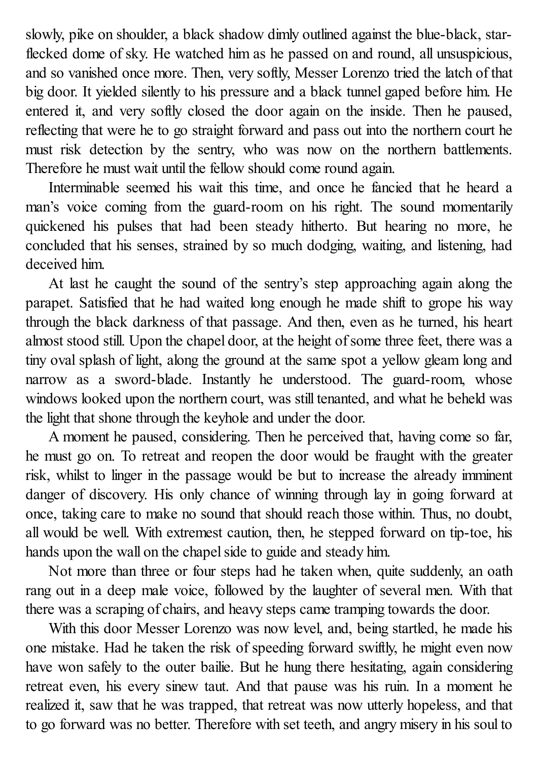slowly, pike on shoulder, a black shadow dimly outlined against the blue-black, star-flecked dome of sky. He watched him as he passed on and round, all unsuspicious, and so vanished once more. Then, very softly, Messer Lorenzo tried the latch of that big door. It yielded silently to his pressure and a black tunnel gaped before him. He entered it, and very softly closed the door again on the inside. Then he paused, reflecting that were he to go straight forward and pass out into the northern court he must risk detection by the sentry, who was now on the northern battlements. Therefore he must wait until the fellow should come round again.

Interminable seemed his wait this time, and once he fancied that he heard a man's voice coming from the guard-room on his right. The sound momentarily quickened his pulses that had been steady hitherto. But hearing no more, he concluded that his senses, strained by so much dodging, waiting, and listening, had deceived him.

At last he caught the sound of the sentry's step approaching again along the parapet. Satisfied that he had waited long enough he made shift to grope his way through the black darkness of that passage. And then, even as he turned, his heart almost stood still. Upon the chapel door, at the height of some three feet, there was a tiny oval splash of light, along the ground at the same spot a yellow gleam long and narrow as a sword-blade. Instantly he understood. The guard-room, whose windows looked upon the northern court, was still tenanted, and what he beheld was the light that shone through the keyhole and under the door.

A moment he paused, considering. Then he perceived that, having come so far, he must go on. To retreat and reopen the door would be fraught with the greater risk, whilst to linger in the passage would be but to increase the already imminent danger of discovery. His only chance of winning through lay in going forward at once, taking care to make no sound that should reach those within. Thus, no doubt, all would be well. With extremest caution, then, he stepped forward on tip-toe, his hands upon the wall on the chapel side to guide and steady him.

Not more than three or four steps had he taken when, quite suddenly, an oath rang out in a deep male voice, followed by the laughter of several men. With that there was a scraping of chairs, and heavy steps came tramping towards the door.

With this door Messer Lorenzo was now level, and, being startled, he made his one mistake. Had he taken the risk of speeding forward swiftly, he might even now have won safely to the outer bailie. But he hung there hesitating, again considering retreat even, his every sinew taut. And that pause was his ruin. In a moment he realized it, saw that he was trapped, that retreat was now utterly hopeless, and that to go forward was no better. Therefore with set teeth, and angry misery in his soul to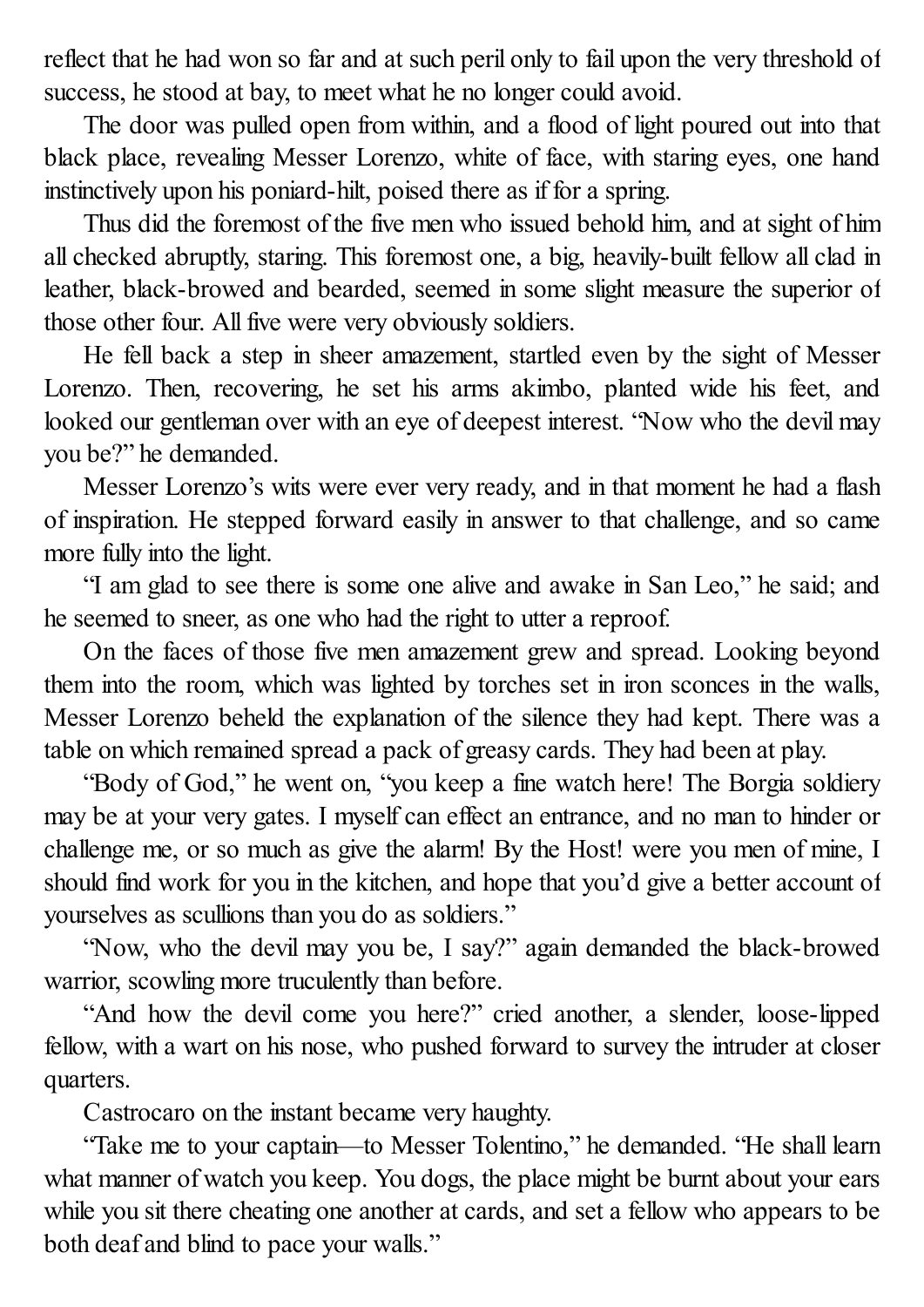reflect that he had won so far and at such peril only to fail upon the very threshold of success, he stood at bay, to meet what he no longer could avoid.

The door was pulled open from within, and a flood of light poured out into that black place, revealing Messer Lorenzo, white of face, with staring eyes, one hand instinctively upon his poniard-hilt, poised there as if for a spring.

Thus did the foremost of the five men who issued behold him, and at sight of him all checked abruptly, staring. This foremost one, a big, heavily-built fellow all clad in leather, black-browed and bearded, seemed in some slight measure the superior of those other four. All five were very obviously soldiers.

He fell back a step in sheer amazement, startled even by the sight of Messer Lorenzo. Then, recovering, he set his arms akimbo, planted wide his feet, and looked our gentleman over with an eye of deepest interest. "Now who the devil may you be?" he demanded.

Messer Lorenzo's wits were ever very ready, and in that moment he had a flash of inspiration. He stepped forward easily in answer to that challenge, and so came more fully into the light.

"I am glad to see there is some one alive and awake in San Leo," he said; and he seemed to sneer, as one who had the right to utter a reproof.

On the faces of those five men amazement grew and spread. Looking beyond them into the room, which was lighted by torches set in iron sconces in the walls, Messer Lorenzo beheld the explanation of the silence they had kept. There was a table on which remained spread a pack of greasy cards. They had been at play.

"Body of God," he went on, "you keep a fine watch here! The Borgia soldiery may be at your very gates. I myself can effect an entrance, and no man to hinder or challenge me, or so much as give the alarm! By the Host! were you men of mine, I should find work for you in the kitchen, and hope that you'd give a better account of yourselves as scullions than you do as soldiers."

"Now, who the devil may you be, I say?" again demanded the black-browed warrior, scowling more truculently than before.

"And how the devil come you here?" cried another, a slender, loose-lipped fellow, with a wart on his nose, who pushed forward to survey the intruder at closer quarters.

Castrocaro on the instant became very haughty.

"Take me to your captain—to Messer Tolentino," he demanded. "He shall learn what manner of watch you keep. You dogs, the place might be burnt about your ears while you sit there cheating one another at cards, and set a fellow who appears to be both deaf and blind to pace your walls."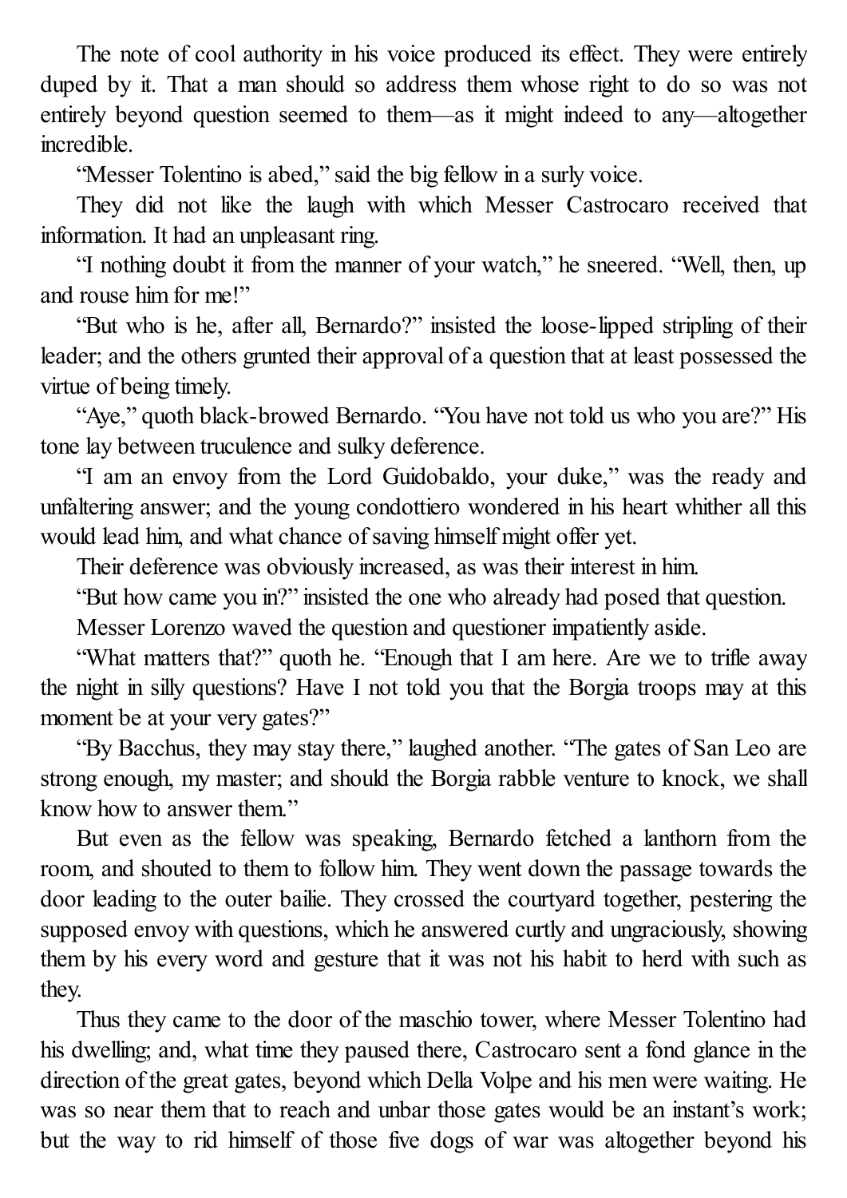The note of cool authority in his voice produced its effect. They were entirely duped by it. That a man should so address them whose right to do so was not entirely beyond question seemed to them—as it might indeed to any—altogether incredible.

"Messer Tolentino is abed," said the big fellow in a surly voice.

They did not like the laugh with which Messer Castrocaro received that information. It had an unpleasant ring.

"I nothing doubt it from the manner of your watch," he sneered. "Well, then, up and rouse him for me!"

"But who is he, after all, Bernardo?" insisted the loose-lipped stripling of their leader; and the others grunted their approval of a question that at least possessed the virtue of being timely.

"Aye," quoth black-browed Bernardo. "You have not told us who you are?" His tone lay between truculence and sulky deference.

"I am an envoy from the Lord Guidobaldo, your duke," was the ready and unfaltering answer; and the young condottiero wondered in his heart whither all this would lead him, and what chance of saving himself might offer yet.

Their deference was obviously increased, as was their interest in him.

"But how came you in?" insisted the one who already had posed that question.

Messer Lorenzo waved the question and questioner impatiently aside.

"What matters that?" quoth he. "Enough that I am here. Are we to trifle away the night in silly questions? Have I not told you that the Borgia troops may at this moment be at your very gates?"

"By Bacchus, they may stay there," laughed another. "The gates of San Leo are strong enough, my master; and should the Borgia rabble venture to knock, we shall know how to answer them."

But even as the fellow was speaking, Bernardo fetched a lanthorn from the room, and shouted to them to follow him. They went down the passage towards the door leading to the outer bailie. They crossed the courtyard together, pestering the supposed envoy with questions, which he answered curtly and ungraciously, showing them by his every word and gesture that it was not his habit to herd with such as they.

Thus they came to the door of the maschio tower, where Messer Tolentino had his dwelling; and, what time they paused there, Castrocaro sent a fond glance in the direction of the great gates, beyond which Della Volpe and his men were waiting. He was so near them that to reach and unbar those gates would be an instant's work; but the way to rid himself of those five dogs of war was altogether beyond his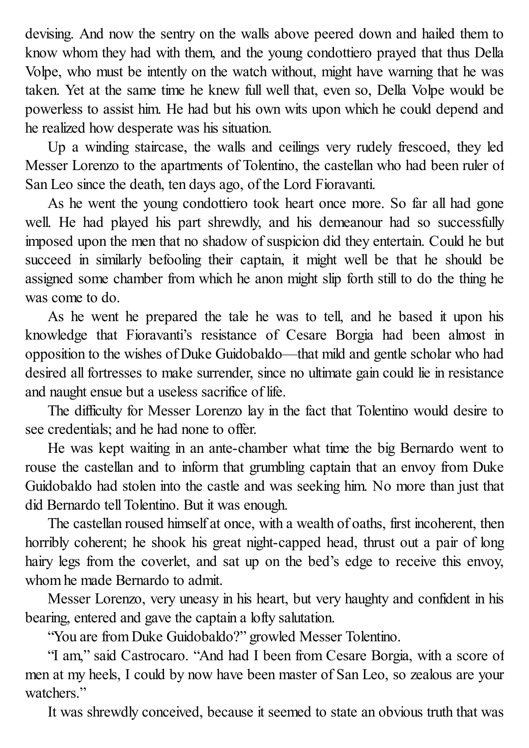devising. And now the sentry on the walls above peered down and hailed them to know whom they had with them, and the young condottiero prayed that thus Della Volpe, who must be intently on the watch without, might have warning that he was taken. Yet at the same time he knew full well that, even so, Della Volpe would be powerless to assist him. He had but his own wits upon which he could depend and he realized how desperate was his situation.

Up a winding staircase, the walls and ceilings very rudely frescoed, they led Messer Lorenzo to the apartments of Tolentino, the castellan who had been ruler of San Leo since the death, ten days ago, of the Lord Fioravanti.

As he went the young condottiero took heart once more. So far all had gone well. He had played his part shrewdly, and his demeanour had so successfully imposed upon the men that no shadow of suspicion did they entertain. Could he but succeed in similarly befooling their captain, it might well be that he should be assigned some chamber from which he anon might slip forth still to do the thing he was come to do.

As he went he prepared the tale he was to tell, and he based it upon his knowledge that Fioravanti's resistance of Cesare Borgia had been almost in opposition to the wishes of Duke Guidobaldo—that mild and gentle scholar who had desired all fortresses to make surrender, since no ultimate gain could lie in resistance and naught ensue but a useless sacrifice of life.

The difficulty for Messer Lorenzo lay in the fact that Tolentino would desire to see credentials; and he had none to offer.

He was kept waiting in an ante-chamber what time the big Bernardo went to rouse the castellan and to inform that grumbling captain that an envoy from Duke Guidobaldo had stolen into the castle and was seeking him. No more than just that did Bernardo tell Tolentino. But it was enough.

The castellan roused himself at once, with a wealth of oaths, first incoherent, then horribly coherent; he shook his great night-capped head, thrust out a pair of long hairy legs from the coverlet, and sat up on the bed's edge to receive this envoy, whom he made Bernardo to admit.

Messer Lorenzo, very uneasy in his heart, but very haughty and confident in his bearing, entered and gave the captain a lofty salutation.

"You are from Duke Guidobaldo?" growled Messer Tolentino.

"I am," said Castrocaro. "And had I been from Cesare Borgia, with a score of men at my heels, I could by now have been master of San Leo, so zealous are your watchers."

It was shrewdly conceived, because it seemed to state an obvious truth that was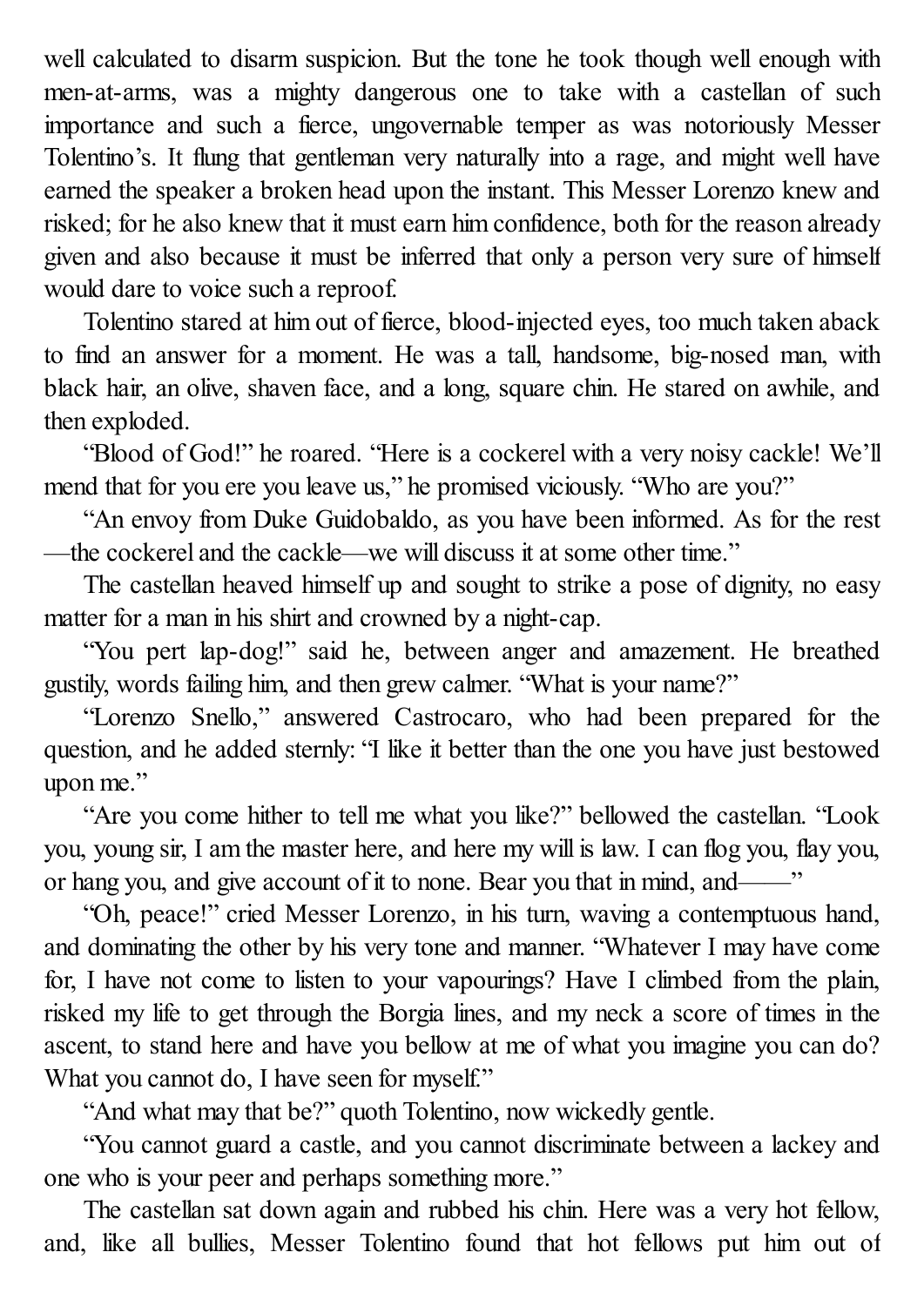well calculated to disarm suspicion. But the tone he took though well enough with men-at-arms, was a mighty dangerous one to take with a castellan of such importance and such a fierce, ungovernable temper as was notoriously Messer Tolentino's. It flung that gentleman very naturally into a rage, and might well have earned the speaker a broken head upon the instant. This Messer Lorenzo knew and risked; for he also knew that it must earn him confidence, both for the reason already given and also because it must be inferred that only a person very sure of himself would dare to voice such a reproof.

Tolentino stared at him out of fierce, blood-injected eyes, too much taken aback to find an answer for a moment. He was a tall, handsome, big-nosed man, with black hair, an olive, shaven face, and a long, square chin. He stared on awhile, and then exploded.

"Blood of God!" he roared. "Here is a cockerel with a very noisy cackle! We'll mend that for you ere you leave us," he promised viciously. "Who are you?"

"An envoy from Duke Guidobaldo, as you have been informed. As for the rest—the cockerel and the cackle—we will discuss it at some other time."

The castellan heaved himself up and sought to strike a pose of dignity, no easy matter for a man in his shirt and crowned by a night-cap.

"You pert lap-dog!" said he, between anger and amazement. He breathed gustily, words failing him, and then grew calmer. "What is your name?"

"Lorenzo Snello," answered Castrocaro, who had been prepared for the question, and he added sternly: "I like it better than the one you have just bestowed upon me."

"Are you come hither to tell me what you like?" bellowed the castellan. "Look you, young sir, I am the master here, and here my will is law. I can flog you, flay you, or hang you, and give account of it to none. Bear you that in mind, and——"

"Oh, peace!" cried Messer Lorenzo, in his turn, waving a contemptuous hand, and dominating the other by his very tone and manner. "Whatever I may have come for, I have not come to listen to your vapourings? Have I climbed from the plain, risked my life to get through the Borgia lines, and my neck a score of times in the ascent, to stand here and have you bellow at me of what you imagine you can do? What you cannot do, I have seen for myself."

"And what may that be?" quoth Tolentino, now wickedly gentle.

"You cannot guard a castle, and you cannot discriminate between a lackey and one who is your peer and perhaps something more."

The castellan sat down again and rubbed his chin. Here was a very hot fellow, and, like all bullies, Messer Tolentino found that hot fellows put him out of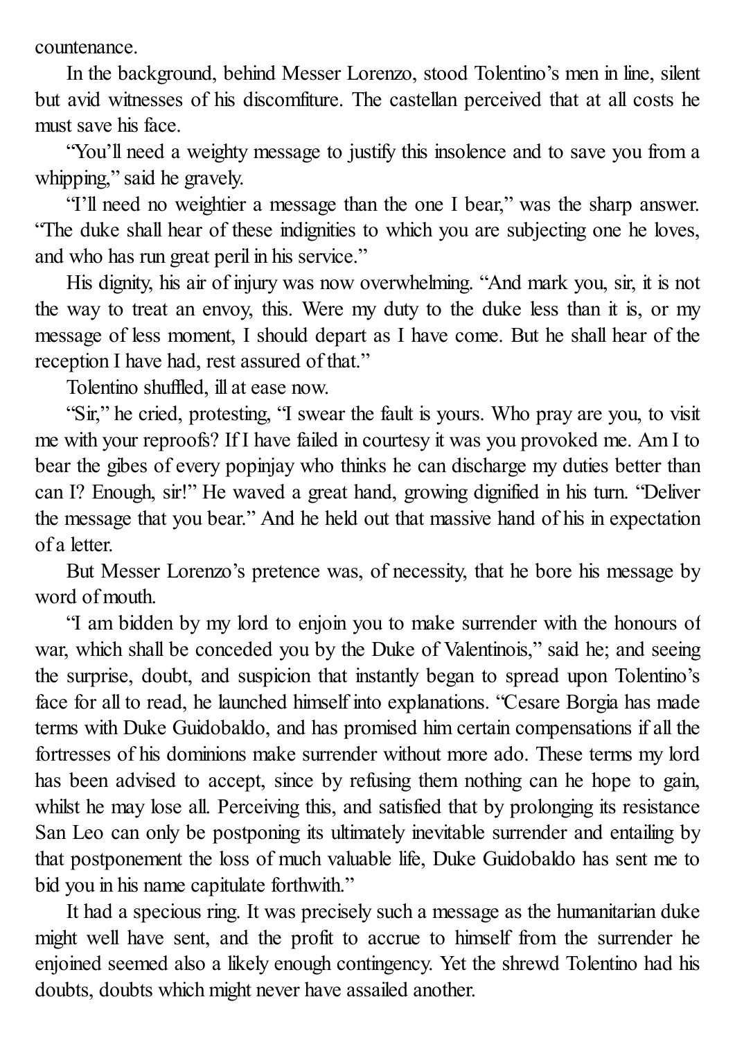countenance.

In the background, behind Messer Lorenzo, stood Tolentino's men in line, silent but avid witnesses of his discomfiture. The castellan perceived that at all costs he must save his face.

"You'll need a weighty message to justify this insolence and to save you from a whipping," said he gravely.

"I'll need no weightier a message than the one I bear," was the sharp answer. "The duke shall hear of these indignities to which you are subjecting one he loves, and who has run great peril in his service."

His dignity, his air of injury was now overwhelming. "And mark you, sir, it is not the way to treat an envoy, this. Were my duty to the duke less than it is, or my message of less moment, I should depart as I have come. But he shall hear of the reception I have had, rest assured of that."

Tolentino shuffled, ill at ease now.

"Sir," he cried, protesting, "I swear the fault is yours. Who pray are you, to visit me with your reproofs? If I have failed in courtesy it was you provoked me. Am I to bear the gibes of every popinjay who thinks he can discharge my duties better than can I? Enough, sir!" He waved a great hand, growing dignified in his turn. "Deliver the message that you bear." And he held out that massive hand of his in expectation of a letter.

But Messer Lorenzo's pretence was, of necessity, that he bore his message by word of mouth.

"I am bidden by my lord to enjoin you to make surrender with the honours of war, which shall be conceded you by the Duke of Valentinois," said he; and seeing the surprise, doubt, and suspicion that instantly began to spread upon Tolentino's face for all to read, he launched himself into explanations. "Cesare Borgia has made terms with Duke Guidobaldo, and has promised him certain compensations if all the fortresses of his dominions make surrender without more ado. These terms my lord has been advised to accept, since by refusing them nothing can he hope to gain, whilst he may lose all. Perceiving this, and satisfied that by prolonging its resistance San Leo can only be postponing its ultimately inevitable surrender and entailing by that postponement the loss of much valuable life, Duke Guidobaldo has sent me to bid you in his name capitulate forthwith."

It had a specious ring. It was precisely such a message as the humanitarian duke might well have sent, and the profit to accrue to himself from the surrender he enjoined seemed also a likely enough contingency. Yet the shrewd Tolentino had his doubts, doubts which might never have assailed another.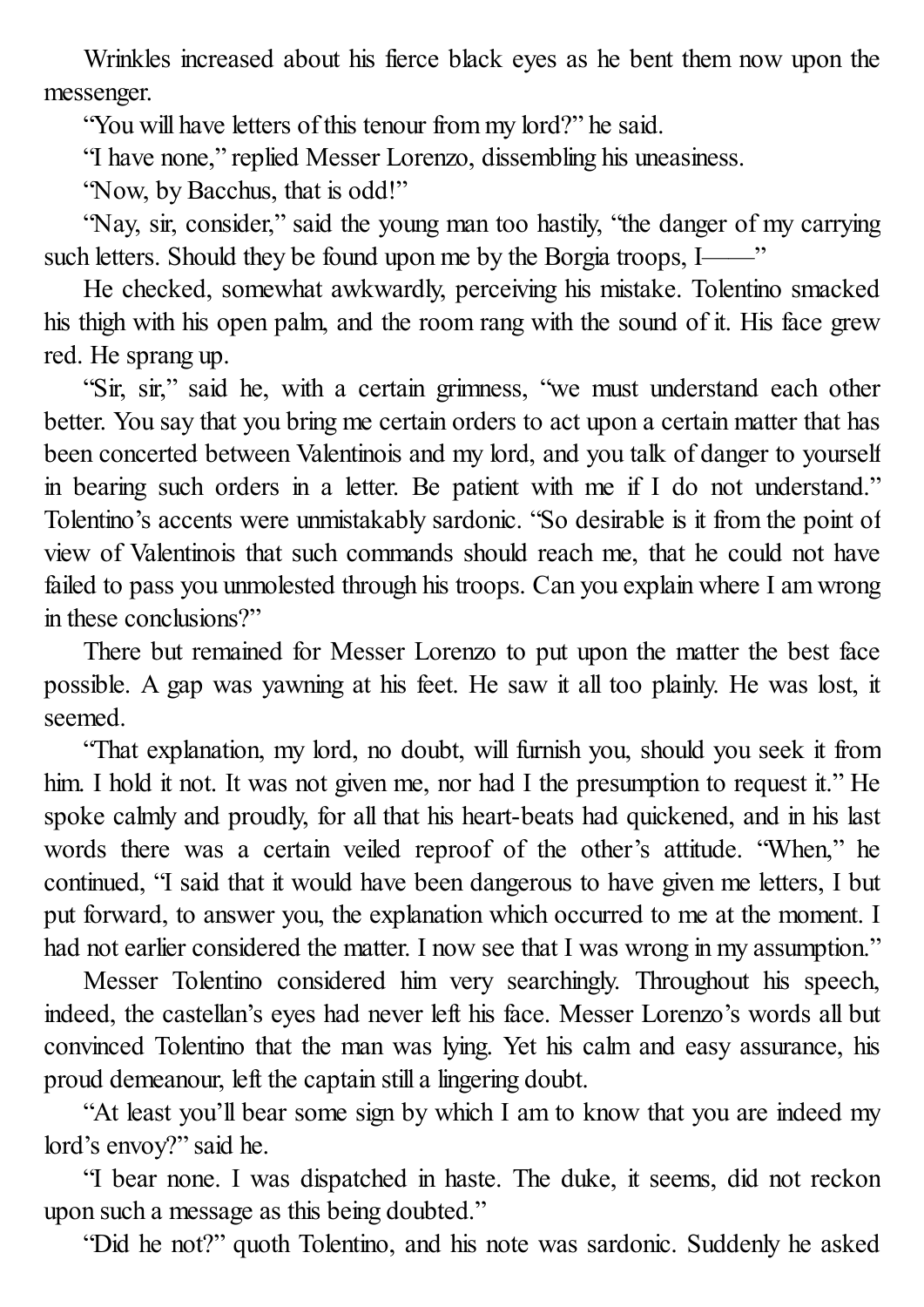Wrinkles increased about his fierce black eyes as he bent them now upon the messenger.

"You will have letters of this tenour from my lord?" he said.

"I have none," replied Messer Lorenzo, dissembling his uneasiness.

"Now, by Bacchus, that is odd!"

"Nay, sir, consider," said the young man too hastily, "the danger of my carrying such letters. Should they be found upon me by the Borgia troops, I——"

He checked, somewhat awkwardly, perceiving his mistake. Tolentino smacked his thigh with his open palm, and the room rang with the sound of it. His face grew red. He sprang up.

"Sir, sir," said he, with a certain grimness, "we must understand each other better. You say that you bring me certain orders to act upon a certain matter that has been concerted between Valentinois and my lord, and you talk of danger to yourself in bearing such orders in a letter. Be patient with me if I do not understand." Tolentino's accents were unmistakably sardonic. "So desirable is it from the point of view of Valentinois that such commands should reach me, that he could not have failed to pass you unmolested through his troops. Can you explain where I am wrong in these conclusions?"

There but remained for Messer Lorenzo to put upon the matter the best face possible. A gap was yawning at his feet. He saw it all too plainly. He was lost, it seemed.

"That explanation, my lord, no doubt, will furnish you, should you seek it from him. I hold it not. It was not given me, nor had I the presumption to request it." He spoke calmly and proudly, for all that his heart-beats had quickened, and in his last words there was a certain veiled reproof of the other's attitude. "When," he continued, "I said that it would have been dangerous to have given me letters, I but put forward, to answer you, the explanation which occurred to me at the moment. I had not earlier considered the matter. I now see that I was wrong in my assumption."

Messer Tolentino considered him very searchingly. Throughout his speech, indeed, the castellan's eyes had never left his face. Messer Lorenzo's words all but convinced Tolentino that the man was lying. Yet his calm and easy assurance, his proud demeanour, left the captain still a lingering doubt.

"At least you'll bear some sign by which I am to know that you are indeed my lord's envoy?" said he.

"I bear none. I was dispatched in haste. The duke, it seems, did not reckon upon such a message as this being doubted."

"Did he not?" quoth Tolentino, and his note was sardonic. Suddenly he asked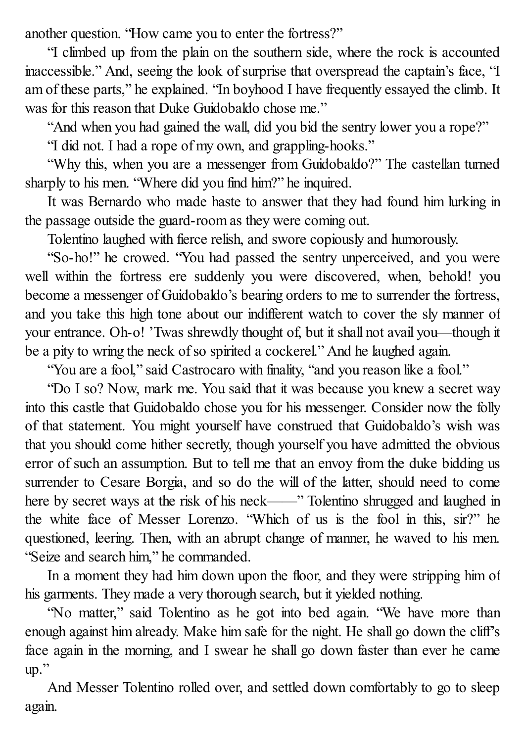another question. "How came you to enter the fortress?"

"I climbed up from the plain on the southern side, where the rock is accounted inaccessible." And, seeing the look of surprise that overspread the captain's face, "I am of these parts," he explained. "In boyhood I have frequently essayed the climb. It was for this reason that Duke Guidobaldo chose me."

"And when you had gained the wall, did you bid the sentry lower you a rope?"

"I did not. I had a rope of my own, and grappling-hooks."

"Why this, when you are a messenger from Guidobaldo?" The castellan turned sharply to his men. "Where did you find him?" he inquired.

It was Bernardo who made haste to answer that they had found him lurking in the passage outside the guard-room as they were coming out.

Tolentino laughed with fierce relish, and swore copiously and humorously.

"So-ho!" he crowed. "You had passed the sentry unperceived, and you were well within the fortress ere suddenly you were discovered, when, behold! you become a messenger of Guidobaldo's bearing orders to me to surrender the fortress, and you take this high tone about our indifferent watch to cover the sly manner of your entrance. Oh-o! 'Twas shrewdly thought of, but it shall not avail you—though it be a pity to wring the neck of so spirited a cockerel." And he laughed again.

"You are a fool," said Castrocaro with finality, "and you reason like a fool."

"Do I so? Now, mark me. You said that it was because you knew a secret way into this castle that Guidobaldo chose you for his messenger. Consider now the folly of that statement. You might yourself have construed that Guidobaldo's wish was that you should come hither secretly, though yourself you have admitted the obvious error of such an assumption. But to tell me that an envoy from the duke bidding us surrender to Cesare Borgia, and so do the will of the latter, should need to come here by secret ways at the risk of his neck——" Tolentino shrugged and laughed in the white face of Messer Lorenzo. "Which of us is the fool in this, sir?" he questioned, leering. Then, with an abrupt change of manner, he waved to his men. "Seize and search him," he commanded.

In a moment they had him down upon the floor, and they were stripping him of his garments. They made a very thorough search, but it yielded nothing.

"No matter," said Tolentino as he got into bed again. "We have more than enough against him already. Make him safe for the night. He shall go down the cliff's face again in the morning, and I swear he shall go down faster than ever he came up."

And Messer Tolentino rolled over, and settled down comfortably to go to sleep again.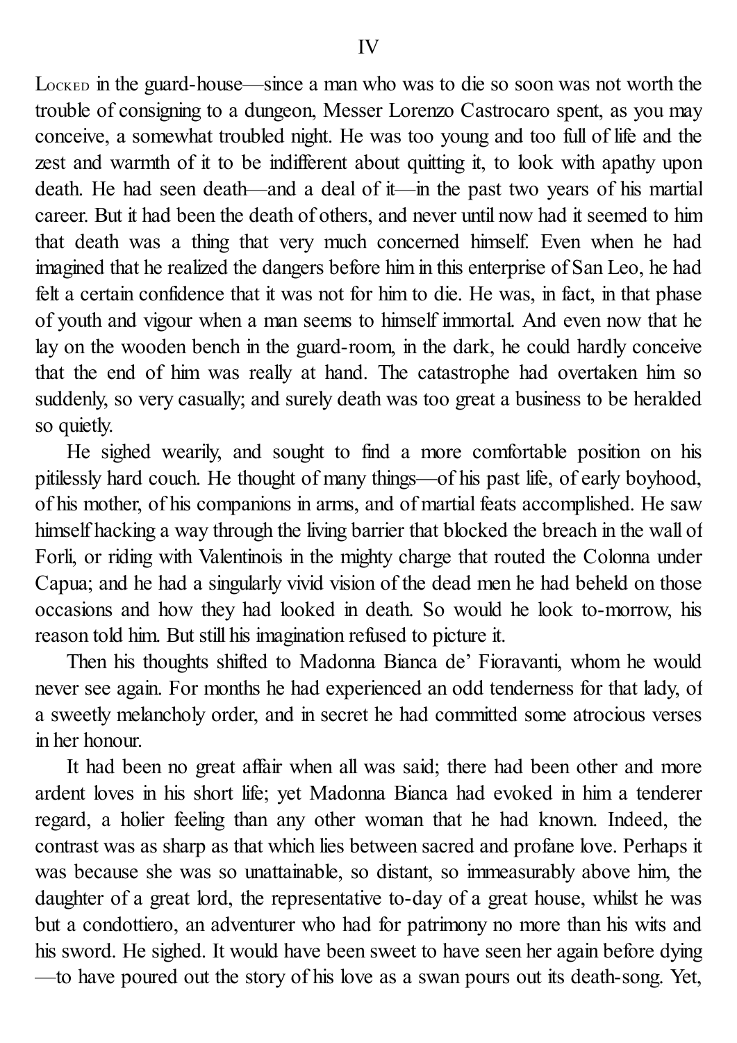# IV

Locked in the guard-house—since a man who was to die so soon was not worth the trouble of consigning to a dungeon, Messer Lorenzo Castrocaro spent, as you may conceive, a somewhat troubled night. He was too young and too full of life and the zest and warmth of it to be indifferent about quitting it, to look with apathy upon death. He had seen death—and a deal of it—in the past two years of his martial career. But it had been the death of others, and never until now had it seemed to him that death was a thing that very much concerned himself. Even when he had imagined that he realized the dangers before him in this enterprise of San Leo, he had felt a certain confidence that it was not for him to die. He was, in fact, in that phase of youth and vigour when a man seems to himself immortal. And even now that he lay on the wooden bench in the guard-room, in the dark, he could hardly conceive that the end of him was really at hand. The catastrophe had overtaken him so suddenly, so very casually; and surely death was too great a business to be heralded so quietly.

He sighed wearily, and sought to find a more comfortable position on his pitilessly hard couch. He thought of many things—of his past life, of early boyhood, of his mother, of his companions in arms, and of martial feats accomplished. He saw himself hacking a way through the living barrier that blocked the breach in the wall of Forli, or riding with Valentinois in the mighty charge that routed the Colonna under Capua; and he had a singularly vivid vision of the dead men he had beheld on those occasions and how they had looked in death. So would he look to-morrow, his reason told him. But still his imagination refused to picture it.

Then his thoughts shifted to Madonna Bianca de' Fioravanti, whom he would never see again. For months he had experienced an odd tenderness for that lady, of a sweetly melancholy order, and in secret he had committed some atrocious verses in her honour.

It had been no great affair when all was said; there had been other and more ardent loves in his short life; yet Madonna Bianca had evoked in him a tenderer regard, a holier feeling than any other woman that he had known. Indeed, the contrast was as sharp as that which lies between sacred and profane love. Perhaps it was because she was so unattainable, so distant, so immeasurably above him, the daughter of a great lord, the representative to-day of a great house, whilst he was but a condottiero, an adventurer who had for patrimony no more than his wits and his sword. He sighed. It would have been sweet to have seen her again before dying—to have poured out the story of his love as a swan pours out its death-song. Yet,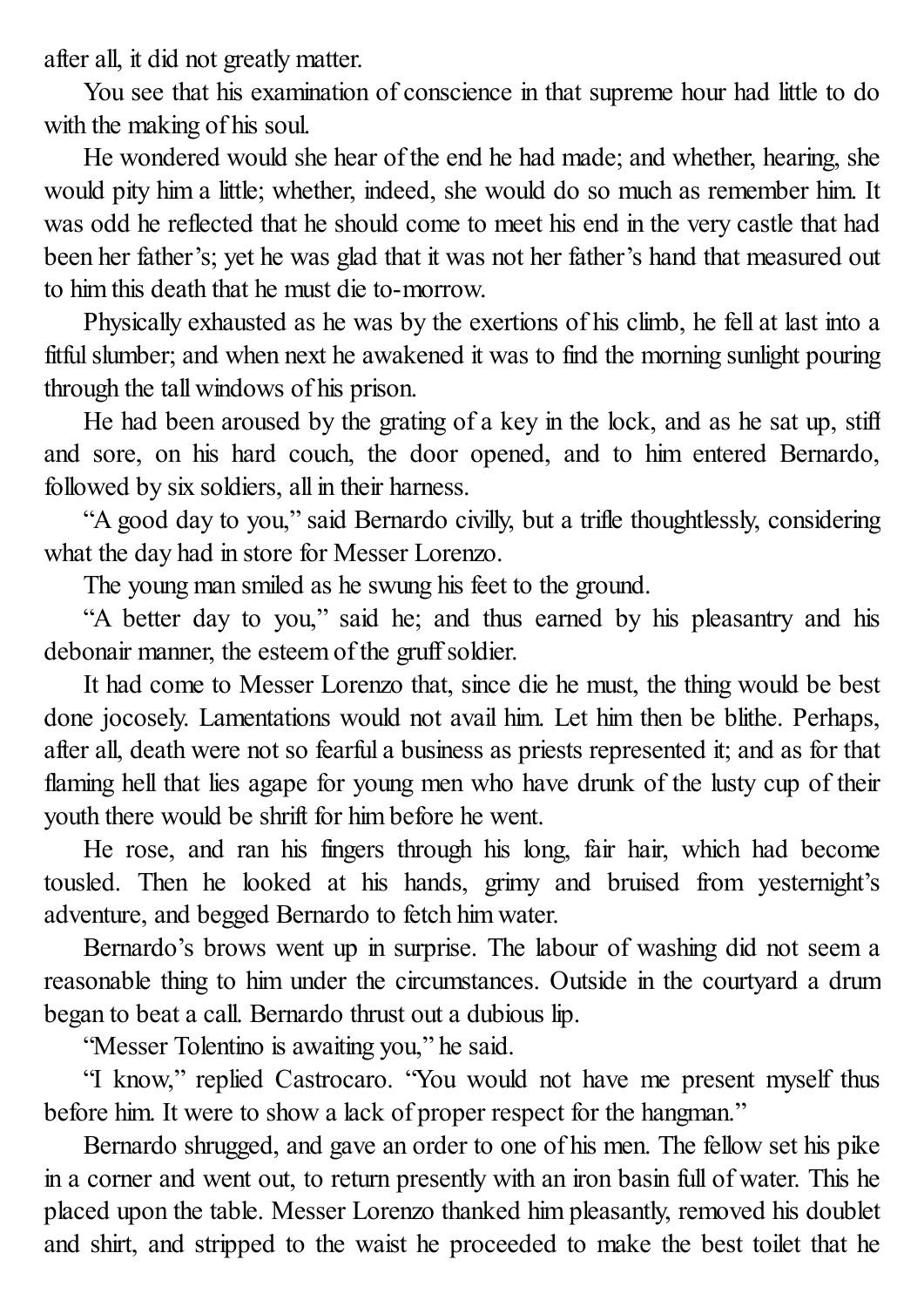after all, it did not greatly matter.

You see that his examination of conscience in that supreme hour had little to do with the making of his soul.

He wondered would she hear of the end he had made; and whether, hearing, she would pity him a little; whether, indeed, she would do so much as remember him. It was odd he reflected that he should come to meet his end in the very castle that had been her father's; yet he was glad that it was not her father's hand that measured out to him this death that he must die to-morrow.

Physically exhausted as he was by the exertions of his climb, he fell at last into a fitful slumber; and when next he awakened it was to find the morning sunlight pouring through the tall windows of his prison.

He had been aroused by the grating of a key in the lock, and as he sat up, stiff and sore, on his hard couch, the door opened, and to him entered Bernardo, followed by six soldiers, all in their harness.

"A good day to you," said Bernardo civilly, but a trifle thoughtlessly, considering what the day had in store for Messer Lorenzo.

The young man smiled as he swung his feet to the ground.

"A better day to you," said he; and thus earned by his pleasantry and his debonair manner, the esteem of the gruff soldier.

It had come to Messer Lorenzo that, since die he must, the thing would be best done jocosely. Lamentations would not avail him. Let him then be blithe. Perhaps, after all, death were not so fearful a business as priests represented it; and as for that flaming hell that lies agape for young men who have drunk of the lusty cup of their youth there would be shrift for him before he went.

He rose, and ran his fingers through his long, fair hair, which had become tousled. Then he looked at his hands, grimy and bruised from yesternight's adventure, and begged Bernardo to fetch him water.

Bernardo's brows went up in surprise. The labour of washing did not seem a reasonable thing to him under the circumstances. Outside in the courtyard a drum began to beat a call. Bernardo thrust out a dubious lip.

"Messer Tolentino is awaiting you," he said.

"I know," replied Castrocaro. "You would not have me present myself thus before him. It were to show a lack of proper respect for the hangman."

Bernardo shrugged, and gave an order to one of his men. The fellow set his pike in a corner and went out, to return presently with an iron basin full of water. This he placed upon the table. Messer Lorenzo thanked him pleasantly, removed his doublet and shirt, and stripped to the waist he proceeded to make the best toilet that he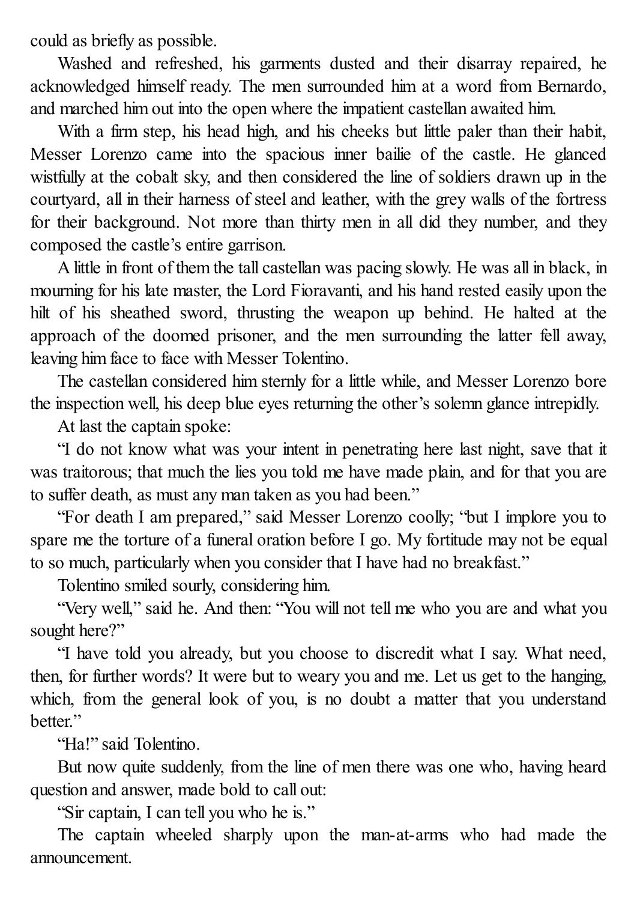could as briefly as possible.

Washed and refreshed, his garments dusted and their disarray repaired, he acknowledged himself ready. The men surrounded him at a word from Bernardo, and marched him out into the open where the impatient castellan awaited him.

With a firm step, his head high, and his cheeks but little paler than their habit, Messer Lorenzo came into the spacious inner bailie of the castle. He glanced wistfully at the cobalt sky, and then considered the line of soldiers drawn up in the courtyard, all in their harness of steel and leather, with the grey walls of the fortress for their background. Not more than thirty men in all did they number, and they composed the castle's entire garrison.

A little in front of them the tall castellan was pacing slowly. He was all in black, in mourning for his late master, the Lord Fioravanti, and his hand rested easily upon the hilt of his sheathed sword, thrusting the weapon up behind. He halted at the approach of the doomed prisoner, and the men surrounding the latter fell away, leaving him face to face with Messer Tolentino.

The castellan considered him sternly for a little while, and Messer Lorenzo bore the inspection well, his deep blue eyes returning the other's solemn glance intrepidly.

At last the captain spoke:

"I do not know what was your intent in penetrating here last night, save that it was traitorous; that much the lies you told me have made plain, and for that you are to suffer death, as must any man taken as you had been."

"For death I am prepared," said Messer Lorenzo coolly; "but I implore you to spare me the torture of a funeral oration before I go. My fortitude may not be equal to so much, particularly when you consider that I have had no breakfast."

Tolentino smiled sourly, considering him.

"Very well," said he. And then: "You will not tell me who you are and what you sought here?"

"I have told you already, but you choose to discredit what I say. What need, then, for further words? It were but to weary you and me. Let us get to the hanging, which, from the general look of you, is no doubt a matter that you understand better."

"Ha!" said Tolentino.

But now quite suddenly, from the line of men there was one who, having heard question and answer, made bold to call out:

"Sir captain, I can tell you who he is."

The captain wheeled sharply upon the man-at-arms who had made the announcement.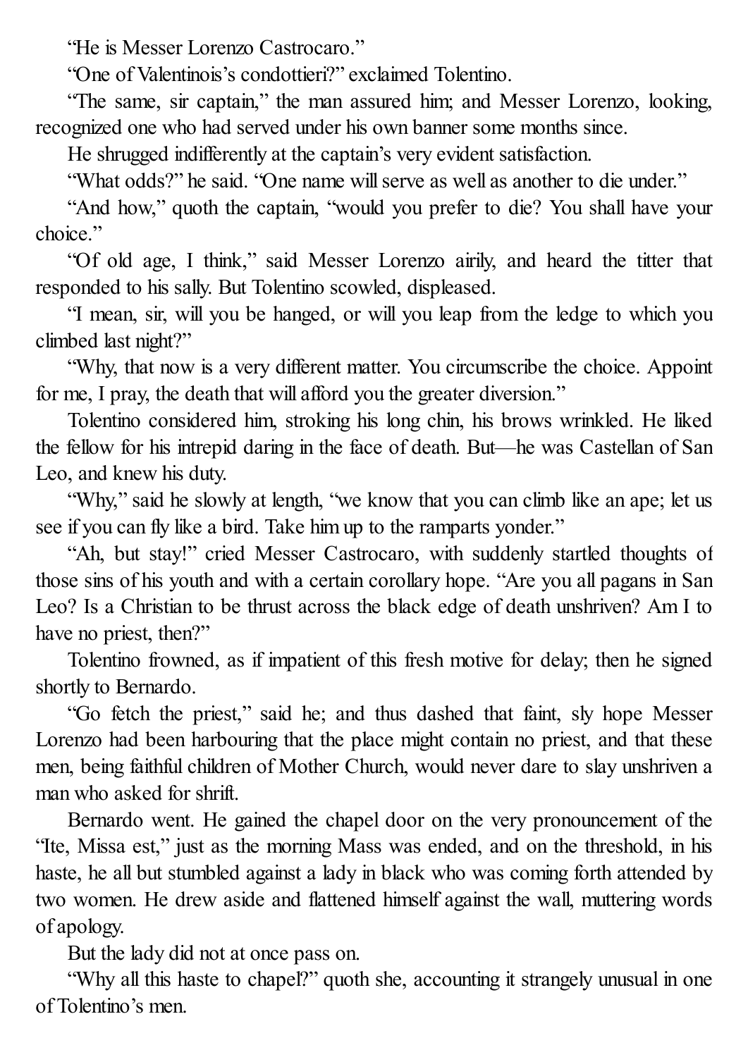"He is Messer Lorenzo Castrocaro."

"One of Valentinois's condottieri?" exclaimed Tolentino.

"The same, sir captain," the man assured him; and Messer Lorenzo, looking, recognized one who had served under his own banner some months since.

He shrugged indifferently at the captain's very evident satisfaction.

"What odds?" he said. "One name will serve as well as another to die under."

"And how," quoth the captain, "would you prefer to die? You shall have your choice."

"Of old age, I think," said Messer Lorenzo airily, and heard the titter that responded to his sally. But Tolentino scowled, displeased.

"I mean, sir, will you be hanged, or will you leap from the ledge to which you climbed last night?"

"Why, that now is a very different matter. You circumscribe the choice. Appoint for me, I pray, the death that will afford you the greater diversion."

Tolentino considered him, stroking his long chin, his brows wrinkled. He liked the fellow for his intrepid daring in the face of death. But—he was Castellan of San Leo, and knew his duty.

"Why," said he slowly at length, "we know that you can climb like an ape; let us see if you can fly like a bird. Take him up to the ramparts yonder."

"Ah, but stay!" cried Messer Castrocaro, with suddenly startled thoughts of those sins of his youth and with a certain corollary hope. "Are you all pagans in San Leo? Is a Christian to be thrust across the black edge of death unshriven? Am I to have no priest, then?"

Tolentino frowned, as if impatient of this fresh motive for delay; then he signed shortly to Bernardo.

"Go fetch the priest," said he; and thus dashed that faint, sly hope Messer Lorenzo had been harbouring that the place might contain no priest, and that these men, being faithful children of Mother Church, would never dare to slay unshriven a man who asked for shrift.

Bernardo went. He gained the chapel door on the very pronouncement of the "Ite, Missa est," just as the morning Mass was ended, and on the threshold, in his haste, he all but stumbled against a lady in black who was coming forth attended by two women. He drew aside and flattened himself against the wall, muttering words of apology.

But the lady did not at once pass on.

"Why all this haste to chapel?" quoth she, accounting it strangely unusual in one of Tolentino's men.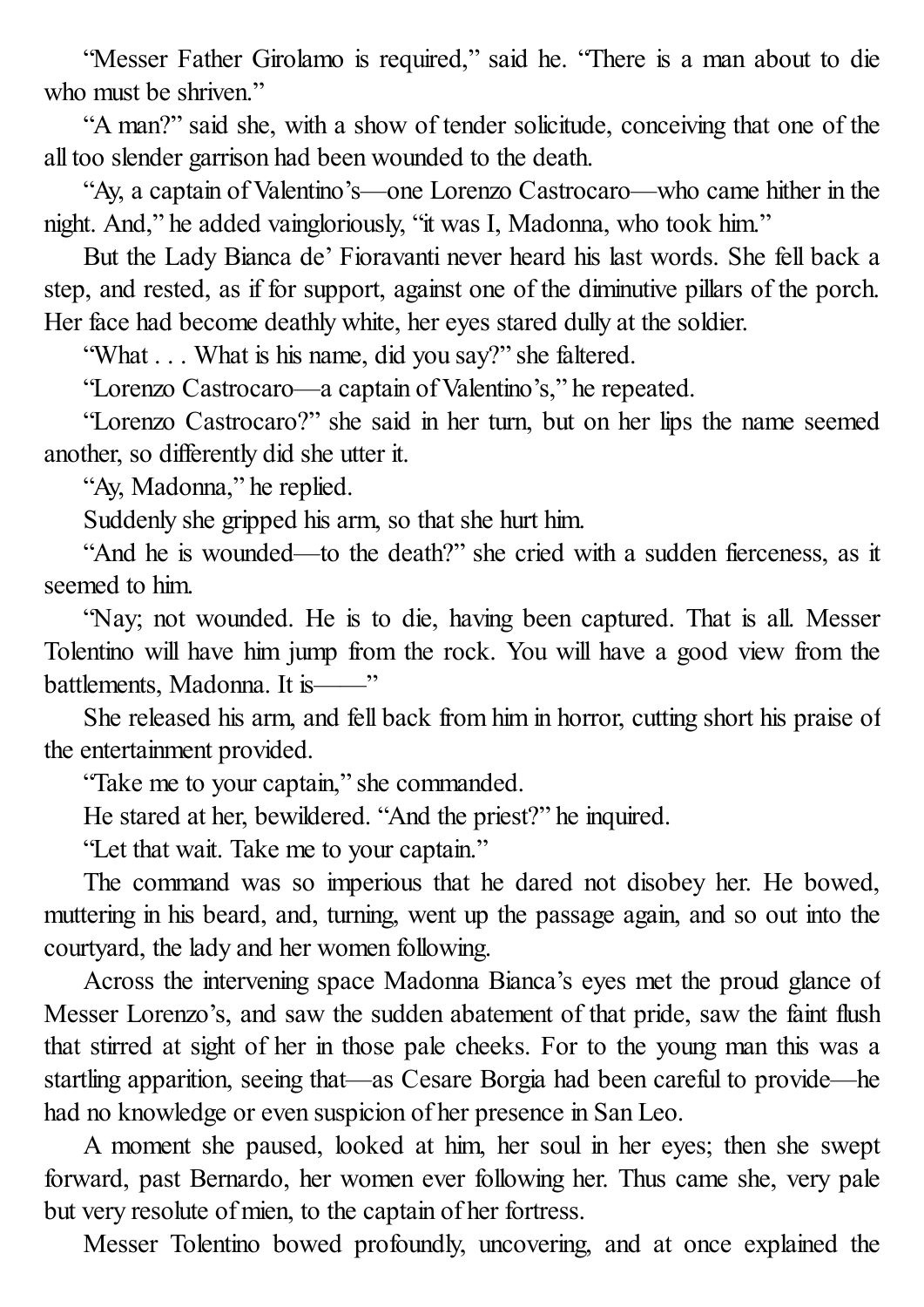"Messer Father Girolamo is required," said he. "There is a man about to die who must be shriven."

"A man?" said she, with a show of tender solicitude, conceiving that one of the all too slender garrison had been wounded to the death.

"Ay, a captain of Valentino's—one Lorenzo Castrocaro—who came hither in the night. And," he added vaingloriously, "it was I, Madonna, who took him."

But the Lady Bianca de' Fioravanti never heard his last words. She fell back a step, and rested, as if for support, against one of the diminutive pillars of the porch. Her face had become deathly white, her eyes stared dully at the soldier.

"What . . . What is his name, did you say?" she faltered.

"Lorenzo Castrocaro—a captain of Valentino's," he repeated.

"Lorenzo Castrocaro?" she said in her turn, but on her lips the name seemed another, so differently did she utter it.

"Ay, Madonna," he replied.

Suddenly she gripped his arm, so that she hurt him.

"And he is wounded—to the death?" she cried with a sudden fierceness, as it seemed to him.

"Nay; not wounded. He is to die, having been captured. That is all. Messer Tolentino will have him jump from the rock. You will have a good view from the battlements, Madonna. It is——"

She released his arm, and fell back from him in horror, cutting short his praise of the entertainment provided.

"Take me to your captain," she commanded.

He stared at her, bewildered. "And the priest?" he inquired.

"Let that wait. Take me to your captain."

The command was so imperious that he dared not disobey her. He bowed, muttering in his beard, and, turning, went up the passage again, and so out into the courtyard, the lady and her women following.

Across the intervening space Madonna Bianca's eyes met the proud glance of Messer Lorenzo's, and saw the sudden abatement of that pride, saw the faint flush that stirred at sight of her in those pale cheeks. For to the young man this was a startling apparition, seeing that—as Cesare Borgia had been careful to provide—he had no knowledge or even suspicion of her presence in San Leo.

A moment she paused, looked at him, her soul in her eyes; then she swept forward, past Bernardo, her women ever following her. Thus came she, very pale but very resolute of mien, to the captain of her fortress.

Messer Tolentino bowed profoundly, uncovering, and at once explained the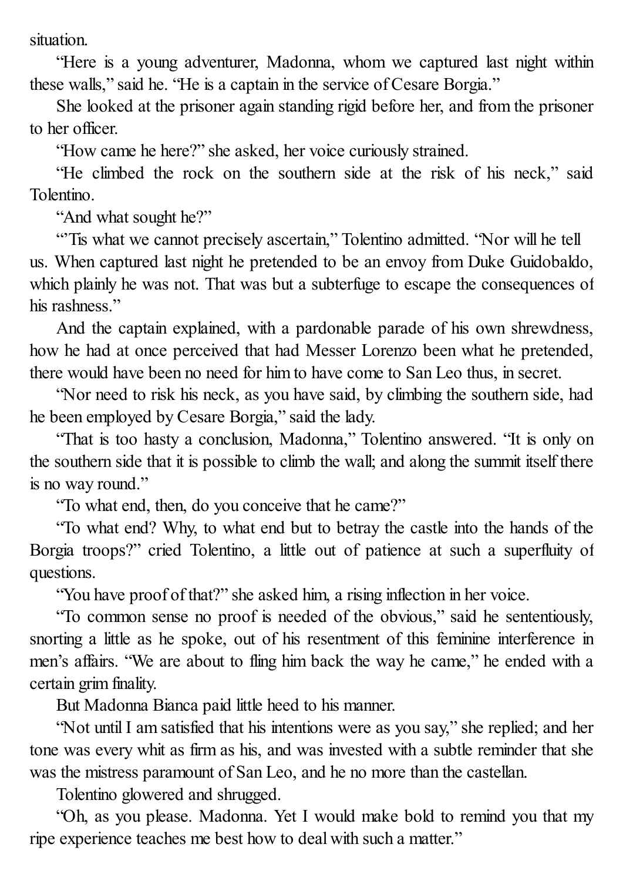situation.

"Here is a young adventurer, Madonna, whom we captured last night within these walls," said he. "He is a captain in the service of Cesare Borgia."

She looked at the prisoner again standing rigid before her, and from the prisoner to her officer.

"How came he here?" she asked, her voice curiously strained.

"He climbed the rock on the southern side at the risk of his neck," said Tolentino.

"And what sought he?"

"'Tis what we cannot precisely ascertain," Tolentino admitted. "Nor will he tell us. When captured last night he pretended to be an envoy from Duke Guidobaldo, which plainly he was not. That was but a subterfuge to escape the consequences of his rashness."

And the captain explained, with a pardonable parade of his own shrewdness, how he had at once perceived that had Messer Lorenzo been what he pretended, there would have been no need for him to have come to San Leo thus, in secret.

"Nor need to risk his neck, as you have said, by climbing the southern side, had he been employed by Cesare Borgia," said the lady.

"That is too hasty a conclusion, Madonna," Tolentino answered. "It is only on the southern side that it is possible to climb the wall; and along the summit itself there is no way round."

"To what end, then, do you conceive that he came?"

"To what end? Why, to what end but to betray the castle into the hands of the Borgia troops?" cried Tolentino, a little out of patience at such a superfluity of questions.

"You have proof of that?" she asked him, a rising inflection in her voice.

"To common sense no proof is needed of the obvious," said he sententiously, snorting a little as he spoke, out of his resentment of this feminine interference in men's affairs. "We are about to fling him back the way he came," he ended with a certain grim finality.

But Madonna Bianca paid little heed to his manner.

"Not until I am satisfied that his intentions were as you say," she replied; and her tone was every whit as firm as his, and was invested with a subtle reminder that she was the mistress paramount of San Leo, and he no more than the castellan.

Tolentino glowered and shrugged.

"Oh, as you please. Madonna. Yet I would make bold to remind you that my ripe experience teaches me best how to deal with such a matter."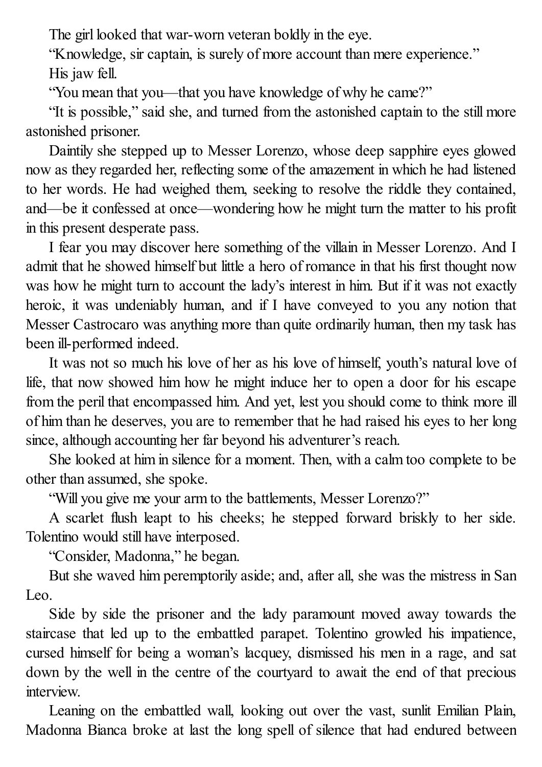The girl looked that war-worn veteran boldly in the eye.

"Knowledge, sir captain, is surely of more account than mere experience."

His jaw fell.

"You mean that you—that you have knowledge of why he came?"

"It is possible," said she, and turned from the astonished captain to the still more astonished prisoner.

Daintily she stepped up to Messer Lorenzo, whose deep sapphire eyes glowed now as they regarded her, reflecting some of the amazement in which he had listened to her words. He had weighed them, seeking to resolve the riddle they contained, and—be it confessed at once—wondering how he might turn the matter to his profit in this present desperate pass.

I fear you may discover here something of the villain in Messer Lorenzo. And I admit that he showed himself but little a hero of romance in that his first thought now was how he might turn to account the lady's interest in him. But if it was not exactly heroic, it was undeniably human, and if I have conveyed to you any notion that Messer Castrocaro was anything more than quite ordinarily human, then my task has been ill-performed indeed.

It was not so much his love of her as his love of himself, youth's natural love of life, that now showed him how he might induce her to open a door for his escape from the peril that encompassed him. And yet, lest you should come to think more ill of him than he deserves, you are to remember that he had raised his eyes to her long since, although accounting her far beyond his adventurer's reach.

She looked at him in silence for a moment. Then, with a calm too complete to be other than assumed, she spoke.

"Will you give me your arm to the battlements, Messer Lorenzo?"

A scarlet flush leapt to his cheeks; he stepped forward briskly to her side. Tolentino would still have interposed.

"Consider, Madonna," he began.

But she waved him peremptorily aside; and, after all, she was the mistress in San Leo.

Side by side the prisoner and the lady paramount moved away towards the staircase that led up to the embattled parapet. Tolentino growled his impatience, cursed himself for being a woman's lacquey, dismissed his men in a rage, and sat down by the well in the centre of the courtyard to await the end of that precious interview.

Leaning on the embattled wall, looking out over the vast, sunlit Emilian Plain, Madonna Bianca broke at last the long spell of silence that had endured between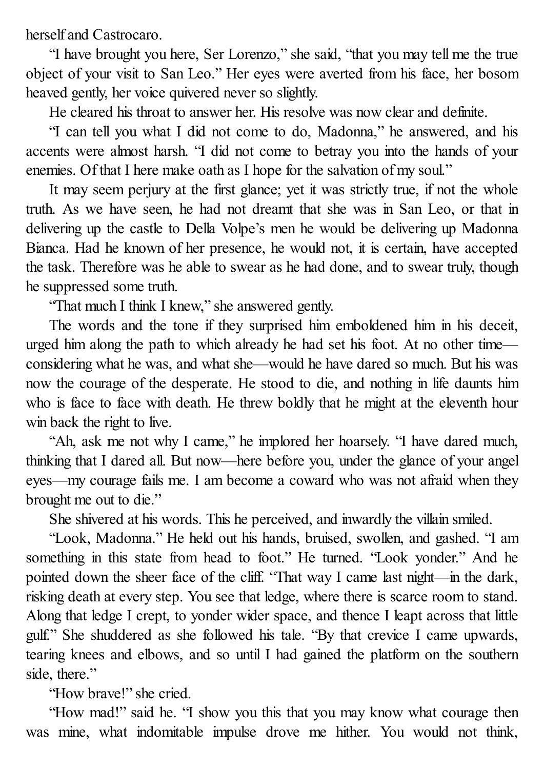herself and Castrocaro.

"I have brought you here, Ser Lorenzo," she said, "that you may tell me the true object of your visit to San Leo." Her eyes were averted from his face, her bosom heaved gently, her voice quivered never so slightly.

He cleared his throat to answer her. His resolve was now clear and definite.

"I can tell you what I did not come to do, Madonna," he answered, and his accents were almost harsh. "I did not come to betray you into the hands of your enemies. Of that I here make oath as I hope for the salvation of my soul."

It may seem perjury at the first glance; yet it was strictly true, if not the whole truth. As we have seen, he had not dreamt that she was in San Leo, or that in delivering up the castle to Della Volpe's men he would be delivering up Madonna Bianca. Had he known of her presence, he would not, it is certain, have accepted the task. Therefore was he able to swear as he had done, and to swear truly, though he suppressed some truth.

"That much I think I knew," she answered gently.

The words and the tone if they surprised him emboldened him in his deceit, urged him along the path to which already he had set his foot. At no other time—considering what he was, and what she—would he have dared so much. But his was now the courage of the desperate. He stood to die, and nothing in life daunts him who is face to face with death. He threw boldly that he might at the eleventh hour win back the right to live.

"Ah, ask me not why I came," he implored her hoarsely. "I have dared much, thinking that I dared all. But now—here before you, under the glance of your angel eyes—my courage fails me. I am become a coward who was not afraid when they brought me out to die."

She shivered at his words. This he perceived, and inwardly the villain smiled.

"Look, Madonna." He held out his hands, bruised, swollen, and gashed. "I am something in this state from head to foot." He turned. "Look yonder." And he pointed down the sheer face of the cliff. "That way I came last night—in the dark, risking death at every step. You see that ledge, where there is scarce room to stand. Along that ledge I crept, to yonder wider space, and thence I leapt across that little gulf." She shuddered as she followed his tale. "By that crevice I came upwards, tearing knees and elbows, and so until I had gained the platform on the southern side, there."

"How brave!" she cried.

"How mad!" said he. "I show you this that you may know what courage then was mine, what indomitable impulse drove me hither. You would not think,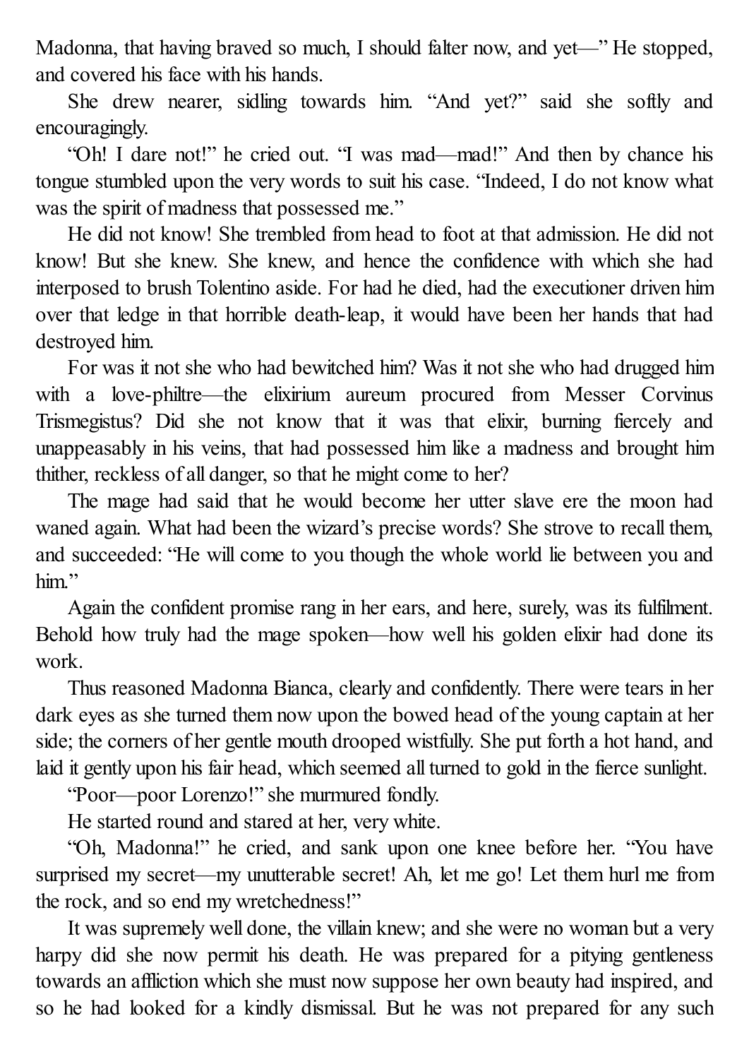Madonna, that having braved so much, I should falter now, and yet—" He stopped, and covered his face with his hands.

She drew nearer, sidling towards him. "And yet?" said she softly and encouragingly.

"Oh! I dare not!" he cried out. "I was mad—mad!" And then by chance his tongue stumbled upon the very words to suit his case. "Indeed, I do not know what was the spirit of madness that possessed me."

He did not know! She trembled from head to foot at that admission. He did not know! But she knew. She knew, and hence the confidence with which she had interposed to brush Tolentino aside. For had he died, had the executioner driven him over that ledge in that horrible death-leap, it would have been her hands that had destroyed him.

For was it not she who had bewitched him? Was it not she who had drugged him with a love-philtre—the elixirium aureum procured from Messer Corvinus Trismegistus? Did she not know that it was that elixir, burning fiercely and unappeasably in his veins, that had possessed him like a madness and brought him thither, reckless of all danger, so that he might come to her?

The mage had said that he would become her utter slave ere the moon had waned again. What had been the wizard's precise words? She strove to recall them, and succeeded: "He will come to you though the whole world lie between you and him."

Again the confident promise rang in her ears, and here, surely, was its fulfilment. Behold how truly had the mage spoken—how well his golden elixir had done its work.

Thus reasoned Madonna Bianca, clearly and confidently. There were tears in her dark eyes as she turned them now upon the bowed head of the young captain at her side; the corners of her gentle mouth drooped wistfully. She put forth a hot hand, and laid it gently upon his fair head, which seemed all turned to gold in the fierce sunlight.

"Poor—poor Lorenzo!" she murmured fondly.

He started round and stared at her, very white.

"Oh, Madonna!" he cried, and sank upon one knee before her. "You have surprised my secret—my unutterable secret! Ah, let me go! Let them hurl me from the rock, and so end my wretchedness!"

It was supremely well done, the villain knew; and she were no woman but a very harpy did she now permit his death. He was prepared for a pitying gentleness towards an affliction which she must now suppose her own beauty had inspired, and so he had looked for a kindly dismissal. But he was not prepared for any such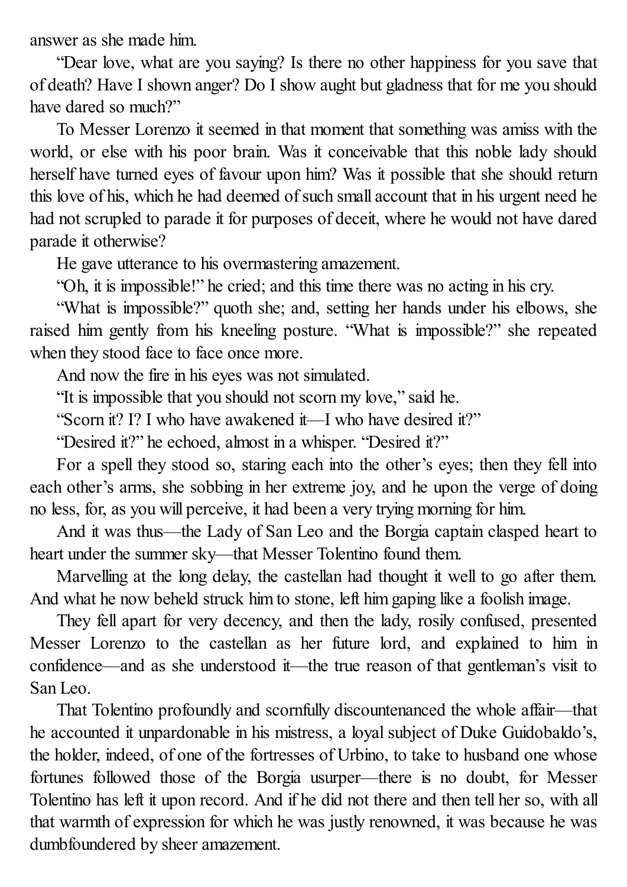answer as she made him.

"Dear love, what are you saying? Is there no other happiness for you save that of death? Have I shown anger? Do I show aught but gladness that for me you should have dared so much?"

To Messer Lorenzo it seemed in that moment that something was amiss with the world, or else with his poor brain. Was it conceivable that this noble lady should herself have turned eyes of favour upon him? Was it possible that she should return this love of his, which he had deemed of such small account that in his urgent need he had not scrupled to parade it for purposes of deceit, where he would not have dared parade it otherwise?

He gave utterance to his overmastering amazement.

"Oh, it is impossible!" he cried; and this time there was no acting in his cry.

"What is impossible?" quoth she; and, setting her hands under his elbows, she raised him gently from his kneeling posture. "What is impossible?" she repeated when they stood face to face once more.

And now the fire in his eyes was not simulated.

"It is impossible that you should not scorn my love," said he.

"Scorn it? I? I who have awakened it—I who have desired it?"

"Desired it?" he echoed, almost in a whisper. "Desired it?"

For a spell they stood so, staring each into the other's eyes; then they fell into each other's arms, she sobbing in her extreme joy, and he upon the verge of doing no less, for, as you will perceive, it had been a very trying morning for him.

And it was thus—the Lady of San Leo and the Borgia captain clasped heart to heart under the summer sky—that Messer Tolentino found them.

Marvelling at the long delay, the castellan had thought it well to go after them. And what he now beheld struck him to stone, left him gaping like a foolish image.

They fell apart for very decency, and then the lady, rosily confused, presented Messer Lorenzo to the castellan as her future lord, and explained to him in confidence—and as she understood it—the true reason of that gentleman's visit to San Leo.

That Tolentino profoundly and scornfully discountenanced the whole affair—that he accounted it unpardonable in his mistress, a loyal subject of Duke Guidobaldo's, the holder, indeed, of one of the fortresses of Urbino, to take to husband one whose fortunes followed those of the Borgia usurper—there is no doubt, for Messer Tolentino has left it upon record. And if he did not there and then tell her so, with all that warmth of expression for which he was justly renowned, it was because he was dumbfoundered by sheer amazement.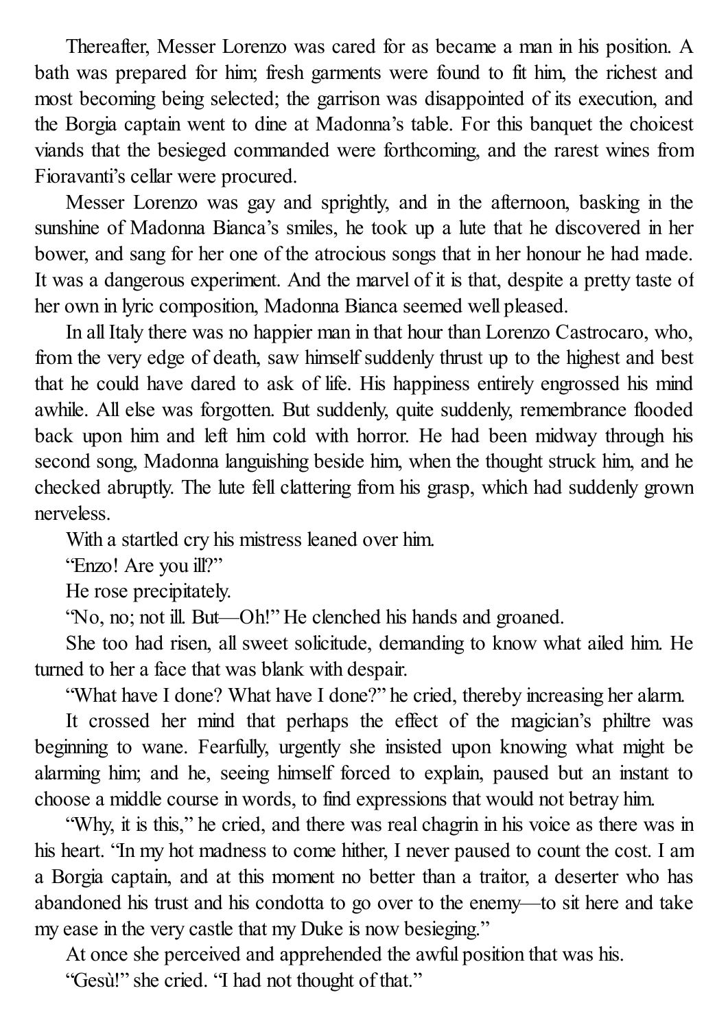Thereafter, Messer Lorenzo was cared for as became a man in his position. A bath was prepared for him; fresh garments were found to fit him, the richest and most becoming being selected; the garrison was disappointed of its execution, and the Borgia captain went to dine at Madonna's table. For this banquet the choicest viands that the besieged commanded were forthcoming, and the rarest wines from Fioravanti's cellar were procured.

Messer Lorenzo was gay and sprightly, and in the afternoon, basking in the sunshine of Madonna Bianca's smiles, he took up a lute that he discovered in her bower, and sang for her one of the atrocious songs that in her honour he had made. It was a dangerous experiment. And the marvel of it is that, despite a pretty taste of her own in lyric composition, Madonna Bianca seemed well pleased.

In all Italy there was no happier man in that hour than Lorenzo Castrocaro, who, from the very edge of death, saw himself suddenly thrust up to the highest and best that he could have dared to ask of life. His happiness entirely engrossed his mind awhile. All else was forgotten. But suddenly, quite suddenly, remembrance flooded back upon him and left him cold with horror. He had been midway through his second song, Madonna languishing beside him, when the thought struck him, and he checked abruptly. The lute fell clattering from his grasp, which had suddenly grown nerveless.

With a startled cry his mistress leaned over him.

"Enzo! Are you ill?"

He rose precipitately.

"No, no; not ill. But—Oh!" He clenched his hands and groaned.

She too had risen, all sweet solicitude, demanding to know what ailed him. He turned to her a face that was blank with despair.

"What have I done? What have I done?" he cried, thereby increasing her alarm.

It crossed her mind that perhaps the effect of the magician's philtre was beginning to wane. Fearfully, urgently she insisted upon knowing what might be alarming him; and he, seeing himself forced to explain, paused but an instant to choose a middle course in words, to find expressions that would not betray him.

"Why, it is this," he cried, and there was real chagrin in his voice as there was in his heart. "In my hot madness to come hither, I never paused to count the cost. I am a Borgia captain, and at this moment no better than a traitor, a deserter who has abandoned his trust and his condotta to go over to the enemy—to sit here and take my ease in the very castle that my Duke is now besieging."

At once she perceived and apprehended the awful position that was his.

"Gesù!" she cried. "I had not thought of that."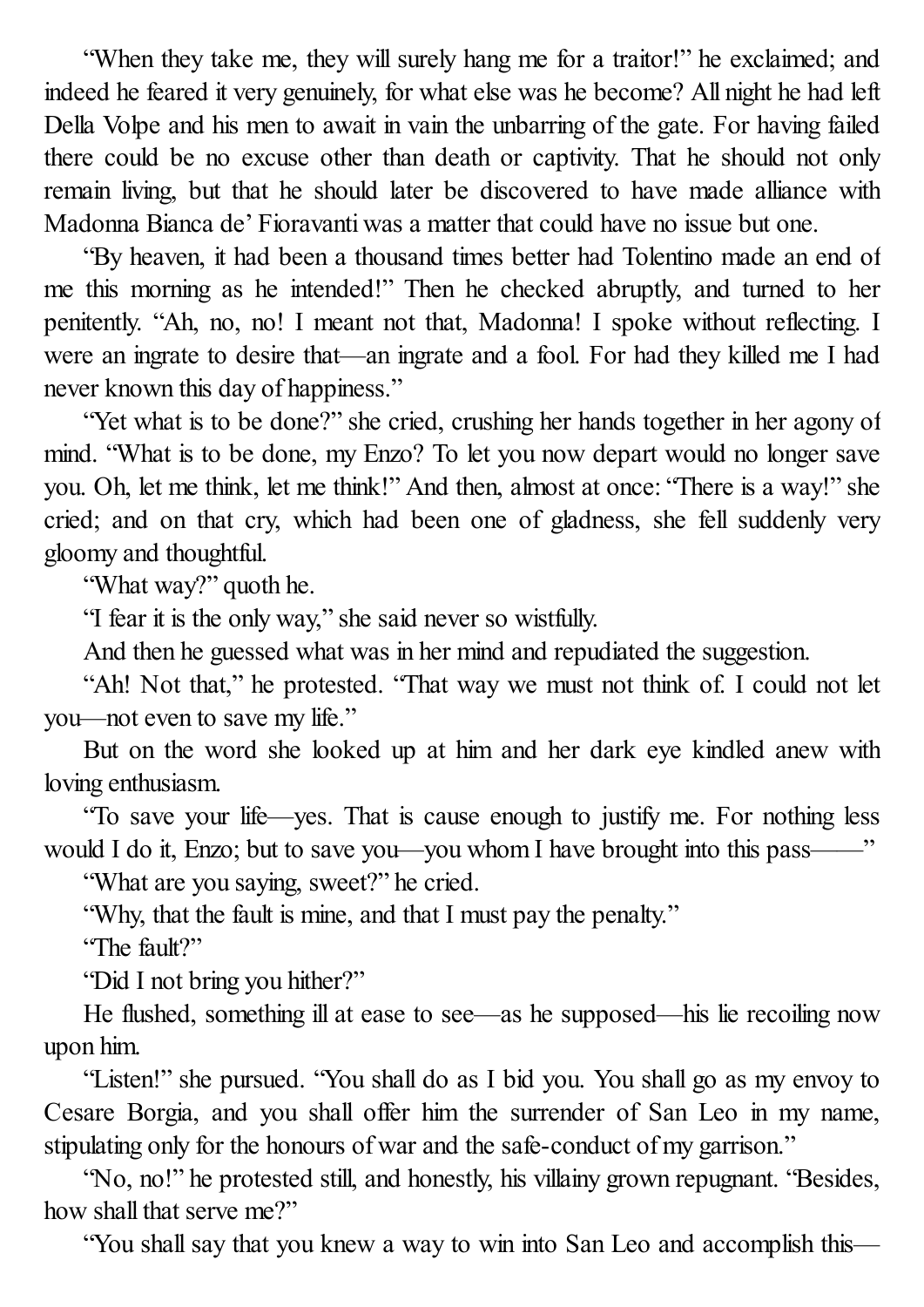"When they take me, they will surely hang me for a traitor!" he exclaimed; and indeed he feared it very genuinely, for what else was he become? All night he had left Della Volpe and his men to await in vain the unbarring of the gate. For having failed there could be no excuse other than death or captivity. That he should not only remain living, but that he should later be discovered to have made alliance with Madonna Bianca de' Fioravanti was a matter that could have no issue but one.

"By heaven, it had been a thousand times better had Tolentino made an end of me this morning as he intended!" Then he checked abruptly, and turned to her penitently. "Ah, no, no! I meant not that, Madonna! I spoke without reflecting. I were an ingrate to desire that—an ingrate and a fool. For had they killed me I had never known this day of happiness."

"Yet what is to be done?" she cried, crushing her hands together in her agony of mind. "What is to be done, my Enzo? To let you now depart would no longer save you. Oh, let me think, let me think!" And then, almost at once: "There is a way!" she cried; and on that cry, which had been one of gladness, she fell suddenly very gloomy and thoughtful.

"What way?" quoth he.

"I fear it is the only way," she said never so wistfully.

And then he guessed what was in her mind and repudiated the suggestion.

"Ah! Not that," he protested. "That way we must not think of. I could not let you—not even to save my life."

But on the word she looked up at him and her dark eye kindled anew with loving enthusiasm.

"To save your life—yes. That is cause enough to justify me. For nothing less would I do it, Enzo; but to save you—you whom I have brought into this pass——"

"What are you saying, sweet?" he cried.

"Why, that the fault is mine, and that I must pay the penalty."

"The fault?"

"Did I not bring you hither?"

He flushed, something ill at ease to see—as he supposed—his lie recoiling now upon him.

"Listen!" she pursued. "You shall do as I bid you. You shall go as my envoy to Cesare Borgia, and you shall offer him the surrender of San Leo in my name, stipulating only for the honours of war and the safe-conduct of my garrison."

"No, no!" he protested still, and honestly, his villainy grown repugnant. "Besides, how shall that serve me?"

"You shall say that you knew a way to win into San Leo and accomplish this—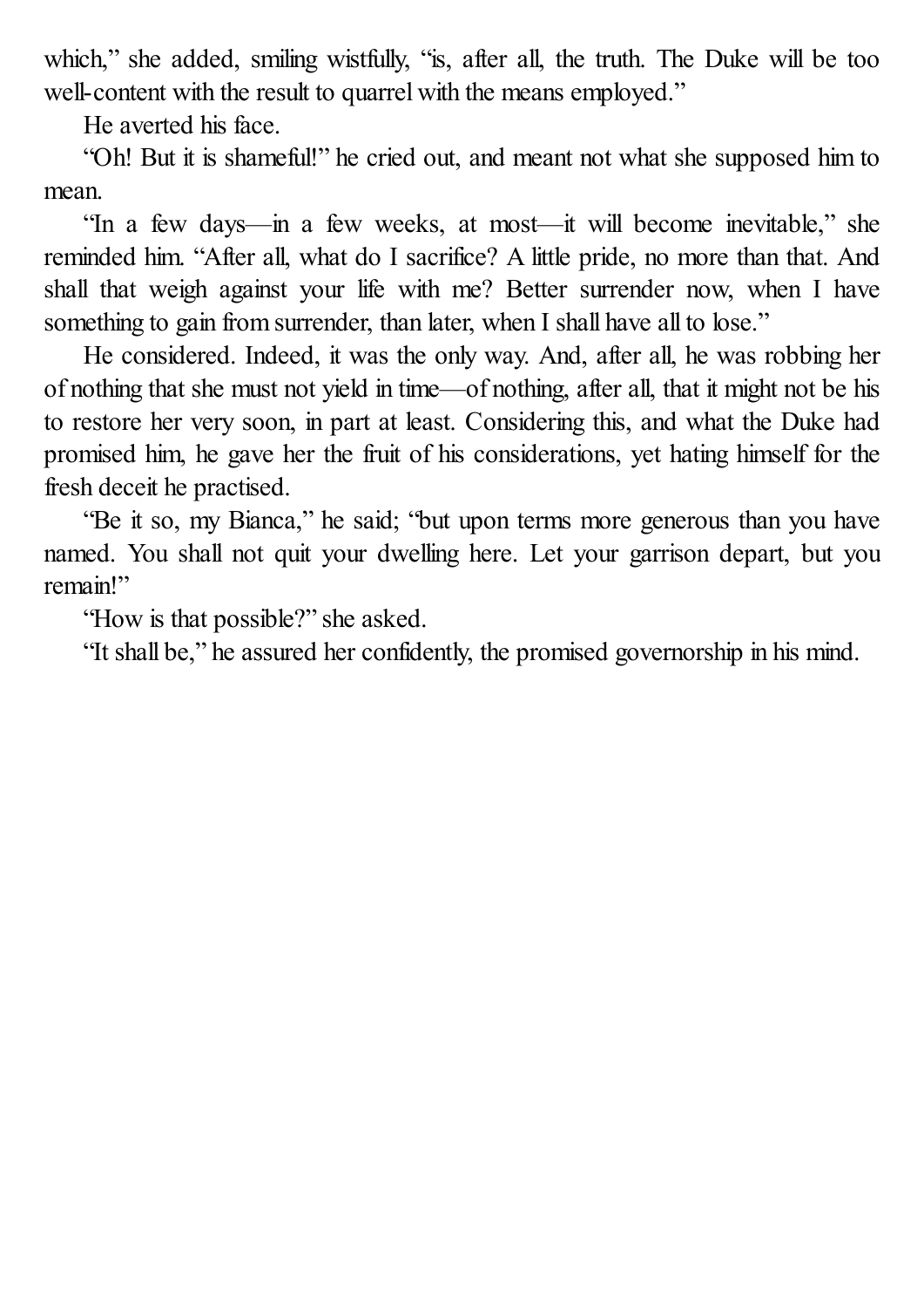which," she added, smiling wistfully, "is, after all, the truth. The Duke will be too well-content with the result to quarrel with the means employed."

He averted his face.

"Oh! But it is shameful!" he cried out, and meant not what she supposed him to mean.

"In a few days—in a few weeks, at most—it will become inevitable," she reminded him. "After all, what do I sacrifice? A little pride, no more than that. And shall that weigh against your life with me? Better surrender now, when I have something to gain from surrender, than later, when I shall have all to lose."

He considered. Indeed, it was the only way. And, after all, he was robbing her of nothing that she must not yield in time—of nothing, after all, that it might not be his to restore her very soon, in part at least. Considering this, and what the Duke had promised him, he gave her the fruit of his considerations, yet hating himself for the fresh deceit he practised.

"Be it so, my Bianca," he said; "but upon terms more generous than you have named. You shall not quit your dwelling here. Let your garrison depart, but you remain!"

"How is that possible?" she asked.

"It shall be," he assured her confidently, the promised governorship in his mind.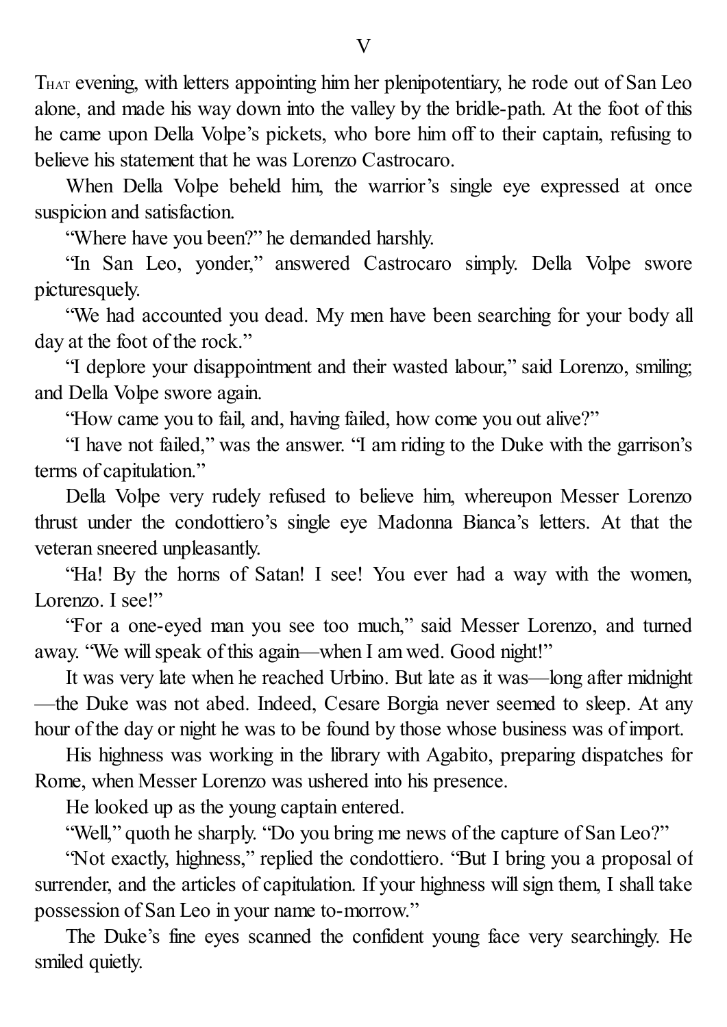# V

THAT evening, with letters appointing him her plenipotentiary, he rode out of San Leo alone, and made his way down into the valley by the bridle-path. At the foot of this he came upon Della Volpe's pickets, who bore him off to their captain, refusing to believe his statement that he was Lorenzo Castrocaro.

When Della Volpe beheld him, the warrior's single eye expressed at once suspicion and satisfaction.

"Where have you been?" he demanded harshly.

"In San Leo, yonder," answered Castrocaro simply. Della Volpe swore picturesquely.

"We had accounted you dead. My men have been searching for your body all day at the foot of the rock."

"I deplore your disappointment and their wasted labour," said Lorenzo, smiling; and Della Volpe swore again.

"How came you to fail, and, having failed, how come you out alive?"

"I have not failed," was the answer. "I am riding to the Duke with the garrison's terms of capitulation."

Della Volpe very rudely refused to believe him, whereupon Messer Lorenzo thrust under the condottiero's single eye Madonna Bianca's letters. At that the veteran sneered unpleasantly.

"Ha! By the horns of Satan! I see! You ever had a way with the women, Lorenzo. I see!"

"For a one-eyed man you see too much," said Messer Lorenzo, and turned away. "We will speak of this again—when I am wed. Good night!"

It was very late when he reached Urbino. But late as it was—long after midnight—the Duke was not abed. Indeed, Cesare Borgia never seemed to sleep. At any hour of the day or night he was to be found by those whose business was of import.

His highness was working in the library with Agabito, preparing dispatches for Rome, when Messer Lorenzo was ushered into his presence.

He looked up as the young captain entered.

"Well," quoth he sharply. "Do you bring me news of the capture of San Leo?"

"Not exactly, highness," replied the condottiero. "But I bring you a proposal of surrender, and the articles of capitulation. If your highness will sign them, I shall take possession of San Leo in your name to-morrow."

The Duke's fine eyes scanned the confident young face very searchingly. He smiled quietly.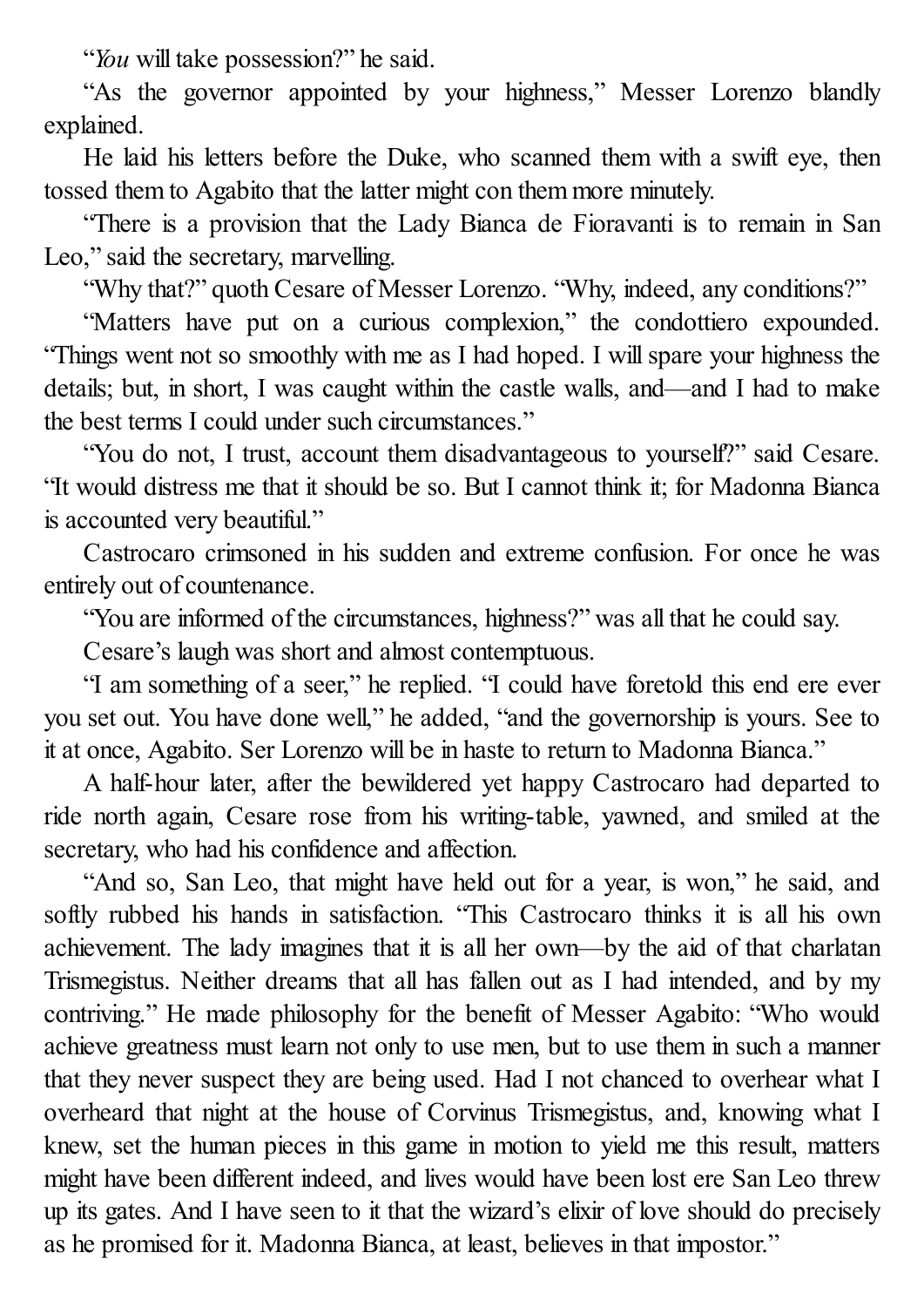"*You* will take possession?" he said.

"As the governor appointed by your highness," Messer Lorenzo blandly explained.

He laid his letters before the Duke, who scanned them with a swift eye, then tossed them to Agabito that the latter might con them more minutely.

"There is a provision that the Lady Bianca de Fioravanti is to remain in San Leo," said the secretary, marvelling.

"Why that?" quoth Cesare of Messer Lorenzo. "Why, indeed, any conditions?"

"Matters have put on a curious complexion," the condottiero expounded. "Things went not so smoothly with me as I had hoped. I will spare your highness the details; but, in short, I was caught within the castle walls, and—and I had to make the best terms I could under such circumstances."

"You do not, I trust, account them disadvantageous to yourself?" said Cesare. "It would distress me that it should be so. But I cannot think it; for Madonna Bianca is accounted very beautiful."

Castrocaro crimsoned in his sudden and extreme confusion. For once he was entirely out of countenance.

"You are informed of the circumstances, highness?" was all that he could say.

Cesare's laugh was short and almost contemptuous.

"I am something of a seer," he replied. "I could have foretold this end ere ever you set out. You have done well," he added, "and the governorship is yours. See to it at once, Agabito. Ser Lorenzo will be in haste to return to Madonna Bianca."

A half-hour later, after the bewildered yet happy Castrocaro had departed to ride north again, Cesare rose from his writing-table, yawned, and smiled at the secretary, who had his confidence and affection.

"And so, San Leo, that might have held out for a year, is won," he said, and softly rubbed his hands in satisfaction. "This Castrocaro thinks it is all his own achievement. The lady imagines that it is all her own—by the aid of that charlatan Trismegistus. Neither dreams that all has fallen out as I had intended, and by my contriving." He made philosophy for the benefit of Messer Agabito: "Who would achieve greatness must learn not only to use men, but to use them in such a manner that they never suspect they are being used. Had I not chanced to overhear what I overheard that night at the house of Corvinus Trismegistus, and, knowing what I knew, set the human pieces in this game in motion to yield me this result, matters might have been different indeed, and lives would have been lost ere San Leo threw up its gates. And I have seen to it that the wizard's elixir of love should do precisely as he promised for it. Madonna Bianca, at least, believes in that impostor."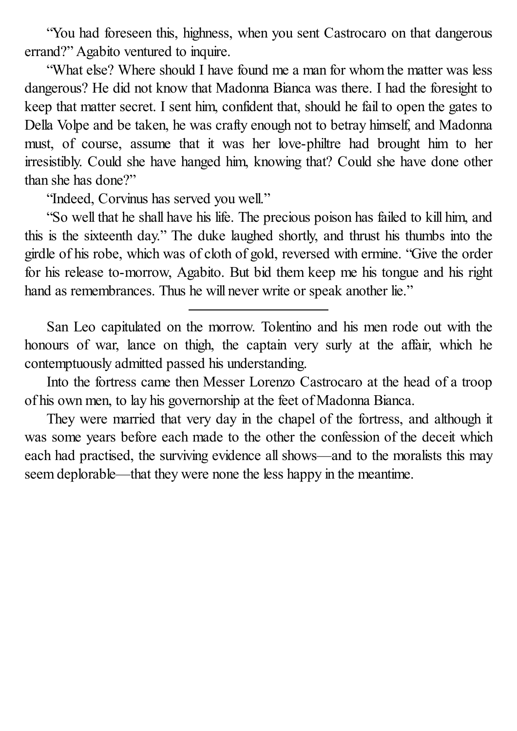"You had foreseen this, highness, when you sent Castrocaro on that dangerous errand?" Agabito ventured to inquire.

"What else? Where should I have found me a man for whom the matter was less dangerous? He did not know that Madonna Bianca was there. I had the foresight to keep that matter secret. I sent him, confident that, should he fail to open the gates to Della Volpe and be taken, he was crafty enough not to betray himself, and Madonna must, of course, assume that it was her love-philtre had brought him to her irresistibly. Could she have hanged him, knowing that? Could she have done other than she has done?"

"Indeed, Corvinus has served you well."

"So well that he shall have his life. The precious poison has failed to kill him, and this is the sixteenth day." The duke laughed shortly, and thrust his thumbs into the girdle of his robe, which was of cloth of gold, reversed with ermine. "Give the order for his release to-morrow, Agabito. But bid them keep me his tongue and his right hand as remembrances. Thus he will never write or speak another lie."

---

San Leo capitulated on the morrow. Tolentino and his men rode out with the honours of war, lance on thigh, the captain very surly at the affair, which he contemptuously admitted passed his understanding.

Into the fortress came then Messer Lorenzo Castrocaro at the head of a troop of his own men, to lay his governorship at the feet of Madonna Bianca.

They were married that very day in the chapel of the fortress, and although it was some years before each made to the other the confession of the deceit which each had practised, the surviving evidence all shows—and to the moralists this may seem deplorable—that they were none the less happy in the meantime.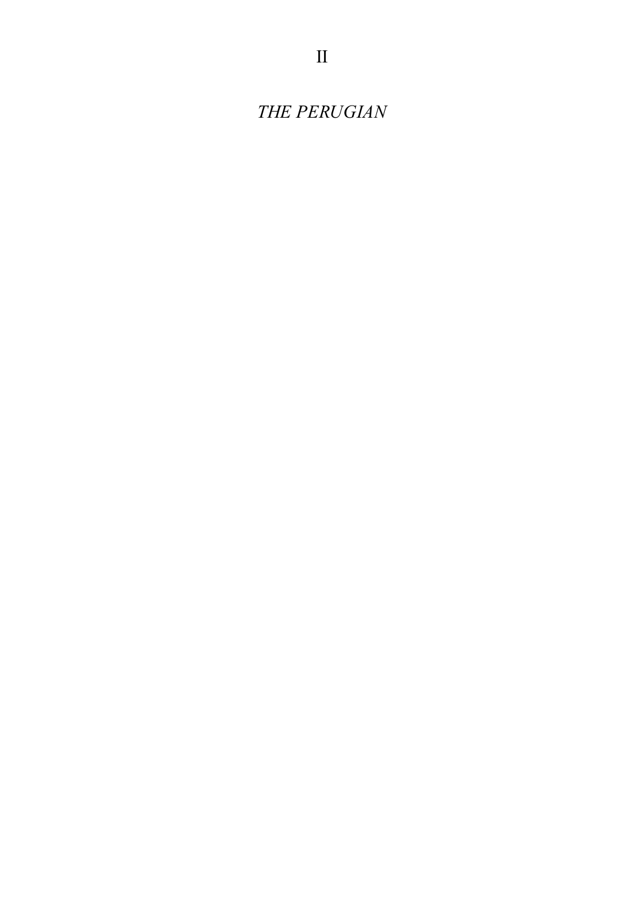# II

## *THE PERUGIAN*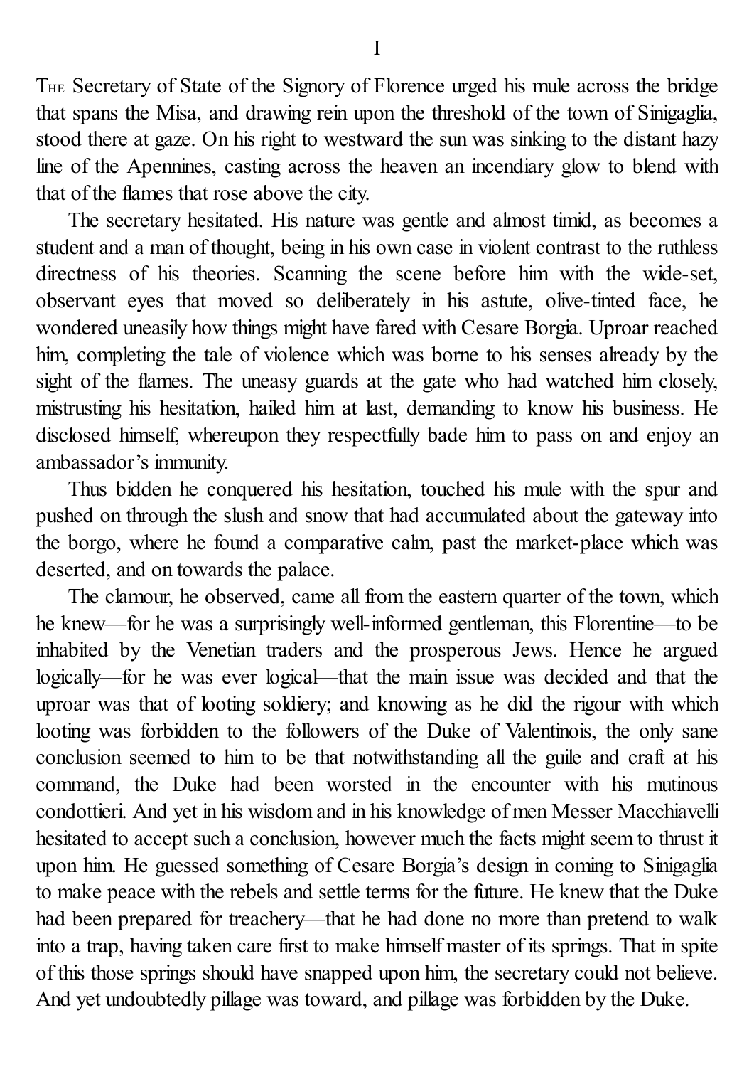# I

The Secretary of State of the Signory of Florence urged his mule across the bridge that spans the Misa, and drawing rein upon the threshold of the town of Sinigaglia, stood there at gaze. On his right to westward the sun was sinking to the distant hazy line of the Apennines, casting across the heaven an incendiary glow to blend with that of the flames that rose above the city.

The secretary hesitated. His nature was gentle and almost timid, as becomes a student and a man of thought, being in his own case in violent contrast to the ruthless directness of his theories. Scanning the scene before him with the wide-set, observant eyes that moved so deliberately in his astute, olive-tinted face, he wondered uneasily how things might have fared with Cesare Borgia. Uproar reached him, completing the tale of violence which was borne to his senses already by the sight of the flames. The uneasy guards at the gate who had watched him closely, mistrusting his hesitation, hailed him at last, demanding to know his business. He disclosed himself, whereupon they respectfully bade him to pass on and enjoy an ambassador's immunity.

Thus bidden he conquered his hesitation, touched his mule with the spur and pushed on through the slush and snow that had accumulated about the gateway into the borgo, where he found a comparative calm, past the market-place which was deserted, and on towards the palace.

The clamour, he observed, came all from the eastern quarter of the town, which he knew—for he was a surprisingly well-informed gentleman, this Florentine—to be inhabited by the Venetian traders and the prosperous Jews. Hence he argued logically—for he was ever logical—that the main issue was decided and that the uproar was that of looting soldiery; and knowing as he did the rigour with which looting was forbidden to the followers of the Duke of Valentinois, the only sane conclusion seemed to him to be that notwithstanding all the guile and craft at his command, the Duke had been worsted in the encounter with his mutinous condottieri. And yet in his wisdom and in his knowledge of men Messer Macchiavelli hesitated to accept such a conclusion, however much the facts might seem to thrust it upon him. He guessed something of Cesare Borgia's design in coming to Sinigaglia to make peace with the rebels and settle terms for the future. He knew that the Duke had been prepared for treachery—that he had done no more than pretend to walk into a trap, having taken care first to make himself master of its springs. That in spite of this those springs should have snapped upon him, the secretary could not believe. And yet undoubtedly pillage was toward, and pillage was forbidden by the Duke.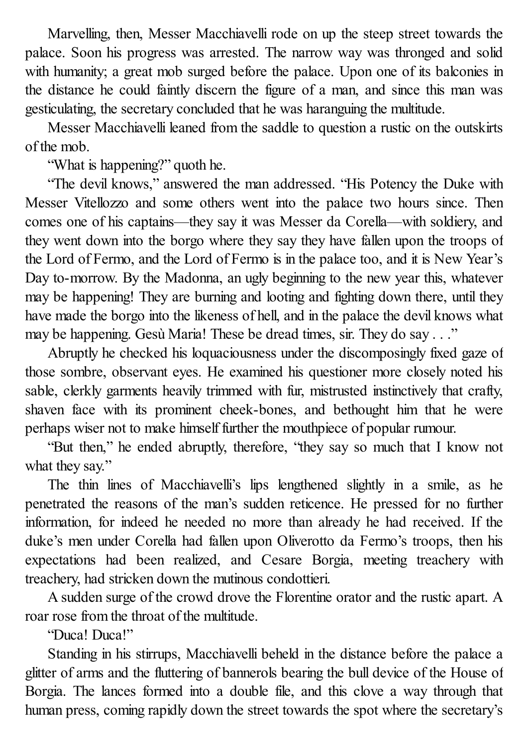Marvelling, then, Messer Macchiavelli rode on up the steep street towards the palace. Soon his progress was arrested. The narrow way was thronged and solid with humanity; a great mob surged before the palace. Upon one of its balconies in the distance he could faintly discern the figure of a man, and since this man was gesticulating, the secretary concluded that he was haranguing the multitude.

Messer Macchiavelli leaned from the saddle to question a rustic on the outskirts of the mob.

"What is happening?" quoth he.

"The devil knows," answered the man addressed. "His Potency the Duke with Messer Vitellozzo and some others went into the palace two hours since. Then comes one of his captains—they say it was Messer da Corella—with soldiery, and they went down into the borgo where they say they have fallen upon the troops of the Lord of Fermo, and the Lord of Fermo is in the palace too, and it is New Year's Day to-morrow. By the Madonna, an ugly beginning to the new year this, whatever may be happening! They are burning and looting and fighting down there, until they have made the borgo into the likeness of hell, and in the palace the devil knows what may be happening. Gesù Maria! These be dread times, sir. They do say . . ."

Abruptly he checked his loquaciousness under the discomposingly fixed gaze of those sombre, observant eyes. He examined his questioner more closely noted his sable, clerkly garments heavily trimmed with fur, mistrusted instinctively that crafty, shaven face with its prominent cheek-bones, and bethought him that he were perhaps wiser not to make himself further the mouthpiece of popular rumour.

"But then," he ended abruptly, therefore, "they say so much that I know not what they say."

The thin lines of Macchiavelli's lips lengthened slightly in a smile, as he penetrated the reasons of the man's sudden reticence. He pressed for no further information, for indeed he needed no more than already he had received. If the duke's men under Corella had fallen upon Oliverotto da Fermo's troops, then his expectations had been realized, and Cesare Borgia, meeting treachery with treachery, had stricken down the mutinous condottieri.

A sudden surge of the crowd drove the Florentine orator and the rustic apart. A roar rose from the throat of the multitude.

"Duca! Duca!"

Standing in his stirrups, Macchiavelli beheld in the distance before the palace a glitter of arms and the fluttering of bannerols bearing the bull device of the House of Borgia. The lances formed into a double file, and this clove a way through that human press, coming rapidly down the street towards the spot where the secretary's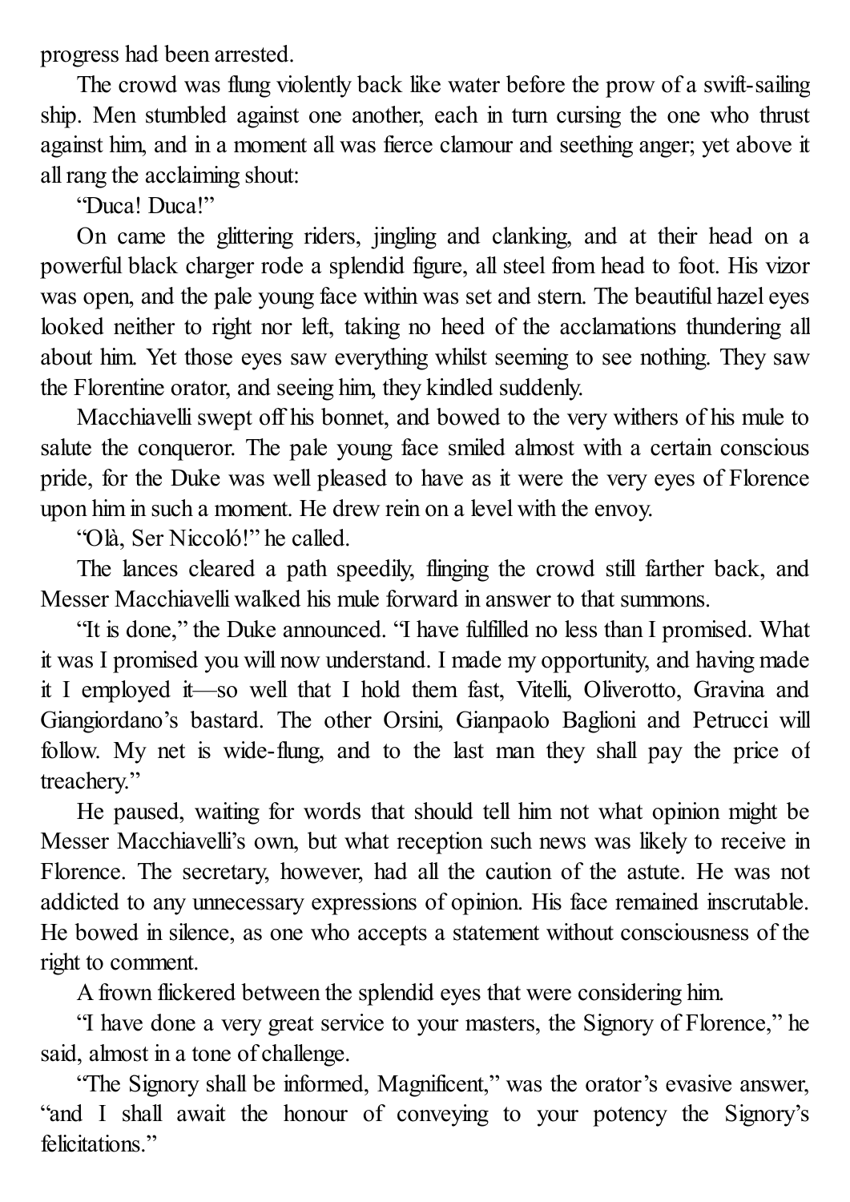progress had been arrested.

The crowd was flung violently back like water before the prow of a swift-sailing ship. Men stumbled against one another, each in turn cursing the one who thrust against him, and in a moment all was fierce clamour and seething anger; yet above it all rang the acclaiming shout:

"Duca! Duca!"

On came the glittering riders, jingling and clanking, and at their head on a powerful black charger rode a splendid figure, all steel from head to foot. His vizor was open, and the pale young face within was set and stern. The beautiful hazel eyes looked neither to right nor left, taking no heed of the acclamations thundering all about him. Yet those eyes saw everything whilst seeming to see nothing. They saw the Florentine orator, and seeing him, they kindled suddenly.

Macchiavelli swept off his bonnet, and bowed to the very withers of his mule to salute the conqueror. The pale young face smiled almost with a certain conscious pride, for the Duke was well pleased to have as it were the very eyes of Florence upon him in such a moment. He drew rein on a level with the envoy.

"Olà, Ser Niccoló!" he called.

The lances cleared a path speedily, flinging the crowd still farther back, and Messer Macchiavelli walked his mule forward in answer to that summons.

"It is done," the Duke announced. "I have fulfilled no less than I promised. What it was I promised you will now understand. I made my opportunity, and having made it I employed it—so well that I hold them fast, Vitelli, Oliverotto, Gravina and Giangiordano's bastard. The other Orsini, Gianpaolo Baglioni and Petrucci will follow. My net is wide-flung, and to the last man they shall pay the price of treachery."

He paused, waiting for words that should tell him not what opinion might be Messer Macchiavelli's own, but what reception such news was likely to receive in Florence. The secretary, however, had all the caution of the astute. He was not addicted to any unnecessary expressions of opinion. His face remained inscrutable. He bowed in silence, as one who accepts a statement without consciousness of the right to comment.

A frown flickered between the splendid eyes that were considering him.

"I have done a very great service to your masters, the Signory of Florence," he said, almost in a tone of challenge.

"The Signory shall be informed, Magnificent," was the orator's evasive answer, "and I shall await the honour of conveying to your potency the Signory's felicitations."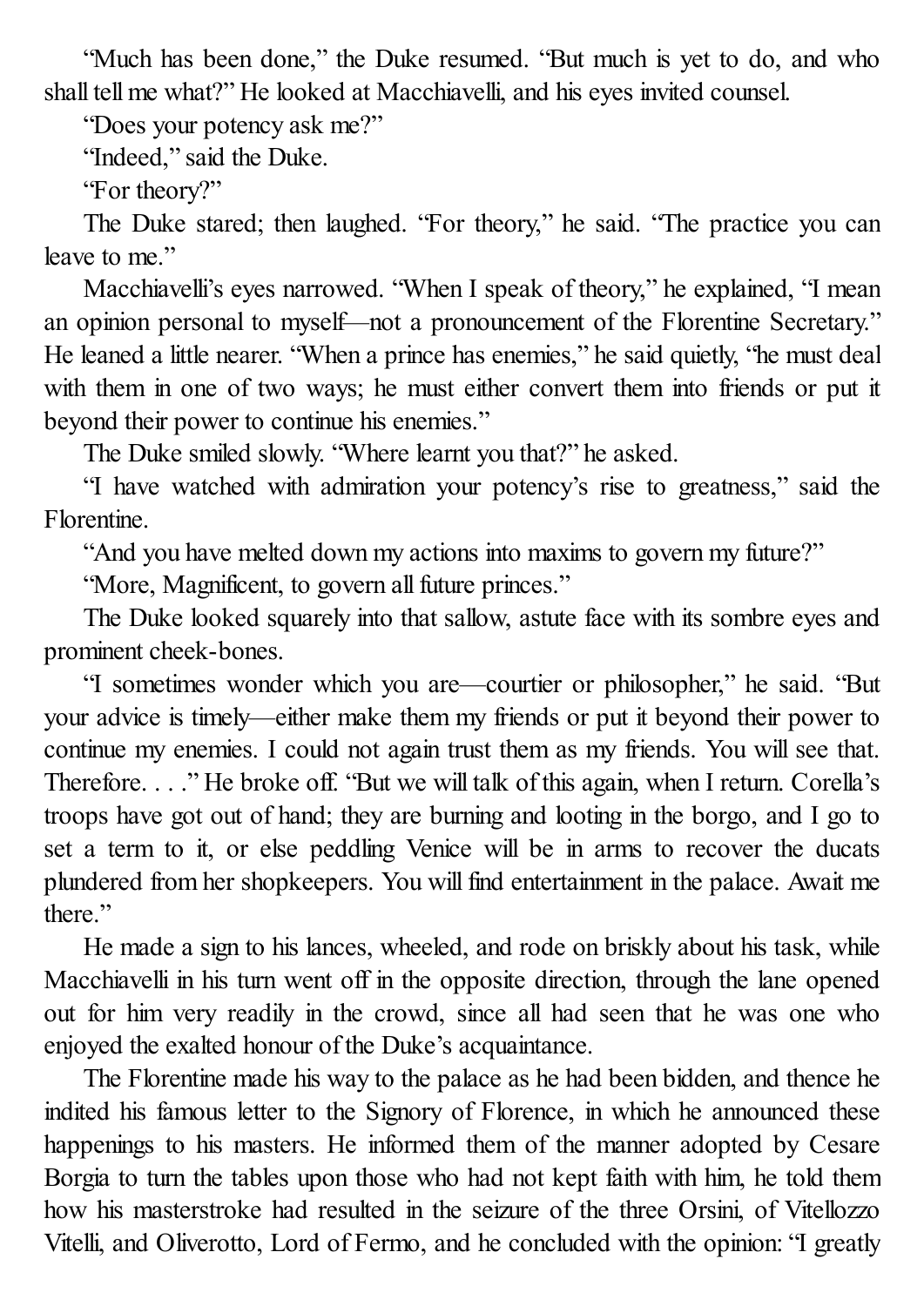"Much has been done," the Duke resumed. "But much is yet to do, and who shall tell me what?" He looked at Macchiavelli, and his eyes invited counsel.

"Does your potency ask me?"

"Indeed," said the Duke.

"For theory?"

The Duke stared; then laughed. "For theory," he said. "The practice you can leave to me."

Macchiavelli's eyes narrowed. "When I speak of theory," he explained, "I mean an opinion personal to myself—not a pronouncement of the Florentine Secretary." He leaned a little nearer. "When a prince has enemies," he said quietly, "he must deal with them in one of two ways; he must either convert them into friends or put it beyond their power to continue his enemies."

The Duke smiled slowly. "Where learnt you that?" he asked.

"I have watched with admiration your potency's rise to greatness," said the Florentine.

"And you have melted down my actions into maxims to govern my future?"

"More, Magnificent, to govern all future princes."

The Duke looked squarely into that sallow, astute face with its sombre eyes and prominent cheek-bones.

"I sometimes wonder which you are—courtier or philosopher," he said. "But your advice is timely—either make them my friends or put it beyond their power to continue my enemies. I could not again trust them as my friends. You will see that. Therefore. . . ." He broke off. "But we will talk of this again, when I return. Corella's troops have got out of hand; they are burning and looting in the borgo, and I go to set a term to it, or else peddling Venice will be in arms to recover the ducats plundered from her shopkeepers. You will find entertainment in the palace. Await me there."

He made a sign to his lances, wheeled, and rode on briskly about his task, while Macchiavelli in his turn went off in the opposite direction, through the lane opened out for him very readily in the crowd, since all had seen that he was one who enjoyed the exalted honour of the Duke's acquaintance.

The Florentine made his way to the palace as he had been bidden, and thence he indited his famous letter to the Signory of Florence, in which he announced these happenings to his masters. He informed them of the manner adopted by Cesare Borgia to turn the tables upon those who had not kept faith with him, he told them how his masterstroke had resulted in the seizure of the three Orsini, of Vitellozzo Vitelli, and Oliverotto, Lord of Fermo, and he concluded with the opinion: "I greatly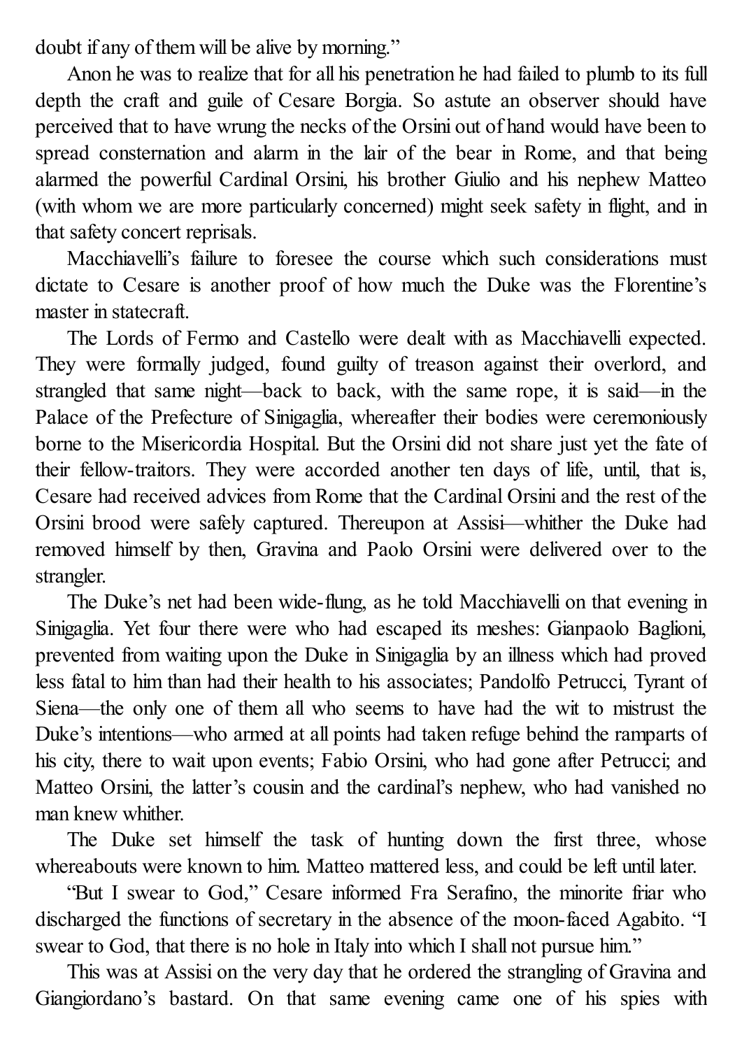doubt if any of them will be alive by morning."

Anon he was to realize that for all his penetration he had failed to plumb to its full depth the craft and guile of Cesare Borgia. So astute an observer should have perceived that to have wrung the necks of the Orsini out of hand would have been to spread consternation and alarm in the lair of the bear in Rome, and that being alarmed the powerful Cardinal Orsini, his brother Giulio and his nephew Matteo (with whom we are more particularly concerned) might seek safety in flight, and in that safety concert reprisals.

Macchiavelli's failure to foresee the course which such considerations must dictate to Cesare is another proof of how much the Duke was the Florentine's master in statecraft.

The Lords of Fermo and Castello were dealt with as Macchiavelli expected. They were formally judged, found guilty of treason against their overlord, and strangled that same night—back to back, with the same rope, it is said—in the Palace of the Prefecture of Sinigaglia, whereafter their bodies were ceremoniously borne to the Misericordia Hospital. But the Orsini did not share just yet the fate of their fellow-traitors. They were accorded another ten days of life, until, that is, Cesare had received advices from Rome that the Cardinal Orsini and the rest of the Orsini brood were safely captured. Thereupon at Assisi—whither the Duke had removed himself by then, Gravina and Paolo Orsini were delivered over to the strangler.

The Duke's net had been wide-flung, as he told Macchiavelli on that evening in Sinigaglia. Yet four there were who had escaped its meshes: Gianpaolo Baglioni, prevented from waiting upon the Duke in Sinigaglia by an illness which had proved less fatal to him than had their health to his associates; Pandolfo Petrucci, Tyrant of Siena—the only one of them all who seems to have had the wit to mistrust the Duke's intentions—who armed at all points had taken refuge behind the ramparts of his city, there to wait upon events; Fabio Orsini, who had gone after Petrucci; and Matteo Orsini, the latter's cousin and the cardinal's nephew, who had vanished no man knew whither.

The Duke set himself the task of hunting down the first three, whose whereabouts were known to him. Matteo mattered less, and could be left until later.

"But I swear to God," Cesare informed Fra Serafino, the minorite friar who discharged the functions of secretary in the absence of the moon-faced Agabito. "I swear to God, that there is no hole in Italy into which I shall not pursue him."

This was at Assisi on the very day that he ordered the strangling of Gravina and Giangiordano's bastard. On that same evening came one of his spies with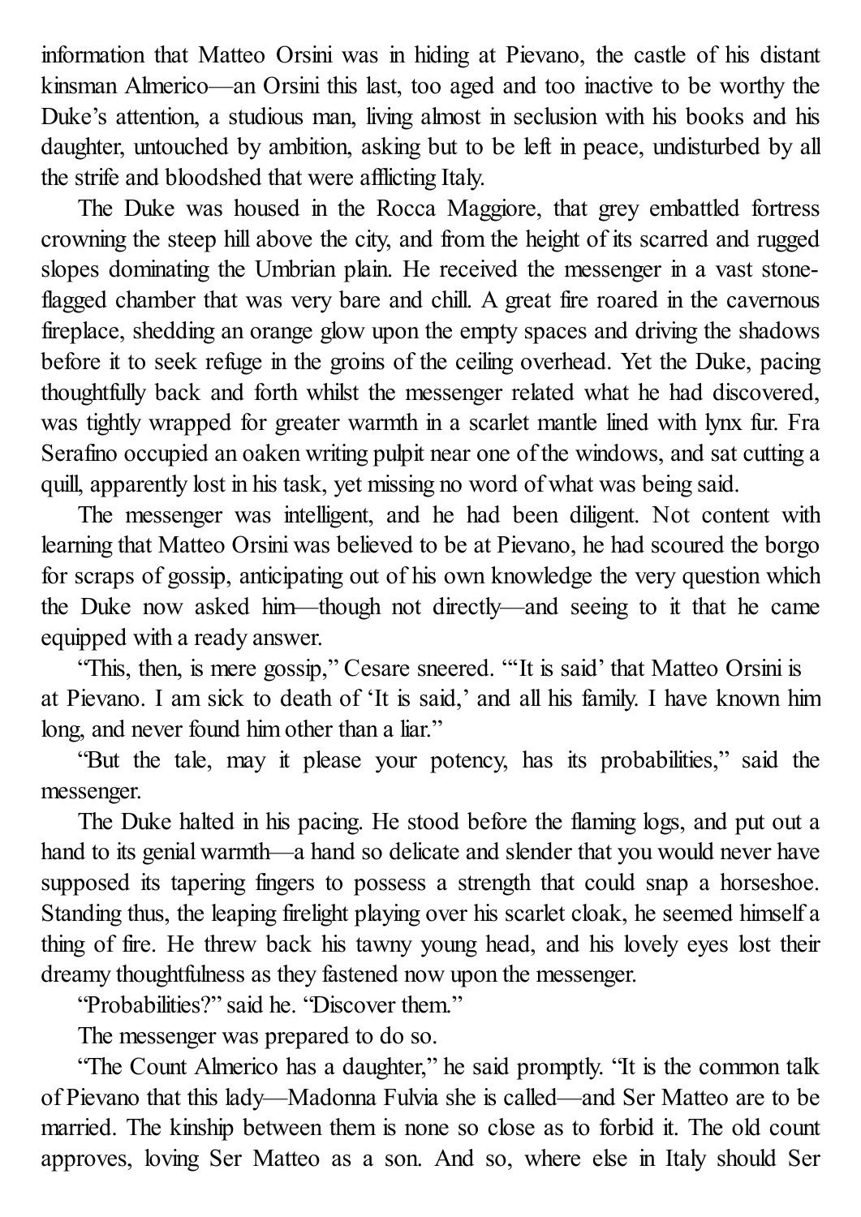information that Matteo Orsini was in hiding at Pievano, the castle of his distant kinsman Almerico—an Orsini this last, too aged and too inactive to be worthy the Duke's attention, a studious man, living almost in seclusion with his books and his daughter, untouched by ambition, asking but to be left in peace, undisturbed by all the strife and bloodshed that were afflicting Italy.

The Duke was housed in the Rocca Maggiore, that grey embattled fortress crowning the steep hill above the city, and from the height of its scarred and rugged slopes dominating the Umbrian plain. He received the messenger in a vast stone-flagged chamber that was very bare and chill. A great fire roared in the cavernous fireplace, shedding an orange glow upon the empty spaces and driving the shadows before it to seek refuge in the groins of the ceiling overhead. Yet the Duke, pacing thoughtfully back and forth whilst the messenger related what he had discovered, was tightly wrapped for greater warmth in a scarlet mantle lined with lynx fur. Fra Serafino occupied an oaken writing pulpit near one of the windows, and sat cutting a quill, apparently lost in his task, yet missing no word of what was being said.

The messenger was intelligent, and he had been diligent. Not content with learning that Matteo Orsini was believed to be at Pievano, he had scoured the borgo for scraps of gossip, anticipating out of his own knowledge the very question which the Duke now asked him—though not directly—and seeing to it that he came equipped with a ready answer.

"This, then, is mere gossip," Cesare sneered. "'It is said' that Matteo Orsini is at Pievano. I am sick to death of 'It is said,' and all his family. I have known him long, and never found him other than a liar."

"But the tale, may it please your potency, has its probabilities," said the messenger.

The Duke halted in his pacing. He stood before the flaming logs, and put out a hand to its genial warmth—a hand so delicate and slender that you would never have supposed its tapering fingers to possess a strength that could snap a horseshoe. Standing thus, the leaping firelight playing over his scarlet cloak, he seemed himself a thing of fire. He threw back his tawny young head, and his lovely eyes lost their dreamy thoughtfulness as they fastened now upon the messenger.

"Probabilities?" said he. "Discover them."

The messenger was prepared to do so.

"The Count Almerico has a daughter," he said promptly. "It is the common talk of Pievano that this lady—Madonna Fulvia she is called—and Ser Matteo are to be married. The kinship between them is none so close as to forbid it. The old count approves, loving Ser Matteo as a son. And so, where else in Italy should Ser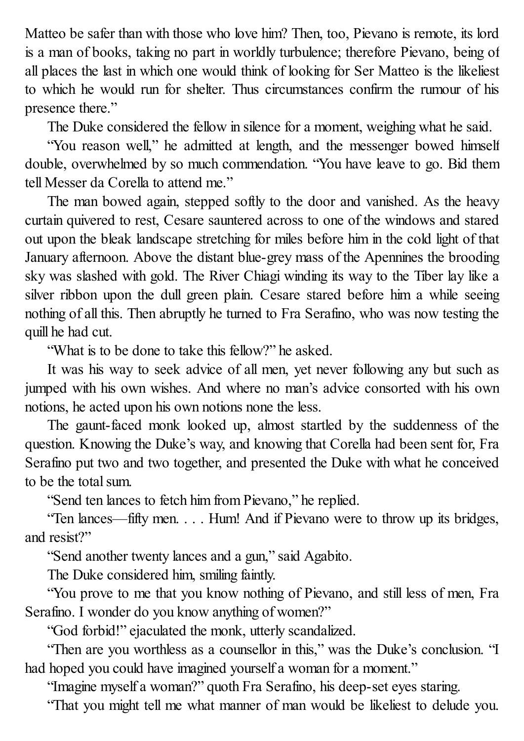Matteo be safer than with those who love him? Then, too, Pievano is remote, its lord is a man of books, taking no part in worldly turbulence; therefore Pievano, being of all places the last in which one would think of looking for Ser Matteo is the likeliest to which he would run for shelter. Thus circumstances confirm the rumour of his presence there."

The Duke considered the fellow in silence for a moment, weighing what he said.

"You reason well," he admitted at length, and the messenger bowed himself double, overwhelmed by so much commendation. "You have leave to go. Bid them tell Messer da Corella to attend me."

The man bowed again, stepped softly to the door and vanished. As the heavy curtain quivered to rest, Cesare sauntered across to one of the windows and stared out upon the bleak landscape stretching for miles before him in the cold light of that January afternoon. Above the distant blue-grey mass of the Apennines the brooding sky was slashed with gold. The River Chiagi winding its way to the Tiber lay like a silver ribbon upon the dull green plain. Cesare stared before him a while seeing nothing of all this. Then abruptly he turned to Fra Serafino, who was now testing the quill he had cut.

"What is to be done to take this fellow?" he asked.

It was his way to seek advice of all men, yet never following any but such as jumped with his own wishes. And where no man's advice consorted with his own notions, he acted upon his own notions none the less.

The gaunt-faced monk looked up, almost startled by the suddenness of the question. Knowing the Duke's way, and knowing that Corella had been sent for, Fra Serafino put two and two together, and presented the Duke with what he conceived to be the total sum.

"Send ten lances to fetch him from Pievano," he replied.

"Ten lances—fifty men. . . . Hum! And if Pievano were to throw up its bridges, and resist?"

"Send another twenty lances and a gun," said Agabito.

The Duke considered him, smiling faintly.

"You prove to me that you know nothing of Pievano, and still less of men, Fra Serafino. I wonder do you know anything of women?"

"God forbid!" ejaculated the monk, utterly scandalized.

"Then are you worthless as a counsellor in this," was the Duke's conclusion. "I had hoped you could have imagined yourself a woman for a moment."

"Imagine myself a woman?" quoth Fra Serafino, his deep-set eyes staring.

"That you might tell me what manner of man would be likeliest to delude you.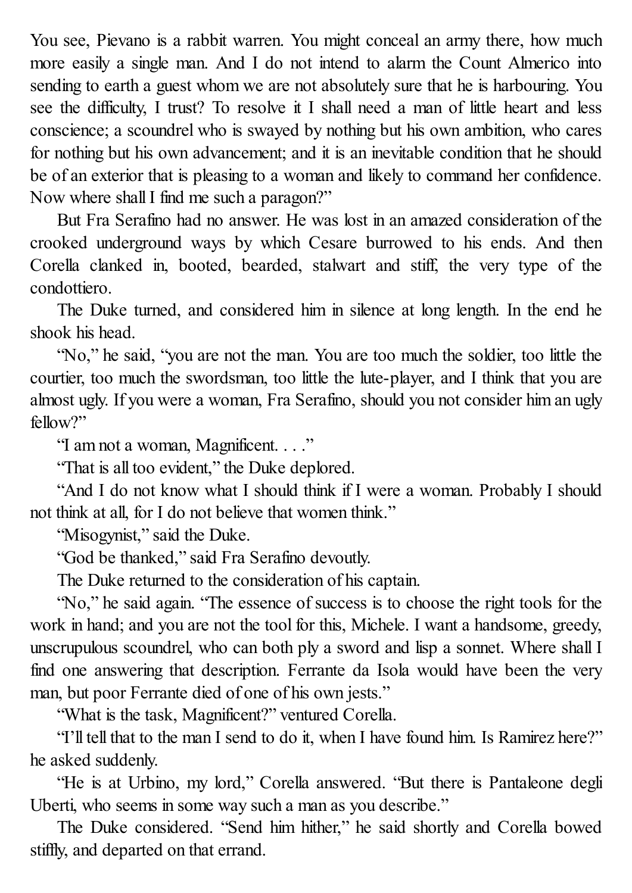You see, Pievano is a rabbit warren. You might conceal an army there, how much more easily a single man. And I do not intend to alarm the Count Almerico into sending to earth a guest whom we are not absolutely sure that he is harbouring. You see the difficulty, I trust? To resolve it I shall need a man of little heart and less conscience; a scoundrel who is swayed by nothing but his own ambition, who cares for nothing but his own advancement; and it is an inevitable condition that he should be of an exterior that is pleasing to a woman and likely to command her confidence. Now where shall I find me such a paragon?"

But Fra Serafino had no answer. He was lost in an amazed consideration of the crooked underground ways by which Cesare burrowed to his ends. And then Corella clanked in, booted, bearded, stalwart and stiff, the very type of the condottiero.

The Duke turned, and considered him in silence at long length. In the end he shook his head.

"No," he said, "you are not the man. You are too much the soldier, too little the courtier, too much the swordsman, too little the lute-player, and I think that you are almost ugly. If you were a woman, Fra Serafino, should you not consider him an ugly fellow?"

"I am not a woman, Magnificent. . . ."

"That is all too evident," the Duke deplored.

"And I do not know what I should think if I were a woman. Probably I should not think at all, for I do not believe that women think."

"Misogynist," said the Duke.

"God be thanked," said Fra Serafino devoutly.

The Duke returned to the consideration of his captain.

"No," he said again. "The essence of success is to choose the right tools for the work in hand; and you are not the tool for this, Michele. I want a handsome, greedy, unscrupulous scoundrel, who can both ply a sword and lisp a sonnet. Where shall I find one answering that description. Ferrante da Isola would have been the very man, but poor Ferrante died of one of his own jests."

"What is the task, Magnificent?" ventured Corella.

"I'll tell that to the man I send to do it, when I have found him. Is Ramirez here?" he asked suddenly.

"He is at Urbino, my lord," Corella answered. "But there is Pantaleone degli Uberti, who seems in some way such a man as you describe."

The Duke considered. "Send him hither," he said shortly and Corella bowed stiffly, and departed on that errand.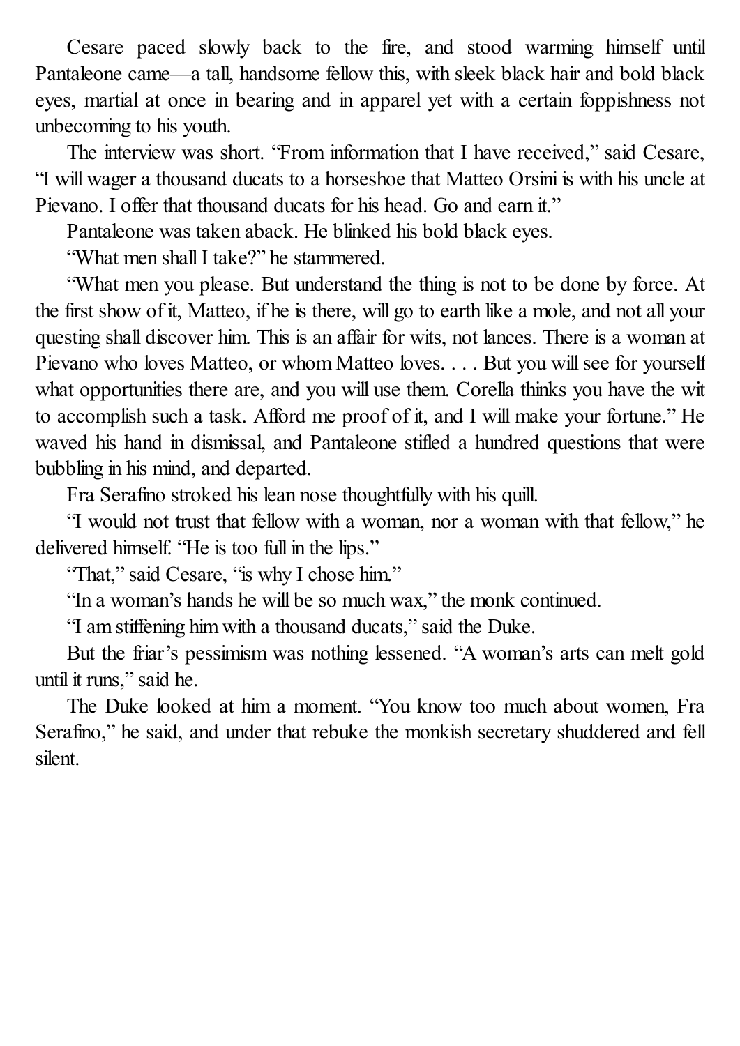Cesare paced slowly back to the fire, and stood warming himself until Pantaleone came—a tall, handsome fellow this, with sleek black hair and bold black eyes, martial at once in bearing and in apparel yet with a certain foppishness not unbecoming to his youth.

The interview was short. “From information that I have received,” said Cesare, “I will wager a thousand ducats to a horseshoe that Matteo Orsini is with his uncle at Pievano. I offer that thousand ducats for his head. Go and earn it.”

Pantaleone was taken aback. He blinked his bold black eyes.

“What men shall I take?” he stammered.

“What men you please. But understand the thing is not to be done by force. At the first show of it, Matteo, if he is there, will go to earth like a mole, and not all your questing shall discover him. This is an affair for wits, not lances. There is a woman at Pievano who loves Matteo, or whom Matteo loves. . . . But you will see for yourself what opportunities there are, and you will use them. Corella thinks you have the wit to accomplish such a task. Afford me proof of it, and I will make your fortune.” He waved his hand in dismissal, and Pantaleone stifled a hundred questions that were bubbling in his mind, and departed.

Fra Serafino stroked his lean nose thoughtfully with his quill.

“I would not trust that fellow with a woman, nor a woman with that fellow,” he delivered himself. “He is too full in the lips.”

“That,” said Cesare, “is why I chose him.”

“In a woman’s hands he will be so much wax,” the monk continued.

“I am stiffening him with a thousand ducats,” said the Duke.

But the friar’s pessimism was nothing lessened. “A woman’s arts can melt gold until it runs,” said he.

The Duke looked at him a moment. “You know too much about women, Fra Serafino,” he said, and under that rebuke the monkish secretary shuddered and fell silent.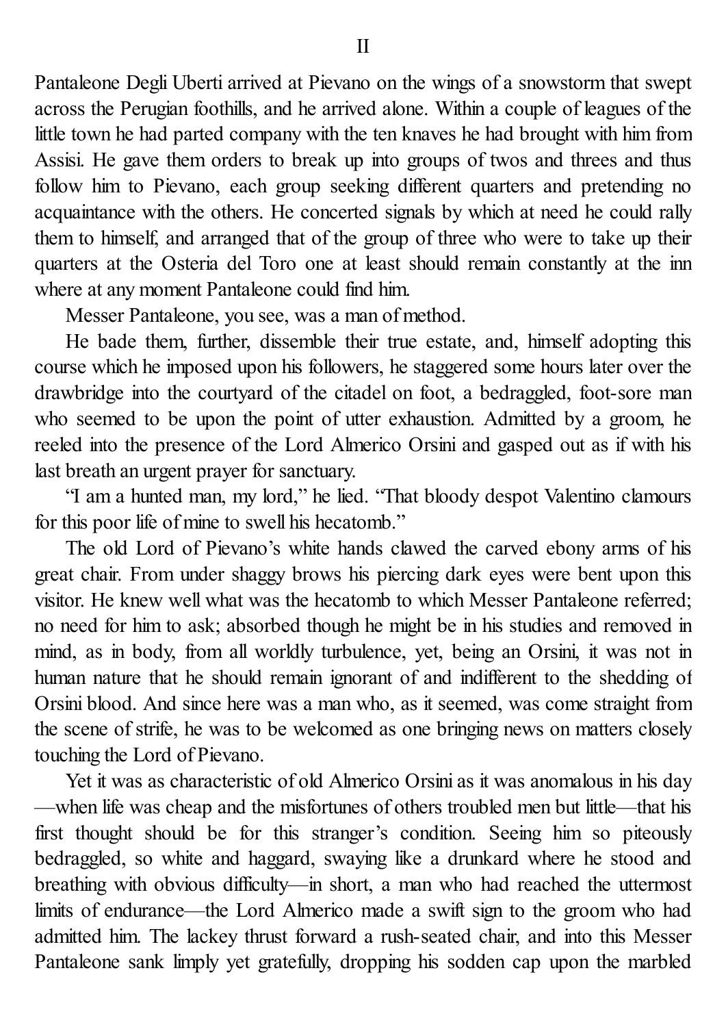## II

Pantaleone Degli Uberti arrived at Pievano on the wings of a snowstorm that swept across the Perugian foothills, and he arrived alone. Within a couple of leagues of the little town he had parted company with the ten knaves he had brought with him from Assisi. He gave them orders to break up into groups of twos and threes and thus follow him to Pievano, each group seeking different quarters and pretending no acquaintance with the others. He concerted signals by which at need he could rally them to himself, and arranged that of the group of three who were to take up their quarters at the Osteria del Toro one at least should remain constantly at the inn where at any moment Pantaleone could find him.

Messer Pantaleone, you see, was a man of method.

He bade them, further, dissemble their true estate, and, himself adopting this course which he imposed upon his followers, he staggered some hours later over the drawbridge into the courtyard of the citadel on foot, a bedraggled, foot-sore man who seemed to be upon the point of utter exhaustion. Admitted by a groom, he reeled into the presence of the Lord Almerico Orsini and gasped out as if with his last breath an urgent prayer for sanctuary.

"I am a hunted man, my lord," he lied. "That bloody despot Valentino clamours for this poor life of mine to swell his hecatomb."

The old Lord of Pievano's white hands clawed the carved ebony arms of his great chair. From under shaggy brows his piercing dark eyes were bent upon this visitor. He knew well what was the hecatomb to which Messer Pantaleone referred; no need for him to ask; absorbed though he might be in his studies and removed in mind, as in body, from all worldly turbulence, yet, being an Orsini, it was not in human nature that he should remain ignorant of and indifferent to the shedding of Orsini blood. And since here was a man who, as it seemed, was come straight from the scene of strife, he was to be welcomed as one bringing news on matters closely touching the Lord of Pievano.

Yet it was as characteristic of old Almerico Orsini as it was anomalous in his day—when life was cheap and the misfortunes of others troubled men but little—that his first thought should be for this stranger's condition. Seeing him so piteously bedraggled, so white and haggard, swaying like a drunkard where he stood and breathing with obvious difficulty—in short, a man who had reached the uttermost limits of endurance—the Lord Almerico made a swift sign to the groom who had admitted him. The lackey thrust forward a rush-seated chair, and into this Messer Pantaleone sank limply yet gratefully, dropping his sodden cap upon the marbled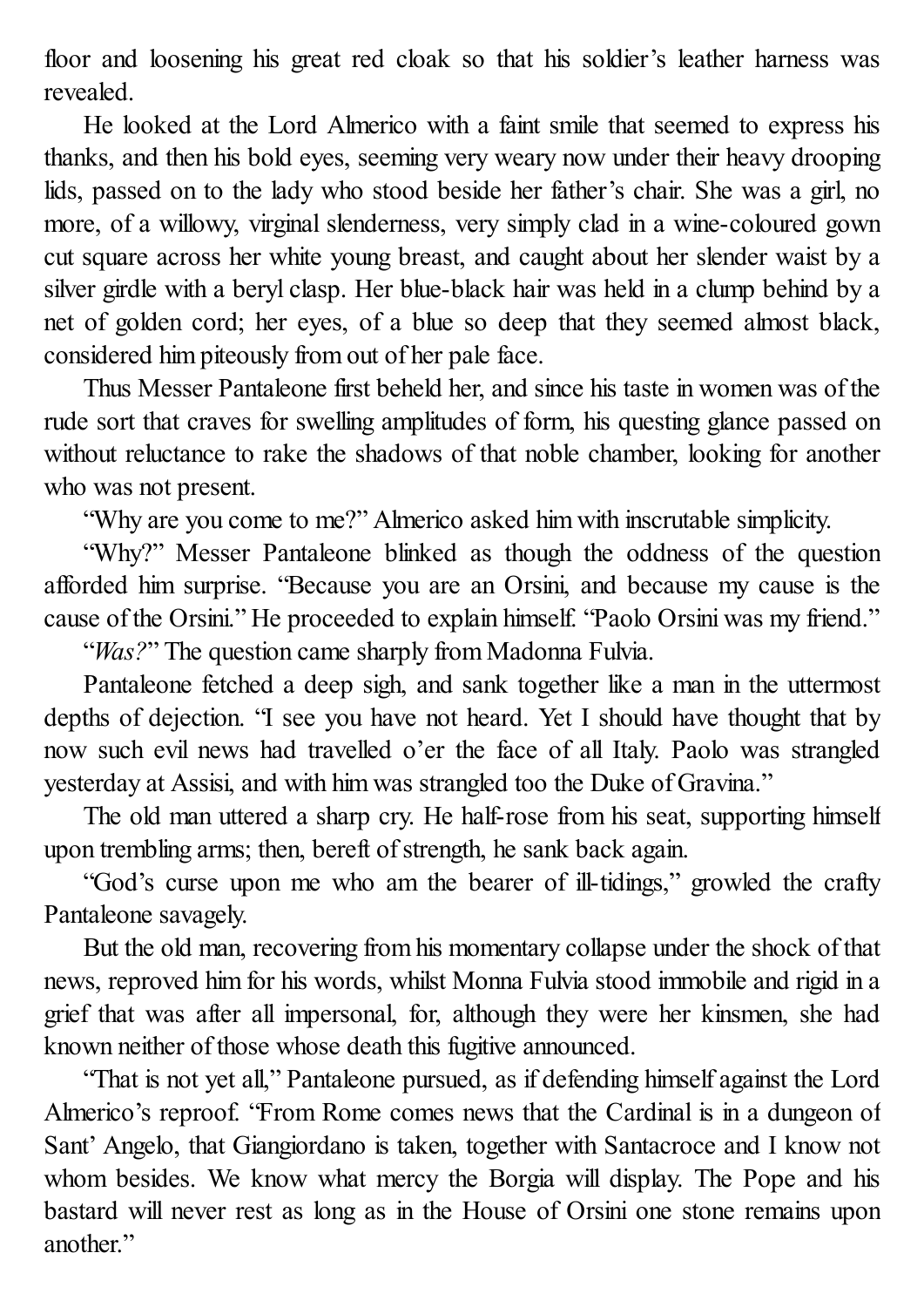floor and loosening his great red cloak so that his soldier's leather harness was revealed.

He looked at the Lord Almerico with a faint smile that seemed to express his thanks, and then his bold eyes, seeming very weary now under their heavy drooping lids, passed on to the lady who stood beside her father's chair. She was a girl, no more, of a willowy, virginal slenderness, very simply clad in a wine-coloured gown cut square across her white young breast, and caught about her slender waist by a silver girdle with a beryl clasp. Her blue-black hair was held in a clump behind by a net of golden cord; her eyes, of a blue so deep that they seemed almost black, considered him piteously from out of her pale face.

Thus Messer Pantaleone first beheld her, and since his taste in women was of the rude sort that craves for swelling amplitudes of form, his questing glance passed on without reluctance to rake the shadows of that noble chamber, looking for another who was not present.

"Why are you come to me?" Almerico asked him with inscrutable simplicity.

"Why?" Messer Pantaleone blinked as though the oddness of the question afforded him surprise. "Because you are an Orsini, and because my cause is the cause of the Orsini." He proceeded to explain himself. "Paolo Orsini was my friend."

"*Was?*" The question came sharply from Madonna Fulvia.

Pantaleone fetched a deep sigh, and sank together like a man in the uttermost depths of dejection. "I see you have not heard. Yet I should have thought that by now such evil news had travelled o'er the face of all Italy. Paolo was strangled yesterday at Assisi, and with him was strangled too the Duke of Gravina."

The old man uttered a sharp cry. He half-rose from his seat, supporting himself upon trembling arms; then, bereft of strength, he sank back again.

"God's curse upon me who am the bearer of ill-tidings," growled the crafty Pantaleone savagely.

But the old man, recovering from his momentary collapse under the shock of that news, reproved him for his words, whilst Monna Fulvia stood immobile and rigid in a grief that was after all impersonal, for, although they were her kinsmen, she had known neither of those whose death this fugitive announced.

"That is not yet all," Pantaleone pursued, as if defending himself against the Lord Almerico's reproof. "From Rome comes news that the Cardinal is in a dungeon of Sant' Angelo, that Giangiordano is taken, together with Santacroce and I know not whom besides. We know what mercy the Borgia will display. The Pope and his bastard will never rest as long as in the House of Orsini one stone remains upon another."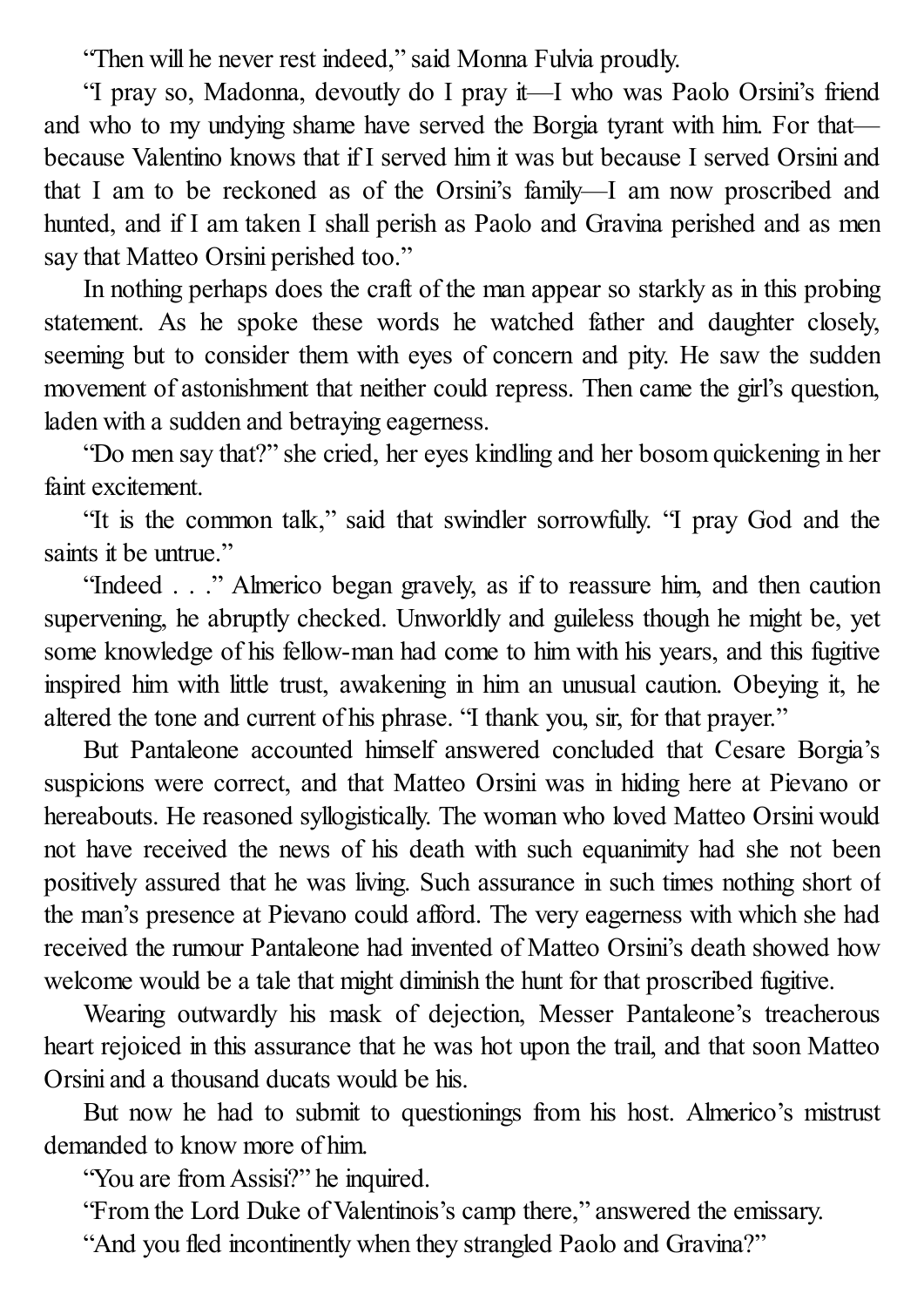"Then will he never rest indeed," said Monna Fulvia proudly.

"I pray so, Madonna, devoutly do I pray it—I who was Paolo Orsini's friend and who to my undying shame have served the Borgia tyrant with him. For that—because Valentino knows that if I served him it was but because I served Orsini and that I am to be reckoned as of the Orsini's family—I am now proscribed and hunted, and if I am taken I shall perish as Paolo and Gravina perished and as men say that Matteo Orsini perished too."

In nothing perhaps does the craft of the man appear so starkly as in this probing statement. As he spoke these words he watched father and daughter closely, seeming but to consider them with eyes of concern and pity. He saw the sudden movement of astonishment that neither could repress. Then came the girl's question, laden with a sudden and betraying eagerness.

"Do men say that?" she cried, her eyes kindling and her bosom quickening in her faint excitement.

"It is the common talk," said that swindler sorrowfully. "I pray God and the saints it be untrue."

"Indeed . . ." Almerico began gravely, as if to reassure him, and then caution supervening, he abruptly checked. Unworldly and guileless though he might be, yet some knowledge of his fellow-man had come to him with his years, and this fugitive inspired him with little trust, awakening in him an unusual caution. Obeying it, he altered the tone and current of his phrase. "I thank you, sir, for that prayer."

But Pantaleone accounted himself answered concluded that Cesare Borgia's suspicions were correct, and that Matteo Orsini was in hiding here at Pievano or hereabouts. He reasoned syllogistically. The woman who loved Matteo Orsini would not have received the news of his death with such equanimity had she not been positively assured that he was living. Such assurance in such times nothing short of the man's presence at Pievano could afford. The very eagerness with which she had received the rumour Pantaleone had invented of Matteo Orsini's death showed how welcome would be a tale that might diminish the hunt for that proscribed fugitive.

Wearing outwardly his mask of dejection, Messer Pantaleone's treacherous heart rejoiced in this assurance that he was hot upon the trail, and that soon Matteo Orsini and a thousand ducats would be his.

But now he had to submit to questionings from his host. Almerico's mistrust demanded to know more of him.

"You are from Assisi?" he inquired.

"From the Lord Duke of Valentinois's camp there," answered the emissary.

"And you fled incontinently when they strangled Paolo and Gravina?"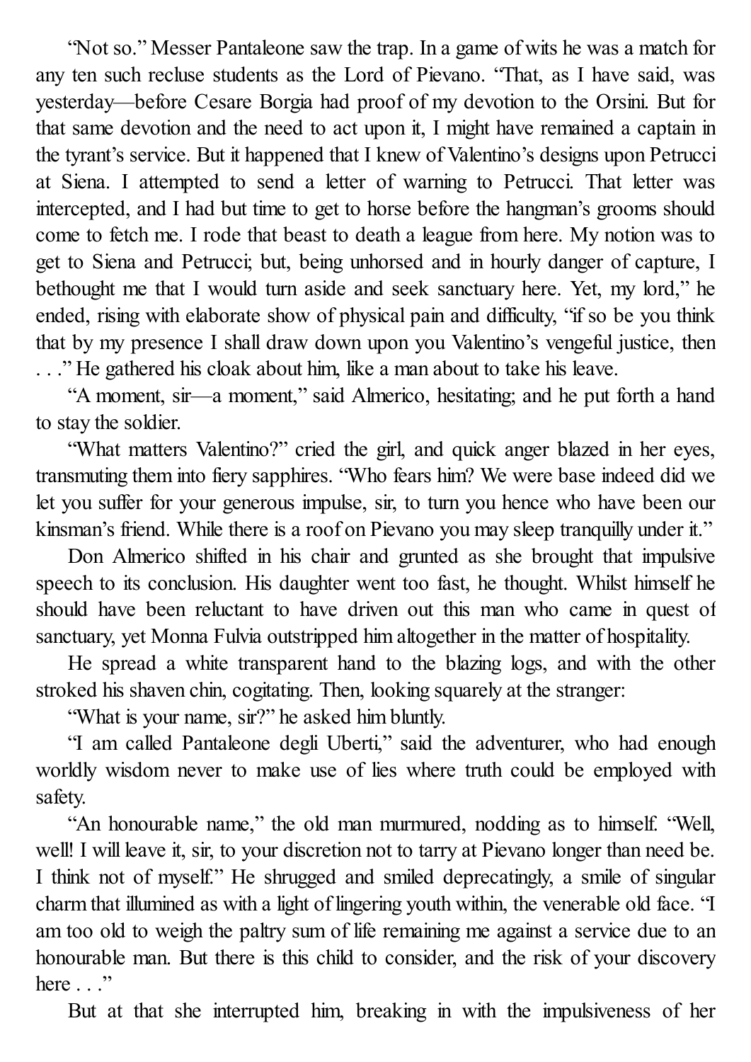"Not so." Messer Pantaleone saw the trap. In a game of wits he was a match for any ten such recluse students as the Lord of Pievano. "That, as I have said, was yesterday—before Cesare Borgia had proof of my devotion to the Orsini. But for that same devotion and the need to act upon it, I might have remained a captain in the tyrant's service. But it happened that I knew of Valentino's designs upon Petrucci at Siena. I attempted to send a letter of warning to Petrucci. That letter was intercepted, and I had but time to get to horse before the hangman's grooms should come to fetch me. I rode that beast to death a league from here. My notion was to get to Siena and Petrucci; but, being unhorsed and in hourly danger of capture, I bethought me that I would turn aside and seek sanctuary here. Yet, my lord," he ended, rising with elaborate show of physical pain and difficulty, "if so be you think that by my presence I shall draw down upon you Valentino's vengeful justice, then . . ." He gathered his cloak about him, like a man about to take his leave.

"A moment, sir—a moment," said Almerico, hesitating; and he put forth a hand to stay the soldier.

"What matters Valentino?" cried the girl, and quick anger blazed in her eyes, transmuting them into fiery sapphires. "Who fears him? We were base indeed did we let you suffer for your generous impulse, sir, to turn you hence who have been our kinsman's friend. While there is a roof on Pievano you may sleep tranquilly under it."

Don Almerico shifted in his chair and grunted as she brought that impulsive speech to its conclusion. His daughter went too fast, he thought. Whilst himself he should have been reluctant to have driven out this man who came in quest of sanctuary, yet Monna Fulvia outstripped him altogether in the matter of hospitality.

He spread a white transparent hand to the blazing logs, and with the other stroked his shaven chin, cogitating. Then, looking squarely at the stranger:

"What is your name, sir?" he asked him bluntly.

"I am called Pantaleone degli Uberti," said the adventurer, who had enough worldly wisdom never to make use of lies where truth could be employed with safety.

"An honourable name," the old man murmured, nodding as to himself. "Well, well! I will leave it, sir, to your discretion not to tarry at Pievano longer than need be. I think not of myself." He shrugged and smiled deprecatingly, a smile of singular charm that illumined as with a light of lingering youth within, the venerable old face. "I am too old to weigh the paltry sum of life remaining me against a service due to an honourable man. But there is this child to consider, and the risk of your discovery here . . ."

But at that she interrupted him, breaking in with the impulsiveness of her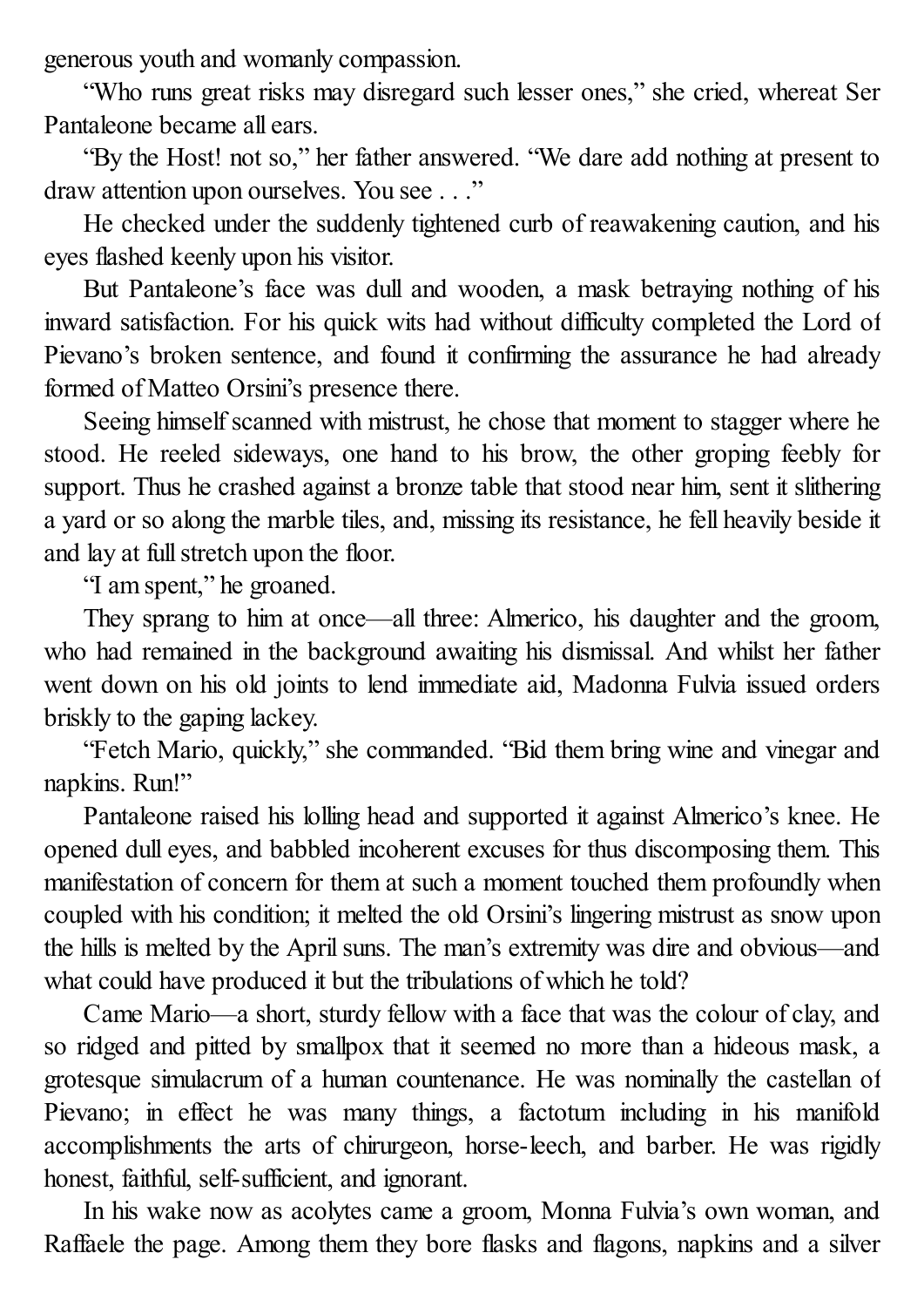generous youth and womanly compassion.

"Who runs great risks may disregard such lesser ones," she cried, whereat Ser Pantaleone became all ears.

"By the Host! not so," her father answered. "We dare add nothing at present to draw attention upon ourselves. You see . . ."

He checked under the suddenly tightened curb of reawakening caution, and his eyes flashed keenly upon his visitor.

But Pantaleone's face was dull and wooden, a mask betraying nothing of his inward satisfaction. For his quick wits had without difficulty completed the Lord of Pievano's broken sentence, and found it confirming the assurance he had already formed of Matteo Orsini's presence there.

Seeing himself scanned with mistrust, he chose that moment to stagger where he stood. He reeled sideways, one hand to his brow, the other groping feebly for support. Thus he crashed against a bronze table that stood near him, sent it slithering a yard or so along the marble tiles, and, missing its resistance, he fell heavily beside it and lay at full stretch upon the floor.

"I am spent," he groaned.

They sprang to him at once—all three: Almerico, his daughter and the groom, who had remained in the background awaiting his dismissal. And whilst her father went down on his old joints to lend immediate aid, Madonna Fulvia issued orders briskly to the gaping lackey.

"Fetch Mario, quickly," she commanded. "Bid them bring wine and vinegar and napkins. Run!"

Pantaleone raised his lolling head and supported it against Almerico's knee. He opened dull eyes, and babbled incoherent excuses for thus discomposing them. This manifestation of concern for them at such a moment touched them profoundly when coupled with his condition; it melted the old Orsini's lingering mistrust as snow upon the hills is melted by the April suns. The man's extremity was dire and obvious—and what could have produced it but the tribulations of which he told?

Came Mario—a short, sturdy fellow with a face that was the colour of clay, and so ridged and pitted by smallpox that it seemed no more than a hideous mask, a grotesque simulacrum of a human countenance. He was nominally the castellan of Pievano; in effect he was many things, a factotum including in his manifold accomplishments the arts of chirurgeon, horse-leech, and barber. He was rigidly honest, faithful, self-sufficient, and ignorant.

In his wake now as acolytes came a groom, Monna Fulvia's own woman, and Raffaele the page. Among them they bore flasks and flagons, napkins and a silver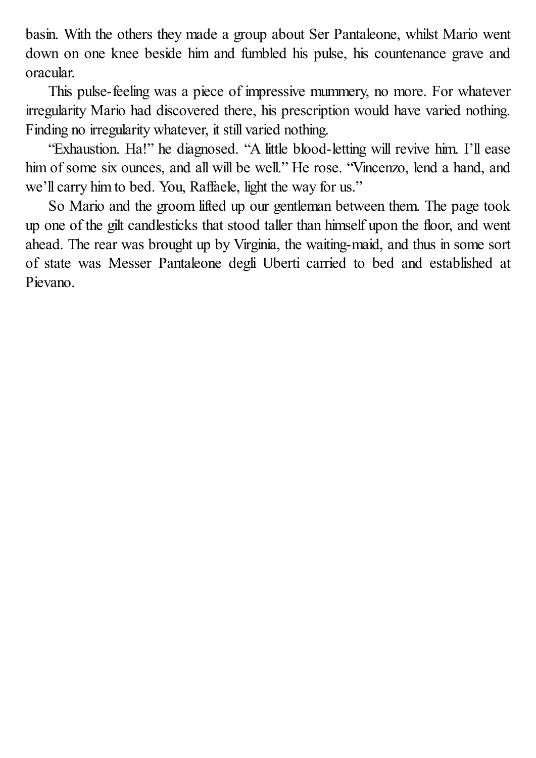basin. With the others they made a group about Ser Pantaleone, whilst Mario went down on one knee beside him and fumbled his pulse, his countenance grave and oracular.

This pulse-feeling was a piece of impressive mummery, no more. For whatever irregularity Mario had discovered there, his prescription would have varied nothing. Finding no irregularity whatever, it still varied nothing.

"Exhaustion. Ha!" he diagnosed. "A little blood-letting will revive him. I'll ease him of some six ounces, and all will be well." He rose. "Vincenzo, lend a hand, and we'll carry him to bed. You, Raffaele, light the way for us."

So Mario and the groom lifted up our gentleman between them. The page took up one of the gilt candlesticks that stood taller than himself upon the floor, and went ahead. The rear was brought up by Virginia, the waiting-maid, and thus in some sort of state was Messer Pantaleone degli Uberti carried to bed and established at Pievano.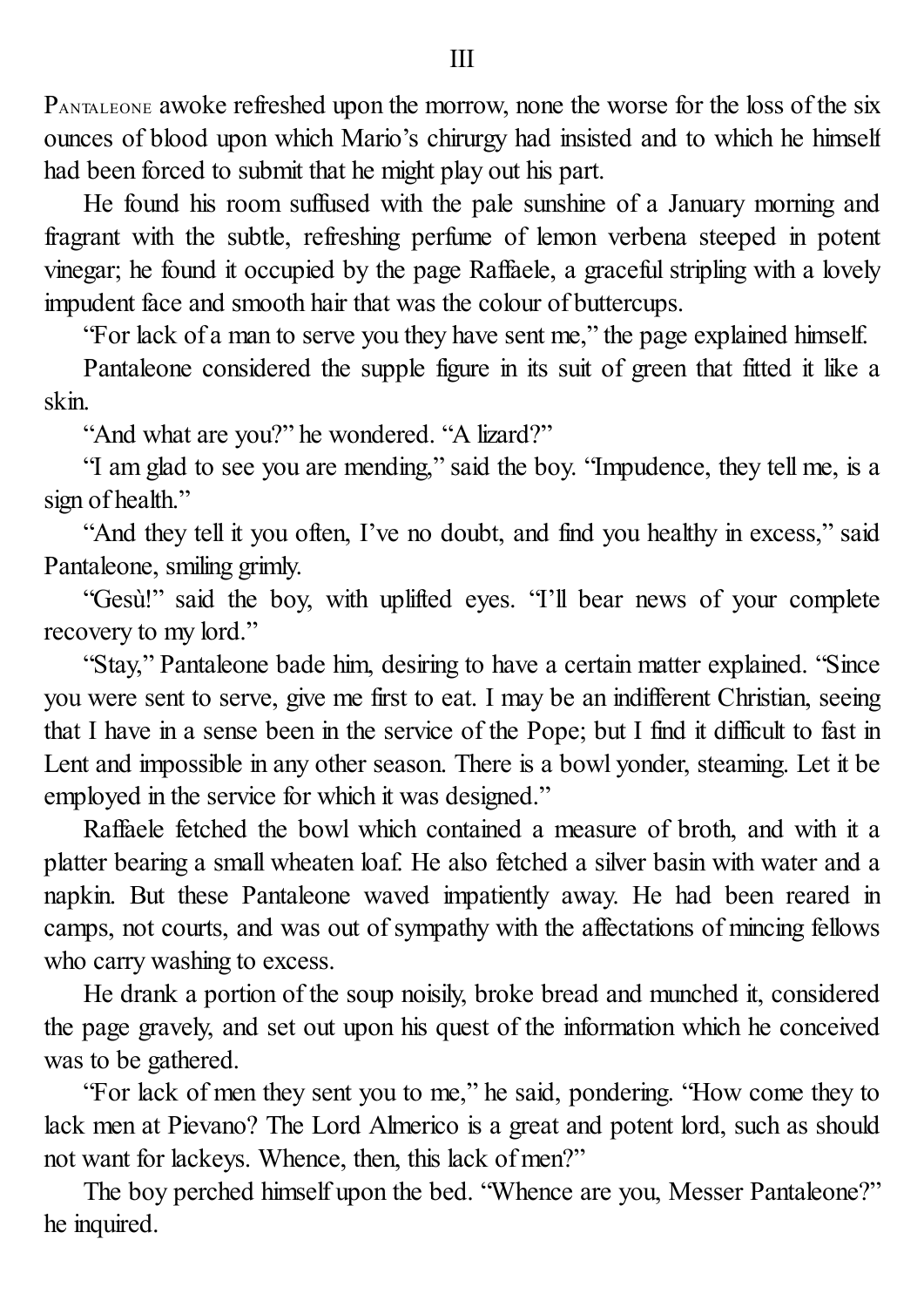# III

Pantaleone awoke refreshed upon the morrow, none the worse for the loss of the six ounces of blood upon which Mario's chirurgy had insisted and to which he himself had been forced to submit that he might play out his part.

He found his room suffused with the pale sunshine of a January morning and fragrant with the subtle, refreshing perfume of lemon verbena steeped in potent vinegar; he found it occupied by the page Raffaele, a graceful stripling with a lovely impudent face and smooth hair that was the colour of buttercups.

"For lack of a man to serve you they have sent me," the page explained himself.

Pantaleone considered the supple figure in its suit of green that fitted it like a skin.

"And what are you?" he wondered. "A lizard?"

"I am glad to see you are mending," said the boy. "Impudence, they tell me, is a sign of health."

"And they tell it you often, I've no doubt, and find you healthy in excess," said Pantaleone, smiling grimly.

"Gesù!" said the boy, with uplifted eyes. "I'll bear news of your complete recovery to my lord."

"Stay," Pantaleone bade him, desiring to have a certain matter explained. "Since you were sent to serve, give me first to eat. I may be an indifferent Christian, seeing that I have in a sense been in the service of the Pope; but I find it difficult to fast in Lent and impossible in any other season. There is a bowl yonder, steaming. Let it be employed in the service for which it was designed."

Raffaele fetched the bowl which contained a measure of broth, and with it a platter bearing a small wheaten loaf. He also fetched a silver basin with water and a napkin. But these Pantaleone waved impatiently away. He had been reared in camps, not courts, and was out of sympathy with the affectations of mincing fellows who carry washing to excess.

He drank a portion of the soup noisily, broke bread and munched it, considered the page gravely, and set out upon his quest of the information which he conceived was to be gathered.

"For lack of men they sent you to me," he said, pondering. "How come they to lack men at Pievano? The Lord Almerico is a great and potent lord, such as should not want for lackeys. Whence, then, this lack of men?"

The boy perched himself upon the bed. "Whence are you, Messer Pantaleone?" he inquired.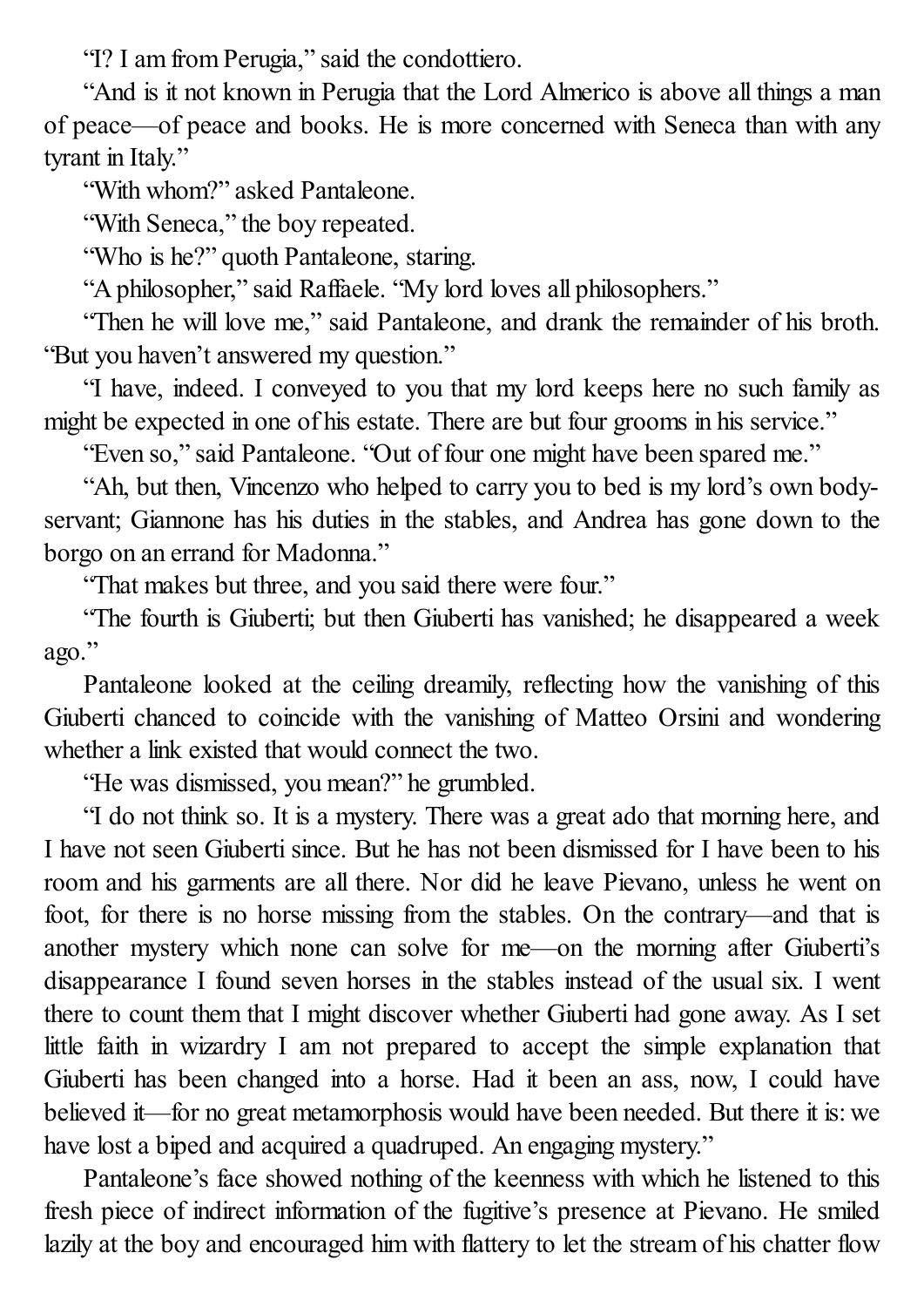"I? I am from Perugia," said the condottiero.

"And is it not known in Perugia that the Lord Almerico is above all things a man of peace—of peace and books. He is more concerned with Seneca than with any tyrant in Italy."

"With whom?" asked Pantaleone.

"With Seneca," the boy repeated.

"Who is he?" quoth Pantaleone, staring.

"A philosopher," said Raffaele. "My lord loves all philosophers."

"Then he will love me," said Pantaleone, and drank the remainder of his broth. "But you haven't answered my question."

"I have, indeed. I conveyed to you that my lord keeps here no such family as might be expected in one of his estate. There are but four grooms in his service."

"Even so," said Pantaleone. "Out of four one might have been spared me."

"Ah, but then, Vincenzo who helped to carry you to bed is my lord's own body-servant; Giannone has his duties in the stables, and Andrea has gone down to the borgo on an errand for Madonna."

"That makes but three, and you said there were four."

"The fourth is Giuberti; but then Giuberti has vanished; he disappeared a week ago."

Pantaleone looked at the ceiling dreamily, reflecting how the vanishing of this Giuberti chanced to coincide with the vanishing of Matteo Orsini and wondering whether a link existed that would connect the two.

"He was dismissed, you mean?" he grumbled.

"I do not think so. It is a mystery. There was a great ado that morning here, and I have not seen Giuberti since. But he has not been dismissed for I have been to his room and his garments are all there. Nor did he leave Pievano, unless he went on foot, for there is no horse missing from the stables. On the contrary—and that is another mystery which none can solve for me—on the morning after Giuberti's disappearance I found seven horses in the stables instead of the usual six. I went there to count them that I might discover whether Giuberti had gone away. As I set little faith in wizardry I am not prepared to accept the simple explanation that Giuberti has been changed into a horse. Had it been an ass, now, I could have believed it—for no great metamorphosis would have been needed. But there it is: we have lost a biped and acquired a quadruped. An engaging mystery."

Pantaleone's face showed nothing of the keenness with which he listened to this fresh piece of indirect information of the fugitive's presence at Pievano. He smiled lazily at the boy and encouraged him with flattery to let the stream of his chatter flow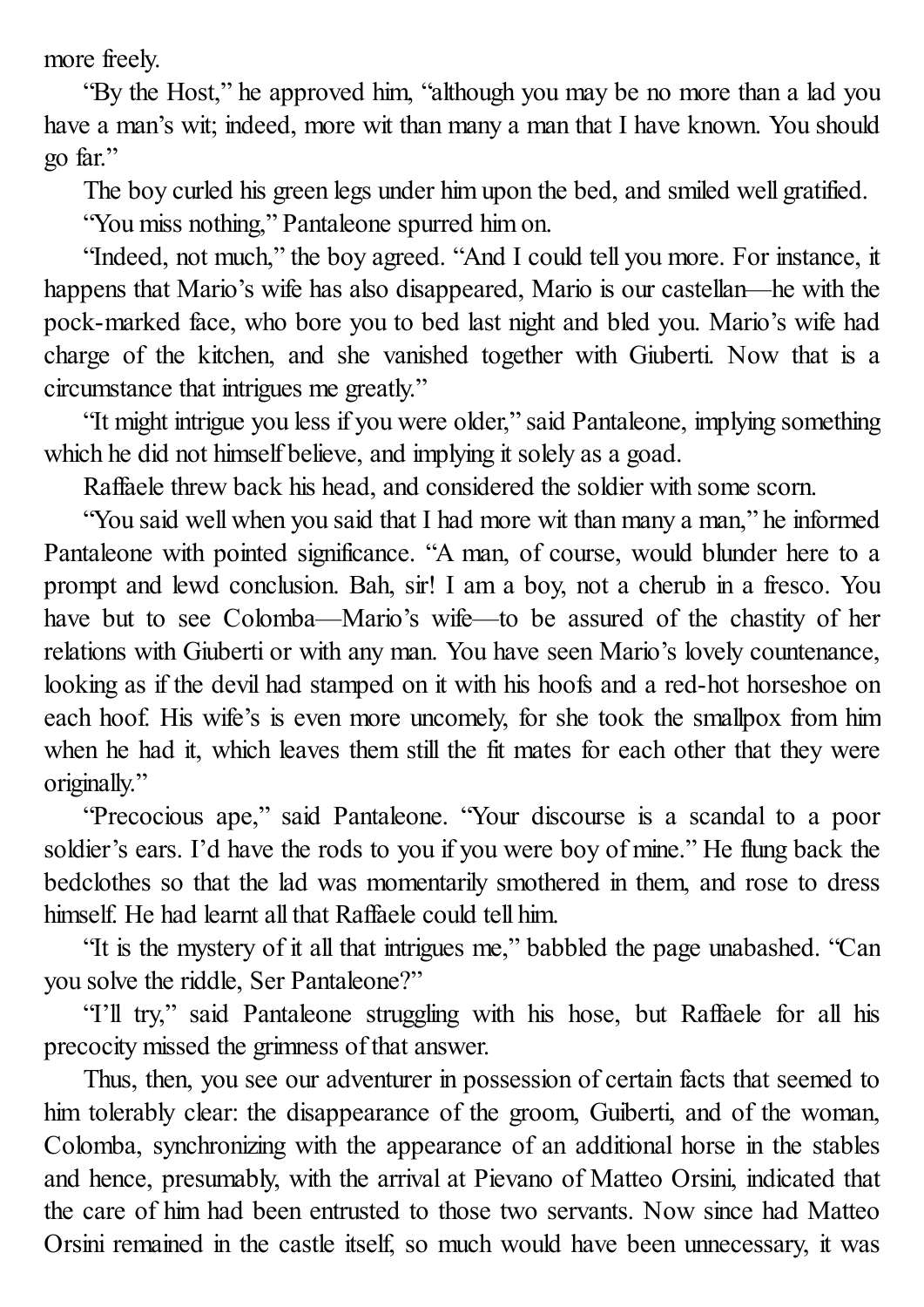more freely.

"By the Host," he approved him, "although you may be no more than a lad you have a man's wit; indeed, more wit than many a man that I have known. You should go far."

The boy curled his green legs under him upon the bed, and smiled well gratified.

"You miss nothing," Pantaleone spurred him on.

"Indeed, not much," the boy agreed. "And I could tell you more. For instance, it happens that Mario's wife has also disappeared, Mario is our castellan—he with the pock-marked face, who bore you to bed last night and bled you. Mario's wife had charge of the kitchen, and she vanished together with Giuberti. Now that is a circumstance that intrigues me greatly."

"It might intrigue you less if you were older," said Pantaleone, implying something which he did not himself believe, and implying it solely as a goad.

Raffaele threw back his head, and considered the soldier with some scorn.

"You said well when you said that I had more wit than many a man," he informed Pantaleone with pointed significance. "A man, of course, would blunder here to a prompt and lewd conclusion. Bah, sir! I am a boy, not a cherub in a fresco. You have but to see Colomba—Mario's wife—to be assured of the chastity of her relations with Giuberti or with any man. You have seen Mario's lovely countenance, looking as if the devil had stamped on it with his hoofs and a red-hot horseshoe on each hoof. His wife's is even more uncomely, for she took the smallpox from him when he had it, which leaves them still the fit mates for each other that they were originally."

"Precocious ape," said Pantaleone. "Your discourse is a scandal to a poor soldier's ears. I'd have the rods to you if you were boy of mine." He flung back the bedclothes so that the lad was momentarily smothered in them, and rose to dress himself. He had learnt all that Raffaele could tell him.

"It is the mystery of it all that intrigues me," babbled the page unabashed. "Can you solve the riddle, Ser Pantaleone?"

"I'll try," said Pantaleone struggling with his hose, but Raffaele for all his precocity missed the grimness of that answer.

Thus, then, you see our adventurer in possession of certain facts that seemed to him tolerably clear: the disappearance of the groom, Guiberti, and of the woman, Colomba, synchronizing with the appearance of an additional horse in the stables and hence, presumably, with the arrival at Pievano of Matteo Orsini, indicated that the care of him had been entrusted to those two servants. Now since had Matteo Orsini remained in the castle itself, so much would have been unnecessary, it was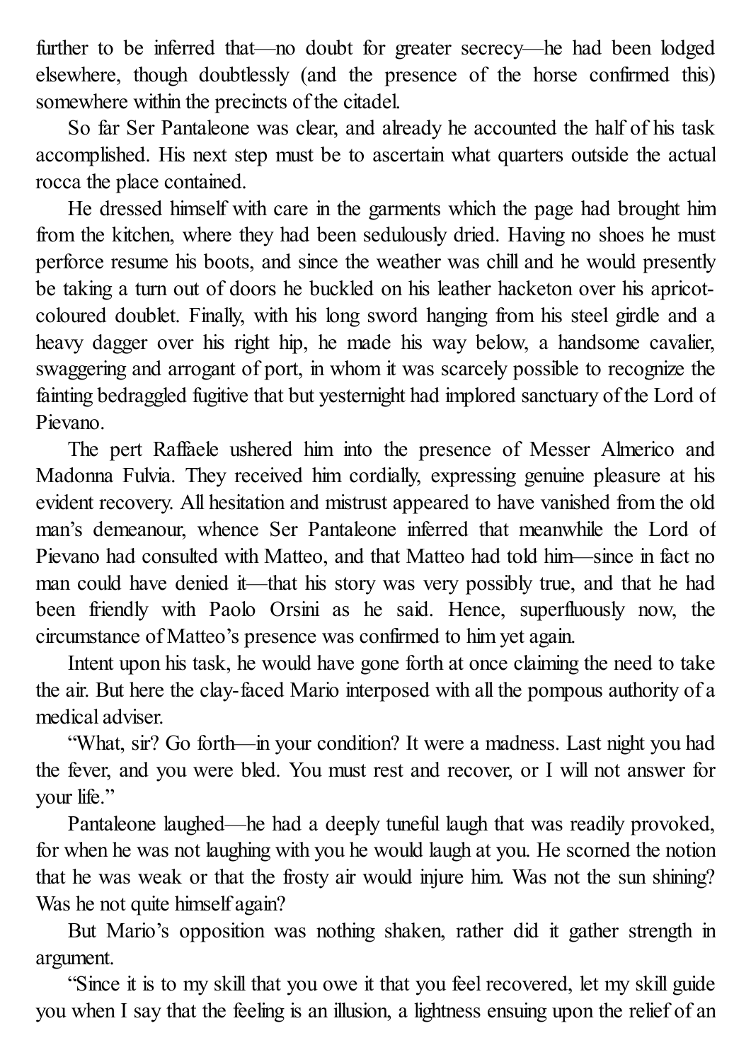further to be inferred that—no doubt for greater secrecy—he had been lodged elsewhere, though doubtlessly (and the presence of the horse confirmed this) somewhere within the precincts of the citadel.

So far Ser Pantaleone was clear, and already he accounted the half of his task accomplished. His next step must be to ascertain what quarters outside the actual rocca the place contained.

He dressed himself with care in the garments which the page had brought him from the kitchen, where they had been sedulously dried. Having no shoes he must perforce resume his boots, and since the weather was chill and he would presently be taking a turn out of doors he buckled on his leather hacketon over his apricot-coloured doublet. Finally, with his long sword hanging from his steel girdle and a heavy dagger over his right hip, he made his way below, a handsome cavalier, swaggering and arrogant of port, in whom it was scarcely possible to recognize the fainting bedraggled fugitive that but yesternight had implored sanctuary of the Lord of Pievano.

The pert Raffaele ushered him into the presence of Messer Almerico and Madonna Fulvia. They received him cordially, expressing genuine pleasure at his evident recovery. All hesitation and mistrust appeared to have vanished from the old man's demeanour, whence Ser Pantaleone inferred that meanwhile the Lord of Pievano had consulted with Matteo, and that Matteo had told him—since in fact no man could have denied it—that his story was very possibly true, and that he had been friendly with Paolo Orsini as he said. Hence, superfluously now, the circumstance of Matteo's presence was confirmed to him yet again.

Intent upon his task, he would have gone forth at once claiming the need to take the air. But here the clay-faced Mario interposed with all the pompous authority of a medical adviser.

"What, sir? Go forth—in your condition? It were a madness. Last night you had the fever, and you were bled. You must rest and recover, or I will not answer for your life."

Pantaleone laughed—he had a deeply tuneful laugh that was readily provoked, for when he was not laughing with you he would laugh at you. He scorned the notion that he was weak or that the frosty air would injure him. Was not the sun shining? Was he not quite himself again?

But Mario's opposition was nothing shaken, rather did it gather strength in argument.

"Since it is to my skill that you owe it that you feel recovered, let my skill guide you when I say that the feeling is an illusion, a lightness ensuing upon the relief of an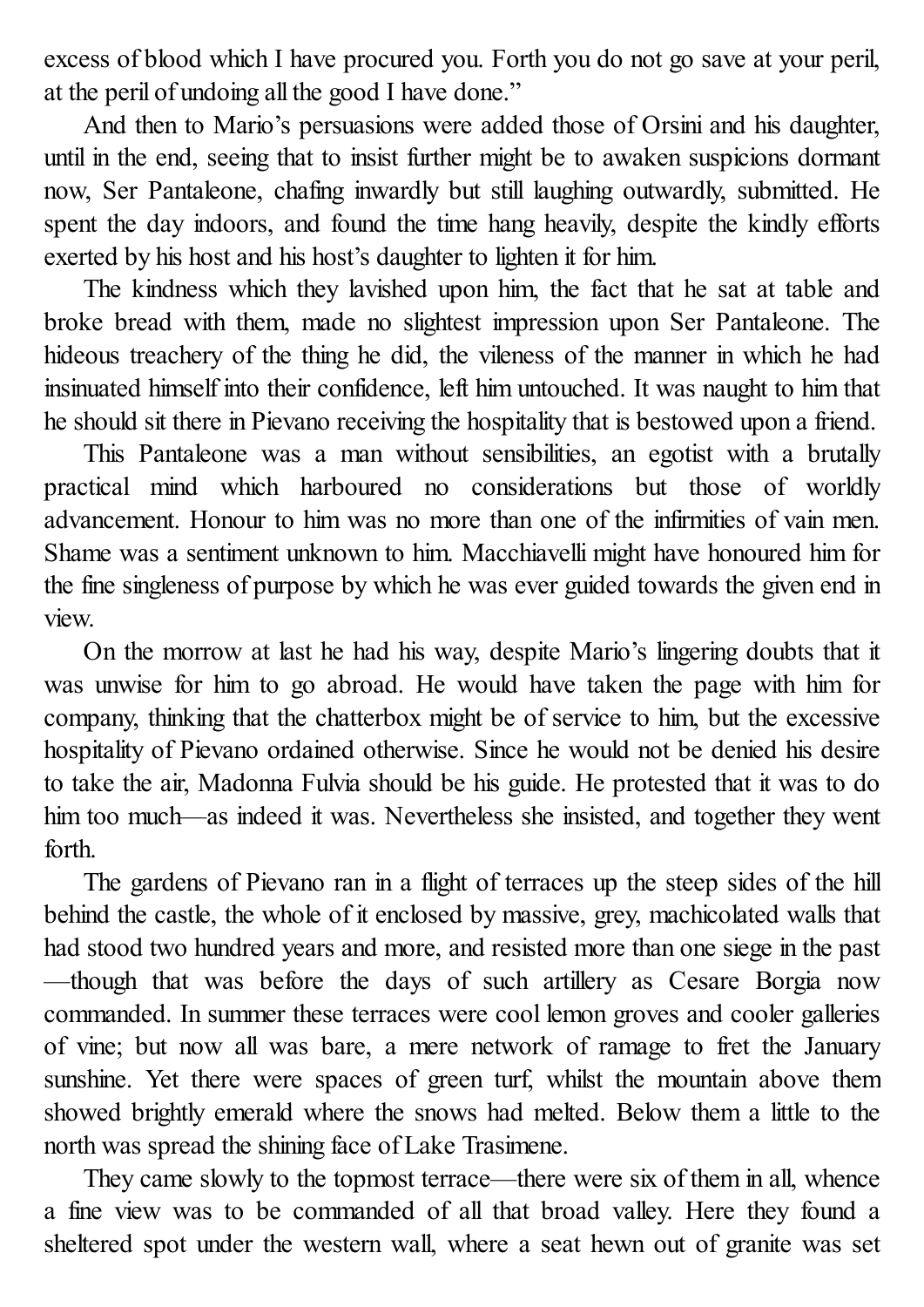excess of blood which I have procured you. Forth you do not go save at your peril, at the peril of undoing all the good I have done."

And then to Mario's persuasions were added those of Orsini and his daughter, until in the end, seeing that to insist further might be to awaken suspicions dormant now, Ser Pantaleone, chafing inwardly but still laughing outwardly, submitted. He spent the day indoors, and found the time hang heavily, despite the kindly efforts exerted by his host and his host's daughter to lighten it for him.

The kindness which they lavished upon him, the fact that he sat at table and broke bread with them, made no slightest impression upon Ser Pantaleone. The hideous treachery of the thing he did, the vileness of the manner in which he had insinuated himself into their confidence, left him untouched. It was naught to him that he should sit there in Pievano receiving the hospitality that is bestowed upon a friend.

This Pantaleone was a man without sensibilities, an egotist with a brutally practical mind which harboured no considerations but those of worldly advancement. Honour to him was no more than one of the infirmities of vain men. Shame was a sentiment unknown to him. Macchiavelli might have honoured him for the fine singleness of purpose by which he was ever guided towards the given end in view.

On the morrow at last he had his way, despite Mario's lingering doubts that it was unwise for him to go abroad. He would have taken the page with him for company, thinking that the chatterbox might be of service to him, but the excessive hospitality of Pievano ordained otherwise. Since he would not be denied his desire to take the air, Madonna Fulvia should be his guide. He protested that it was to do him too much—as indeed it was. Nevertheless she insisted, and together they went forth.

The gardens of Pievano ran in a flight of terraces up the steep sides of the hill behind the castle, the whole of it enclosed by massive, grey, machicolated walls that had stood two hundred years and more, and resisted more than one siege in the past—though that was before the days of such artillery as Cesare Borgia now commanded. In summer these terraces were cool lemon groves and cooler galleries of vine; but now all was bare, a mere network of ramage to fret the January sunshine. Yet there were spaces of green turf, whilst the mountain above them showed brightly emerald where the snows had melted. Below them a little to the north was spread the shining face of Lake Trasimene.

They came slowly to the topmost terrace—there were six of them in all, whence a fine view was to be commanded of all that broad valley. Here they found a sheltered spot under the western wall, where a seat hewn out of granite was set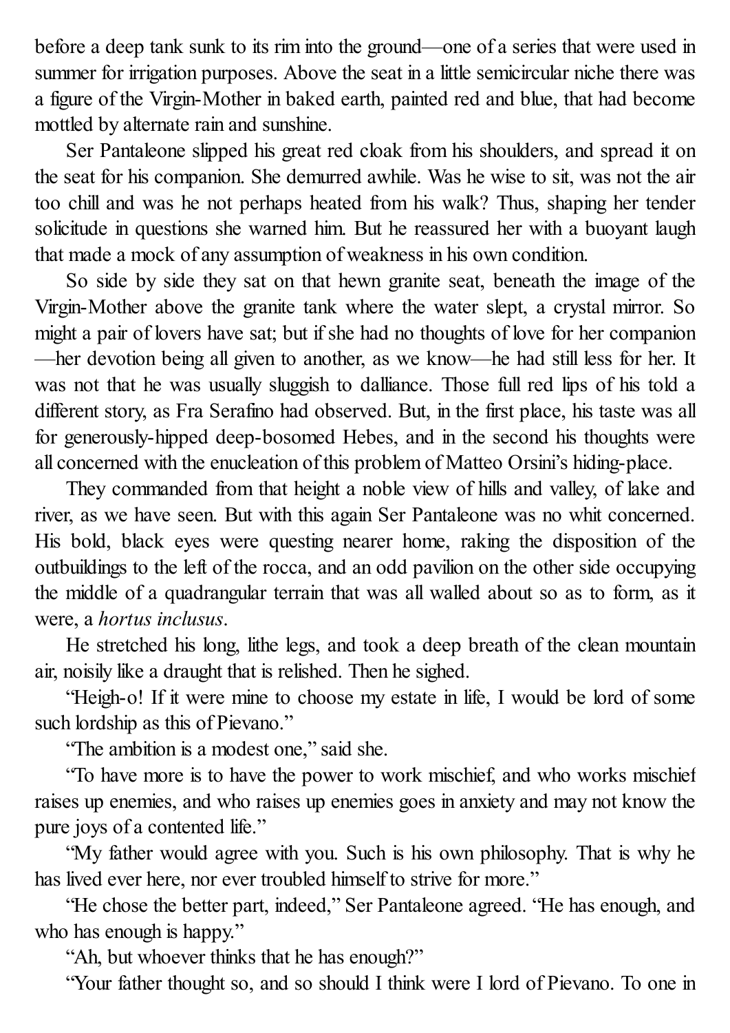before a deep tank sunk to its rim into the ground—one of a series that were used in summer for irrigation purposes. Above the seat in a little semicircular niche there was a figure of the Virgin-Mother in baked earth, painted red and blue, that had become mottled by alternate rain and sunshine.

Ser Pantaleone slipped his great red cloak from his shoulders, and spread it on the seat for his companion. She demurred awhile. Was he wise to sit, was not the air too chill and was he not perhaps heated from his walk? Thus, shaping her tender solicitude in questions she warned him. But he reassured her with a buoyant laugh that made a mock of any assumption of weakness in his own condition.

So side by side they sat on that hewn granite seat, beneath the image of the Virgin-Mother above the granite tank where the water slept, a crystal mirror. So might a pair of lovers have sat; but if she had no thoughts of love for her companion—her devotion being all given to another, as we know—he had still less for her. It was not that he was usually sluggish to dalliance. Those full red lips of his told a different story, as Fra Serafino had observed. But, in the first place, his taste was all for generously-hipped deep-bosomed Hebes, and in the second his thoughts were all concerned with the enucleation of this problem of Matteo Orsini's hiding-place.

They commanded from that height a noble view of hills and valley, of lake and river, as we have seen. But with this again Ser Pantaleone was no whit concerned. His bold, black eyes were questing nearer home, raking the disposition of the outbuildings to the left of the rocca, and an odd pavilion on the other side occupying the middle of a quadrangular terrain that was all walled about so as to form, as it were, a *hortus inclusus*.

He stretched his long, lithe legs, and took a deep breath of the clean mountain air, noisily like a draught that is relished. Then he sighed.

"Heigh-o! If it were mine to choose my estate in life, I would be lord of some such lordship as this of Pievano."

"The ambition is a modest one," said she.

"To have more is to have the power to work mischief, and who works mischief raises up enemies, and who raises up enemies goes in anxiety and may not know the pure joys of a contented life."

"My father would agree with you. Such is his own philosophy. That is why he has lived ever here, nor ever troubled himself to strive for more."

"He chose the better part, indeed," Ser Pantaleone agreed. "He has enough, and who has enough is happy."

"Ah, but whoever thinks that he has enough?"

"Your father thought so, and so should I think were I lord of Pievano. To one in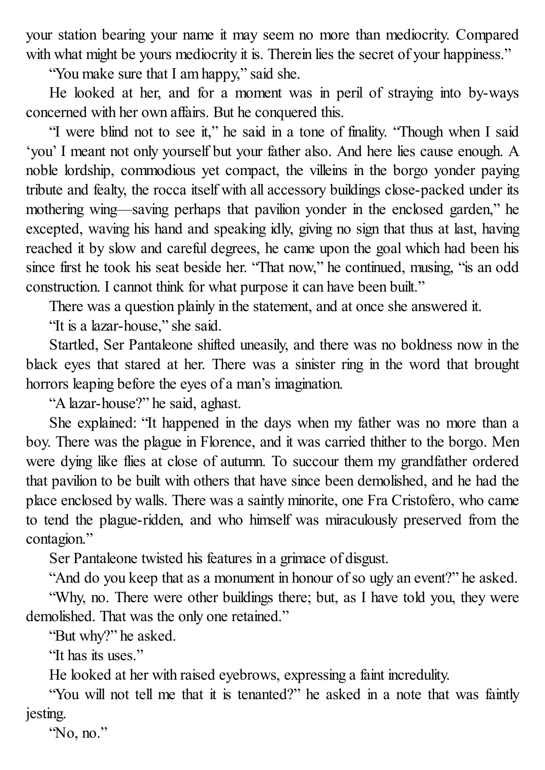your station bearing your name it may seem no more than mediocrity. Compared with what might be yours mediocrity it is. Therein lies the secret of your happiness."

"You make sure that I am happy," said she.

He looked at her, and for a moment was in peril of straying into by-ways concerned with her own affairs. But he conquered this.

"I were blind not to see it," he said in a tone of finality. "Though when I said 'you' I meant not only yourself but your father also. And here lies cause enough. A noble lordship, commodious yet compact, the villeins in the borgo yonder paying tribute and fealty, the rocca itself with all accessory buildings close-packed under its mothering wing—saving perhaps that pavilion yonder in the enclosed garden," he excepted, waving his hand and speaking idly, giving no sign that thus at last, having reached it by slow and careful degrees, he came upon the goal which had been his since first he took his seat beside her. "That now," he continued, musing, "is an odd construction. I cannot think for what purpose it can have been built."

There was a question plainly in the statement, and at once she answered it.

"It is a lazar-house," she said.

Startled, Ser Pantaleone shifted uneasily, and there was no boldness now in the black eyes that stared at her. There was a sinister ring in the word that brought horrors leaping before the eyes of a man's imagination.

"A lazar-house?" he said, aghast.

She explained: "It happened in the days when my father was no more than a boy. There was the plague in Florence, and it was carried thither to the borgo. Men were dying like flies at close of autumn. To succour them my grandfather ordered that pavilion to be built with others that have since been demolished, and he had the place enclosed by walls. There was a saintly minorite, one Fra Cristofero, who came to tend the plague-ridden, and who himself was miraculously preserved from the contagion."

Ser Pantaleone twisted his features in a grimace of disgust.

"And do you keep that as a monument in honour of so ugly an event?" he asked.

"Why, no. There were other buildings there; but, as I have told you, they were demolished. That was the only one retained."

"But why?" he asked.

"It has its uses."

He looked at her with raised eyebrows, expressing a faint incredulity.

"You will not tell me that it is tenanted?" he asked in a note that was faintly jesting.

"No, no."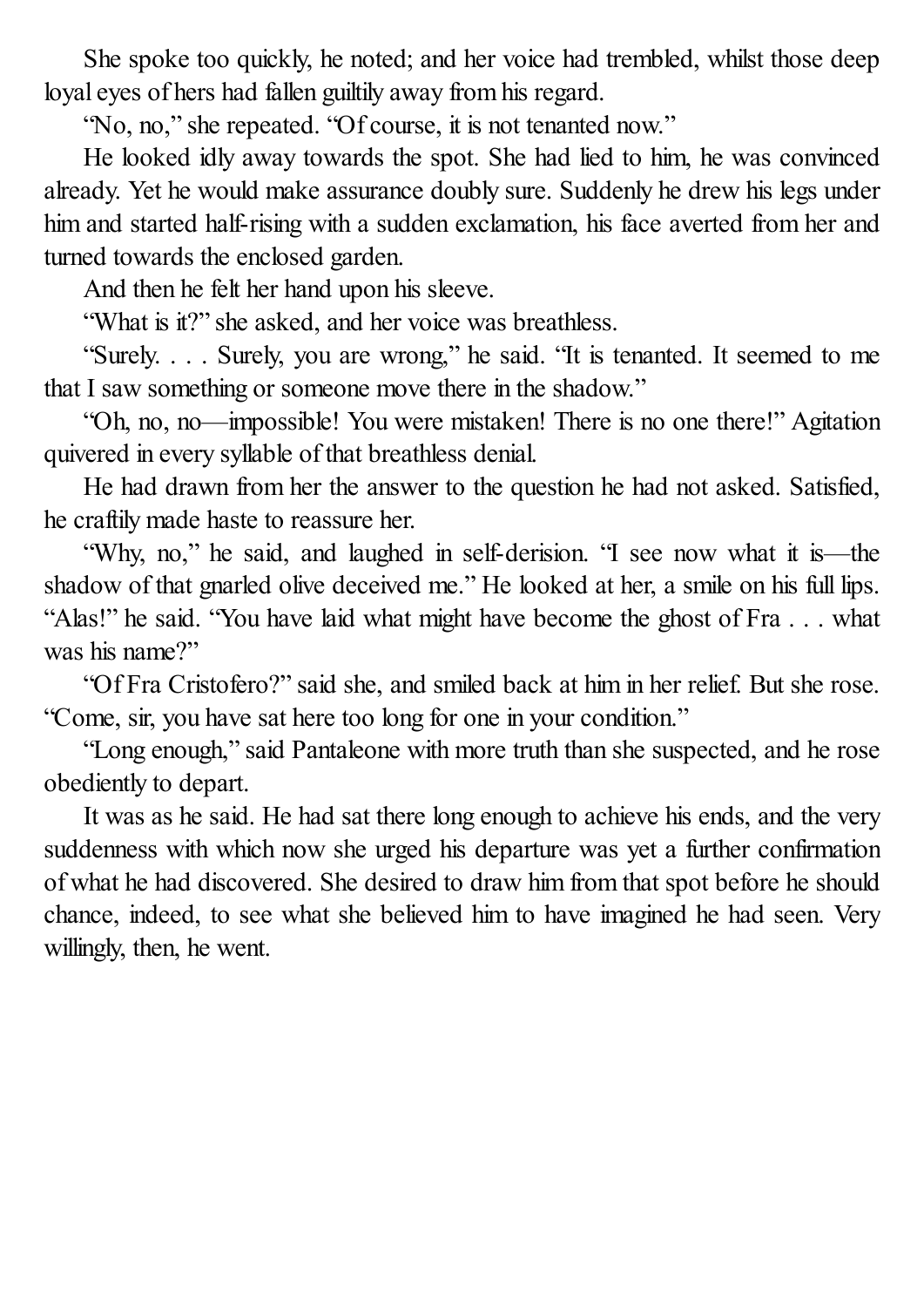She spoke too quickly, he noted; and her voice had trembled, whilst those deep loyal eyes of hers had fallen guiltily away from his regard.

"No, no," she repeated. "Of course, it is not tenanted now."

He looked idly away towards the spot. She had lied to him, he was convinced already. Yet he would make assurance doubly sure. Suddenly he drew his legs under him and started half-rising with a sudden exclamation, his face averted from her and turned towards the enclosed garden.

And then he felt her hand upon his sleeve.

"What is it?" she asked, and her voice was breathless.

"Surely. . . . Surely, you are wrong," he said. "It is tenanted. It seemed to me that I saw something or someone move there in the shadow."

"Oh, no, no—impossible! You were mistaken! There is no one there!" Agitation quivered in every syllable of that breathless denial.

He had drawn from her the answer to the question he had not asked. Satisfied, he craftily made haste to reassure her.

"Why, no," he said, and laughed in self-derision. "I see now what it is—the shadow of that gnarled olive deceived me." He looked at her, a smile on his full lips. "Alas!" he said. "You have laid what might have become the ghost of Fra . . . what was his name?"

"Of Fra Cristofero?" said she, and smiled back at him in her relief. But she rose. "Come, sir, you have sat here too long for one in your condition."

"Long enough," said Pantaleone with more truth than she suspected, and he rose obediently to depart.

It was as he said. He had sat there long enough to achieve his ends, and the very suddenness with which now she urged his departure was yet a further confirmation of what he had discovered. She desired to draw him from that spot before he should chance, indeed, to see what she believed him to have imagined he had seen. Very willingly, then, he went.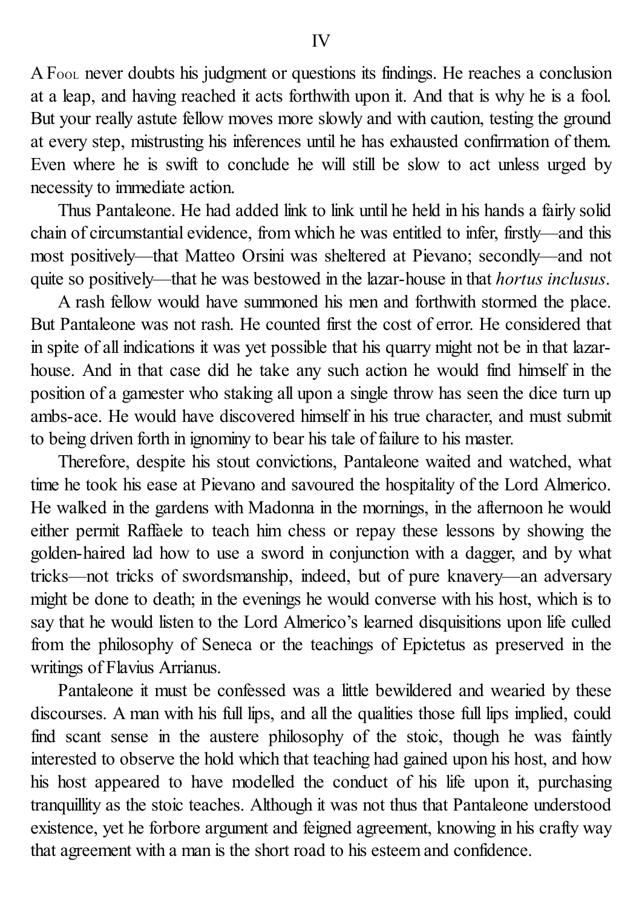# IV

A Fool never doubts his judgment or questions its findings. He reaches a conclusion at a leap, and having reached it acts forthwith upon it. And that is why he is a fool. But your really astute fellow moves more slowly and with caution, testing the ground at every step, mistrusting his inferences until he has exhausted confirmation of them. Even where he is swift to conclude he will still be slow to act unless urged by necessity to immediate action.

Thus Pantaleone. He had added link to link until he held in his hands a fairly solid chain of circumstantial evidence, from which he was entitled to infer, firstly—and this most positively—that Matteo Orsini was sheltered at Pievano; secondly—and not quite so positively—that he was bestowed in the lazar-house in that *hortus inclusus*.

A rash fellow would have summoned his men and forthwith stormed the place. But Pantaleone was not rash. He counted first the cost of error. He considered that in spite of all indications it was yet possible that his quarry might not be in that lazar-house. And in that case did he take any such action he would find himself in the position of a gamester who staking all upon a single throw has seen the dice turn up ambs-ace. He would have discovered himself in his true character, and must submit to being driven forth in ignominy to bear his tale of failure to his master.

Therefore, despite his stout convictions, Pantaleone waited and watched, what time he took his ease at Pievano and savoured the hospitality of the Lord Almerico. He walked in the gardens with Madonna in the mornings, in the afternoon he would either permit Raffaele to teach him chess or repay these lessons by showing the golden-haired lad how to use a sword in conjunction with a dagger, and by what tricks—not tricks of swordsmanship, indeed, but of pure knavery—an adversary might be done to death; in the evenings he would converse with his host, which is to say that he would listen to the Lord Almerico's learned disquisitions upon life culled from the philosophy of Seneca or the teachings of Epictetus as preserved in the writings of Flavius Arrianus.

Pantaleone it must be confessed was a little bewildered and wearied by these discourses. A man with his full lips, and all the qualities those full lips implied, could find scant sense in the austere philosophy of the stoic, though he was faintly interested to observe the hold which that teaching had gained upon his host, and how his host appeared to have modelled the conduct of his life upon it, purchasing tranquillity as the stoic teaches. Although it was not thus that Pantaleone understood existence, yet he forbore argument and feigned agreement, knowing in his crafty way that agreement with a man is the short road to his esteem and confidence.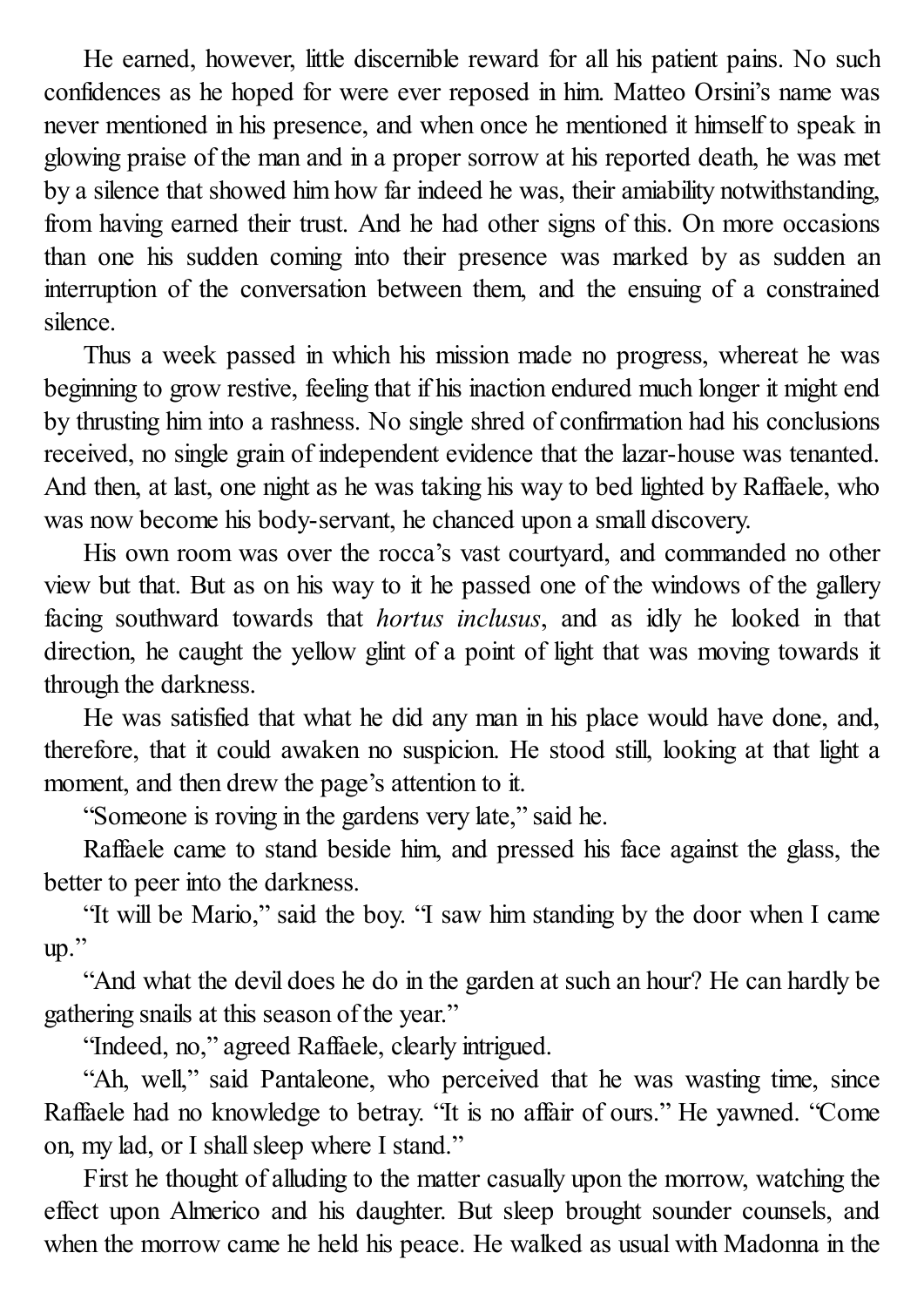He earned, however, little discernible reward for all his patient pains. No such confidences as he hoped for were ever reposed in him. Matteo Orsini's name was never mentioned in his presence, and when once he mentioned it himself to speak in glowing praise of the man and in a proper sorrow at his reported death, he was met by a silence that showed him how far indeed he was, their amiability notwithstanding, from having earned their trust. And he had other signs of this. On more occasions than one his sudden coming into their presence was marked by as sudden an interruption of the conversation between them, and the ensuing of a constrained silence.

Thus a week passed in which his mission made no progress, whereat he was beginning to grow restive, feeling that if his inaction endured much longer it might end by thrusting him into a rashness. No single shred of confirmation had his conclusions received, no single grain of independent evidence that the lazar-house was tenanted. And then, at last, one night as he was taking his way to bed lighted by Raffaele, who was now become his body-servant, he chanced upon a small discovery.

His own room was over the rocca's vast courtyard, and commanded no other view but that. But as on his way to it he passed one of the windows of the gallery facing southward towards that *hortus inclusus*, and as idly he looked in that direction, he caught the yellow glint of a point of light that was moving towards it through the darkness.

He was satisfied that what he did any man in his place would have done, and, therefore, that it could awaken no suspicion. He stood still, looking at that light a moment, and then drew the page's attention to it.

"Someone is roving in the gardens very late," said he.

Raffaele came to stand beside him, and pressed his face against the glass, the better to peer into the darkness.

"It will be Mario," said the boy. "I saw him standing by the door when I came up."

"And what the devil does he do in the garden at such an hour? He can hardly be gathering snails at this season of the year."

"Indeed, no," agreed Raffaele, clearly intrigued.

"Ah, well," said Pantaleone, who perceived that he was wasting time, since Raffaele had no knowledge to betray. "It is no affair of ours." He yawned. "Come on, my lad, or I shall sleep where I stand."

First he thought of alluding to the matter casually upon the morrow, watching the effect upon Almerico and his daughter. But sleep brought sounder counsels, and when the morrow came he held his peace. He walked as usual with Madonna in the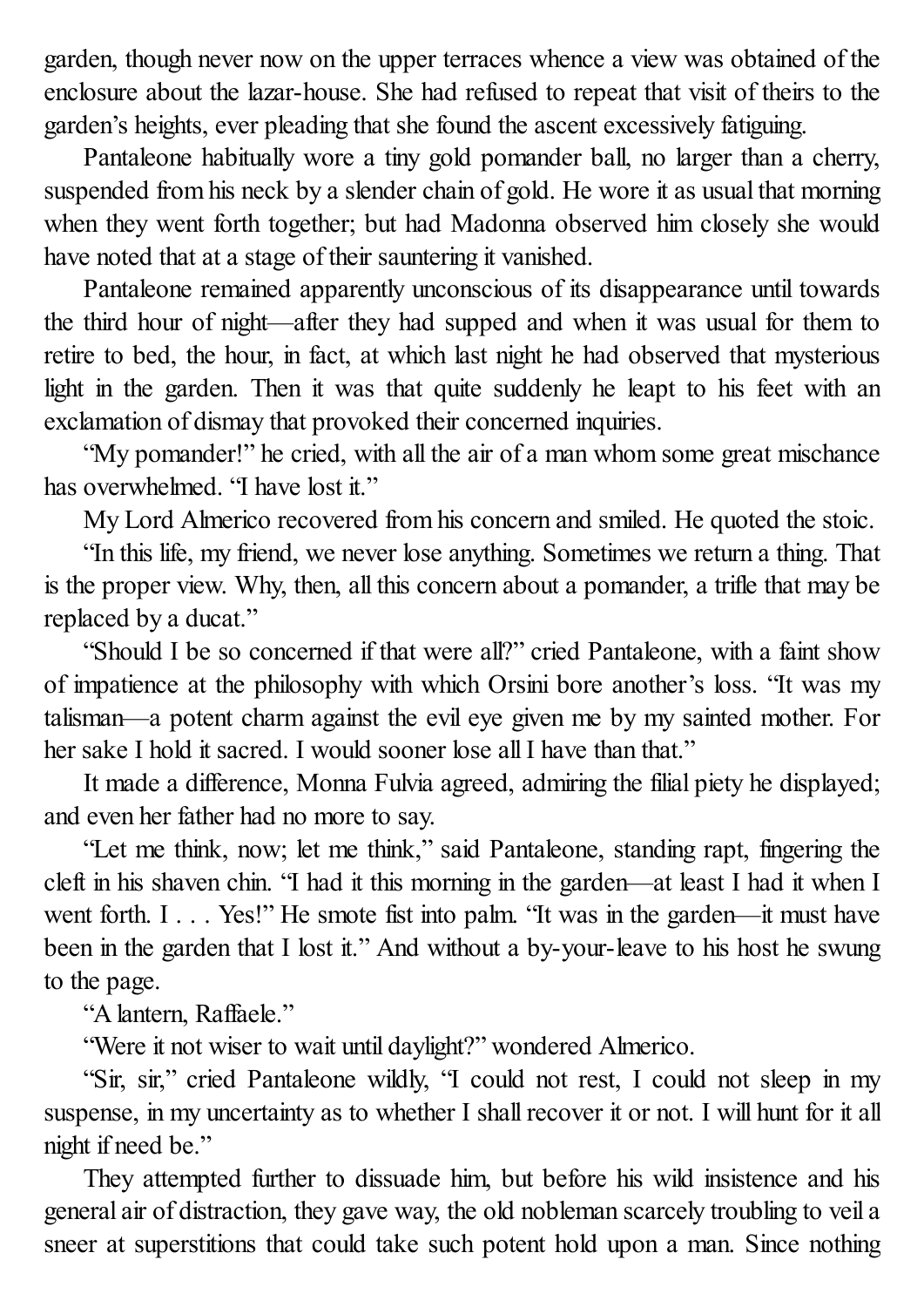garden, though never now on the upper terraces whence a view was obtained of the enclosure about the lazar-house. She had refused to repeat that visit of theirs to the garden's heights, ever pleading that she found the ascent excessively fatiguing.

Pantaleone habitually wore a tiny gold pomander ball, no larger than a cherry, suspended from his neck by a slender chain of gold. He wore it as usual that morning when they went forth together; but had Madonna observed him closely she would have noted that at a stage of their sauntering it vanished.

Pantaleone remained apparently unconscious of its disappearance until towards the third hour of night—after they had supped and when it was usual for them to retire to bed, the hour, in fact, at which last night he had observed that mysterious light in the garden. Then it was that quite suddenly he leapt to his feet with an exclamation of dismay that provoked their concerned inquiries.

"My pomander!" he cried, with all the air of a man whom some great mischance has overwhelmed. "I have lost it."

My Lord Almerico recovered from his concern and smiled. He quoted the stoic.

"In this life, my friend, we never lose anything. Sometimes we return a thing. That is the proper view. Why, then, all this concern about a pomander, a trifle that may be replaced by a ducat."

"Should I be so concerned if that were all?" cried Pantaleone, with a faint show of impatience at the philosophy with which Orsini bore another's loss. "It was my talisman—a potent charm against the evil eye given me by my sainted mother. For her sake I hold it sacred. I would sooner lose all I have than that."

It made a difference, Monna Fulvia agreed, admiring the filial piety he displayed; and even her father had no more to say.

"Let me think, now; let me think," said Pantaleone, standing rapt, fingering the cleft in his shaven chin. "I had it this morning in the garden—at least I had it when I went forth. I . . . Yes!" He smote fist into palm. "It was in the garden—it must have been in the garden that I lost it." And without a by-your-leave to his host he swung to the page.

"A lantern, Raffaele."

"Were it not wiser to wait until daylight?" wondered Almerico.

"Sir, sir," cried Pantaleone wildly, "I could not rest, I could not sleep in my suspense, in my uncertainty as to whether I shall recover it or not. I will hunt for it all night if need be."

They attempted further to dissuade him, but before his wild insistence and his general air of distraction, they gave way, the old nobleman scarcely troubling to veil a sneer at superstitions that could take such potent hold upon a man. Since nothing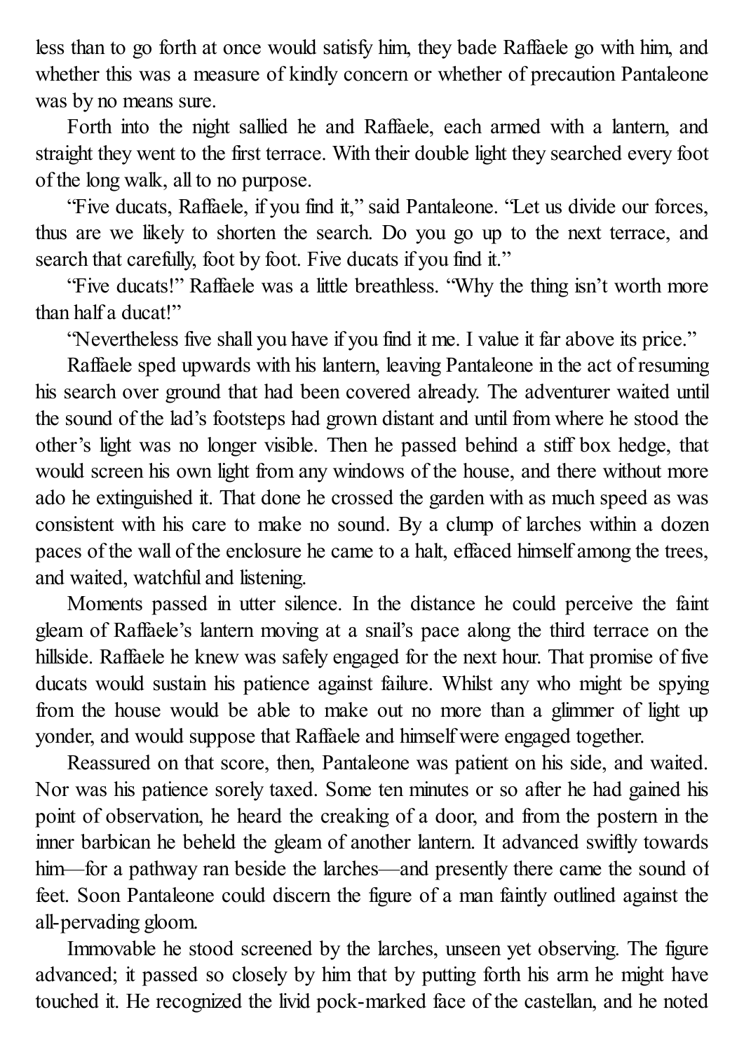less than to go forth at once would satisfy him, they bade Raffaele go with him, and whether this was a measure of kindly concern or whether of precaution Pantaleone was by no means sure.

Forth into the night sallied he and Raffaele, each armed with a lantern, and straight they went to the first terrace. With their double light they searched every foot of the long walk, all to no purpose.

"Five ducats, Raffaele, if you find it," said Pantaleone. "Let us divide our forces, thus are we likely to shorten the search. Do you go up to the next terrace, and search that carefully, foot by foot. Five ducats if you find it."

"Five ducats!" Raffaele was a little breathless. "Why the thing isn't worth more than half a ducat!"

"Nevertheless five shall you have if you find it me. I value it far above its price."

Raffaele sped upwards with his lantern, leaving Pantaleone in the act of resuming his search over ground that had been covered already. The adventurer waited until the sound of the lad's footsteps had grown distant and until from where he stood the other's light was no longer visible. Then he passed behind a stiff box hedge, that would screen his own light from any windows of the house, and there without more ado he extinguished it. That done he crossed the garden with as much speed as was consistent with his care to make no sound. By a clump of larches within a dozen paces of the wall of the enclosure he came to a halt, effaced himself among the trees, and waited, watchful and listening.

Moments passed in utter silence. In the distance he could perceive the faint gleam of Raffaele's lantern moving at a snail's pace along the third terrace on the hillside. Raffaele he knew was safely engaged for the next hour. That promise of five ducats would sustain his patience against failure. Whilst any who might be spying from the house would be able to make out no more than a glimmer of light up yonder, and would suppose that Raffaele and himself were engaged together.

Reassured on that score, then, Pantaleone was patient on his side, and waited. Nor was his patience sorely taxed. Some ten minutes or so after he had gained his point of observation, he heard the creaking of a door, and from the postern in the inner barbican he beheld the gleam of another lantern. It advanced swiftly towards him—for a pathway ran beside the larches—and presently there came the sound of feet. Soon Pantaleone could discern the figure of a man faintly outlined against the all-pervading gloom.

Immovable he stood screened by the larches, unseen yet observing. The figure advanced; it passed so closely by him that by putting forth his arm he might have touched it. He recognized the livid pock-marked face of the castellan, and he noted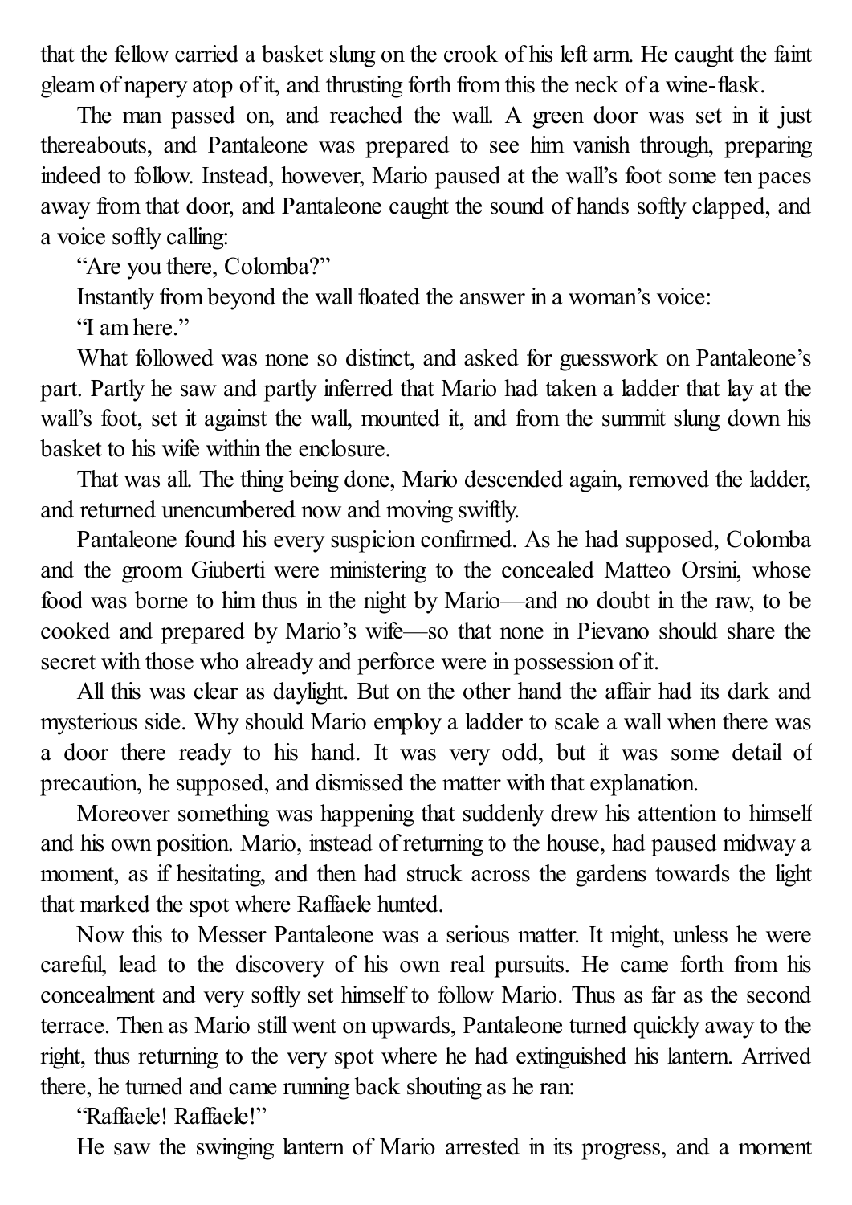that the fellow carried a basket slung on the crook of his left arm. He caught the faint gleam of napery atop of it, and thrusting forth from this the neck of a wine-flask.

The man passed on, and reached the wall. A green door was set in it just thereabouts, and Pantaleone was prepared to see him vanish through, preparing indeed to follow. Instead, however, Mario paused at the wall's foot some ten paces away from that door, and Pantaleone caught the sound of hands softly clapped, and a voice softly calling:

"Are you there, Colomba?"

Instantly from beyond the wall floated the answer in a woman's voice:

"I am here."

What followed was none so distinct, and asked for guesswork on Pantaleone's part. Partly he saw and partly inferred that Mario had taken a ladder that lay at the wall's foot, set it against the wall, mounted it, and from the summit slung down his basket to his wife within the enclosure.

That was all. The thing being done, Mario descended again, removed the ladder, and returned unencumbered now and moving swiftly.

Pantaleone found his every suspicion confirmed. As he had supposed, Colomba and the groom Giuberti were ministering to the concealed Matteo Orsini, whose food was borne to him thus in the night by Mario—and no doubt in the raw, to be cooked and prepared by Mario's wife—so that none in Pievano should share the secret with those who already and perforce were in possession of it.

All this was clear as daylight. But on the other hand the affair had its dark and mysterious side. Why should Mario employ a ladder to scale a wall when there was a door there ready to his hand. It was very odd, but it was some detail of precaution, he supposed, and dismissed the matter with that explanation.

Moreover something was happening that suddenly drew his attention to himself and his own position. Mario, instead of returning to the house, had paused midway a moment, as if hesitating, and then had struck across the gardens towards the light that marked the spot where Raffaele hunted.

Now this to Messer Pantaleone was a serious matter. It might, unless he were careful, lead to the discovery of his own real pursuits. He came forth from his concealment and very softly set himself to follow Mario. Thus as far as the second terrace. Then as Mario still went on upwards, Pantaleone turned quickly away to the right, thus returning to the very spot where he had extinguished his lantern. Arrived there, he turned and came running back shouting as he ran:

"Raffaele! Raffaele!"

He saw the swinging lantern of Mario arrested in its progress, and a moment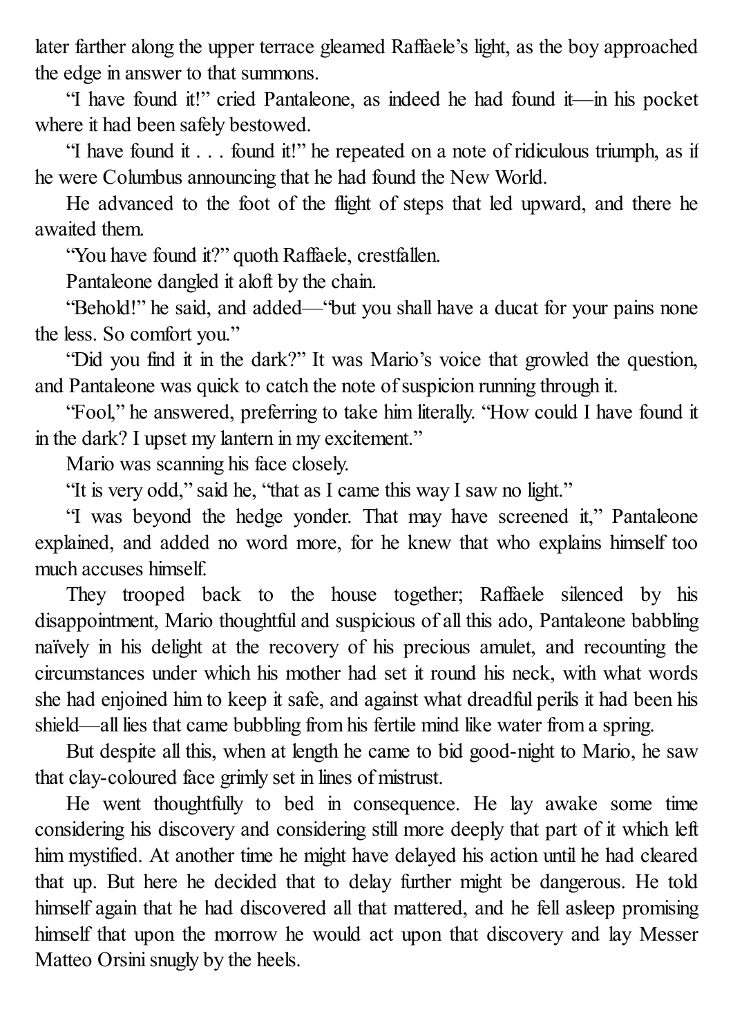later farther along the upper terrace gleamed Raffaele's light, as the boy approached the edge in answer to that summons.

"I have found it!" cried Pantaleone, as indeed he had found it—in his pocket where it had been safely bestowed.

"I have found it . . . found it!" he repeated on a note of ridiculous triumph, as if he were Columbus announcing that he had found the New World.

He advanced to the foot of the flight of steps that led upward, and there he awaited them.

"You have found it?" quoth Raffaele, crestfallen.

Pantaleone dangled it aloft by the chain.

"Behold!" he said, and added—"but you shall have a ducat for your pains none the less. So comfort you."

"Did you find it in the dark?" It was Mario's voice that growled the question, and Pantaleone was quick to catch the note of suspicion running through it.

"Fool," he answered, preferring to take him literally. "How could I have found it in the dark? I upset my lantern in my excitement."

Mario was scanning his face closely.

"It is very odd," said he, "that as I came this way I saw no light."

"I was beyond the hedge yonder. That may have screened it," Pantaleone explained, and added no word more, for he knew that who explains himself too much accuses himself.

They trooped back to the house together; Raffaele silenced by his disappointment, Mario thoughtful and suspicious of all this ado, Pantaleone babbling naïvely in his delight at the recovery of his precious amulet, and recounting the circumstances under which his mother had set it round his neck, with what words she had enjoined him to keep it safe, and against what dreadful perils it had been his shield—all lies that came bubbling from his fertile mind like water from a spring.

But despite all this, when at length he came to bid good-night to Mario, he saw that clay-coloured face grimly set in lines of mistrust.

He went thoughtfully to bed in consequence. He lay awake some time considering his discovery and considering still more deeply that part of it which left him mystified. At another time he might have delayed his action until he had cleared that up. But here he decided that to delay further might be dangerous. He told himself again that he had discovered all that mattered, and he fell asleep promising himself that upon the morrow he would act upon that discovery and lay Messer Matteo Orsini snugly by the heels.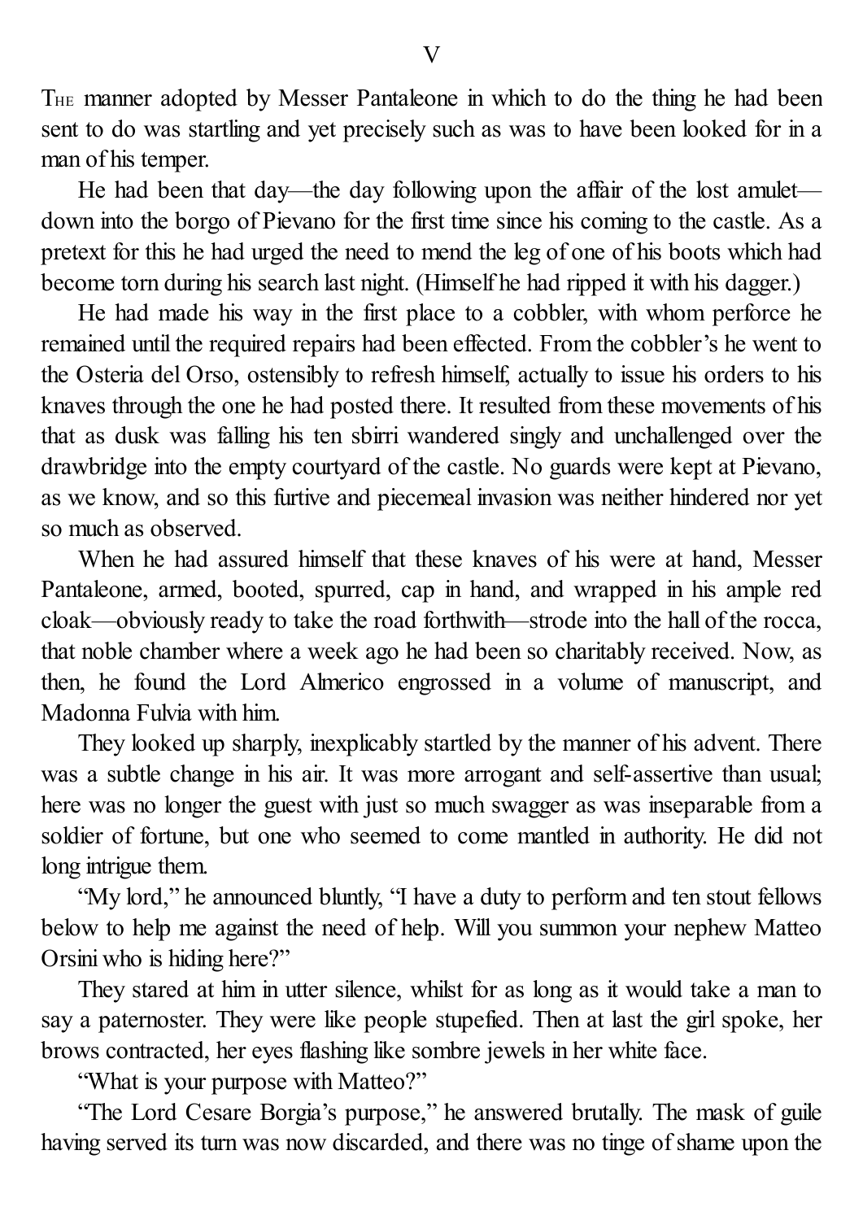# V

The manner adopted by Messer Pantaleone in which to do the thing he had been sent to do was startling and yet precisely such as was to have been looked for in a man of his temper.

He had been that day—the day following upon the affair of the lost amulet—down into the borgo of Pievano for the first time since his coming to the castle. As a pretext for this he had urged the need to mend the leg of one of his boots which had become torn during his search last night. (Himself he had ripped it with his dagger.)

He had made his way in the first place to a cobbler, with whom perforce he remained until the required repairs had been effected. From the cobbler's he went to the Osteria del Orso, ostensibly to refresh himself, actually to issue his orders to his knaves through the one he had posted there. It resulted from these movements of his that as dusk was falling his ten sbirri wandered singly and unchallenged over the drawbridge into the empty courtyard of the castle. No guards were kept at Pievano, as we know, and so this furtive and piecemeal invasion was neither hindered nor yet so much as observed.

When he had assured himself that these knaves of his were at hand, Messer Pantaleone, armed, booted, spurred, cap in hand, and wrapped in his ample red cloak—obviously ready to take the road forthwith—strode into the hall of the rocca, that noble chamber where a week ago he had been so charitably received. Now, as then, he found the Lord Almerico engrossed in a volume of manuscript, and Madonna Fulvia with him.

They looked up sharply, inexplicably startled by the manner of his advent. There was a subtle change in his air. It was more arrogant and self-assertive than usual; here was no longer the guest with just so much swagger as was inseparable from a soldier of fortune, but one who seemed to come mantled in authority. He did not long intrigue them.

"My lord," he announced bluntly, "I have a duty to perform and ten stout fellows below to help me against the need of help. Will you summon your nephew Matteo Orsini who is hiding here?"

They stared at him in utter silence, whilst for as long as it would take a man to say a paternoster. They were like people stupefied. Then at last the girl spoke, her brows contracted, her eyes flashing like sombre jewels in her white face.

"What is your purpose with Matteo?"

"The Lord Cesare Borgia's purpose," he answered brutally. The mask of guile having served its turn was now discarded, and there was no tinge of shame upon the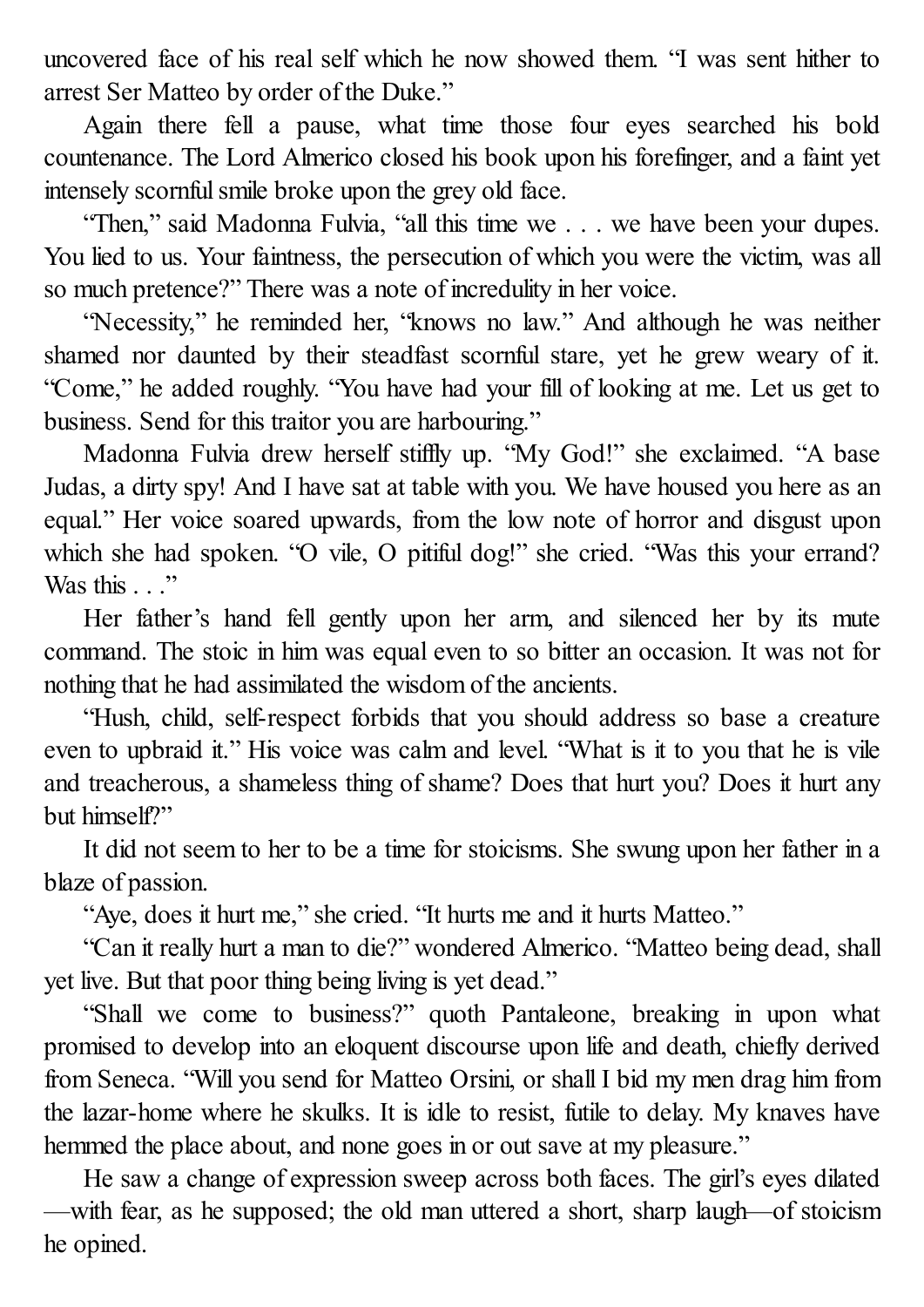uncovered face of his real self which he now showed them. "I was sent hither to arrest Ser Matteo by order of the Duke."

Again there fell a pause, what time those four eyes searched his bold countenance. The Lord Almerico closed his book upon his forefinger, and a faint yet intensely scornful smile broke upon the grey old face.

"Then," said Madonna Fulvia, "all this time we . . . we have been your dupes. You lied to us. Your faintness, the persecution of which you were the victim, was all so much pretence?" There was a note of incredulity in her voice.

"Necessity," he reminded her, "knows no law." And although he was neither shamed nor daunted by their steadfast scornful stare, yet he grew weary of it. "Come," he added roughly. "You have had your fill of looking at me. Let us get to business. Send for this traitor you are harbouring."

Madonna Fulvia drew herself stiffly up. "My God!" she exclaimed. "A base Judas, a dirty spy! And I have sat at table with you. We have housed you here as an equal." Her voice soared upwards, from the low note of horror and disgust upon which she had spoken. "O vile, O pitiful dog!" she cried. "Was this your errand? Was this . . ."

Her father's hand fell gently upon her arm, and silenced her by its mute command. The stoic in him was equal even to so bitter an occasion. It was not for nothing that he had assimilated the wisdom of the ancients.

"Hush, child, self-respect forbids that you should address so base a creature even to upbraid it." His voice was calm and level. "What is it to you that he is vile and treacherous, a shameless thing of shame? Does that hurt you? Does it hurt any but himself?"

It did not seem to her to be a time for stoicisms. She swung upon her father in a blaze of passion.

"Aye, does it hurt me," she cried. "It hurts me and it hurts Matteo."

"Can it really hurt a man to die?" wondered Almerico. "Matteo being dead, shall yet live. But that poor thing being living is yet dead."

"Shall we come to business?" quoth Pantaleone, breaking in upon what promised to develop into an eloquent discourse upon life and death, chiefly derived from Seneca. "Will you send for Matteo Orsini, or shall I bid my men drag him from the lazar-home where he skulks. It is idle to resist, futile to delay. My knaves have hemmed the place about, and none goes in or out save at my pleasure."

He saw a change of expression sweep across both faces. The girl's eyes dilated—with fear, as he supposed; the old man uttered a short, sharp laugh—of stoicism he opined.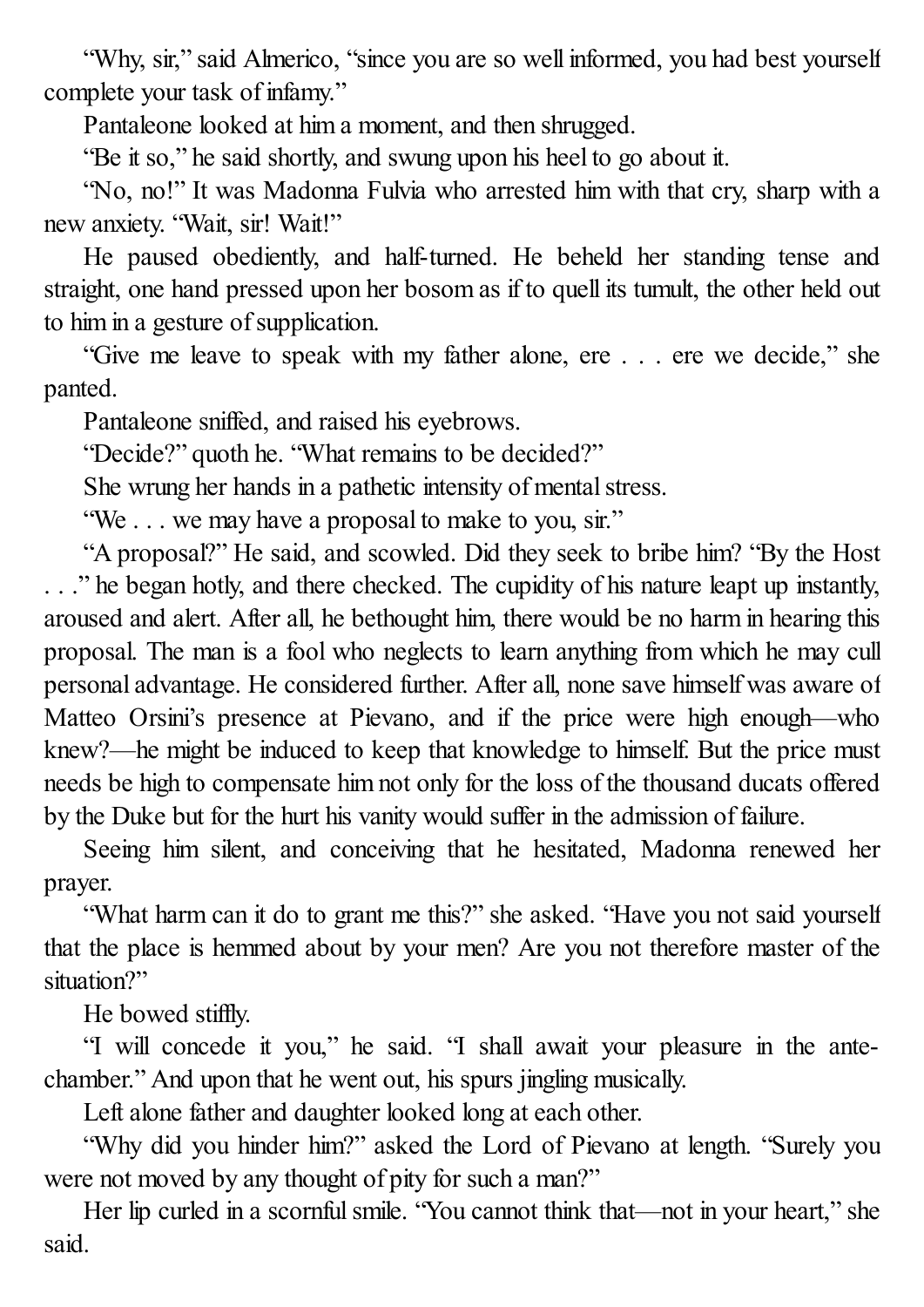"Why, sir," said Almerico, "since you are so well informed, you had best yourself complete your task of infamy."

Pantaleone looked at him a moment, and then shrugged.

"Be it so," he said shortly, and swung upon his heel to go about it.

"No, no!" It was Madonna Fulvia who arrested him with that cry, sharp with a new anxiety. "Wait, sir! Wait!"

He paused obediently, and half-turned. He beheld her standing tense and straight, one hand pressed upon her bosom as if to quell its tumult, the other held out to him in a gesture of supplication.

"Give me leave to speak with my father alone, ere . . . ere we decide," she panted.

Pantaleone sniffed, and raised his eyebrows.

"Decide?" quoth he. "What remains to be decided?"

She wrung her hands in a pathetic intensity of mental stress.

"We . . . we may have a proposal to make to you, sir."

"A proposal?" He said, and scowled. Did they seek to bribe him? "By the Host . . ." he began hotly, and there checked. The cupidity of his nature leapt up instantly, aroused and alert. After all, he bethought him, there would be no harm in hearing this proposal. The man is a fool who neglects to learn anything from which he may cull personal advantage. He considered further. After all, none save himself was aware of Matteo Orsini's presence at Pievano, and if the price were high enough—who knew?—he might be induced to keep that knowledge to himself. But the price must needs be high to compensate him not only for the loss of the thousand ducats offered by the Duke but for the hurt his vanity would suffer in the admission of failure.

Seeing him silent, and conceiving that he hesitated, Madonna renewed her prayer.

"What harm can it do to grant me this?" she asked. "Have you not said yourself that the place is hemmed about by your men? Are you not therefore master of the situation?"

He bowed stiffly.

"I will concede it you," he said. "I shall await your pleasure in the ante-chamber." And upon that he went out, his spurs jingling musically.

Left alone father and daughter looked long at each other.

"Why did you hinder him?" asked the Lord of Pievano at length. "Surely you were not moved by any thought of pity for such a man?"

Her lip curled in a scornful smile. "You cannot think that—not in your heart," she said.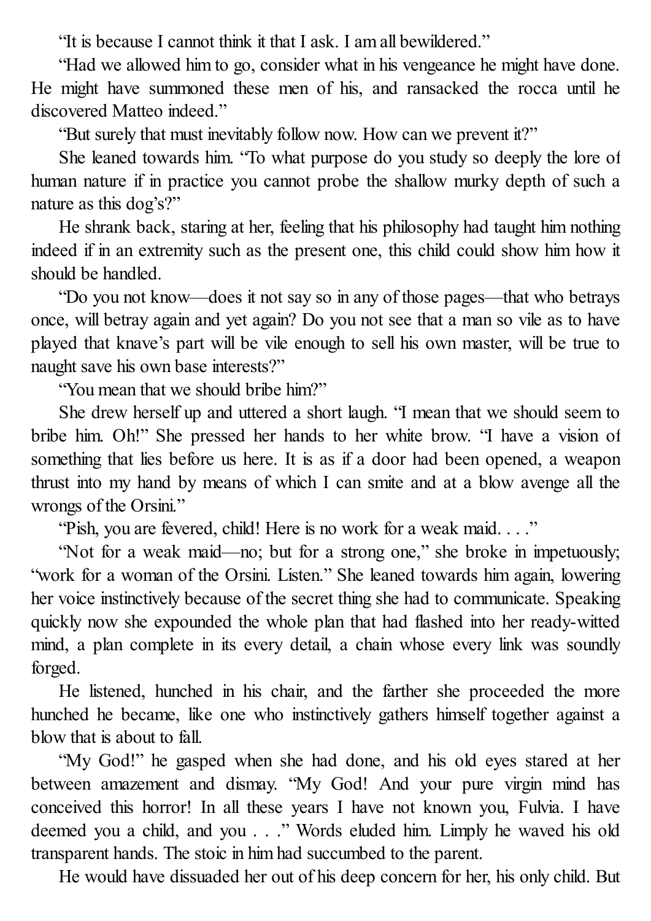"It is because I cannot think it that I ask. I am all bewildered."

"Had we allowed him to go, consider what in his vengeance he might have done. He might have summoned these men of his, and ransacked the rocca until he discovered Matteo indeed."

"But surely that must inevitably follow now. How can we prevent it?"

She leaned towards him. "To what purpose do you study so deeply the lore of human nature if in practice you cannot probe the shallow murky depth of such a nature as this dog's?"

He shrank back, staring at her, feeling that his philosophy had taught him nothing indeed if in an extremity such as the present one, this child could show him how it should be handled.

"Do you not know—does it not say so in any of those pages—that who betrays once, will betray again and yet again? Do you not see that a man so vile as to have played that knave's part will be vile enough to sell his own master, will be true to naught save his own base interests?"

"You mean that we should bribe him?"

She drew herself up and uttered a short laugh. "I mean that we should seem to bribe him. Oh!" She pressed her hands to her white brow. "I have a vision of something that lies before us here. It is as if a door had been opened, a weapon thrust into my hand by means of which I can smite and at a blow avenge all the wrongs of the Orsini."

"Pish, you are fevered, child! Here is no work for a weak maid. . . ."

"Not for a weak maid—no; but for a strong one," she broke in impetuously; "work for a woman of the Orsini. Listen." She leaned towards him again, lowering her voice instinctively because of the secret thing she had to communicate. Speaking quickly now she expounded the whole plan that had flashed into her ready-witted mind, a plan complete in its every detail, a chain whose every link was soundly forged.

He listened, hunched in his chair, and the farther she proceeded the more hunched he became, like one who instinctively gathers himself together against a blow that is about to fall.

"My God!" he gasped when she had done, and his old eyes stared at her between amazement and dismay. "My God! And your pure virgin mind has conceived this horror! In all these years I have not known you, Fulvia. I have deemed you a child, and you . . ." Words eluded him. Limply he waved his old transparent hands. The stoic in him had succumbed to the parent.

He would have dissuaded her out of his deep concern for her, his only child. But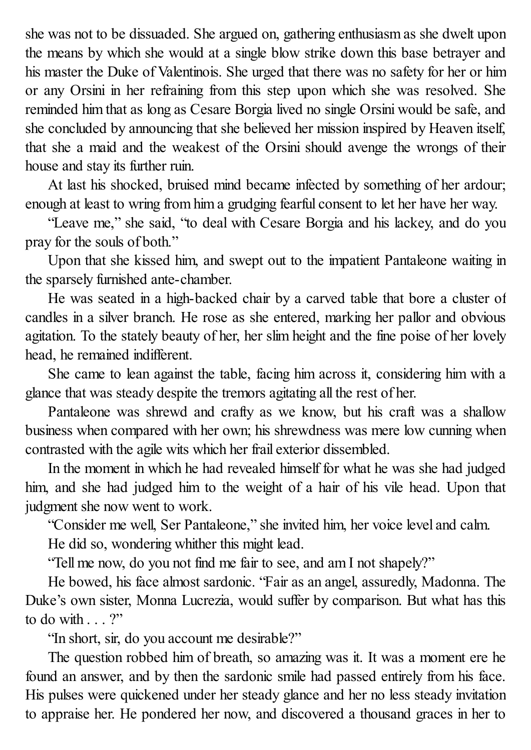she was not to be dissuaded. She argued on, gathering enthusiasm as she dwelt upon the means by which she would at a single blow strike down this base betrayer and his master the Duke of Valentinois. She urged that there was no safety for her or him or any Orsini in her refraining from this step upon which she was resolved. She reminded him that as long as Cesare Borgia lived no single Orsini would be safe, and she concluded by announcing that she believed her mission inspired by Heaven itself, that she a maid and the weakest of the Orsini should avenge the wrongs of their house and stay its further ruin.

At last his shocked, bruised mind became infected by something of her ardour; enough at least to wring from him a grudging fearful consent to let her have her way.

"Leave me," she said, "to deal with Cesare Borgia and his lackey, and do you pray for the souls of both."

Upon that she kissed him, and swept out to the impatient Pantaleone waiting in the sparsely furnished ante-chamber.

He was seated in a high-backed chair by a carved table that bore a cluster of candles in a silver branch. He rose as she entered, marking her pallor and obvious agitation. To the stately beauty of her, her slim height and the fine poise of her lovely head, he remained indifferent.

She came to lean against the table, facing him across it, considering him with a glance that was steady despite the tremors agitating all the rest of her.

Pantaleone was shrewd and crafty as we know, but his craft was a shallow business when compared with her own; his shrewdness was mere low cunning when contrasted with the agile wits which her frail exterior dissembled.

In the moment in which he had revealed himself for what he was she had judged him, and she had judged him to the weight of a hair of his vile head. Upon that judgment she now went to work.

"Consider me well, Ser Pantaleone," she invited him, her voice level and calm.

He did so, wondering whither this might lead.

"Tell me now, do you not find me fair to see, and am I not shapely?"

He bowed, his face almost sardonic. "Fair as an angel, assuredly, Madonna. The Duke's own sister, Monna Lucrezia, would suffer by comparison. But what has this to do with . . . ?"

"In short, sir, do you account me desirable?"

The question robbed him of breath, so amazing was it. It was a moment ere he found an answer, and by then the sardonic smile had passed entirely from his face. His pulses were quickened under her steady glance and her no less steady invitation to appraise her. He pondered her now, and discovered a thousand graces in her to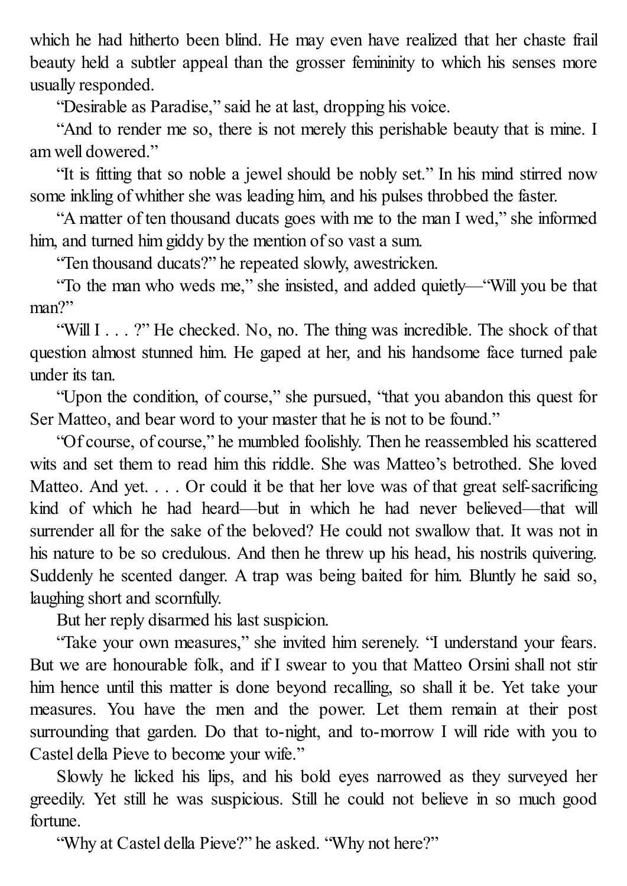which he had hitherto been blind. He may even have realized that her chaste frail beauty held a subtler appeal than the grosser femininity to which his senses more usually responded.

"Desirable as Paradise," said he at last, dropping his voice.

"And to render me so, there is not merely this perishable beauty that is mine. I am well dowered."

"It is fitting that so noble a jewel should be nobly set." In his mind stirred now some inkling of whither she was leading him, and his pulses throbbed the faster.

"A matter of ten thousand ducats goes with me to the man I wed," she informed him, and turned him giddy by the mention of so vast a sum.

"Ten thousand ducats?" he repeated slowly, awestricken.

"To the man who weds me," she insisted, and added quietly—"Will you be that man?"

"Will I . . . ?" He checked. No, no. The thing was incredible. The shock of that question almost stunned him. He gaped at her, and his handsome face turned pale under its tan.

"Upon the condition, of course," she pursued, "that you abandon this quest for Ser Matteo, and bear word to your master that he is not to be found."

"Of course, of course," he mumbled foolishly. Then he reassembled his scattered wits and set them to read him this riddle. She was Matteo's betrothed. She loved Matteo. And yet. . . . Or could it be that her love was of that great self-sacrificing kind of which he had heard—but in which he had never believed—that will surrender all for the sake of the beloved? He could not swallow that. It was not in his nature to be so credulous. And then he threw up his head, his nostrils quivering. Suddenly he scented danger. A trap was being baited for him. Bluntly he said so, laughing short and scornfully.

But her reply disarmed his last suspicion.

"Take your own measures," she invited him serenely. "I understand your fears. But we are honourable folk, and if I swear to you that Matteo Orsini shall not stir him hence until this matter is done beyond recalling, so shall it be. Yet take your measures. You have the men and the power. Let them remain at their post surrounding that garden. Do that to-night, and to-morrow I will ride with you to Castel della Pieve to become your wife."

Slowly he licked his lips, and his bold eyes narrowed as they surveyed her greedily. Yet still he was suspicious. Still he could not believe in so much good fortune.

"Why at Castel della Pieve?" he asked. "Why not here?"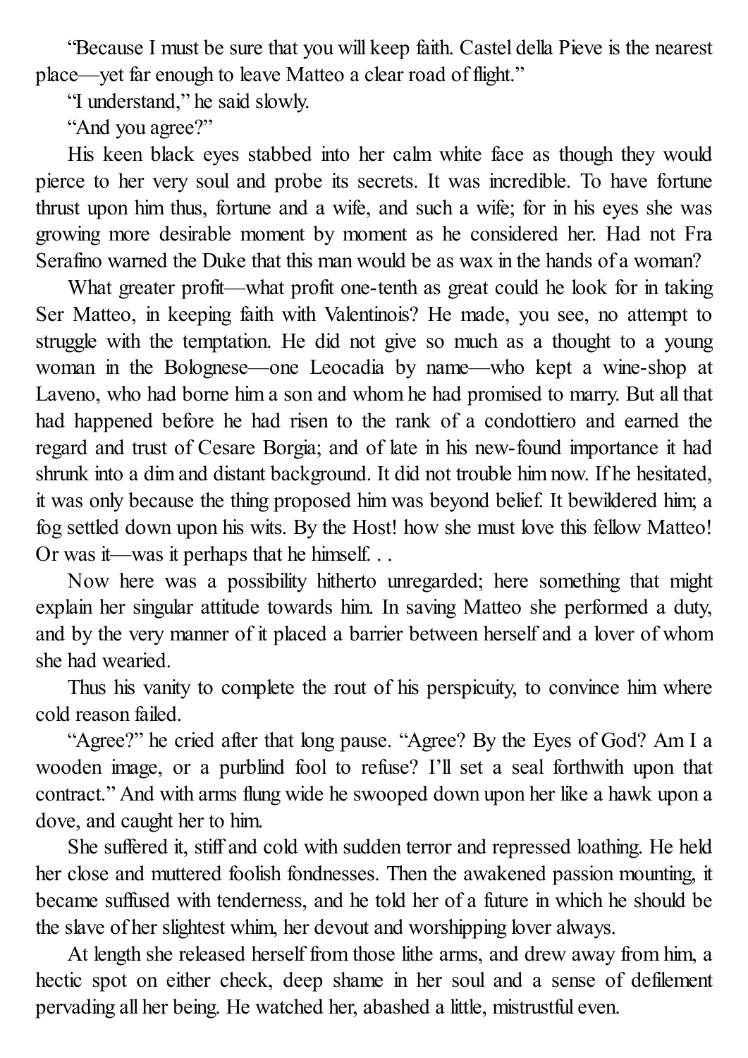"Because I must be sure that you will keep faith. Castel della Pieve is the nearest place—yet far enough to leave Matteo a clear road of flight."

"I understand," he said slowly.

"And you agree?"

His keen black eyes stabbed into her calm white face as though they would pierce to her very soul and probe its secrets. It was incredible. To have fortune thrust upon him thus, fortune and a wife, and such a wife; for in his eyes she was growing more desirable moment by moment as he considered her. Had not Fra Serafino warned the Duke that this man would be as wax in the hands of a woman?

What greater profit—what profit one-tenth as great could he look for in taking Ser Matteo, in keeping faith with Valentinois? He made, you see, no attempt to struggle with the temptation. He did not give so much as a thought to a young woman in the Bolognese—one Leocadia by name—who kept a wine-shop at Laveno, who had borne him a son and whom he had promised to marry. But all that had happened before he had risen to the rank of a condottiero and earned the regard and trust of Cesare Borgia; and of late in his new-found importance it had shrunk into a dim and distant background. It did not trouble him now. If he hesitated, it was only because the thing proposed him was beyond belief. It bewildered him; a fog settled down upon his wits. By the Host! how she must love this fellow Matteo! Or was it—was it perhaps that he himself. . .

Now here was a possibility hitherto unregarded; here something that might explain her singular attitude towards him. In saving Matteo she performed a duty, and by the very manner of it placed a barrier between herself and a lover of whom she had wearied.

Thus his vanity to complete the rout of his perspicuity, to convince him where cold reason failed.

"Agree?" he cried after that long pause. "Agree? By the Eyes of God? Am I a wooden image, or a purblind fool to refuse? I'll set a seal forthwith upon that contract." And with arms flung wide he swooped down upon her like a hawk upon a dove, and caught her to him.

She suffered it, stiff and cold with sudden terror and repressed loathing. He held her close and muttered foolish fondnesses. Then the awakened passion mounting, it became suffused with tenderness, and he told her of a future in which he should be the slave of her slightest whim, her devout and worshipping lover always.

At length she released herself from those lithe arms, and drew away from him, a hectic spot on either check, deep shame in her soul and a sense of defilement pervading all her being. He watched her, abashed a little, mistrustful even.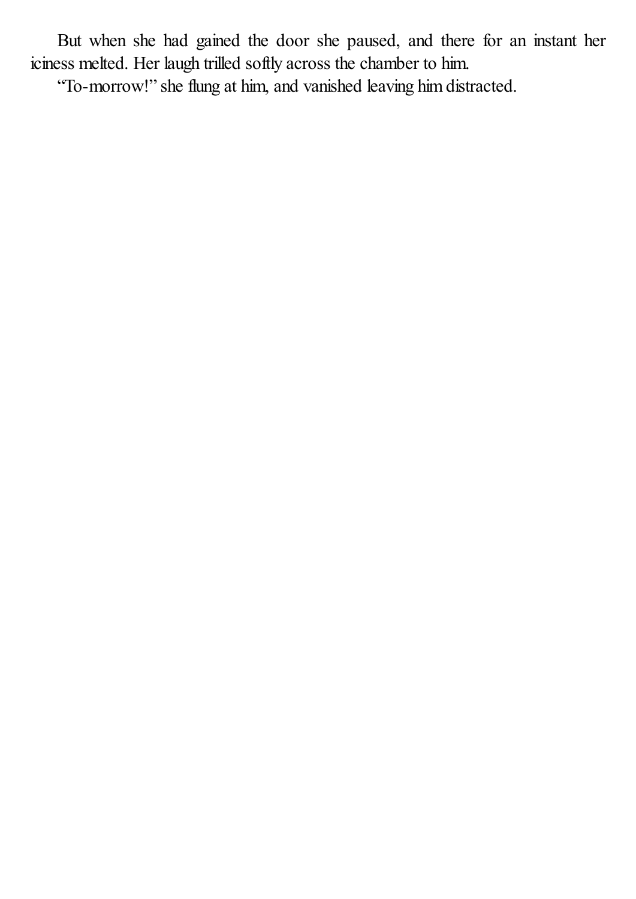But when she had gained the door she paused, and there for an instant her iciness melted. Her laugh trilled softly across the chamber to him.

"To-morrow!" she flung at him, and vanished leaving him distracted.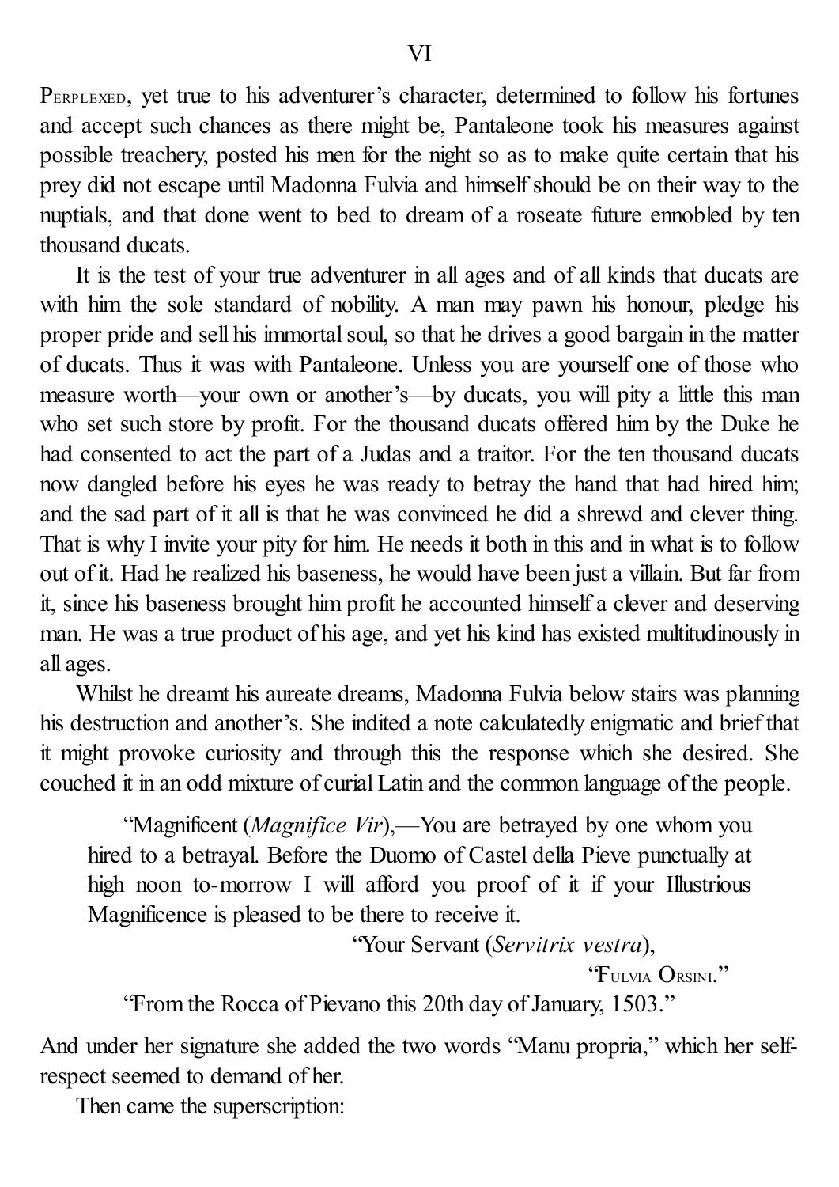# VI

Perplexed, yet true to his adventurer's character, determined to follow his fortunes and accept such chances as there might be, Pantaleone took his measures against possible treachery, posted his men for the night so as to make quite certain that his prey did not escape until Madonna Fulvia and himself should be on their way to the nuptials, and that done went to bed to dream of a roseate future ennobled by ten thousand ducats.

It is the test of your true adventurer in all ages and of all kinds that ducats are with him the sole standard of nobility. A man may pawn his honour, pledge his proper pride and sell his immortal soul, so that he drives a good bargain in the matter of ducats. Thus it was with Pantaleone. Unless you are yourself one of those who measure worth—your own or another's—by ducats, you will pity a little this man who set such store by profit. For the thousand ducats offered him by the Duke he had consented to act the part of a Judas and a traitor. For the ten thousand ducats now dangled before his eyes he was ready to betray the hand that had hired him; and the sad part of it all is that he was convinced he did a shrewd and clever thing. That is why I invite your pity for him. He needs it both in this and in what is to follow out of it. Had he realized his baseness, he would have been just a villain. But far from it, since his baseness brought him profit he accounted himself a clever and deserving man. He was a true product of his age, and yet his kind has existed multitudinously in all ages.

Whilst he dreamt his aureate dreams, Madonna Fulvia below stairs was planning his destruction and another's. She indited a note calculatedly enigmatic and brief that it might provoke curiosity and through this the response which she desired. She couched it in an odd mixture of curial Latin and the common language of the people.

> "Magnificent (*Magnifice Vir*),—You are betrayed by one whom you hired to a betrayal. Before the Duomo of Castel della Pieve punctually at high noon to-morrow I will afford you proof of it if your Illustrious Magnificence is pleased to be there to receive it.
>
> "Your Servant (*Servitrix vestra*),
>
> "Fulvia Orsini."
>
> "From the Rocca of Pievano this 20th day of January, 1503."

And under her signature she added the two words "Manu propria," which her self-respect seemed to demand of her.

Then came the superscription: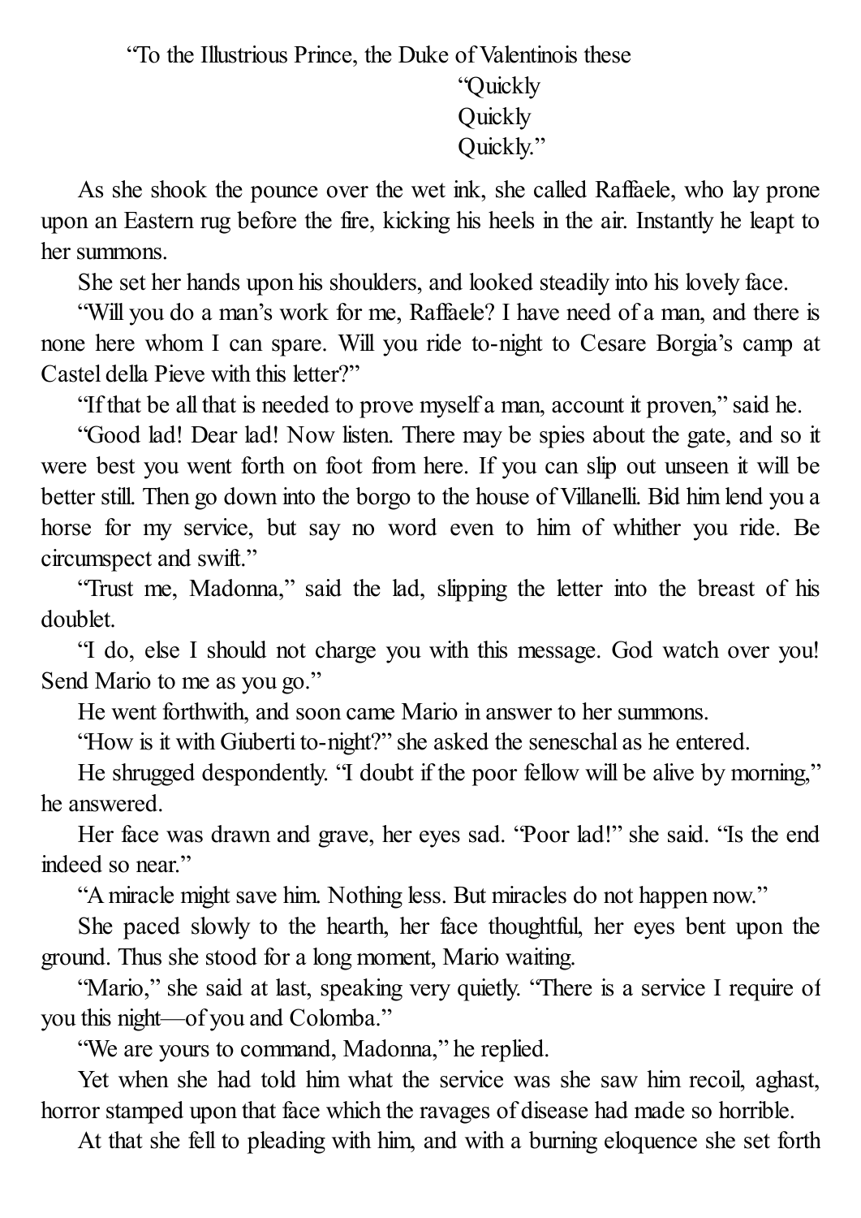“To the Illustrious Prince, the Duke of Valentinois these

“Quickly
Quickly
Quickly.”

As she shook the pounce over the wet ink, she called Raffaele, who lay prone upon an Eastern rug before the fire, kicking his heels in the air. Instantly he leapt to her summons.

She set her hands upon his shoulders, and looked steadily into his lovely face.

“Will you do a man’s work for me, Raffaele? I have need of a man, and there is none here whom I can spare. Will you ride to-night to Cesare Borgia’s camp at Castel della Pieve with this letter?”

“If that be all that is needed to prove myself a man, account it proven,” said he.

“Good lad! Dear lad! Now listen. There may be spies about the gate, and so it were best you went forth on foot from here. If you can slip out unseen it will be better still. Then go down into the borgo to the house of Villanelli. Bid him lend you a horse for my service, but say no word even to him of whither you ride. Be circumspect and swift.”

“Trust me, Madonna,” said the lad, slipping the letter into the breast of his doublet.

“I do, else I should not charge you with this message. God watch over you! Send Mario to me as you go.”

He went forthwith, and soon came Mario in answer to her summons.

“How is it with Giuberti to-night?” she asked the seneschal as he entered.

He shrugged despondently. “I doubt if the poor fellow will be alive by morning,” he answered.

Her face was drawn and grave, her eyes sad. “Poor lad!” she said. “Is the end indeed so near.”

“A miracle might save him. Nothing less. But miracles do not happen now.”

She paced slowly to the hearth, her face thoughtful, her eyes bent upon the ground. Thus she stood for a long moment, Mario waiting.

“Mario,” she said at last, speaking very quietly. “There is a service I require of you this night—of you and Colomba.”

“We are yours to command, Madonna,” he replied.

Yet when she had told him what the service was she saw him recoil, aghast, horror stamped upon that face which the ravages of disease had made so horrible.

At that she fell to pleading with him, and with a burning eloquence she set forth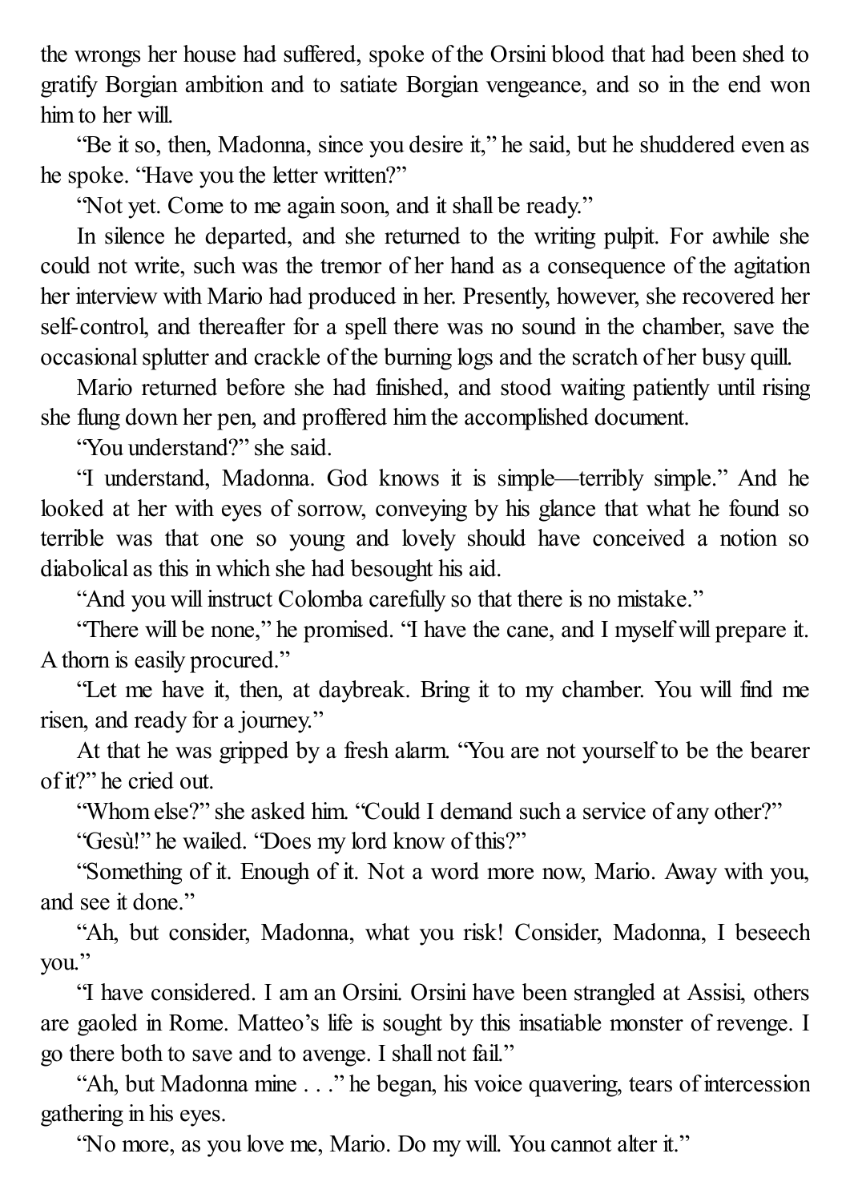the wrongs her house had suffered, spoke of the Orsini blood that had been shed to gratify Borgian ambition and to satiate Borgian vengeance, and so in the end won him to her will.

"Be it so, then, Madonna, since you desire it," he said, but he shuddered even as he spoke. "Have you the letter written?"

"Not yet. Come to me again soon, and it shall be ready."

In silence he departed, and she returned to the writing pulpit. For awhile she could not write, such was the tremor of her hand as a consequence of the agitation her interview with Mario had produced in her. Presently, however, she recovered her self-control, and thereafter for a spell there was no sound in the chamber, save the occasional splutter and crackle of the burning logs and the scratch of her busy quill.

Mario returned before she had finished, and stood waiting patiently until rising she flung down her pen, and proffered him the accomplished document.

"You understand?" she said.

"I understand, Madonna. God knows it is simple—terribly simple." And he looked at her with eyes of sorrow, conveying by his glance that what he found so terrible was that one so young and lovely should have conceived a notion so diabolical as this in which she had besought his aid.

"And you will instruct Colomba carefully so that there is no mistake."

"There will be none," he promised. "I have the cane, and I myself will prepare it. A thorn is easily procured."

"Let me have it, then, at daybreak. Bring it to my chamber. You will find me risen, and ready for a journey."

At that he was gripped by a fresh alarm. "You are not yourself to be the bearer of it?" he cried out.

"Whom else?" she asked him. "Could I demand such a service of any other?"

"Gesù!" he wailed. "Does my lord know of this?"

"Something of it. Enough of it. Not a word more now, Mario. Away with you, and see it done."

"Ah, but consider, Madonna, what you risk! Consider, Madonna, I beseech you."

"I have considered. I am an Orsini. Orsini have been strangled at Assisi, others are gaoled in Rome. Matteo's life is sought by this insatiable monster of revenge. I go there both to save and to avenge. I shall not fail."

"Ah, but Madonna mine . . ." he began, his voice quavering, tears of intercession gathering in his eyes.

"No more, as you love me, Mario. Do my will. You cannot alter it."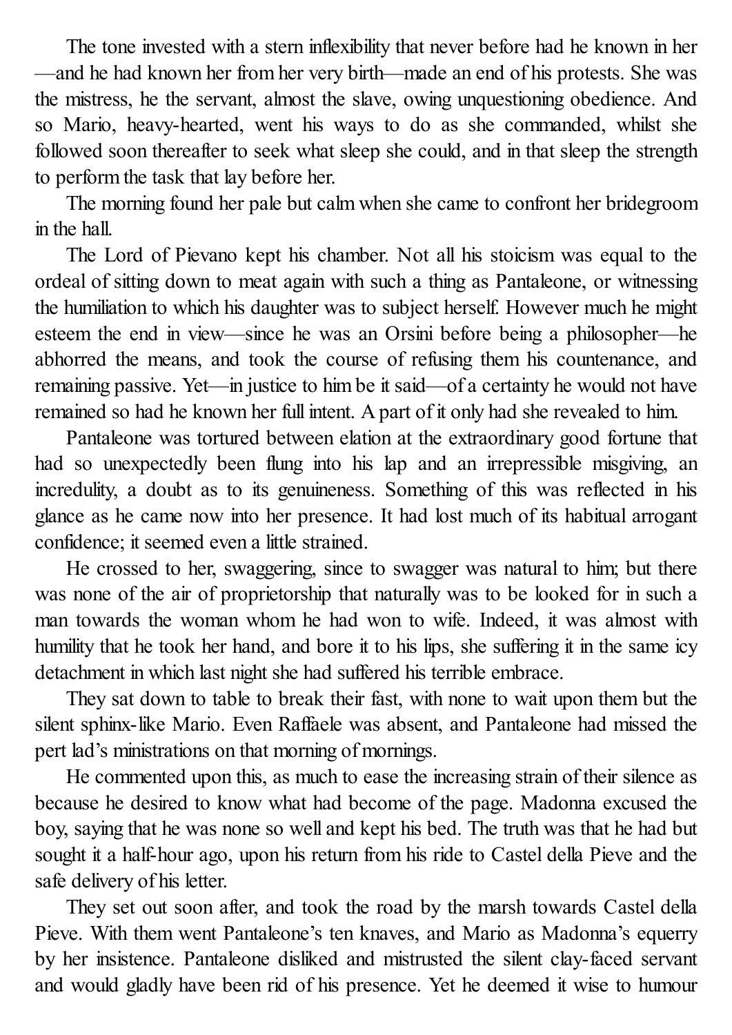The tone invested with a stern inflexibility that never before had he known in her—and he had known her from her very birth—made an end of his protests. She was the mistress, he the servant, almost the slave, owing unquestioning obedience. And so Mario, heavy-hearted, went his ways to do as she commanded, whilst she followed soon thereafter to seek what sleep she could, and in that sleep the strength to perform the task that lay before her.

The morning found her pale but calm when she came to confront her bridegroom in the hall.

The Lord of Pievano kept his chamber. Not all his stoicism was equal to the ordeal of sitting down to meat again with such a thing as Pantaleone, or witnessing the humiliation to which his daughter was to subject herself. However much he might esteem the end in view—since he was an Orsini before being a philosopher—he abhorred the means, and took the course of refusing them his countenance, and remaining passive. Yet—in justice to him be it said—of a certainty he would not have remained so had he known her full intent. A part of it only had she revealed to him.

Pantaleone was tortured between elation at the extraordinary good fortune that had so unexpectedly been flung into his lap and an irrepressible misgiving, an incredulity, a doubt as to its genuineness. Something of this was reflected in his glance as he came now into her presence. It had lost much of its habitual arrogant confidence; it seemed even a little strained.

He crossed to her, swaggering, since to swagger was natural to him; but there was none of the air of proprietorship that naturally was to be looked for in such a man towards the woman whom he had won to wife. Indeed, it was almost with humility that he took her hand, and bore it to his lips, she suffering it in the same icy detachment in which last night she had suffered his terrible embrace.

They sat down to table to break their fast, with none to wait upon them but the silent sphinx-like Mario. Even Raffaele was absent, and Pantaleone had missed the pert lad's ministrations on that morning of mornings.

He commented upon this, as much to ease the increasing strain of their silence as because he desired to know what had become of the page. Madonna excused the boy, saying that he was none so well and kept his bed. The truth was that he had but sought it a half-hour ago, upon his return from his ride to Castel della Pieve and the safe delivery of his letter.

They set out soon after, and took the road by the marsh towards Castel della Pieve. With them went Pantaleone's ten knaves, and Mario as Madonna's equerry by her insistence. Pantaleone disliked and mistrusted the silent clay-faced servant and would gladly have been rid of his presence. Yet he deemed it wise to humour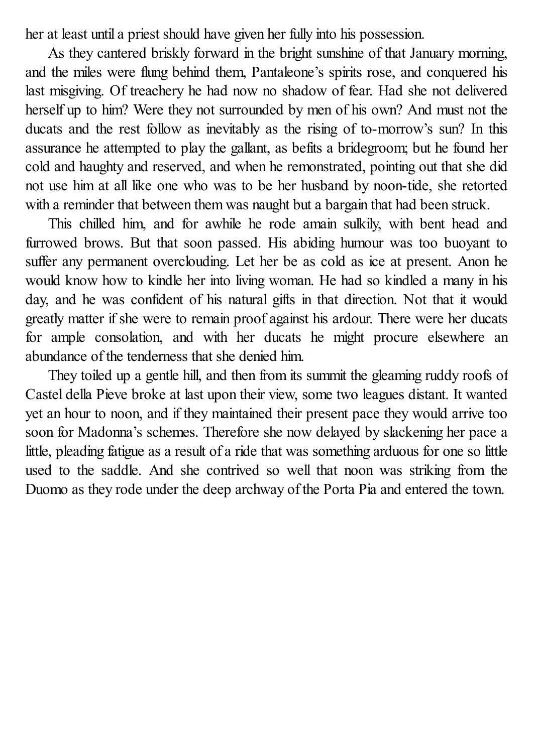her at least until a priest should have given her fully into his possession.

As they cantered briskly forward in the bright sunshine of that January morning, and the miles were flung behind them, Pantaleone's spirits rose, and conquered his last misgiving. Of treachery he had now no shadow of fear. Had she not delivered herself up to him? Were they not surrounded by men of his own? And must not the ducats and the rest follow as inevitably as the rising of to-morrow's sun? In this assurance he attempted to play the gallant, as befits a bridegroom; but he found her cold and haughty and reserved, and when he remonstrated, pointing out that she did not use him at all like one who was to be her husband by noon-tide, she retorted with a reminder that between them was naught but a bargain that had been struck.

This chilled him, and for awhile he rode amain sulkily, with bent head and furrowed brows. But that soon passed. His abiding humour was too buoyant to suffer any permanent overclouding. Let her be as cold as ice at present. Anon he would know how to kindle her into living woman. He had so kindled a many in his day, and he was confident of his natural gifts in that direction. Not that it would greatly matter if she were to remain proof against his ardour. There were her ducats for ample consolation, and with her ducats he might procure elsewhere an abundance of the tenderness that she denied him.

They toiled up a gentle hill, and then from its summit the gleaming ruddy roofs of Castel della Pieve broke at last upon their view, some two leagues distant. It wanted yet an hour to noon, and if they maintained their present pace they would arrive too soon for Madonna's schemes. Therefore she now delayed by slackening her pace a little, pleading fatigue as a result of a ride that was something arduous for one so little used to the saddle. And she contrived so well that noon was striking from the Duomo as they rode under the deep archway of the Porta Pia and entered the town.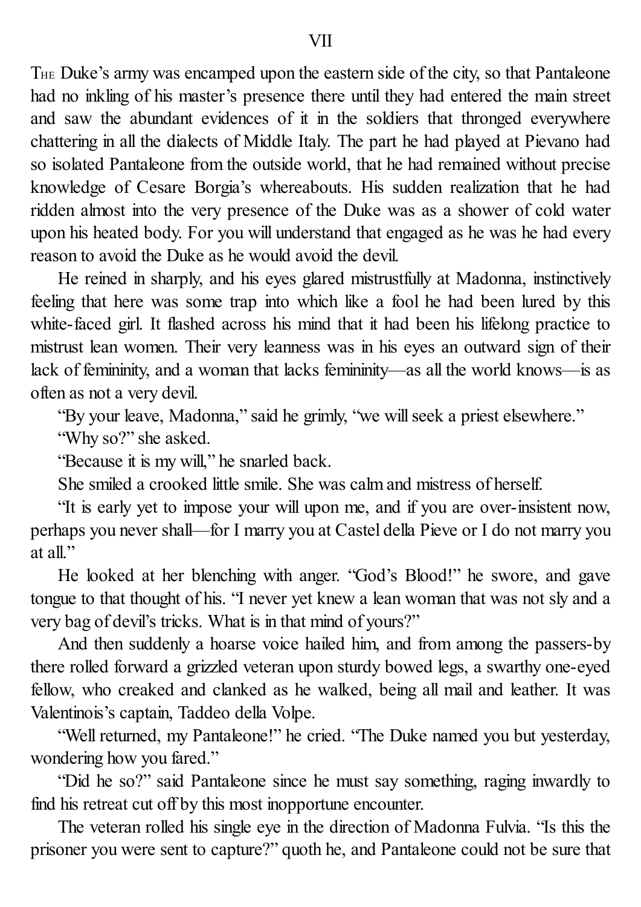## VII

The Duke's army was encamped upon the eastern side of the city, so that Pantaleone had no inkling of his master's presence there until they had entered the main street and saw the abundant evidences of it in the soldiers that thronged everywhere chattering in all the dialects of Middle Italy. The part he had played at Pievano had so isolated Pantaleone from the outside world, that he had remained without precise knowledge of Cesare Borgia's whereabouts. His sudden realization that he had ridden almost into the very presence of the Duke was as a shower of cold water upon his heated body. For you will understand that engaged as he was he had every reason to avoid the Duke as he would avoid the devil.

He reined in sharply, and his eyes glared mistrustfully at Madonna, instinctively feeling that here was some trap into which like a fool he had been lured by this white-faced girl. It flashed across his mind that it had been his lifelong practice to mistrust lean women. Their very leanness was in his eyes an outward sign of their lack of femininity, and a woman that lacks femininity—as all the world knows—is as often as not a very devil.

"By your leave, Madonna," said he grimly, "we will seek a priest elsewhere."

"Why so?" she asked.

"Because it is my will," he snarled back.

She smiled a crooked little smile. She was calm and mistress of herself.

"It is early yet to impose your will upon me, and if you are over-insistent now, perhaps you never shall—for I marry you at Castel della Pieve or I do not marry you at all."

He looked at her blenching with anger. "God's Blood!" he swore, and gave tongue to that thought of his. "I never yet knew a lean woman that was not sly and a very bag of devil's tricks. What is in that mind of yours?"

And then suddenly a hoarse voice hailed him, and from among the passers-by there rolled forward a grizzled veteran upon sturdy bowed legs, a swarthy one-eyed fellow, who creaked and clanked as he walked, being all mail and leather. It was Valentinois's captain, Taddeo della Volpe.

"Well returned, my Pantaleone!" he cried. "The Duke named you but yesterday, wondering how you fared."

"Did he so?" said Pantaleone since he must say something, raging inwardly to find his retreat cut off by this most inopportune encounter.

The veteran rolled his single eye in the direction of Madonna Fulvia. "Is this the prisoner you were sent to capture?" quoth he, and Pantaleone could not be sure that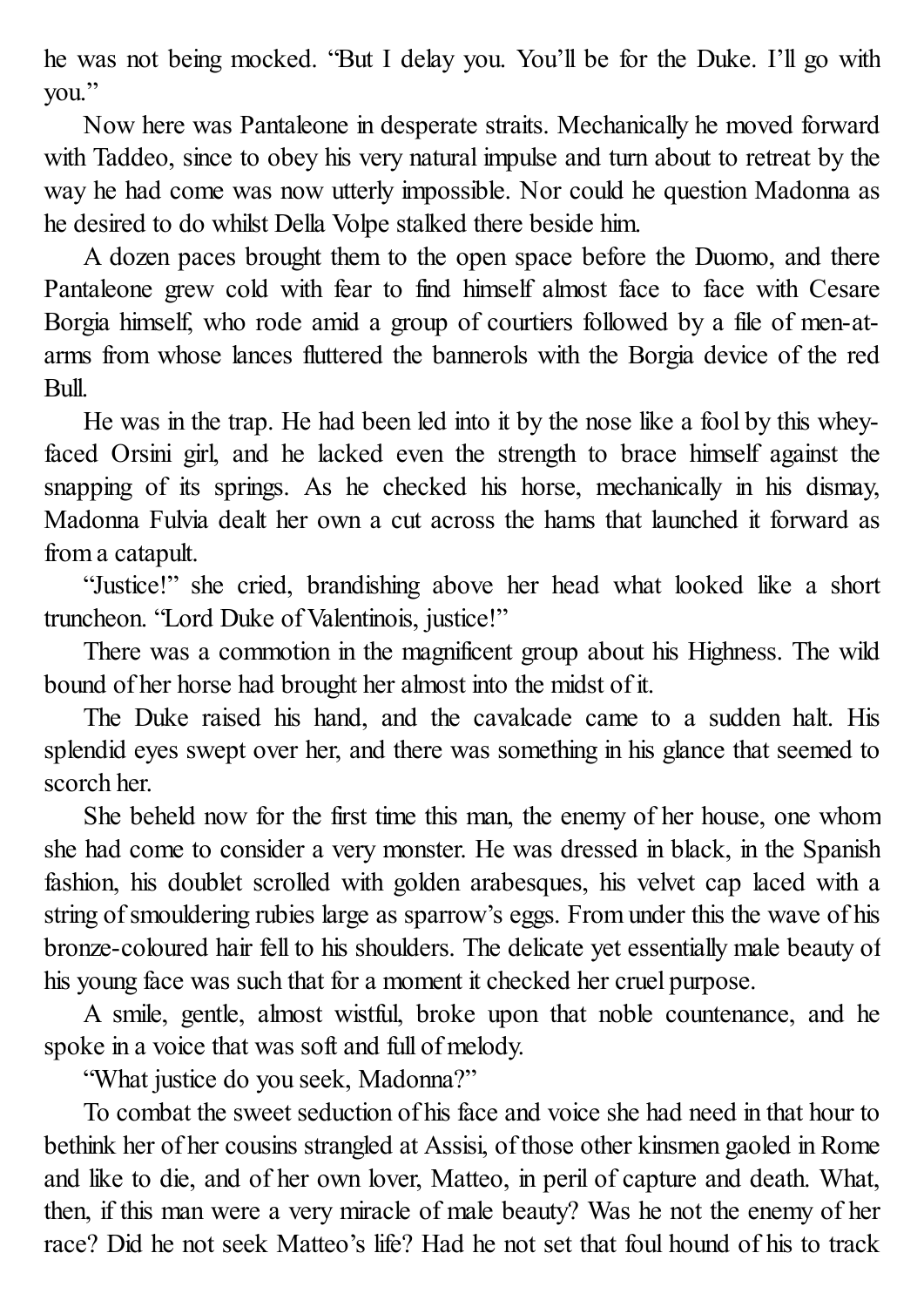he was not being mocked. "But I delay you. You'll be for the Duke. I'll go with you."

Now here was Pantaleone in desperate straits. Mechanically he moved forward with Taddeo, since to obey his very natural impulse and turn about to retreat by the way he had come was now utterly impossible. Nor could he question Madonna as he desired to do whilst Della Volpe stalked there beside him.

A dozen paces brought them to the open space before the Duomo, and there Pantaleone grew cold with fear to find himself almost face to face with Cesare Borgia himself, who rode amid a group of courtiers followed by a file of men-at-arms from whose lances fluttered the bannerols with the Borgia device of the red Bull.

He was in the trap. He had been led into it by the nose like a fool by this whey-faced Orsini girl, and he lacked even the strength to brace himself against the snapping of its springs. As he checked his horse, mechanically in his dismay, Madonna Fulvia dealt her own a cut across the hams that launched it forward as from a catapult.

"Justice!" she cried, brandishing above her head what looked like a short truncheon. "Lord Duke of Valentinois, justice!"

There was a commotion in the magnificent group about his Highness. The wild bound of her horse had brought her almost into the midst of it.

The Duke raised his hand, and the cavalcade came to a sudden halt. His splendid eyes swept over her, and there was something in his glance that seemed to scorch her.

She beheld now for the first time this man, the enemy of her house, one whom she had come to consider a very monster. He was dressed in black, in the Spanish fashion, his doublet scrolled with golden arabesques, his velvet cap laced with a string of smouldering rubies large as sparrow's eggs. From under this the wave of his bronze-coloured hair fell to his shoulders. The delicate yet essentially male beauty of his young face was such that for a moment it checked her cruel purpose.

A smile, gentle, almost wistful, broke upon that noble countenance, and he spoke in a voice that was soft and full of melody.

"What justice do you seek, Madonna?"

To combat the sweet seduction of his face and voice she had need in that hour to bethink her of her cousins strangled at Assisi, of those other kinsmen gaoled in Rome and like to die, and of her own lover, Matteo, in peril of capture and death. What, then, if this man were a very miracle of male beauty? Was he not the enemy of her race? Did he not seek Matteo's life? Had he not set that foul hound of his to track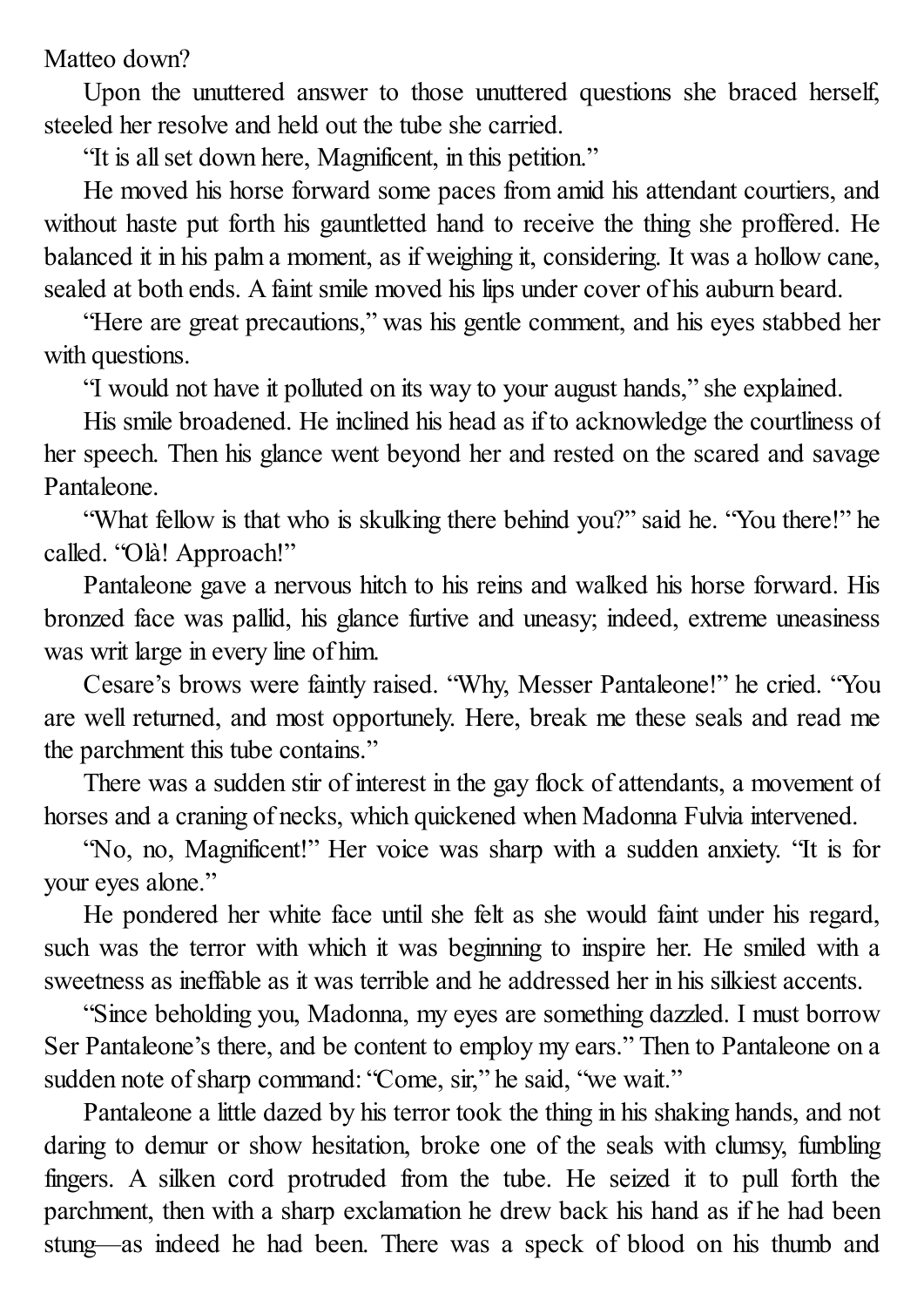Matteo down?

Upon the unuttered answer to those unuttered questions she braced herself, steeled her resolve and held out the tube she carried.

"It is all set down here, Magnificent, in this petition."

He moved his horse forward some paces from amid his attendant courtiers, and without haste put forth his gauntletted hand to receive the thing she proffered. He balanced it in his palm a moment, as if weighing it, considering. It was a hollow cane, sealed at both ends. A faint smile moved his lips under cover of his auburn beard.

"Here are great precautions," was his gentle comment, and his eyes stabbed her with questions.

"I would not have it polluted on its way to your august hands," she explained.

His smile broadened. He inclined his head as if to acknowledge the courtliness of her speech. Then his glance went beyond her and rested on the scared and savage Pantaleone.

"What fellow is that who is skulking there behind you?" said he. "You there!" he called. "Olà! Approach!"

Pantaleone gave a nervous hitch to his reins and walked his horse forward. His bronzed face was pallid, his glance furtive and uneasy; indeed, extreme uneasiness was writ large in every line of him.

Cesare's brows were faintly raised. "Why, Messer Pantaleone!" he cried. "You are well returned, and most opportunely. Here, break me these seals and read me the parchment this tube contains."

There was a sudden stir of interest in the gay flock of attendants, a movement of horses and a craning of necks, which quickened when Madonna Fulvia intervened.

"No, no, Magnificent!" Her voice was sharp with a sudden anxiety. "It is for your eyes alone."

He pondered her white face until she felt as she would faint under his regard, such was the terror with which it was beginning to inspire her. He smiled with a sweetness as ineffable as it was terrible and he addressed her in his silkiest accents.

"Since beholding you, Madonna, my eyes are something dazzled. I must borrow Ser Pantaleone's there, and be content to employ my ears." Then to Pantaleone on a sudden note of sharp command: "Come, sir," he said, "we wait."

Pantaleone a little dazed by his terror took the thing in his shaking hands, and not daring to demur or show hesitation, broke one of the seals with clumsy, fumbling fingers. A silken cord protruded from the tube. He seized it to pull forth the parchment, then with a sharp exclamation he drew back his hand as if he had been stung—as indeed he had been. There was a speck of blood on his thumb and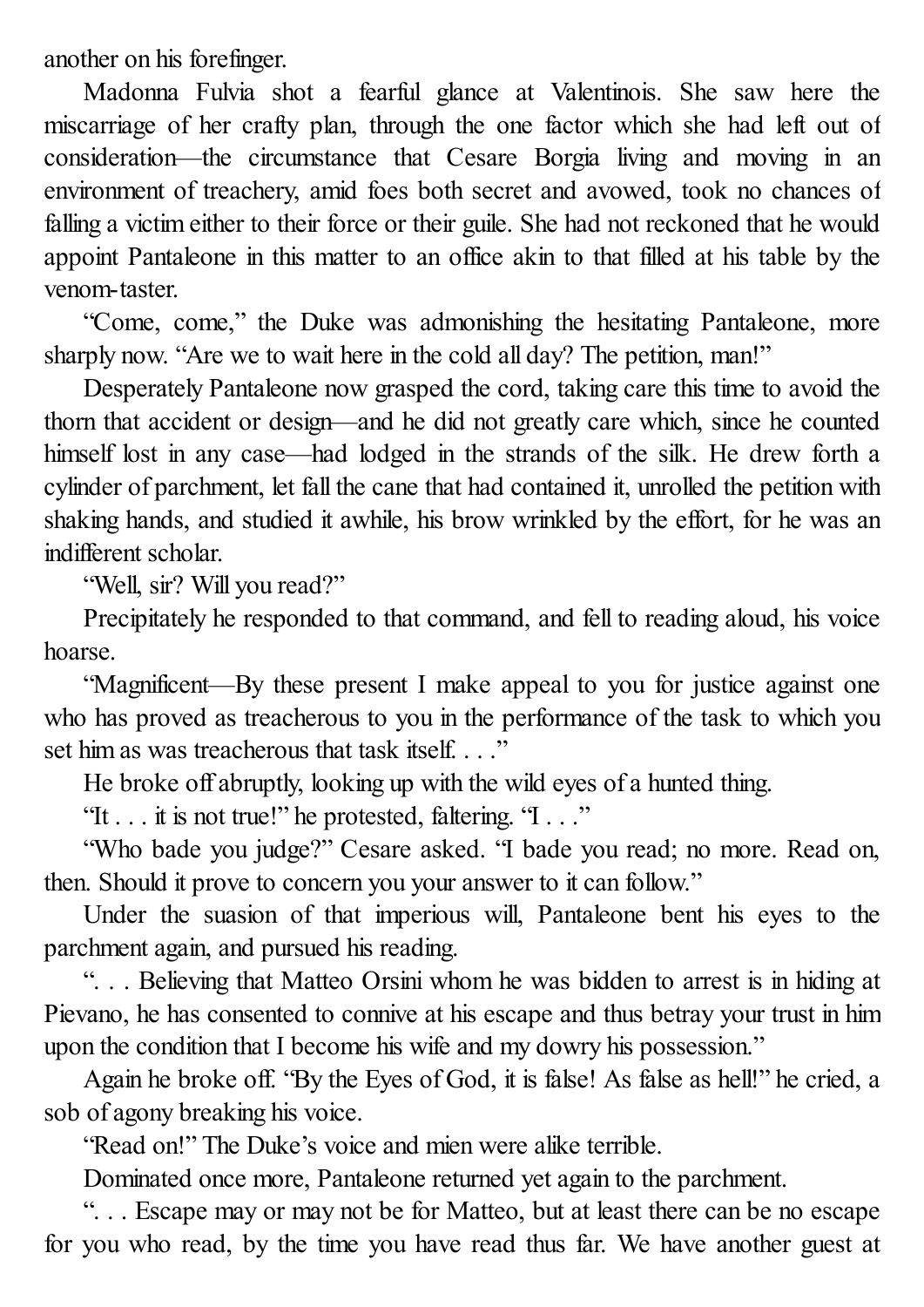another on his forefinger.

Madonna Fulvia shot a fearful glance at Valentinois. She saw here the miscarriage of her crafty plan, through the one factor which she had left out of consideration—the circumstance that Cesare Borgia living and moving in an environment of treachery, amid foes both secret and avowed, took no chances of falling a victim either to their force or their guile. She had not reckoned that he would appoint Pantaleone in this matter to an office akin to that filled at his table by the venom-taster.

"Come, come," the Duke was admonishing the hesitating Pantaleone, more sharply now. "Are we to wait here in the cold all day? The petition, man!"

Desperately Pantaleone now grasped the cord, taking care this time to avoid the thorn that accident or design—and he did not greatly care which, since he counted himself lost in any case—had lodged in the strands of the silk. He drew forth a cylinder of parchment, let fall the cane that had contained it, unrolled the petition with shaking hands, and studied it awhile, his brow wrinkled by the effort, for he was an indifferent scholar.

"Well, sir? Will you read?"

Precipitately he responded to that command, and fell to reading aloud, his voice hoarse.

"Magnificent—By these present I make appeal to you for justice against one who has proved as treacherous to you in the performance of the task to which you set him as was treacherous that task itself. . . ."

He broke off abruptly, looking up with the wild eyes of a hunted thing.

"It . . . it is not true!" he protested, faltering. "I . . ."

"Who bade you judge?" Cesare asked. "I bade you read; no more. Read on, then. Should it prove to concern you your answer to it can follow."

Under the suasion of that imperious will, Pantaleone bent his eyes to the parchment again, and pursued his reading.

". . . Believing that Matteo Orsini whom he was bidden to arrest is in hiding at Pievano, he has consented to connive at his escape and thus betray your trust in him upon the condition that I become his wife and my dowry his possession."

Again he broke off. "By the Eyes of God, it is false! As false as hell!" he cried, a sob of agony breaking his voice.

"Read on!" The Duke's voice and mien were alike terrible.

Dominated once more, Pantaleone returned yet again to the parchment.

". . . Escape may or may not be for Matteo, but at least there can be no escape for you who read, by the time you have read thus far. We have another guest at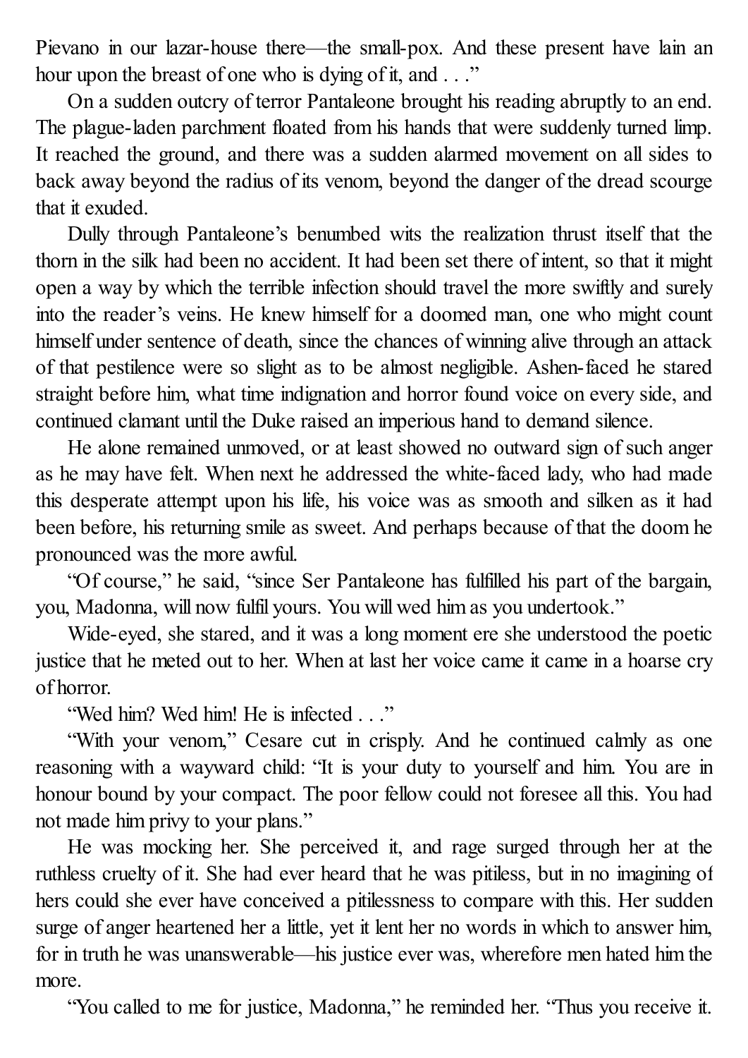Pievano in our lazar-house there—the small-pox. And these present have lain an hour upon the breast of one who is dying of it, and . . ."

On a sudden outcry of terror Pantaleone brought his reading abruptly to an end. The plague-laden parchment floated from his hands that were suddenly turned limp. It reached the ground, and there was a sudden alarmed movement on all sides to back away beyond the radius of its venom, beyond the danger of the dread scourge that it exuded.

Dully through Pantaleone's benumbed wits the realization thrust itself that the thorn in the silk had been no accident. It had been set there of intent, so that it might open a way by which the terrible infection should travel the more swiftly and surely into the reader's veins. He knew himself for a doomed man, one who might count himself under sentence of death, since the chances of winning alive through an attack of that pestilence were so slight as to be almost negligible. Ashen-faced he stared straight before him, what time indignation and horror found voice on every side, and continued clamant until the Duke raised an imperious hand to demand silence.

He alone remained unmoved, or at least showed no outward sign of such anger as he may have felt. When next he addressed the white-faced lady, who had made this desperate attempt upon his life, his voice was as smooth and silken as it had been before, his returning smile as sweet. And perhaps because of that the doom he pronounced was the more awful.

"Of course," he said, "since Ser Pantaleone has fulfilled his part of the bargain, you, Madonna, will now fulfil yours. You will wed him as you undertook."

Wide-eyed, she stared, and it was a long moment ere she understood the poetic justice that he meted out to her. When at last her voice came it came in a hoarse cry of horror.

"Wed him? Wed him! He is infected . . ."

"With your venom," Cesare cut in crisply. And he continued calmly as one reasoning with a wayward child: "It is your duty to yourself and him. You are in honour bound by your compact. The poor fellow could not foresee all this. You had not made him privy to your plans."

He was mocking her. She perceived it, and rage surged through her at the ruthless cruelty of it. She had ever heard that he was pitiless, but in no imagining of hers could she ever have conceived a pitilessness to compare with this. Her sudden surge of anger heartened her a little, yet it lent her no words in which to answer him, for in truth he was unanswerable—his justice ever was, wherefore men hated him the more.

"You called to me for justice, Madonna," he reminded her. "Thus you receive it.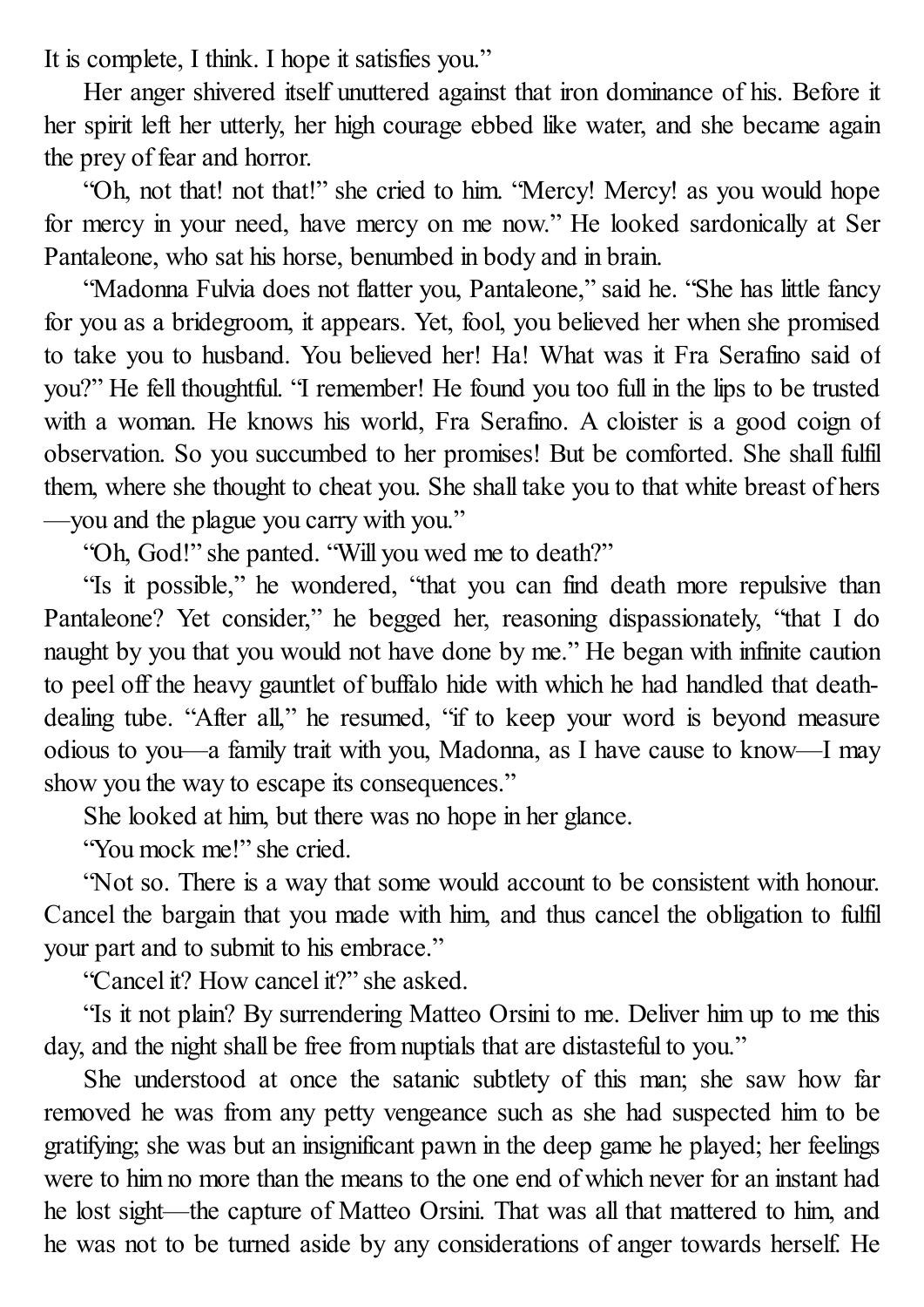It is complete, I think. I hope it satisfies you."

Her anger shivered itself unuttered against that iron dominance of his. Before it her spirit left her utterly, her high courage ebbed like water, and she became again the prey of fear and horror.

"Oh, not that! not that!" she cried to him. "Mercy! Mercy! as you would hope for mercy in your need, have mercy on me now." He looked sardonically at Ser Pantaleone, who sat his horse, benumbed in body and in brain.

"Madonna Fulvia does not flatter you, Pantaleone," said he. "She has little fancy for you as a bridegroom, it appears. Yet, fool, you believed her when she promised to take you to husband. You believed her! Ha! What was it Fra Serafino said of you?" He fell thoughtful. "I remember! He found you too full in the lips to be trusted with a woman. He knows his world, Fra Serafino. A cloister is a good coign of observation. So you succumbed to her promises! But be comforted. She shall fulfil them, where she thought to cheat you. She shall take you to that white breast of hers—you and the plague you carry with you."

"Oh, God!" she panted. "Will you wed me to death?"

"Is it possible," he wondered, "that you can find death more repulsive than Pantaleone? Yet consider," he begged her, reasoning dispassionately, "that I do naught by you that you would not have done by me." He began with infinite caution to peel off the heavy gauntlet of buffalo hide with which he had handled that death-dealing tube. "After all," he resumed, "if to keep your word is beyond measure odious to you—a family trait with you, Madonna, as I have cause to know—I may show you the way to escape its consequences."

She looked at him, but there was no hope in her glance.

"You mock me!" she cried.

"Not so. There is a way that some would account to be consistent with honour. Cancel the bargain that you made with him, and thus cancel the obligation to fulfil your part and to submit to his embrace."

"Cancel it? How cancel it?" she asked.

"Is it not plain? By surrendering Matteo Orsini to me. Deliver him up to me this day, and the night shall be free from nuptials that are distasteful to you."

She understood at once the satanic subtlety of this man; she saw how far removed he was from any petty vengeance such as she had suspected him to be gratifying; she was but an insignificant pawn in the deep game he played; her feelings were to him no more than the means to the one end of which never for an instant had he lost sight—the capture of Matteo Orsini. That was all that mattered to him, and he was not to be turned aside by any considerations of anger towards herself. He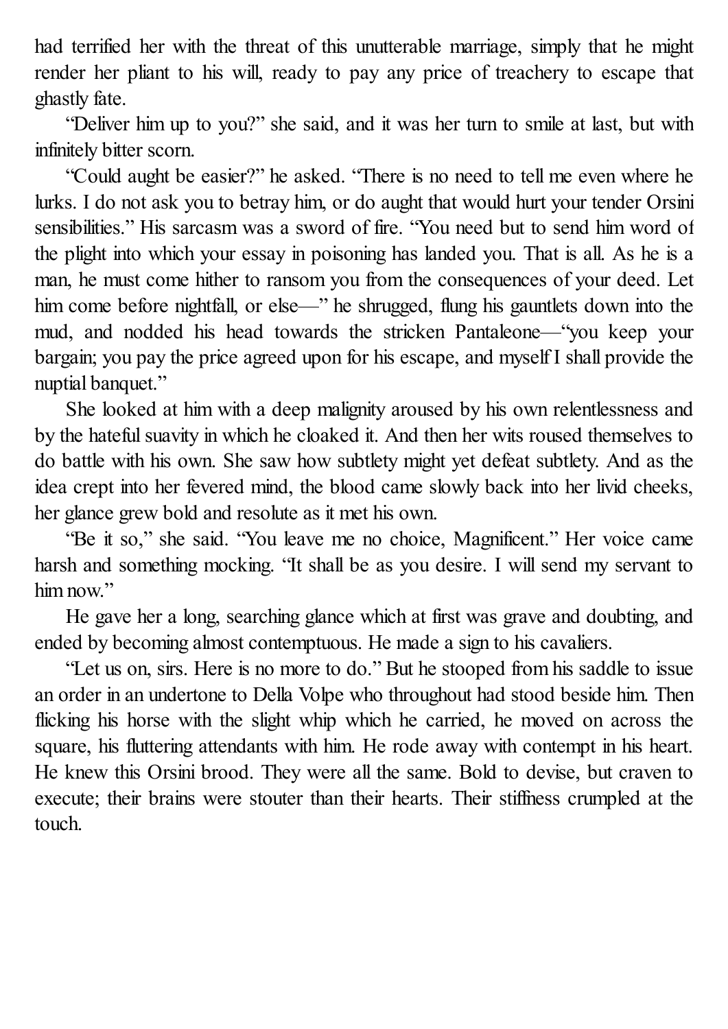had terrified her with the threat of this unutterable marriage, simply that he might render her pliant to his will, ready to pay any price of treachery to escape that ghastly fate.

"Deliver him up to you?" she said, and it was her turn to smile at last, but with infinitely bitter scorn.

"Could aught be easier?" he asked. "There is no need to tell me even where he lurks. I do not ask you to betray him, or do aught that would hurt your tender Orsini sensibilities." His sarcasm was a sword of fire. "You need but to send him word of the plight into which your essay in poisoning has landed you. That is all. As he is a man, he must come hither to ransom you from the consequences of your deed. Let him come before nightfall, or else—" he shrugged, flung his gauntlets down into the mud, and nodded his head towards the stricken Pantaleone—"you keep your bargain; you pay the price agreed upon for his escape, and myself I shall provide the nuptial banquet."

She looked at him with a deep malignity aroused by his own relentlessness and by the hateful suavity in which he cloaked it. And then her wits roused themselves to do battle with his own. She saw how subtlety might yet defeat subtlety. And as the idea crept into her fevered mind, the blood came slowly back into her livid cheeks, her glance grew bold and resolute as it met his own.

"Be it so," she said. "You leave me no choice, Magnificent." Her voice came harsh and something mocking. "It shall be as you desire. I will send my servant to him now."

He gave her a long, searching glance which at first was grave and doubting, and ended by becoming almost contemptuous. He made a sign to his cavaliers.

"Let us on, sirs. Here is no more to do." But he stooped from his saddle to issue an order in an undertone to Della Volpe who throughout had stood beside him. Then flicking his horse with the slight whip which he carried, he moved on across the square, his fluttering attendants with him. He rode away with contempt in his heart. He knew this Orsini brood. They were all the same. Bold to devise, but craven to execute; their brains were stouter than their hearts. Their stiffness crumpled at the touch.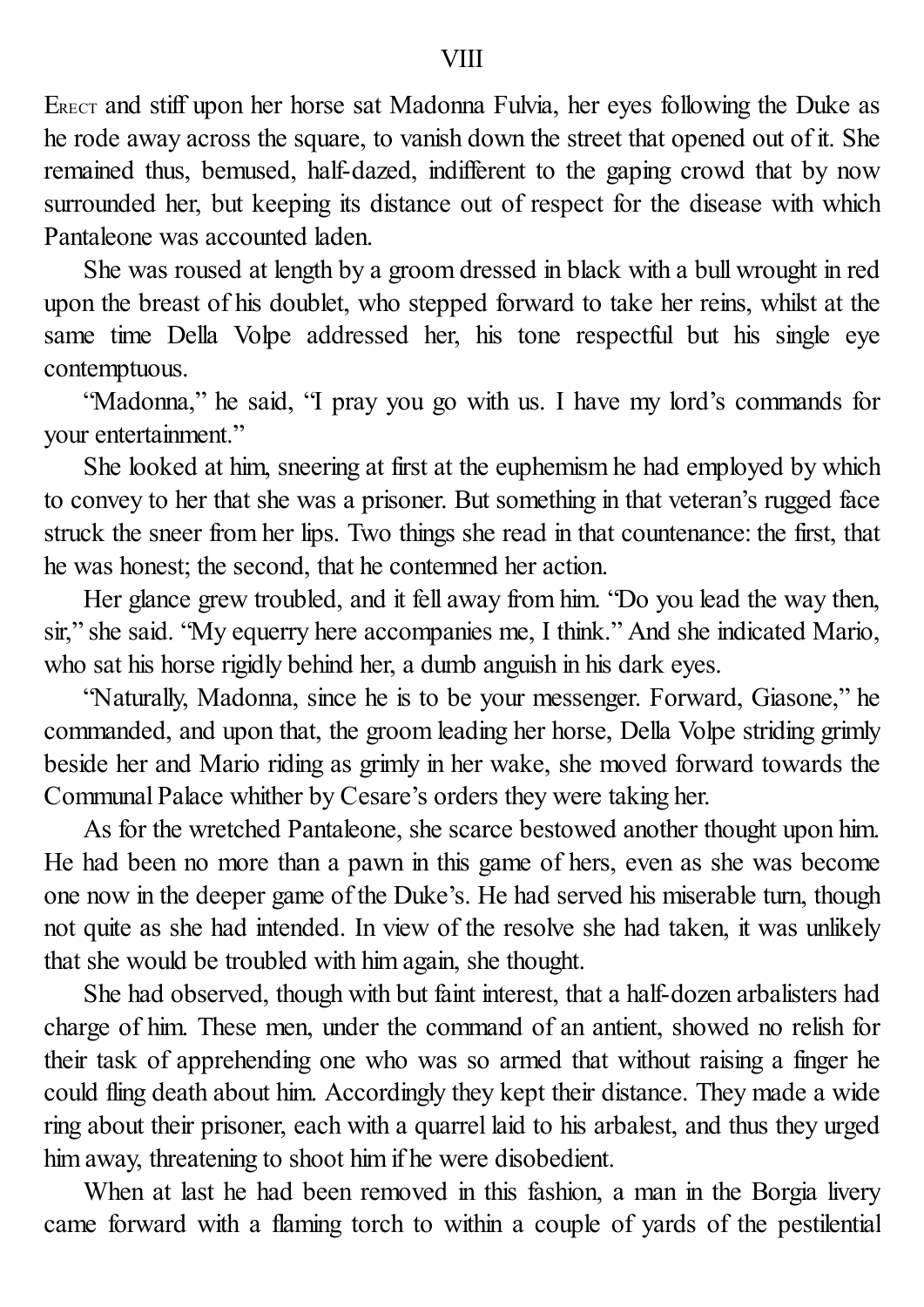## VIII

Erect and stiff upon her horse sat Madonna Fulvia, her eyes following the Duke as he rode away across the square, to vanish down the street that opened out of it. She remained thus, bemused, half-dazed, indifferent to the gaping crowd that by now surrounded her, but keeping its distance out of respect for the disease with which Pantaleone was accounted laden.

She was roused at length by a groom dressed in black with a bull wrought in red upon the breast of his doublet, who stepped forward to take her reins, whilst at the same time Della Volpe addressed her, his tone respectful but his single eye contemptuous.

"Madonna," he said, "I pray you go with us. I have my lord's commands for your entertainment."

She looked at him, sneering at first at the euphemism he had employed by which to convey to her that she was a prisoner. But something in that veteran's rugged face struck the sneer from her lips. Two things she read in that countenance: the first, that he was honest; the second, that he contemned her action.

Her glance grew troubled, and it fell away from him. "Do you lead the way then, sir," she said. "My equerry here accompanies me, I think." And she indicated Mario, who sat his horse rigidly behind her, a dumb anguish in his dark eyes.

"Naturally, Madonna, since he is to be your messenger. Forward, Giasone," he commanded, and upon that, the groom leading her horse, Della Volpe striding grimly beside her and Mario riding as grimly in her wake, she moved forward towards the Communal Palace whither by Cesare's orders they were taking her.

As for the wretched Pantaleone, she scarce bestowed another thought upon him. He had been no more than a pawn in this game of hers, even as she was become one now in the deeper game of the Duke's. He had served his miserable turn, though not quite as she had intended. In view of the resolve she had taken, it was unlikely that she would be troubled with him again, she thought.

She had observed, though with but faint interest, that a half-dozen arbalisters had charge of him. These men, under the command of an antient, showed no relish for their task of apprehending one who was so armed that without raising a finger he could fling death about him. Accordingly they kept their distance. They made a wide ring about their prisoner, each with a quarrel laid to his arbalest, and thus they urged him away, threatening to shoot him if he were disobedient.

When at last he had been removed in this fashion, a man in the Borgia livery came forward with a flaming torch to within a couple of yards of the pestilential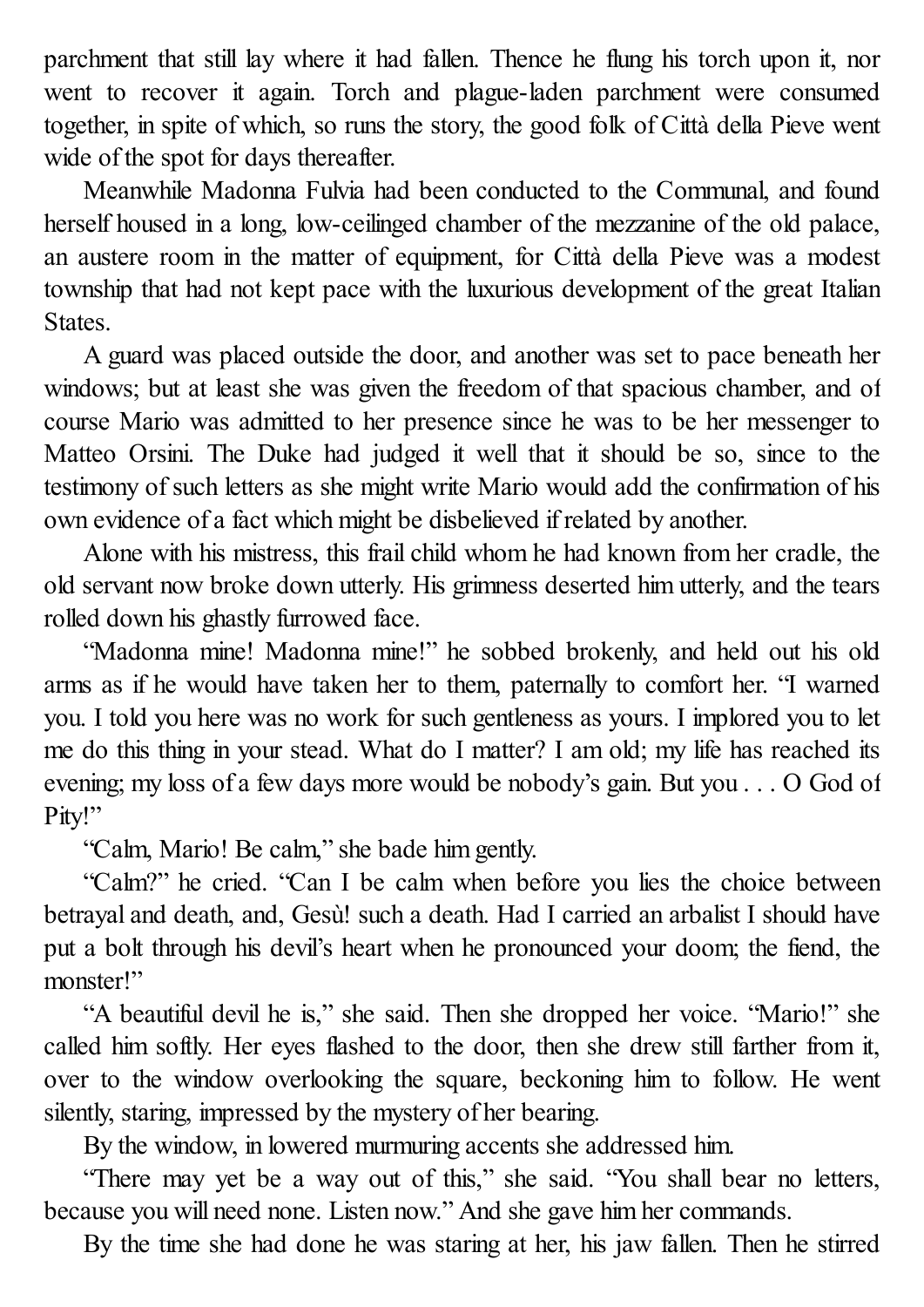parchment that still lay where it had fallen. Thence he flung his torch upon it, nor went to recover it again. Torch and plague-laden parchment were consumed together, in spite of which, so runs the story, the good folk of Città della Pieve went wide of the spot for days thereafter.

Meanwhile Madonna Fulvia had been conducted to the Communal, and found herself housed in a long, low-ceilinged chamber of the mezzanine of the old palace, an austere room in the matter of equipment, for Città della Pieve was a modest township that had not kept pace with the luxurious development of the great Italian States.

A guard was placed outside the door, and another was set to pace beneath her windows; but at least she was given the freedom of that spacious chamber, and of course Mario was admitted to her presence since he was to be her messenger to Matteo Orsini. The Duke had judged it well that it should be so, since to the testimony of such letters as she might write Mario would add the confirmation of his own evidence of a fact which might be disbelieved if related by another.

Alone with his mistress, this frail child whom he had known from her cradle, the old servant now broke down utterly. His grimness deserted him utterly, and the tears rolled down his ghastly furrowed face.

"Madonna mine! Madonna mine!" he sobbed brokenly, and held out his old arms as if he would have taken her to them, paternally to comfort her. "I warned you. I told you here was no work for such gentleness as yours. I implored you to let me do this thing in your stead. What do I matter? I am old; my life has reached its evening; my loss of a few days more would be nobody's gain. But you . . . O God of Pity!"

"Calm, Mario! Be calm," she bade him gently.

"Calm?" he cried. "Can I be calm when before you lies the choice between betrayal and death, and, Gesù! such a death. Had I carried an arbalist I should have put a bolt through his devil's heart when he pronounced your doom; the fiend, the monster!"

"A beautiful devil he is," she said. Then she dropped her voice. "Mario!" she called him softly. Her eyes flashed to the door, then she drew still farther from it, over to the window overlooking the square, beckoning him to follow. He went silently, staring, impressed by the mystery of her bearing.

By the window, in lowered murmuring accents she addressed him.

"There may yet be a way out of this," she said. "You shall bear no letters, because you will need none. Listen now." And she gave him her commands.

By the time she had done he was staring at her, his jaw fallen. Then he stirred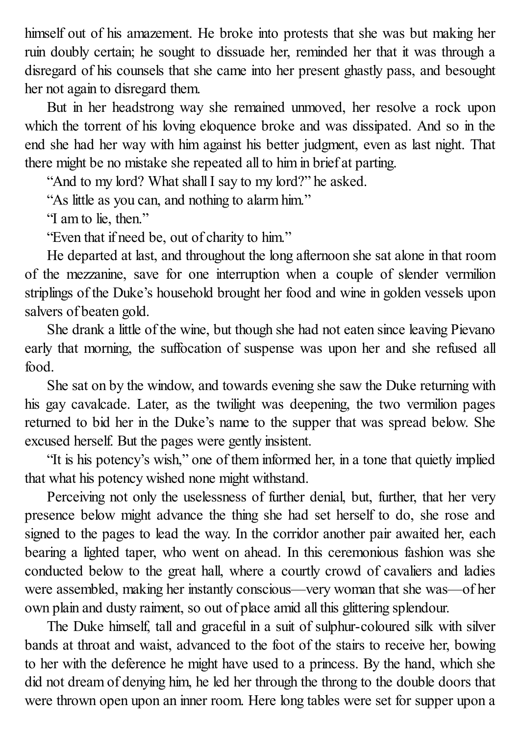himself out of his amazement. He broke into protests that she was but making her ruin doubly certain; he sought to dissuade her, reminded her that it was through a disregard of his counsels that she came into her present ghastly pass, and besought her not again to disregard them.

But in her headstrong way she remained unmoved, her resolve a rock upon which the torrent of his loving eloquence broke and was dissipated. And so in the end she had her way with him against his better judgment, even as last night. That there might be no mistake she repeated all to him in brief at parting.

"And to my lord? What shall I say to my lord?" he asked.

"As little as you can, and nothing to alarm him."

"I am to lie, then."

"Even that if need be, out of charity to him."

He departed at last, and throughout the long afternoon she sat alone in that room of the mezzanine, save for one interruption when a couple of slender vermilion striplings of the Duke's household brought her food and wine in golden vessels upon salvers of beaten gold.

She drank a little of the wine, but though she had not eaten since leaving Pievano early that morning, the suffocation of suspense was upon her and she refused all food.

She sat on by the window, and towards evening she saw the Duke returning with his gay cavalcade. Later, as the twilight was deepening, the two vermilion pages returned to bid her in the Duke's name to the supper that was spread below. She excused herself. But the pages were gently insistent.

"It is his potency's wish," one of them informed her, in a tone that quietly implied that what his potency wished none might withstand.

Perceiving not only the uselessness of further denial, but, further, that her very presence below might advance the thing she had set herself to do, she rose and signed to the pages to lead the way. In the corridor another pair awaited her, each bearing a lighted taper, who went on ahead. In this ceremonious fashion was she conducted below to the great hall, where a courtly crowd of cavaliers and ladies were assembled, making her instantly conscious—very woman that she was—of her own plain and dusty raiment, so out of place amid all this glittering splendour.

The Duke himself, tall and graceful in a suit of sulphur-coloured silk with silver bands at throat and waist, advanced to the foot of the stairs to receive her, bowing to her with the deference he might have used to a princess. By the hand, which she did not dream of denying him, he led her through the throng to the double doors that were thrown open upon an inner room. Here long tables were set for supper upon a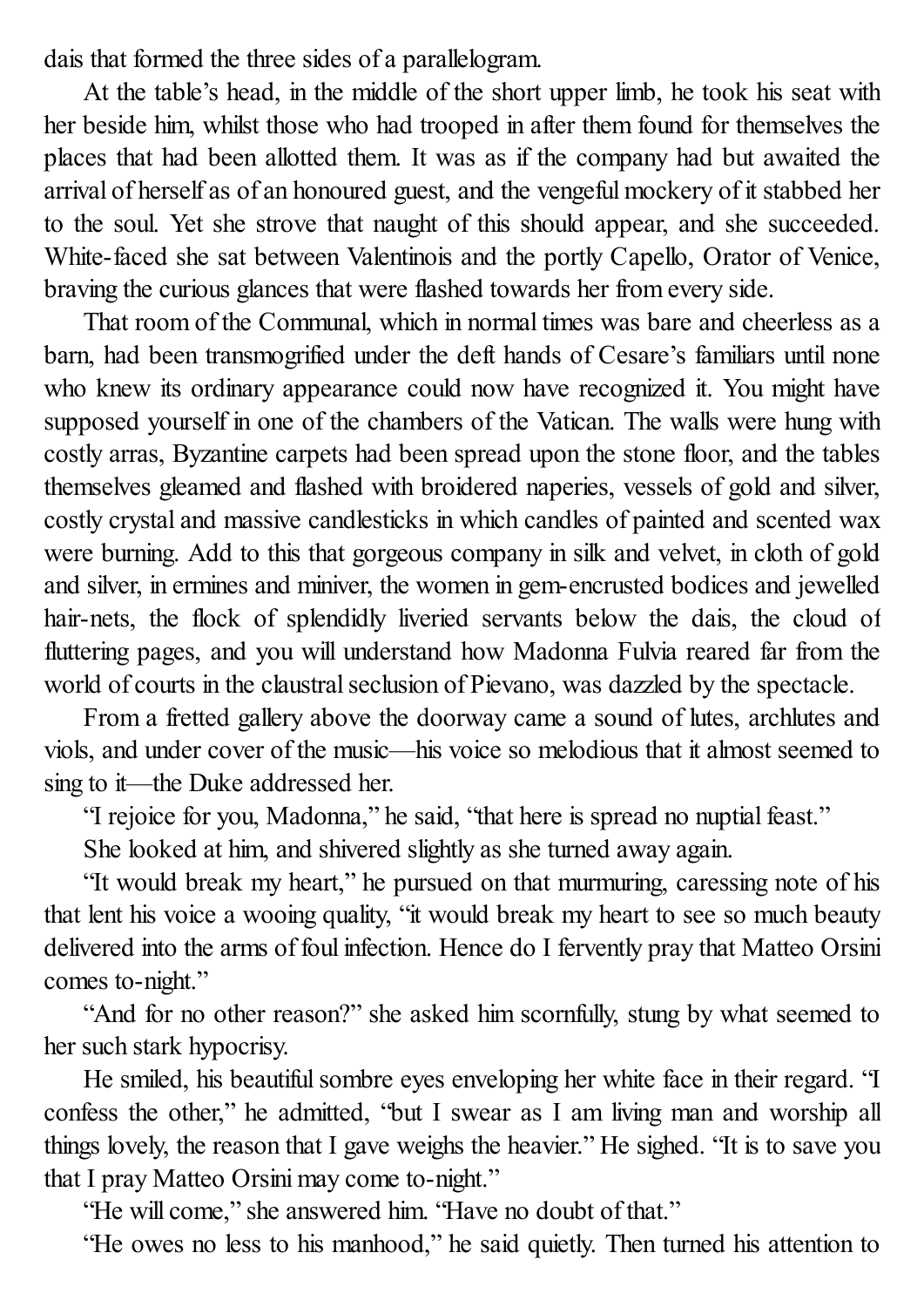dais that formed the three sides of a parallelogram.

At the table's head, in the middle of the short upper limb, he took his seat with her beside him, whilst those who had trooped in after them found for themselves the places that had been allotted them. It was as if the company had but awaited the arrival of herself as of an honoured guest, and the vengeful mockery of it stabbed her to the soul. Yet she strove that naught of this should appear, and she succeeded. White-faced she sat between Valentinois and the portly Capello, Orator of Venice, braving the curious glances that were flashed towards her from every side.

That room of the Communal, which in normal times was bare and cheerless as a barn, had been transmogrified under the deft hands of Cesare's familiars until none who knew its ordinary appearance could now have recognized it. You might have supposed yourself in one of the chambers of the Vatican. The walls were hung with costly arras, Byzantine carpets had been spread upon the stone floor, and the tables themselves gleamed and flashed with broidered naperies, vessels of gold and silver, costly crystal and massive candlesticks in which candles of painted and scented wax were burning. Add to this that gorgeous company in silk and velvet, in cloth of gold and silver, in ermines and miniver, the women in gem-encrusted bodices and jewelled hair-nets, the flock of splendidly liveried servants below the dais, the cloud of fluttering pages, and you will understand how Madonna Fulvia reared far from the world of courts in the claustral seclusion of Pievano, was dazzled by the spectacle.

From a fretted gallery above the doorway came a sound of lutes, archlutes and viols, and under cover of the music—his voice so melodious that it almost seemed to sing to it—the Duke addressed her.

"I rejoice for you, Madonna," he said, "that here is spread no nuptial feast."

She looked at him, and shivered slightly as she turned away again.

"It would break my heart," he pursued on that murmuring, caressing note of his that lent his voice a wooing quality, "it would break my heart to see so much beauty delivered into the arms of foul infection. Hence do I fervently pray that Matteo Orsini comes to-night."

"And for no other reason?" she asked him scornfully, stung by what seemed to her such stark hypocrisy.

He smiled, his beautiful sombre eyes enveloping her white face in their regard. "I confess the other," he admitted, "but I swear as I am living man and worship all things lovely, the reason that I gave weighs the heavier." He sighed. "It is to save you that I pray Matteo Orsini may come to-night."

"He will come," she answered him. "Have no doubt of that."

"He owes no less to his manhood," he said quietly. Then turned his attention to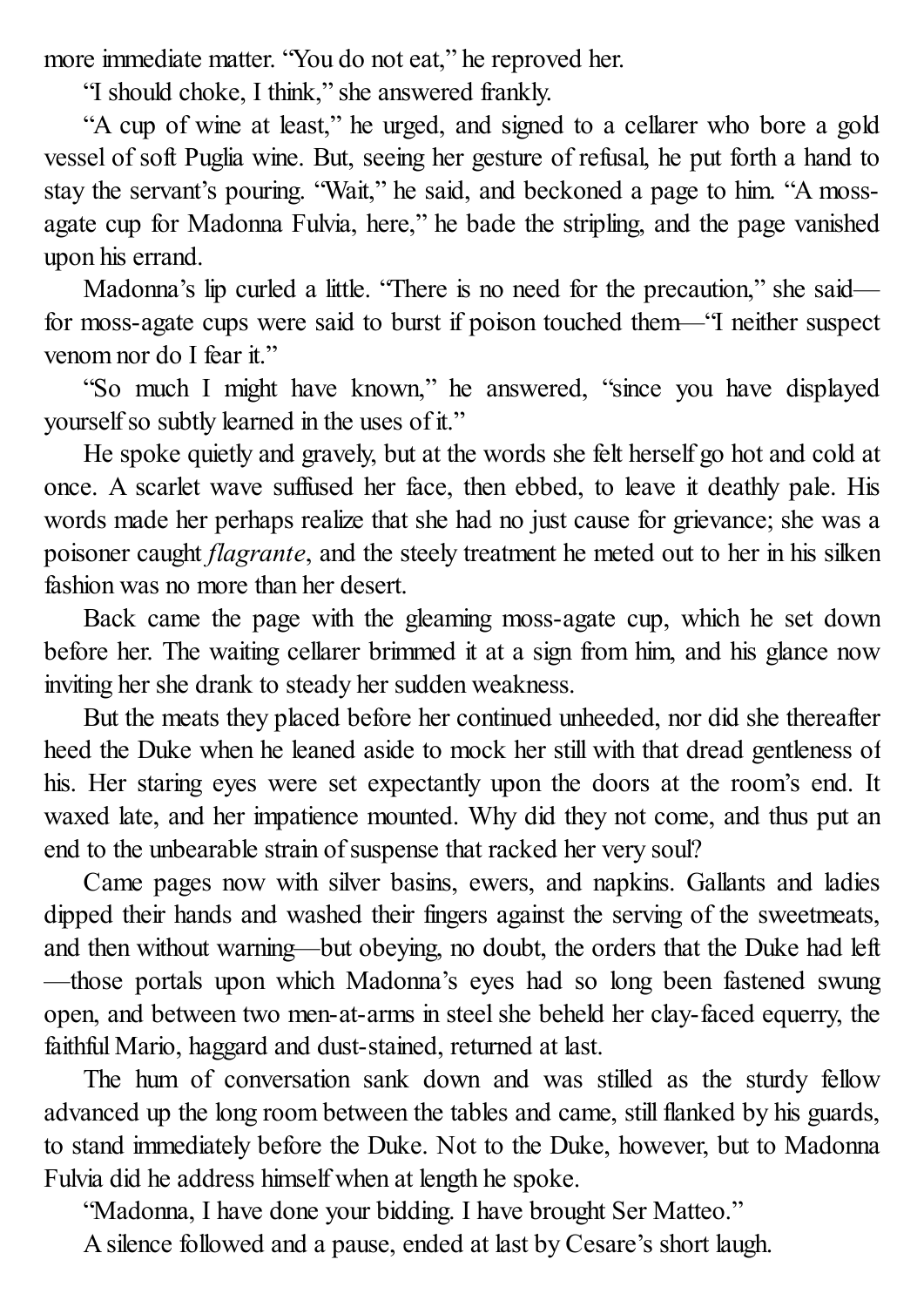more immediate matter. "You do not eat," he reproved her.

"I should choke, I think," she answered frankly.

"A cup of wine at least," he urged, and signed to a cellarer who bore a gold vessel of soft Puglia wine. But, seeing her gesture of refusal, he put forth a hand to stay the servant's pouring. "Wait," he said, and beckoned a page to him. "A moss-agate cup for Madonna Fulvia, here," he bade the stripling, and the page vanished upon his errand.

Madonna's lip curled a little. "There is no need for the precaution," she said—for moss-agate cups were said to burst if poison touched them—"I neither suspect venom nor do I fear it."

"So much I might have known," he answered, "since you have displayed yourself so subtly learned in the uses of it."

He spoke quietly and gravely, but at the words she felt herself go hot and cold at once. A scarlet wave suffused her face, then ebbed, to leave it deathly pale. His words made her perhaps realize that she had no just cause for grievance; she was a poisoner caught *flagrante*, and the steely treatment he meted out to her in his silken fashion was no more than her desert.

Back came the page with the gleaming moss-agate cup, which he set down before her. The waiting cellarer brimmed it at a sign from him, and his glance now inviting her she drank to steady her sudden weakness.

But the meats they placed before her continued unheeded, nor did she thereafter heed the Duke when he leaned aside to mock her still with that dread gentleness of his. Her staring eyes were set expectantly upon the doors at the room's end. It waxed late, and her impatience mounted. Why did they not come, and thus put an end to the unbearable strain of suspense that racked her very soul?

Came pages now with silver basins, ewers, and napkins. Gallants and ladies dipped their hands and washed their fingers against the serving of the sweetmeats, and then without warning—but obeying, no doubt, the orders that the Duke had left—those portals upon which Madonna's eyes had so long been fastened swung open, and between two men-at-arms in steel she beheld her clay-faced equerry, the faithful Mario, haggard and dust-stained, returned at last.

The hum of conversation sank down and was stilled as the sturdy fellow advanced up the long room between the tables and came, still flanked by his guards, to stand immediately before the Duke. Not to the Duke, however, but to Madonna Fulvia did he address himself when at length he spoke.

"Madonna, I have done your bidding. I have brought Ser Matteo."

A silence followed and a pause, ended at last by Cesare's short laugh.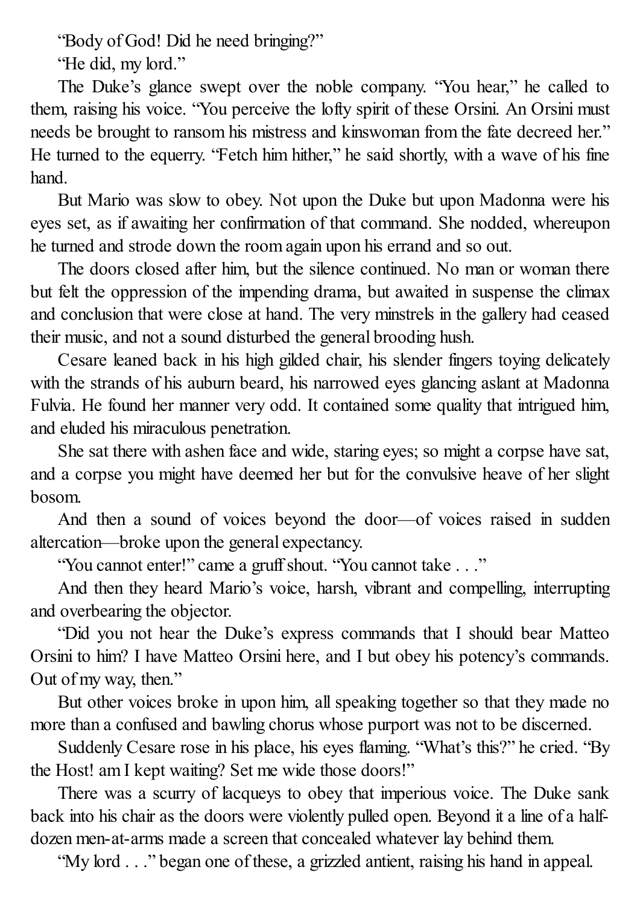"Body of God! Did he need bringing?"

"He did, my lord."

The Duke's glance swept over the noble company. "You hear," he called to them, raising his voice. "You perceive the lofty spirit of these Orsini. An Orsini must needs be brought to ransom his mistress and kinswoman from the fate decreed her." He turned to the equerry. "Fetch him hither," he said shortly, with a wave of his fine hand.

But Mario was slow to obey. Not upon the Duke but upon Madonna were his eyes set, as if awaiting her confirmation of that command. She nodded, whereupon he turned and strode down the room again upon his errand and so out.

The doors closed after him, but the silence continued. No man or woman there but felt the oppression of the impending drama, but awaited in suspense the climax and conclusion that were close at hand. The very minstrels in the gallery had ceased their music, and not a sound disturbed the general brooding hush.

Cesare leaned back in his high gilded chair, his slender fingers toying delicately with the strands of his auburn beard, his narrowed eyes glancing aslant at Madonna Fulvia. He found her manner very odd. It contained some quality that intrigued him, and eluded his miraculous penetration.

She sat there with ashen face and wide, staring eyes; so might a corpse have sat, and a corpse you might have deemed her but for the convulsive heave of her slight bosom.

And then a sound of voices beyond the door—of voices raised in sudden altercation—broke upon the general expectancy.

"You cannot enter!" came a gruff shout. "You cannot take . . ."

And then they heard Mario's voice, harsh, vibrant and compelling, interrupting and overbearing the objector.

"Did you not hear the Duke's express commands that I should bear Matteo Orsini to him? I have Matteo Orsini here, and I but obey his potency's commands. Out of my way, then."

But other voices broke in upon him, all speaking together so that they made no more than a confused and bawling chorus whose purport was not to be discerned.

Suddenly Cesare rose in his place, his eyes flaming. "What's this?" he cried. "By the Host! am I kept waiting? Set me wide those doors!"

There was a scurry of lacqueys to obey that imperious voice. The Duke sank back into his chair as the doors were violently pulled open. Beyond it a line of a half-dozen men-at-arms made a screen that concealed whatever lay behind them.

"My lord . . ." began one of these, a grizzled antient, raising his hand in appeal.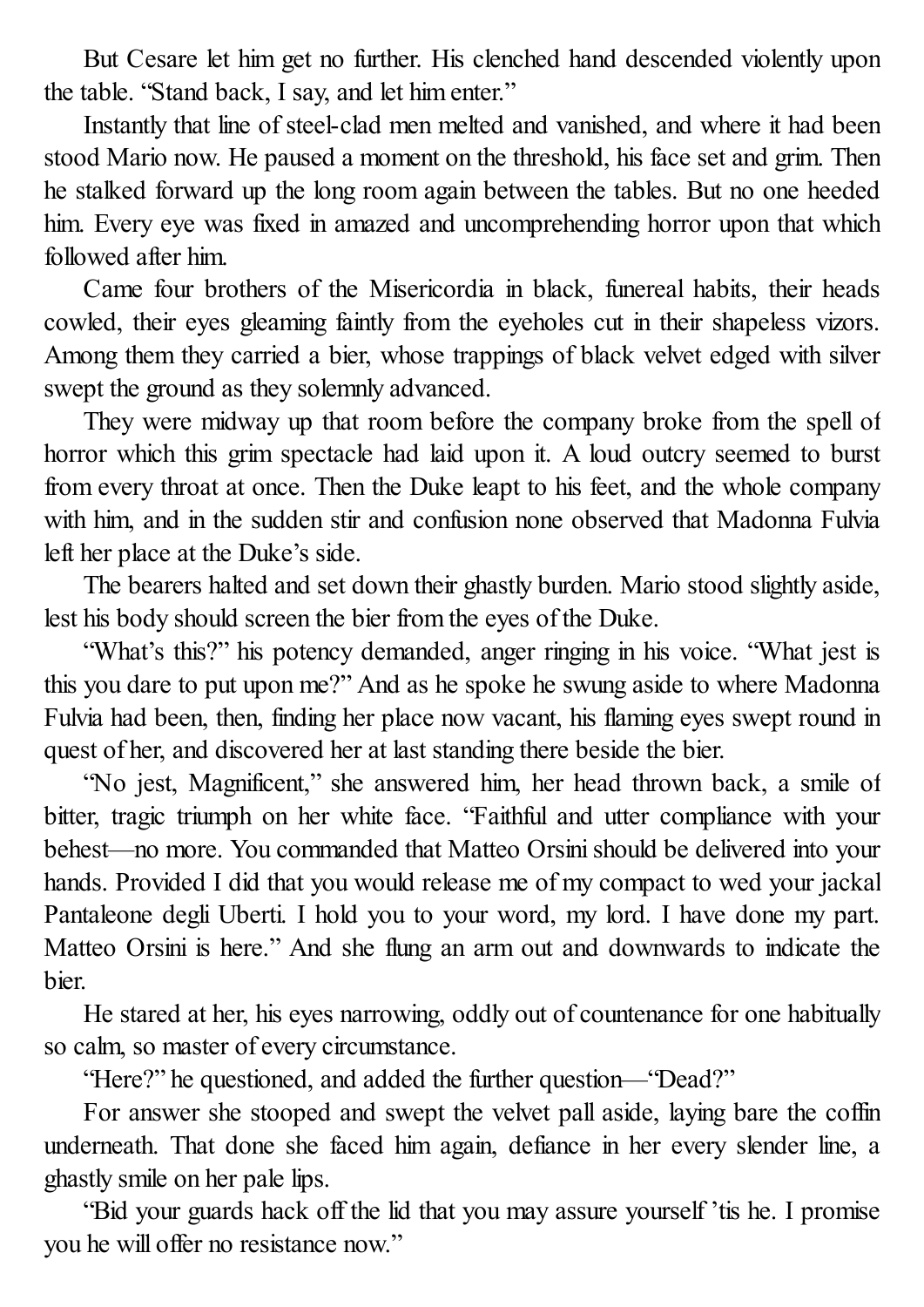But Cesare let him get no further. His clenched hand descended violently upon the table. "Stand back, I say, and let him enter."

Instantly that line of steel-clad men melted and vanished, and where it had been stood Mario now. He paused a moment on the threshold, his face set and grim. Then he stalked forward up the long room again between the tables. But no one heeded him. Every eye was fixed in amazed and uncomprehending horror upon that which followed after him.

Came four brothers of the Misericordia in black, funereal habits, their heads cowled, their eyes gleaming faintly from the eyeholes cut in their shapeless vizors. Among them they carried a bier, whose trappings of black velvet edged with silver swept the ground as they solemnly advanced.

They were midway up that room before the company broke from the spell of horror which this grim spectacle had laid upon it. A loud outcry seemed to burst from every throat at once. Then the Duke leapt to his feet, and the whole company with him, and in the sudden stir and confusion none observed that Madonna Fulvia left her place at the Duke's side.

The bearers halted and set down their ghastly burden. Mario stood slightly aside, lest his body should screen the bier from the eyes of the Duke.

"What's this?" his potency demanded, anger ringing in his voice. "What jest is this you dare to put upon me?" And as he spoke he swung aside to where Madonna Fulvia had been, then, finding her place now vacant, his flaming eyes swept round in quest of her, and discovered her at last standing there beside the bier.

"No jest, Magnificent," she answered him, her head thrown back, a smile of bitter, tragic triumph on her white face. "Faithful and utter compliance with your behest—no more. You commanded that Matteo Orsini should be delivered into your hands. Provided I did that you would release me of my compact to wed your jackal Pantaleone degli Uberti. I hold you to your word, my lord. I have done my part. Matteo Orsini is here." And she flung an arm out and downwards to indicate the bier.

He stared at her, his eyes narrowing, oddly out of countenance for one habitually so calm, so master of every circumstance.

"Here?" he questioned, and added the further question—"Dead?"

For answer she stooped and swept the velvet pall aside, laying bare the coffin underneath. That done she faced him again, defiance in her every slender line, a ghastly smile on her pale lips.

"Bid your guards hack off the lid that you may assure yourself 'tis he. I promise you he will offer no resistance now."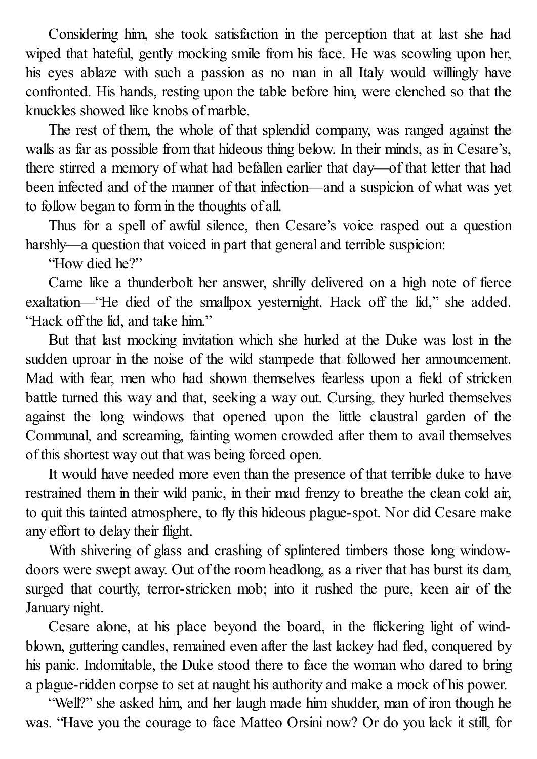Considering him, she took satisfaction in the perception that at last she had wiped that hateful, gently mocking smile from his face. He was scowling upon her, his eyes ablaze with such a passion as no man in all Italy would willingly have confronted. His hands, resting upon the table before him, were clenched so that the knuckles showed like knobs of marble.

The rest of them, the whole of that splendid company, was ranged against the walls as far as possible from that hideous thing below. In their minds, as in Cesare's, there stirred a memory of what had befallen earlier that day—of that letter that had been infected and of the manner of that infection—and a suspicion of what was yet to follow began to form in the thoughts of all.

Thus for a spell of awful silence, then Cesare's voice rasped out a question harshly—a question that voiced in part that general and terrible suspicion:

"How died he?"

Came like a thunderbolt her answer, shrilly delivered on a high note of fierce exaltation—"He died of the smallpox yesternight. Hack off the lid," she added. "Hack off the lid, and take him."

But that last mocking invitation which she hurled at the Duke was lost in the sudden uproar in the noise of the wild stampede that followed her announcement. Mad with fear, men who had shown themselves fearless upon a field of stricken battle turned this way and that, seeking a way out. Cursing, they hurled themselves against the long windows that opened upon the little claustral garden of the Communal, and screaming, fainting women crowded after them to avail themselves of this shortest way out that was being forced open.

It would have needed more even than the presence of that terrible duke to have restrained them in their wild panic, in their mad frenzy to breathe the clean cold air, to quit this tainted atmosphere, to fly this hideous plague-spot. Nor did Cesare make any effort to delay their flight.

With shivering of glass and crashing of splintered timbers those long window-doors were swept away. Out of the room headlong, as a river that has burst its dam, surged that courtly, terror-stricken mob; into it rushed the pure, keen air of the January night.

Cesare alone, at his place beyond the board, in the flickering light of wind-blown, guttering candles, remained even after the last lackey had fled, conquered by his panic. Indomitable, the Duke stood there to face the woman who dared to bring a plague-ridden corpse to set at naught his authority and make a mock of his power.

"Well?" she asked him, and her laugh made him shudder, man of iron though he was. "Have you the courage to face Matteo Orsini now? Or do you lack it still, for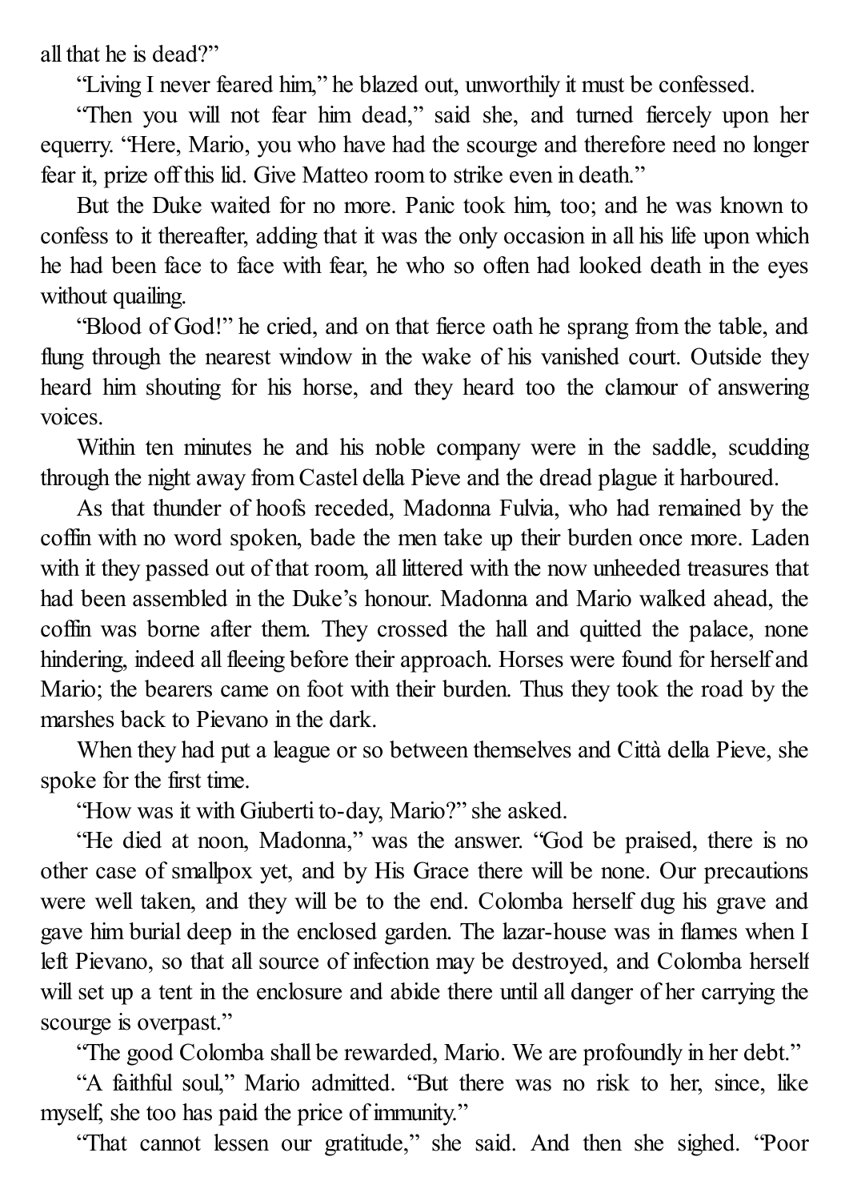all that he is dead?"

"Living I never feared him," he blazed out, unworthily it must be confessed.

"Then you will not fear him dead," said she, and turned fiercely upon her equerry. "Here, Mario, you who have had the scourge and therefore need no longer fear it, prize off this lid. Give Matteo room to strike even in death."

But the Duke waited for no more. Panic took him, too; and he was known to confess to it thereafter, adding that it was the only occasion in all his life upon which he had been face to face with fear, he who so often had looked death in the eyes without quailing.

"Blood of God!" he cried, and on that fierce oath he sprang from the table, and flung through the nearest window in the wake of his vanished court. Outside they heard him shouting for his horse, and they heard too the clamour of answering voices.

Within ten minutes he and his noble company were in the saddle, scudding through the night away from Castel della Pieve and the dread plague it harboured.

As that thunder of hoofs receded, Madonna Fulvia, who had remained by the coffin with no word spoken, bade the men take up their burden once more. Laden with it they passed out of that room, all littered with the now unheeded treasures that had been assembled in the Duke's honour. Madonna and Mario walked ahead, the coffin was borne after them. They crossed the hall and quitted the palace, none hindering, indeed all fleeing before their approach. Horses were found for herself and Mario; the bearers came on foot with their burden. Thus they took the road by the marshes back to Pievano in the dark.

When they had put a league or so between themselves and Città della Pieve, she spoke for the first time.

"How was it with Giuberti to-day, Mario?" she asked.

"He died at noon, Madonna," was the answer. "God be praised, there is no other case of smallpox yet, and by His Grace there will be none. Our precautions were well taken, and they will be to the end. Colomba herself dug his grave and gave him burial deep in the enclosed garden. The lazar-house was in flames when I left Pievano, so that all source of infection may be destroyed, and Colomba herself will set up a tent in the enclosure and abide there until all danger of her carrying the scourge is overpast."

"The good Colomba shall be rewarded, Mario. We are profoundly in her debt."

"A faithful soul," Mario admitted. "But there was no risk to her, since, like myself, she too has paid the price of immunity."

"That cannot lessen our gratitude," she said. And then she sighed. "Poor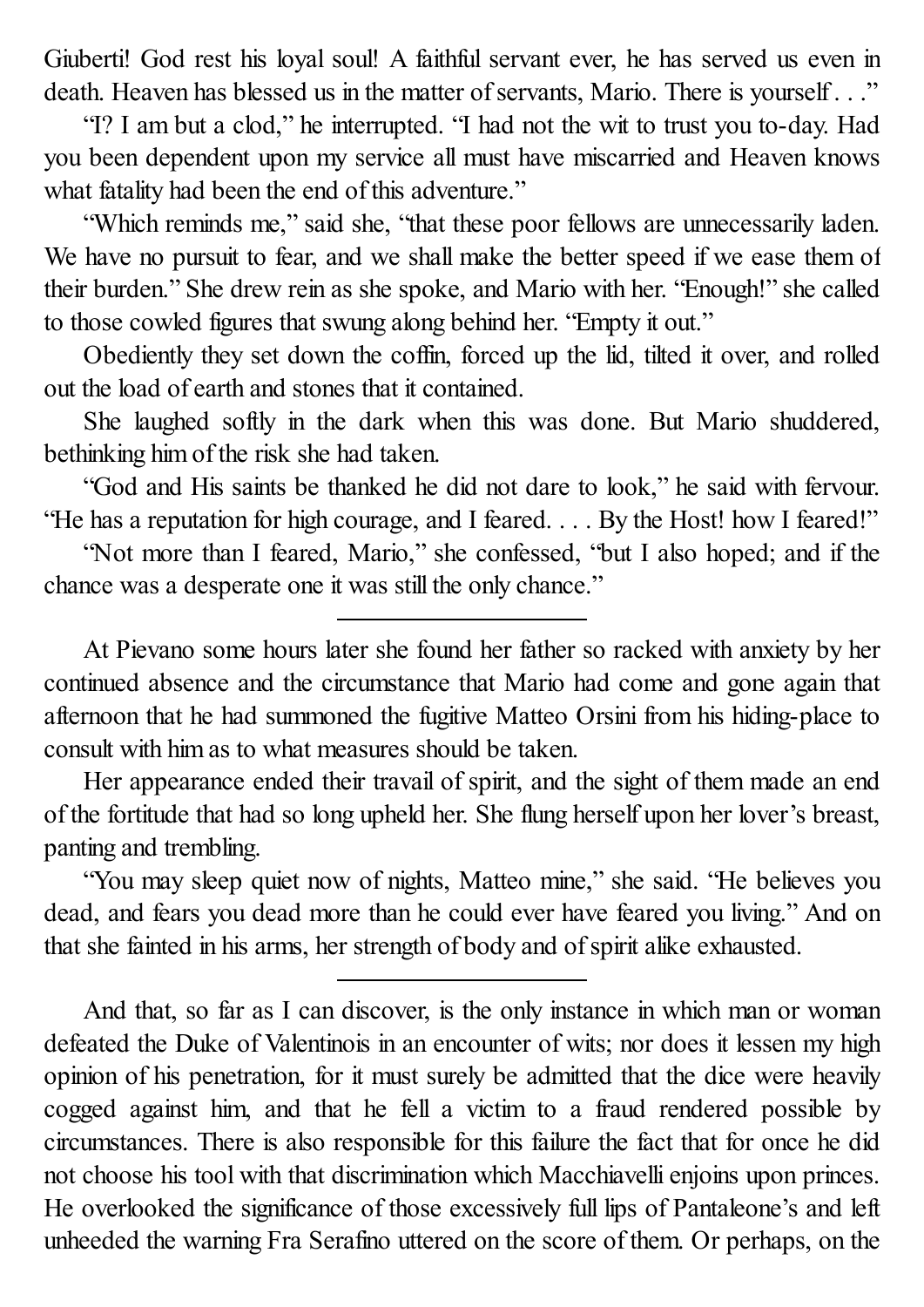Giuberti! God rest his loyal soul! A faithful servant ever, he has served us even in death. Heaven has blessed us in the matter of servants, Mario. There is yourself . . .”

“I? I am but a clod,” he interrupted. “I had not the wit to trust you to-day. Had you been dependent upon my service all must have miscarried and Heaven knows what fatality had been the end of this adventure.”

“Which reminds me,” said she, “that these poor fellows are unnecessarily laden. We have no pursuit to fear, and we shall make the better speed if we ease them of their burden.” She drew rein as she spoke, and Mario with her. “Enough!” she called to those cowled figures that swung along behind her. “Empty it out.”

Obediently they set down the coffin, forced up the lid, tilted it over, and rolled out the load of earth and stones that it contained.

She laughed softly in the dark when this was done. But Mario shuddered, bethinking him of the risk she had taken.

“God and His saints be thanked he did not dare to look,” he said with fervour. “He has a reputation for high courage, and I feared. . . . By the Host! how I feared!”

“Not more than I feared, Mario,” she confessed, “but I also hoped; and if the chance was a desperate one it was still the only chance.”

---

At Pievano some hours later she found her father so racked with anxiety by her continued absence and the circumstance that Mario had come and gone again that afternoon that he had summoned the fugitive Matteo Orsini from his hiding-place to consult with him as to what measures should be taken.

Her appearance ended their travail of spirit, and the sight of them made an end of the fortitude that had so long upheld her. She flung herself upon her lover’s breast, panting and trembling.

“You may sleep quiet now of nights, Matteo mine,” she said. “He believes you dead, and fears you dead more than he could ever have feared you living.” And on that she fainted in his arms, her strength of body and of spirit alike exhausted.

---

And that, so far as I can discover, is the only instance in which man or woman defeated the Duke of Valentinois in an encounter of wits; nor does it lessen my high opinion of his penetration, for it must surely be admitted that the dice were heavily cogged against him, and that he fell a victim to a fraud rendered possible by circumstances. There is also responsible for this failure the fact that for once he did not choose his tool with that discrimination which Macchiavelli enjoins upon princes. He overlooked the significance of those excessively full lips of Pantaleone’s and left unheeded the warning Fra Serafino uttered on the score of them. Or perhaps, on the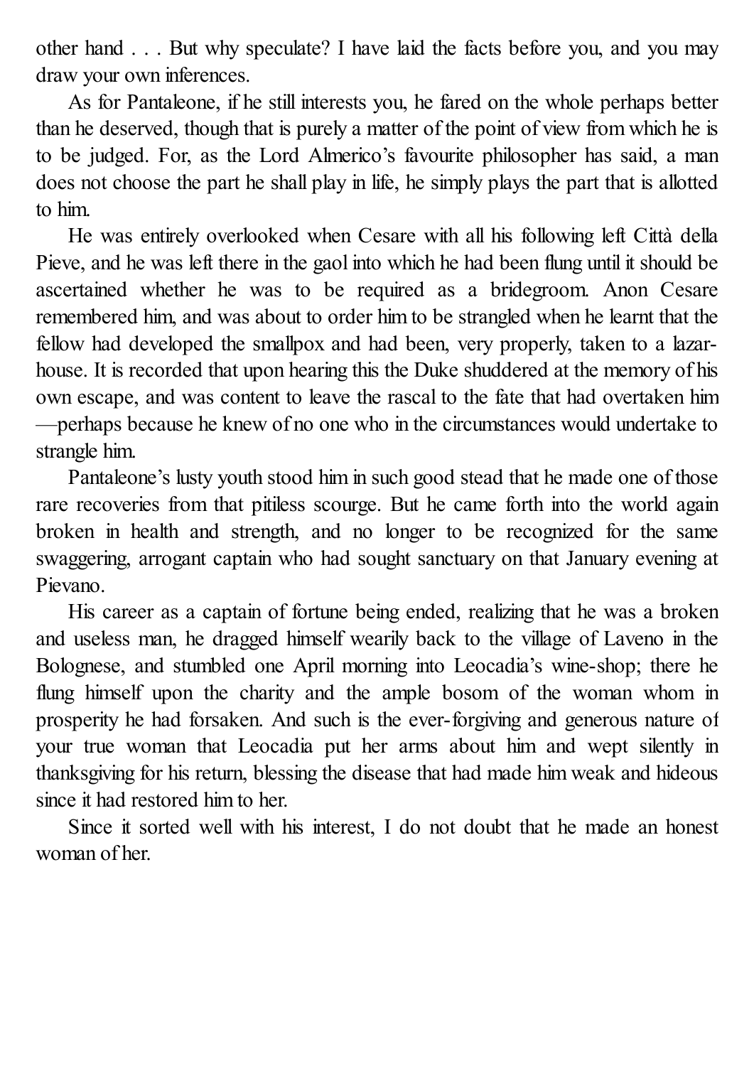other hand . . . But why speculate? I have laid the facts before you, and you may draw your own inferences.

As for Pantaleone, if he still interests you, he fared on the whole perhaps better than he deserved, though that is purely a matter of the point of view from which he is to be judged. For, as the Lord Almerico's favourite philosopher has said, a man does not choose the part he shall play in life, he simply plays the part that is allotted to him.

He was entirely overlooked when Cesare with all his following left Città della Pieve, and he was left there in the gaol into which he had been flung until it should be ascertained whether he was to be required as a bridegroom. Anon Cesare remembered him, and was about to order him to be strangled when he learnt that the fellow had developed the smallpox and had been, very properly, taken to a lazar-house. It is recorded that upon hearing this the Duke shuddered at the memory of his own escape, and was content to leave the rascal to the fate that had overtaken him—perhaps because he knew of no one who in the circumstances would undertake to strangle him.

Pantaleone's lusty youth stood him in such good stead that he made one of those rare recoveries from that pitiless scourge. But he came forth into the world again broken in health and strength, and no longer to be recognized for the same swaggering, arrogant captain who had sought sanctuary on that January evening at Pievano.

His career as a captain of fortune being ended, realizing that he was a broken and useless man, he dragged himself wearily back to the village of Laveno in the Bolognese, and stumbled one April morning into Leocadia's wine-shop; there he flung himself upon the charity and the ample bosom of the woman whom in prosperity he had forsaken. And such is the ever-forgiving and generous nature of your true woman that Leocadia put her arms about him and wept silently in thanksgiving for his return, blessing the disease that had made him weak and hideous since it had restored him to her.

Since it sorted well with his interest, I do not doubt that he made an honest woman of her.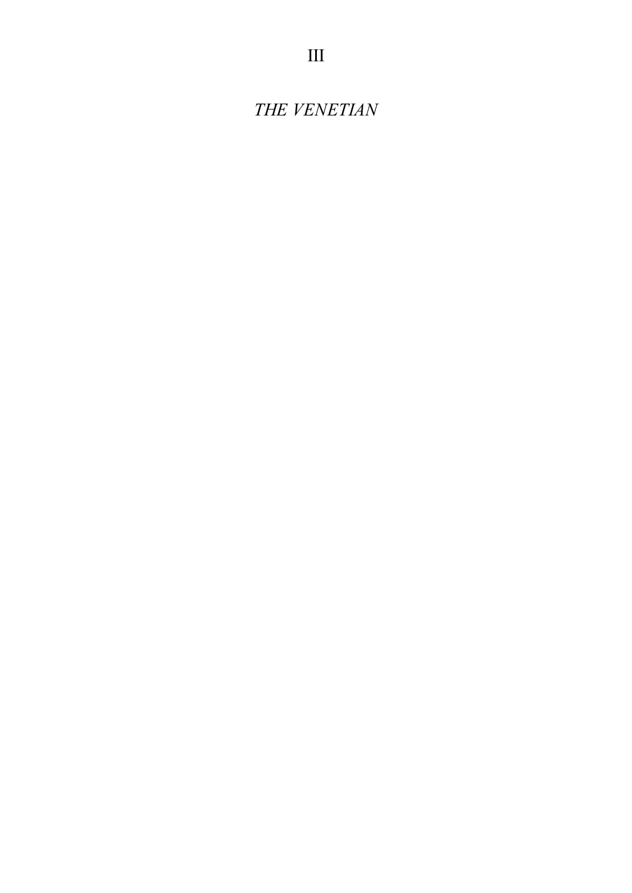# III

## *THE VENETIAN*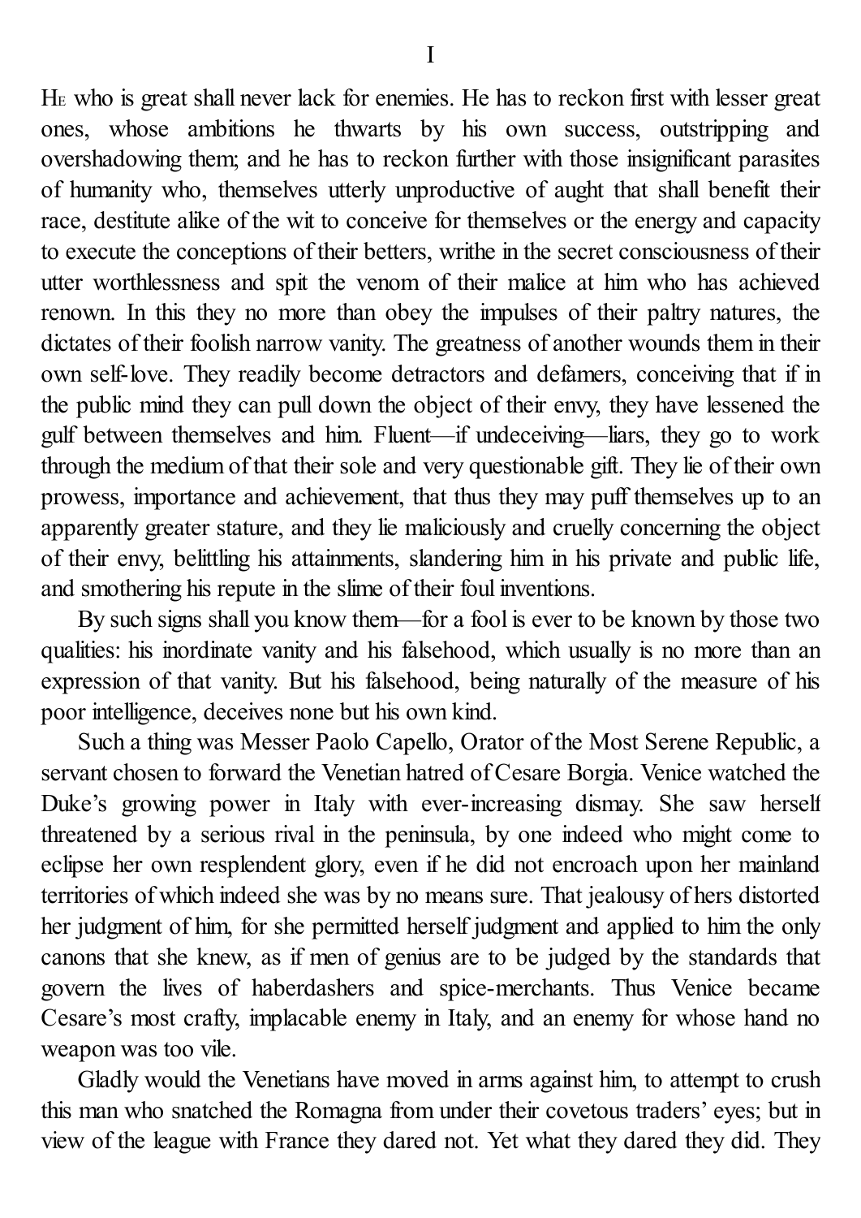# I

He who is great shall never lack for enemies. He has to reckon first with lesser great ones, whose ambitions he thwarts by his own success, outstripping and overshadowing them; and he has to reckon further with those insignificant parasites of humanity who, themselves utterly unproductive of aught that shall benefit their race, destitute alike of the wit to conceive for themselves or the energy and capacity to execute the conceptions of their betters, writhe in the secret consciousness of their utter worthlessness and spit the venom of their malice at him who has achieved renown. In this they no more than obey the impulses of their paltry natures, the dictates of their foolish narrow vanity. The greatness of another wounds them in their own self-love. They readily become detractors and defamers, conceiving that if in the public mind they can pull down the object of their envy, they have lessened the gulf between themselves and him. Fluent—if undeceiving—liars, they go to work through the medium of that their sole and very questionable gift. They lie of their own prowess, importance and achievement, that thus they may puff themselves up to an apparently greater stature, and they lie maliciously and cruelly concerning the object of their envy, belittling his attainments, slandering him in his private and public life, and smothering his repute in the slime of their foul inventions.

By such signs shall you know them—for a fool is ever to be known by those two qualities: his inordinate vanity and his falsehood, which usually is no more than an expression of that vanity. But his falsehood, being naturally of the measure of his poor intelligence, deceives none but his own kind.

Such a thing was Messer Paolo Capello, Orator of the Most Serene Republic, a servant chosen to forward the Venetian hatred of Cesare Borgia. Venice watched the Duke's growing power in Italy with ever-increasing dismay. She saw herself threatened by a serious rival in the peninsula, by one indeed who might come to eclipse her own resplendent glory, even if he did not encroach upon her mainland territories of which indeed she was by no means sure. That jealousy of hers distorted her judgment of him, for she permitted herself judgment and applied to him the only canons that she knew, as if men of genius are to be judged by the standards that govern the lives of haberdashers and spice-merchants. Thus Venice became Cesare's most crafty, implacable enemy in Italy, and an enemy for whose hand no weapon was too vile.

Gladly would the Venetians have moved in arms against him, to attempt to crush this man who snatched the Romagna from under their covetous traders' eyes; but in view of the league with France they dared not. Yet what they dared they did. They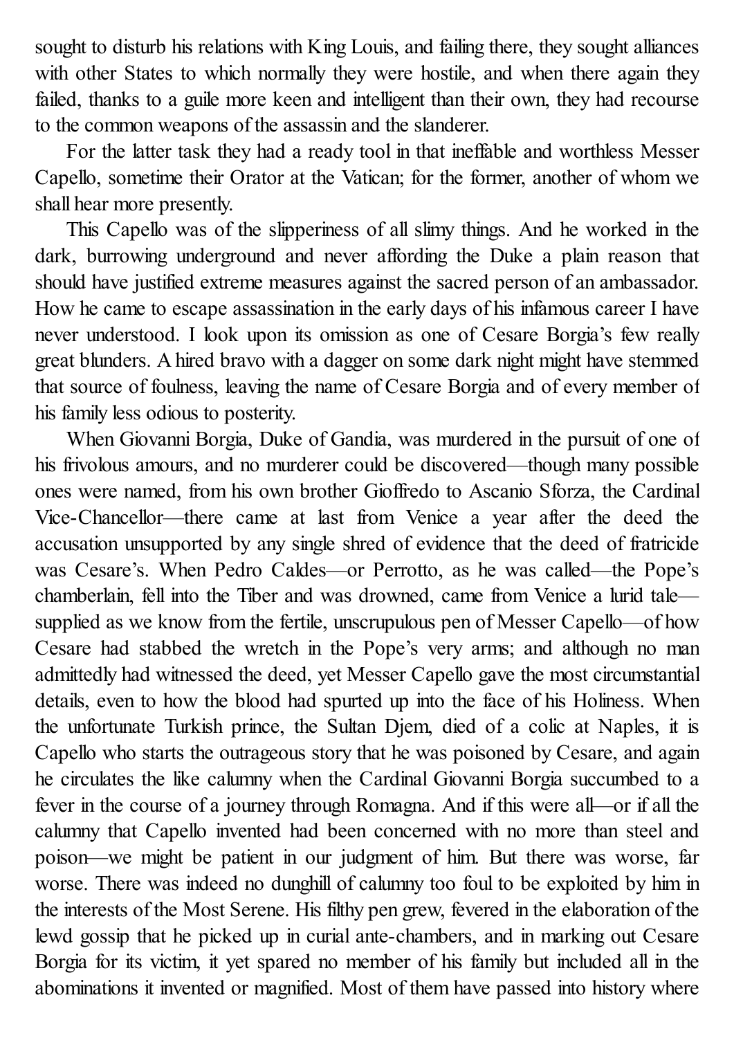sought to disturb his relations with King Louis, and failing there, they sought alliances with other States to which normally they were hostile, and when there again they failed, thanks to a guile more keen and intelligent than their own, they had recourse to the common weapons of the assassin and the slanderer.

For the latter task they had a ready tool in that ineffable and worthless Messer Capello, sometime their Orator at the Vatican; for the former, another of whom we shall hear more presently.

This Capello was of the slipperiness of all slimy things. And he worked in the dark, burrowing underground and never affording the Duke a plain reason that should have justified extreme measures against the sacred person of an ambassador. How he came to escape assassination in the early days of his infamous career I have never understood. I look upon its omission as one of Cesare Borgia's few really great blunders. A hired bravo with a dagger on some dark night might have stemmed that source of foulness, leaving the name of Cesare Borgia and of every member of his family less odious to posterity.

When Giovanni Borgia, Duke of Gandia, was murdered in the pursuit of one of his frivolous amours, and no murderer could be discovered—though many possible ones were named, from his own brother Gioffredo to Ascanio Sforza, the Cardinal Vice-Chancellor—there came at last from Venice a year after the deed the accusation unsupported by any single shred of evidence that the deed of fratricide was Cesare's. When Pedro Caldes—or Perrotto, as he was called—the Pope's chamberlain, fell into the Tiber and was drowned, came from Venice a lurid tale—supplied as we know from the fertile, unscrupulous pen of Messer Capello—of how Cesare had stabbed the wretch in the Pope's very arms; and although no man admittedly had witnessed the deed, yet Messer Capello gave the most circumstantial details, even to how the blood had spurted up into the face of his Holiness. When the unfortunate Turkish prince, the Sultan Djem, died of a colic at Naples, it is Capello who starts the outrageous story that he was poisoned by Cesare, and again he circulates the like calumny when the Cardinal Giovanni Borgia succumbed to a fever in the course of a journey through Romagna. And if this were all—or if all the calumny that Capello invented had been concerned with no more than steel and poison—we might be patient in our judgment of him. But there was worse, far worse. There was indeed no dunghill of calumny too foul to be exploited by him in the interests of the Most Serene. His filthy pen grew, fevered in the elaboration of the lewd gossip that he picked up in curial ante-chambers, and in marking out Cesare Borgia for its victim, it yet spared no member of his family but included all in the abominations it invented or magnified. Most of them have passed into history where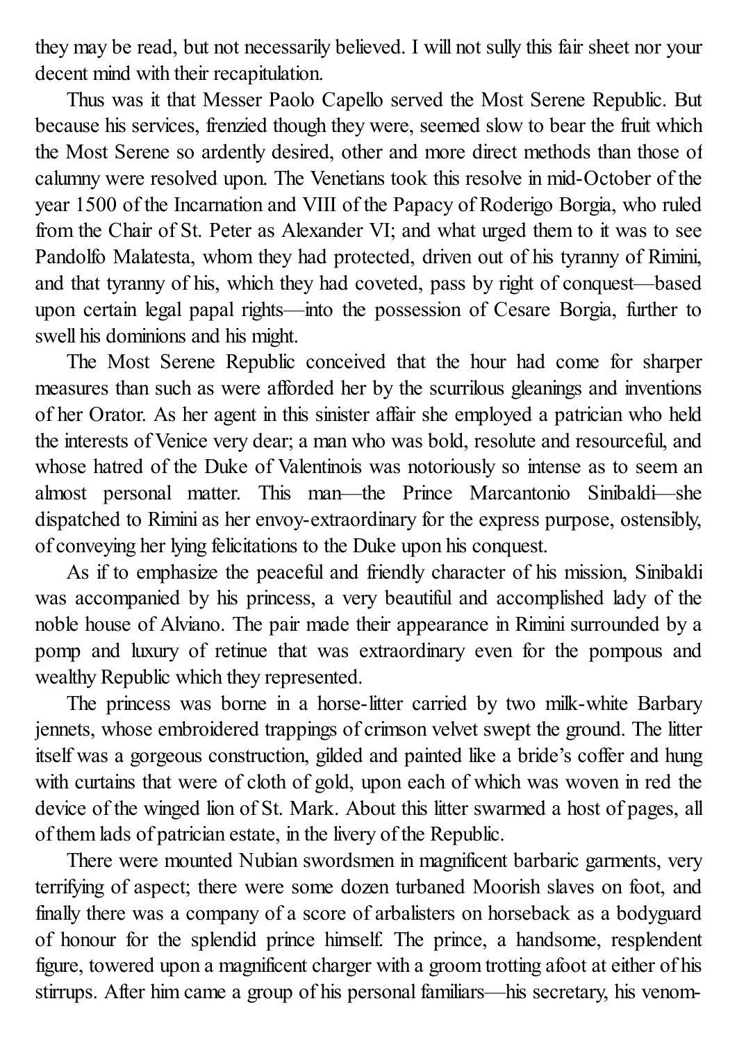they may be read, but not necessarily believed. I will not sully this fair sheet nor your decent mind with their recapitulation.

Thus was it that Messer Paolo Capello served the Most Serene Republic. But because his services, frenzied though they were, seemed slow to bear the fruit which the Most Serene so ardently desired, other and more direct methods than those of calumny were resolved upon. The Venetians took this resolve in mid-October of the year 1500 of the Incarnation and VIII of the Papacy of Roderigo Borgia, who ruled from the Chair of St. Peter as Alexander VI; and what urged them to it was to see Pandolfo Malatesta, whom they had protected, driven out of his tyranny of Rimini, and that tyranny of his, which they had coveted, pass by right of conquest—based upon certain legal papal rights—into the possession of Cesare Borgia, further to swell his dominions and his might.

The Most Serene Republic conceived that the hour had come for sharper measures than such as were afforded her by the scurrilous gleanings and inventions of her Orator. As her agent in this sinister affair she employed a patrician who held the interests of Venice very dear; a man who was bold, resolute and resourceful, and whose hatred of the Duke of Valentinois was notoriously so intense as to seem an almost personal matter. This man—the Prince Marcantonio Sinibaldi—she dispatched to Rimini as her envoy-extraordinary for the express purpose, ostensibly, of conveying her lying felicitations to the Duke upon his conquest.

As if to emphasize the peaceful and friendly character of his mission, Sinibaldi was accompanied by his princess, a very beautiful and accomplished lady of the noble house of Alviano. The pair made their appearance in Rimini surrounded by a pomp and luxury of retinue that was extraordinary even for the pompous and wealthy Republic which they represented.

The princess was borne in a horse-litter carried by two milk-white Barbary jennets, whose embroidered trappings of crimson velvet swept the ground. The litter itself was a gorgeous construction, gilded and painted like a bride's coffer and hung with curtains that were of cloth of gold, upon each of which was woven in red the device of the winged lion of St. Mark. About this litter swarmed a host of pages, all of them lads of patrician estate, in the livery of the Republic.

There were mounted Nubian swordsmen in magnificent barbaric garments, very terrifying of aspect; there were some dozen turbaned Moorish slaves on foot, and finally there was a company of a score of arbalisters on horseback as a bodyguard of honour for the splendid prince himself. The prince, a handsome, resplendent figure, towered upon a magnificent charger with a groom trotting afoot at either of his stirrups. After him came a group of his personal familiars—his secretary, his venom-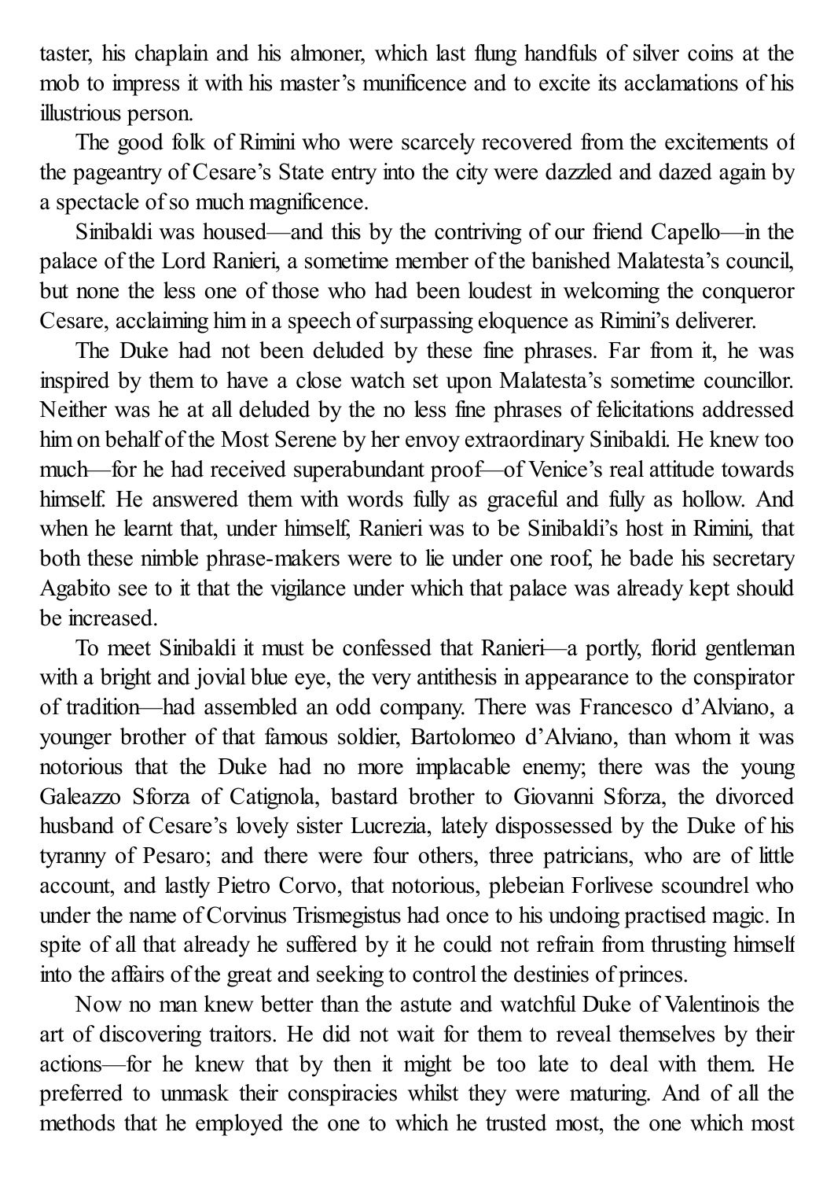taster, his chaplain and his almoner, which last flung handfuls of silver coins at the mob to impress it with his master's munificence and to excite its acclamations of his illustrious person.

The good folk of Rimini who were scarcely recovered from the excitements of the pageantry of Cesare's State entry into the city were dazzled and dazed again by a spectacle of so much magnificence.

Sinibaldi was housed—and this by the contriving of our friend Capello—in the palace of the Lord Ranieri, a sometime member of the banished Malatesta's council, but none the less one of those who had been loudest in welcoming the conqueror Cesare, acclaiming him in a speech of surpassing eloquence as Rimini's deliverer.

The Duke had not been deluded by these fine phrases. Far from it, he was inspired by them to have a close watch set upon Malatesta's sometime councillor. Neither was he at all deluded by the no less fine phrases of felicitations addressed him on behalf of the Most Serene by her envoy extraordinary Sinibaldi. He knew too much—for he had received superabundant proof—of Venice's real attitude towards himself. He answered them with words fully as graceful and fully as hollow. And when he learnt that, under himself, Ranieri was to be Sinibaldi's host in Rimini, that both these nimble phrase-makers were to lie under one roof, he bade his secretary Agabito see to it that the vigilance under which that palace was already kept should be increased.

To meet Sinibaldi it must be confessed that Ranieri—a portly, florid gentleman with a bright and jovial blue eye, the very antithesis in appearance to the conspirator of tradition—had assembled an odd company. There was Francesco d'Alviano, a younger brother of that famous soldier, Bartolomeo d'Alviano, than whom it was notorious that the Duke had no more implacable enemy; there was the young Galeazzo Sforza of Catignola, bastard brother to Giovanni Sforza, the divorced husband of Cesare's lovely sister Lucrezia, lately dispossessed by the Duke of his tyranny of Pesaro; and there were four others, three patricians, who are of little account, and lastly Pietro Corvo, that notorious, plebeian Forlivese scoundrel who under the name of Corvinus Trismegistus had once to his undoing practised magic. In spite of all that already he suffered by it he could not refrain from thrusting himself into the affairs of the great and seeking to control the destinies of princes.

Now no man knew better than the astute and watchful Duke of Valentinois the art of discovering traitors. He did not wait for them to reveal themselves by their actions—for he knew that by then it might be too late to deal with them. He preferred to unmask their conspiracies whilst they were maturing. And of all the methods that he employed the one to which he trusted most, the one which most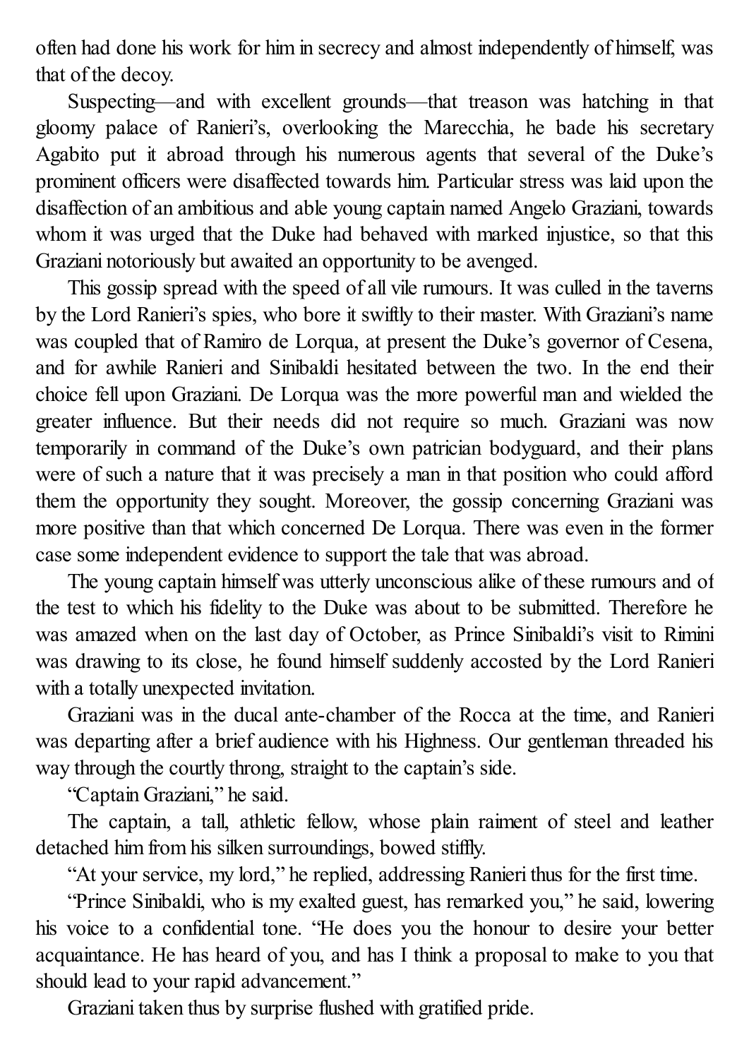often had done his work for him in secrecy and almost independently of himself, was that of the decoy.

Suspecting—and with excellent grounds—that treason was hatching in that gloomy palace of Ranieri's, overlooking the Marecchia, he bade his secretary Agabito put it abroad through his numerous agents that several of the Duke's prominent officers were disaffected towards him. Particular stress was laid upon the disaffection of an ambitious and able young captain named Angelo Graziani, towards whom it was urged that the Duke had behaved with marked injustice, so that this Graziani notoriously but awaited an opportunity to be avenged.

This gossip spread with the speed of all vile rumours. It was culled in the taverns by the Lord Ranieri's spies, who bore it swiftly to their master. With Graziani's name was coupled that of Ramiro de Lorqua, at present the Duke's governor of Cesena, and for awhile Ranieri and Sinibaldi hesitated between the two. In the end their choice fell upon Graziani. De Lorqua was the more powerful man and wielded the greater influence. But their needs did not require so much. Graziani was now temporarily in command of the Duke's own patrician bodyguard, and their plans were of such a nature that it was precisely a man in that position who could afford them the opportunity they sought. Moreover, the gossip concerning Graziani was more positive than that which concerned De Lorqua. There was even in the former case some independent evidence to support the tale that was abroad.

The young captain himself was utterly unconscious alike of these rumours and of the test to which his fidelity to the Duke was about to be submitted. Therefore he was amazed when on the last day of October, as Prince Sinibaldi's visit to Rimini was drawing to its close, he found himself suddenly accosted by the Lord Ranieri with a totally unexpected invitation.

Graziani was in the ducal ante-chamber of the Rocca at the time, and Ranieri was departing after a brief audience with his Highness. Our gentleman threaded his way through the courtly throng, straight to the captain's side.

"Captain Graziani," he said.

The captain, a tall, athletic fellow, whose plain raiment of steel and leather detached him from his silken surroundings, bowed stiffly.

"At your service, my lord," he replied, addressing Ranieri thus for the first time.

"Prince Sinibaldi, who is my exalted guest, has remarked you," he said, lowering his voice to a confidential tone. "He does you the honour to desire your better acquaintance. He has heard of you, and has I think a proposal to make to you that should lead to your rapid advancement."

Graziani taken thus by surprise flushed with gratified pride.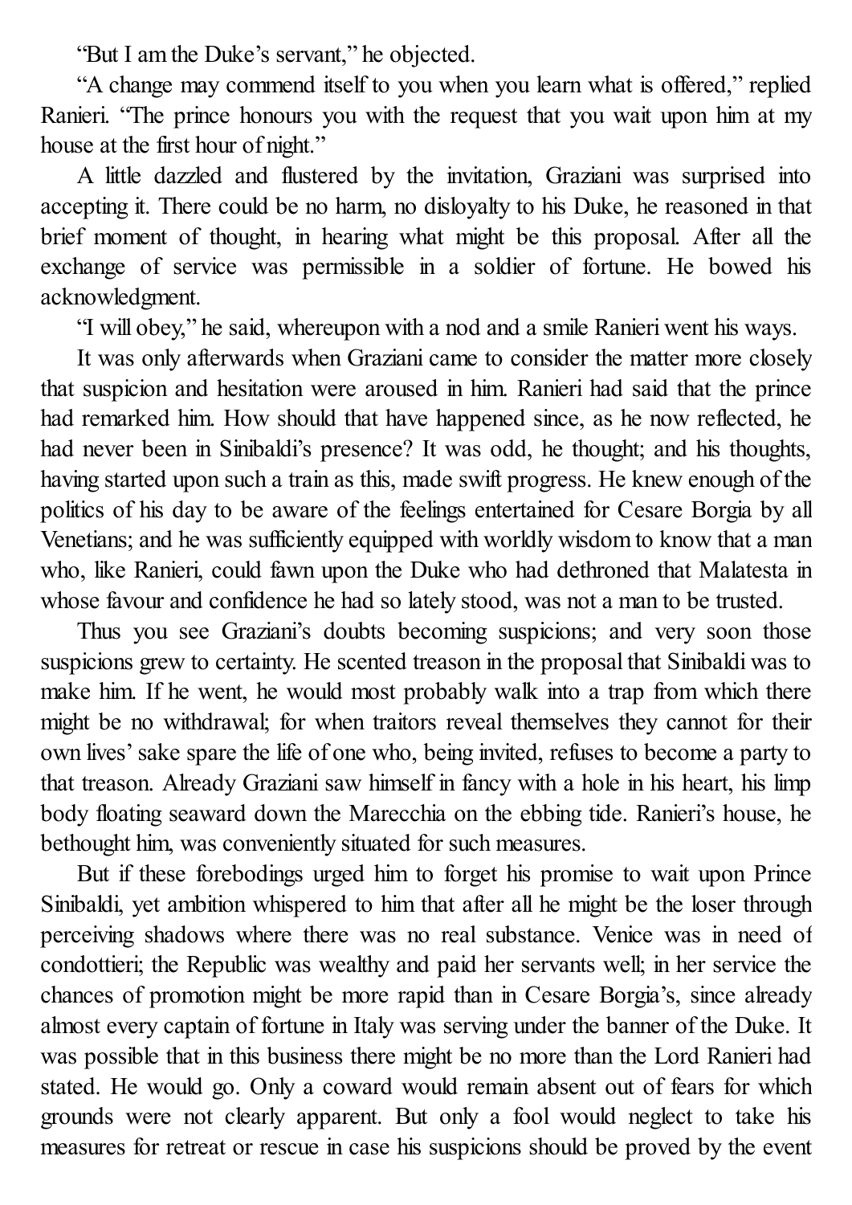"But I am the Duke's servant," he objected.

"A change may commend itself to you when you learn what is offered," replied Ranieri. "The prince honours you with the request that you wait upon him at my house at the first hour of night."

A little dazzled and flustered by the invitation, Graziani was surprised into accepting it. There could be no harm, no disloyalty to his Duke, he reasoned in that brief moment of thought, in hearing what might be this proposal. After all the exchange of service was permissible in a soldier of fortune. He bowed his acknowledgment.

"I will obey," he said, whereupon with a nod and a smile Ranieri went his ways.

It was only afterwards when Graziani came to consider the matter more closely that suspicion and hesitation were aroused in him. Ranieri had said that the prince had remarked him. How should that have happened since, as he now reflected, he had never been in Sinibaldi's presence? It was odd, he thought; and his thoughts, having started upon such a train as this, made swift progress. He knew enough of the politics of his day to be aware of the feelings entertained for Cesare Borgia by all Venetians; and he was sufficiently equipped with worldly wisdom to know that a man who, like Ranieri, could fawn upon the Duke who had dethroned that Malatesta in whose favour and confidence he had so lately stood, was not a man to be trusted.

Thus you see Graziani's doubts becoming suspicions; and very soon those suspicions grew to certainty. He scented treason in the proposal that Sinibaldi was to make him. If he went, he would most probably walk into a trap from which there might be no withdrawal; for when traitors reveal themselves they cannot for their own lives' sake spare the life of one who, being invited, refuses to become a party to that treason. Already Graziani saw himself in fancy with a hole in his heart, his limp body floating seaward down the Marecchia on the ebbing tide. Ranieri's house, he bethought him, was conveniently situated for such measures.

But if these forebodings urged him to forget his promise to wait upon Prince Sinibaldi, yet ambition whispered to him that after all he might be the loser through perceiving shadows where there was no real substance. Venice was in need of condottieri; the Republic was wealthy and paid her servants well; in her service the chances of promotion might be more rapid than in Cesare Borgia's, since already almost every captain of fortune in Italy was serving under the banner of the Duke. It was possible that in this business there might be no more than the Lord Ranieri had stated. He would go. Only a coward would remain absent out of fears for which grounds were not clearly apparent. But only a fool would neglect to take his measures for retreat or rescue in case his suspicions should be proved by the event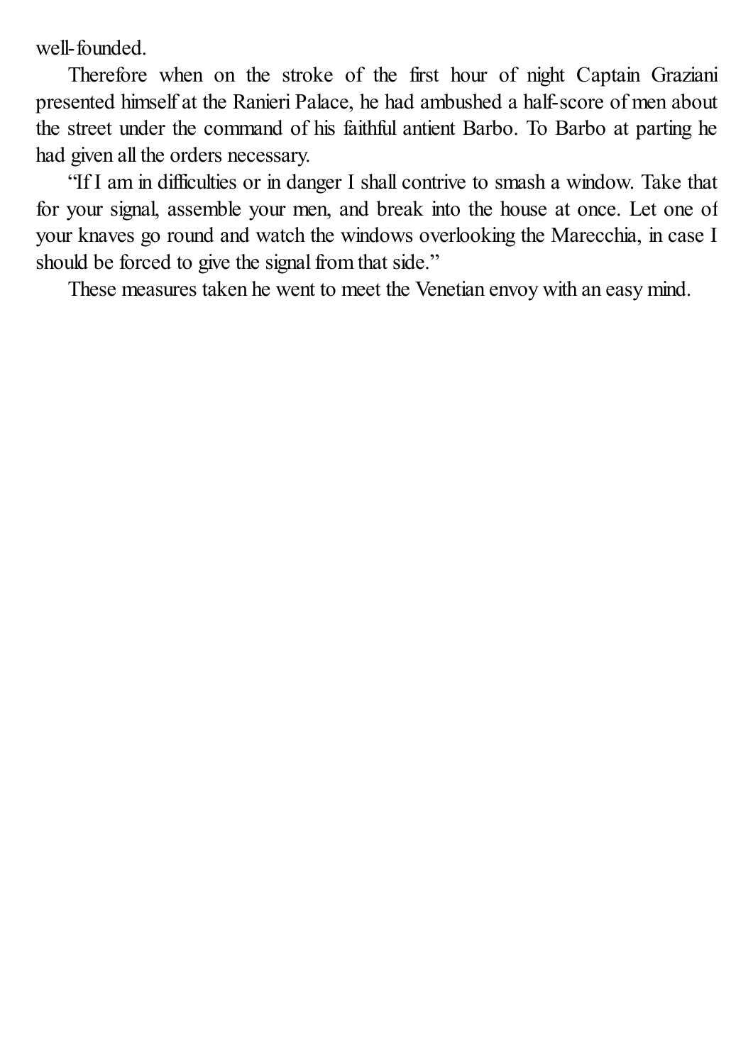well-founded.

Therefore when on the stroke of the first hour of night Captain Graziani presented himself at the Ranieri Palace, he had ambushed a half-score of men about the street under the command of his faithful antient Barbo. To Barbo at parting he had given all the orders necessary.

“If I am in difficulties or in danger I shall contrive to smash a window. Take that for your signal, assemble your men, and break into the house at once. Let one of your knaves go round and watch the windows overlooking the Marecchia, in case I should be forced to give the signal from that side.”

These measures taken he went to meet the Venetian envoy with an easy mind.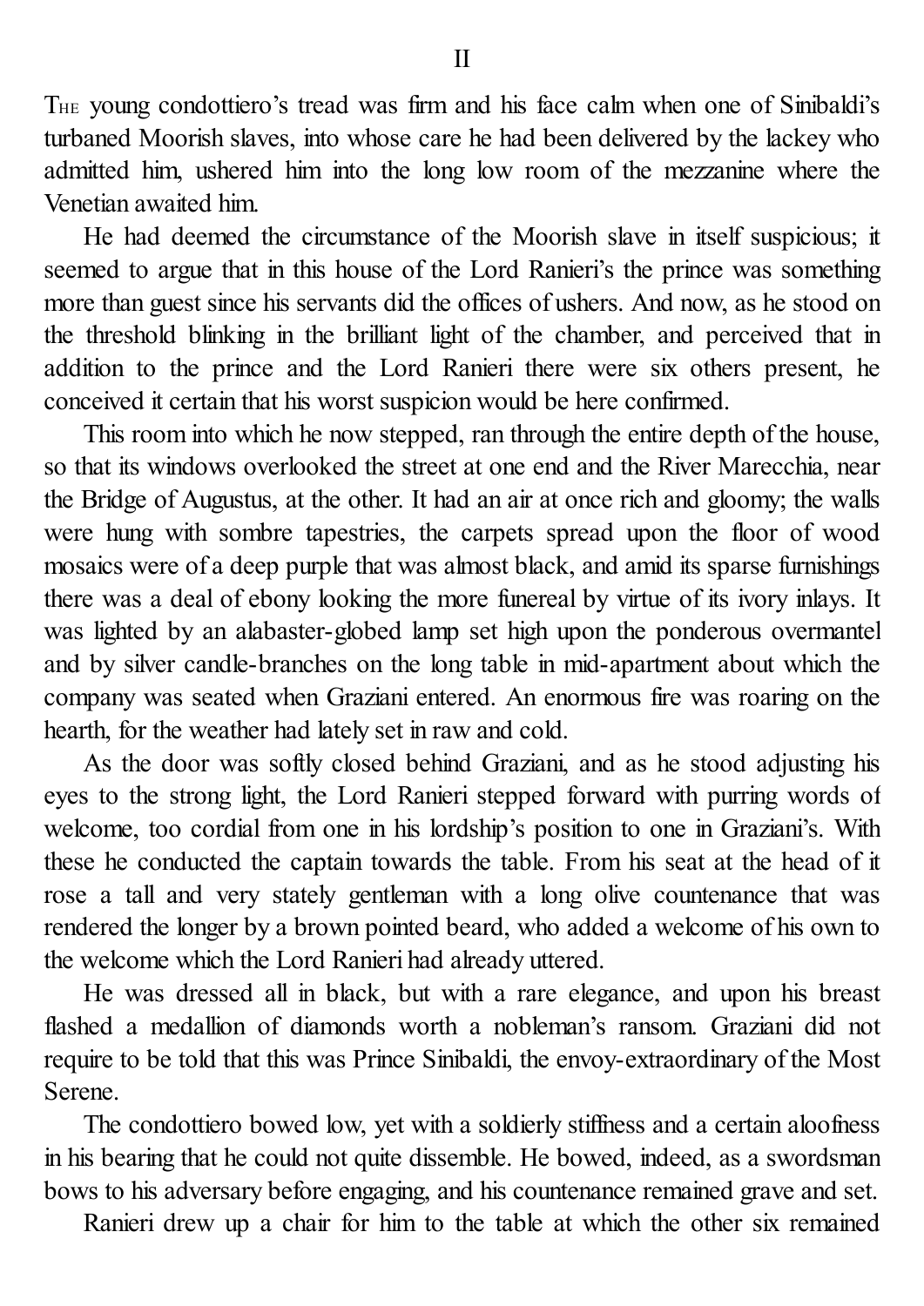## II

The young condottiero's tread was firm and his face calm when one of Sinibaldi's turbaned Moorish slaves, into whose care he had been delivered by the lackey who admitted him, ushered him into the long low room of the mezzanine where the Venetian awaited him.

He had deemed the circumstance of the Moorish slave in itself suspicious; it seemed to argue that in this house of the Lord Ranieri's the prince was something more than guest since his servants did the offices of ushers. And now, as he stood on the threshold blinking in the brilliant light of the chamber, and perceived that in addition to the prince and the Lord Ranieri there were six others present, he conceived it certain that his worst suspicion would be here confirmed.

This room into which he now stepped, ran through the entire depth of the house, so that its windows overlooked the street at one end and the River Marecchia, near the Bridge of Augustus, at the other. It had an air at once rich and gloomy; the walls were hung with sombre tapestries, the carpets spread upon the floor of wood mosaics were of a deep purple that was almost black, and amid its sparse furnishings there was a deal of ebony looking the more funereal by virtue of its ivory inlays. It was lighted by an alabaster-globed lamp set high upon the ponderous overmantel and by silver candle-branches on the long table in mid-apartment about which the company was seated when Graziani entered. An enormous fire was roaring on the hearth, for the weather had lately set in raw and cold.

As the door was softly closed behind Graziani, and as he stood adjusting his eyes to the strong light, the Lord Ranieri stepped forward with purring words of welcome, too cordial from one in his lordship's position to one in Graziani's. With these he conducted the captain towards the table. From his seat at the head of it rose a tall and very stately gentleman with a long olive countenance that was rendered the longer by a brown pointed beard, who added a welcome of his own to the welcome which the Lord Ranieri had already uttered.

He was dressed all in black, but with a rare elegance, and upon his breast flashed a medallion of diamonds worth a nobleman's ransom. Graziani did not require to be told that this was Prince Sinibaldi, the envoy-extraordinary of the Most Serene.

The condottiero bowed low, yet with a soldierly stiffness and a certain aloofness in his bearing that he could not quite dissemble. He bowed, indeed, as a swordsman bows to his adversary before engaging, and his countenance remained grave and set.

Ranieri drew up a chair for him to the table at which the other six remained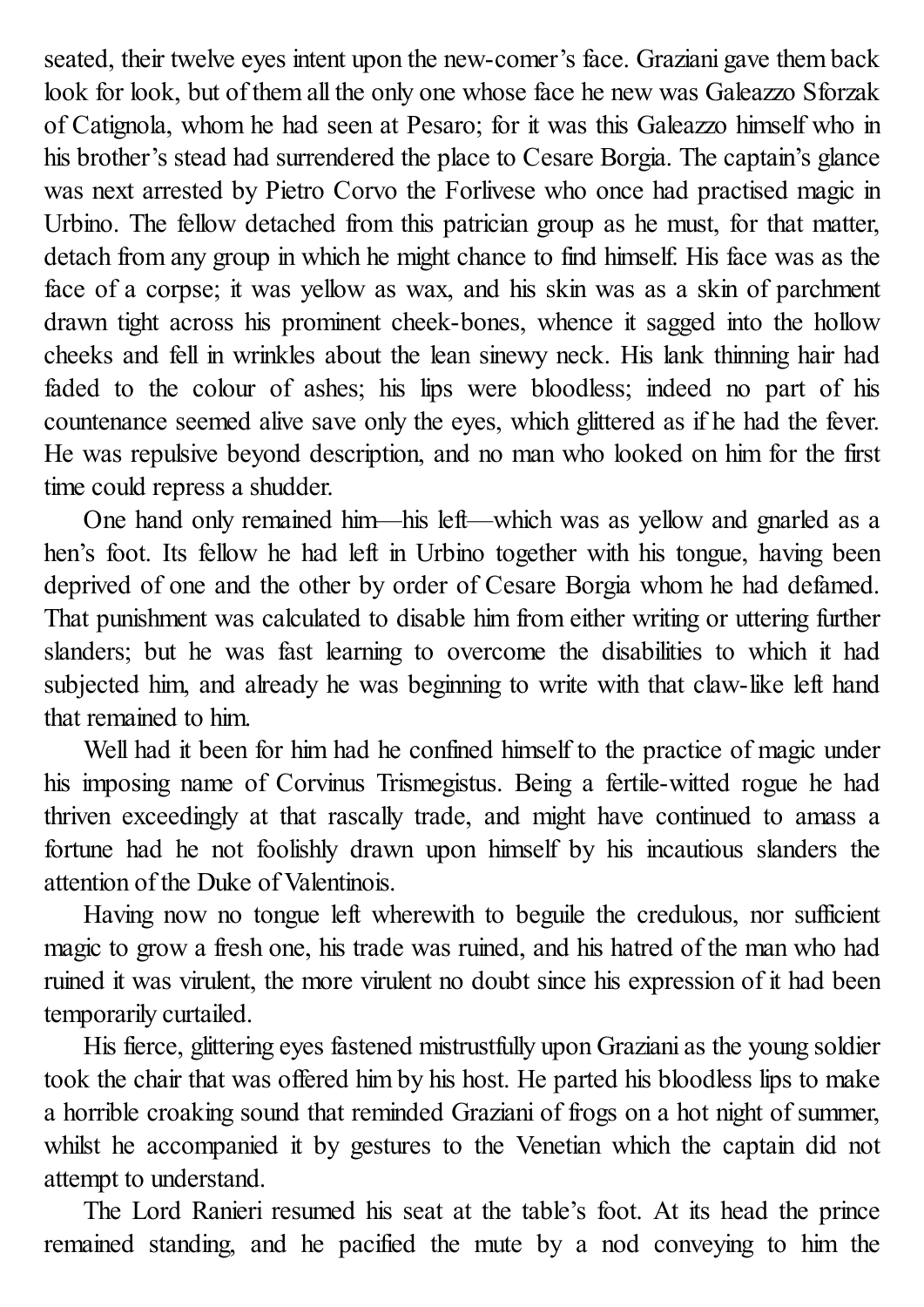seated, their twelve eyes intent upon the new-comer's face. Graziani gave them back look for look, but of them all the only one whose face he new was Galeazzo Sforzak of Catignola, whom he had seen at Pesaro; for it was this Galeazzo himself who in his brother's stead had surrendered the place to Cesare Borgia. The captain's glance was next arrested by Pietro Corvo the Forlivese who once had practised magic in Urbino. The fellow detached from this patrician group as he must, for that matter, detach from any group in which he might chance to find himself. His face was as the face of a corpse; it was yellow as wax, and his skin was as a skin of parchment drawn tight across his prominent cheek-bones, whence it sagged into the hollow cheeks and fell in wrinkles about the lean sinewy neck. His lank thinning hair had faded to the colour of ashes; his lips were bloodless; indeed no part of his countenance seemed alive save only the eyes, which glittered as if he had the fever. He was repulsive beyond description, and no man who looked on him for the first time could repress a shudder.

One hand only remained him—his left—which was as yellow and gnarled as a hen's foot. Its fellow he had left in Urbino together with his tongue, having been deprived of one and the other by order of Cesare Borgia whom he had defamed. That punishment was calculated to disable him from either writing or uttering further slanders; but he was fast learning to overcome the disabilities to which it had subjected him, and already he was beginning to write with that claw-like left hand that remained to him.

Well had it been for him had he confined himself to the practice of magic under his imposing name of Corvinus Trismegistus. Being a fertile-witted rogue he had thriven exceedingly at that rascally trade, and might have continued to amass a fortune had he not foolishly drawn upon himself by his incautious slanders the attention of the Duke of Valentinois.

Having now no tongue left wherewith to beguile the credulous, nor sufficient magic to grow a fresh one, his trade was ruined, and his hatred of the man who had ruined it was virulent, the more virulent no doubt since his expression of it had been temporarily curtailed.

His fierce, glittering eyes fastened mistrustfully upon Graziani as the young soldier took the chair that was offered him by his host. He parted his bloodless lips to make a horrible croaking sound that reminded Graziani of frogs on a hot night of summer, whilst he accompanied it by gestures to the Venetian which the captain did not attempt to understand.

The Lord Ranieri resumed his seat at the table's foot. At its head the prince remained standing, and he pacified the mute by a nod conveying to him the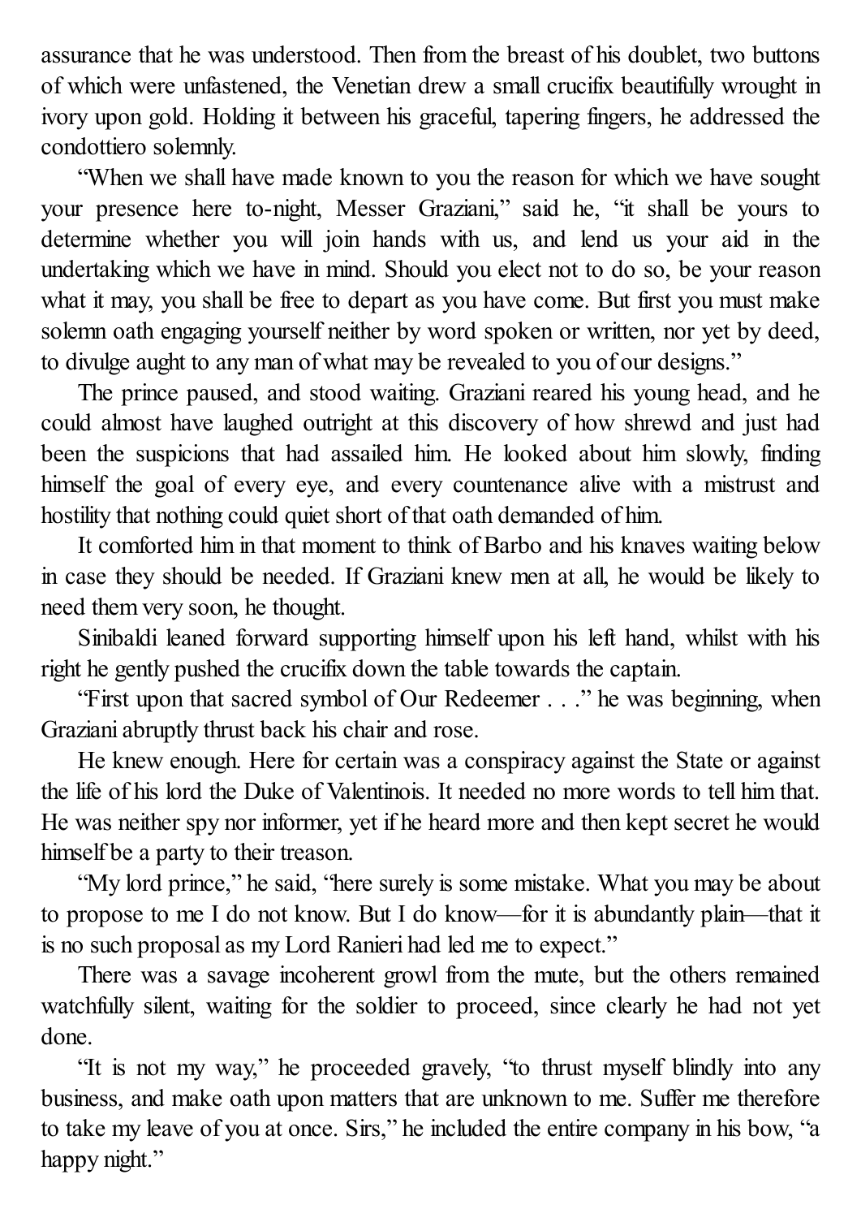assurance that he was understood. Then from the breast of his doublet, two buttons of which were unfastened, the Venetian drew a small crucifix beautifully wrought in ivory upon gold. Holding it between his graceful, tapering fingers, he addressed the condottiero solemnly.

"When we shall have made known to you the reason for which we have sought your presence here to-night, Messer Graziani," said he, "it shall be yours to determine whether you will join hands with us, and lend us your aid in the undertaking which we have in mind. Should you elect not to do so, be your reason what it may, you shall be free to depart as you have come. But first you must make solemn oath engaging yourself neither by word spoken or written, nor yet by deed, to divulge aught to any man of what may be revealed to you of our designs."

The prince paused, and stood waiting. Graziani reared his young head, and he could almost have laughed outright at this discovery of how shrewd and just had been the suspicions that had assailed him. He looked about him slowly, finding himself the goal of every eye, and every countenance alive with a mistrust and hostility that nothing could quiet short of that oath demanded of him.

It comforted him in that moment to think of Barbo and his knaves waiting below in case they should be needed. If Graziani knew men at all, he would be likely to need them very soon, he thought.

Sinibaldi leaned forward supporting himself upon his left hand, whilst with his right he gently pushed the crucifix down the table towards the captain.

"First upon that sacred symbol of Our Redeemer . . ." he was beginning, when Graziani abruptly thrust back his chair and rose.

He knew enough. Here for certain was a conspiracy against the State or against the life of his lord the Duke of Valentinois. It needed no more words to tell him that. He was neither spy nor informer, yet if he heard more and then kept secret he would himself be a party to their treason.

"My lord prince," he said, "here surely is some mistake. What you may be about to propose to me I do not know. But I do know—for it is abundantly plain—that it is no such proposal as my Lord Ranieri had led me to expect."

There was a savage incoherent growl from the mute, but the others remained watchfully silent, waiting for the soldier to proceed, since clearly he had not yet done.

"It is not my way," he proceeded gravely, "to thrust myself blindly into any business, and make oath upon matters that are unknown to me. Suffer me therefore to take my leave of you at once. Sirs," he included the entire company in his bow, "a happy night."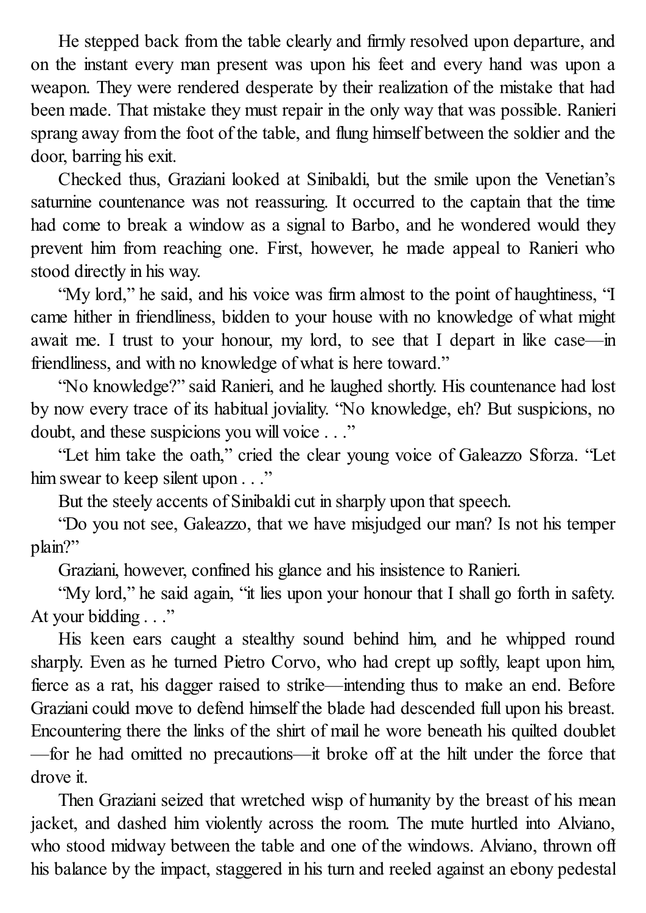He stepped back from the table clearly and firmly resolved upon departure, and on the instant every man present was upon his feet and every hand was upon a weapon. They were rendered desperate by their realization of the mistake that had been made. That mistake they must repair in the only way that was possible. Ranieri sprang away from the foot of the table, and flung himself between the soldier and the door, barring his exit.

Checked thus, Graziani looked at Sinibaldi, but the smile upon the Venetian's saturnine countenance was not reassuring. It occurred to the captain that the time had come to break a window as a signal to Barbo, and he wondered would they prevent him from reaching one. First, however, he made appeal to Ranieri who stood directly in his way.

"My lord," he said, and his voice was firm almost to the point of haughtiness, "I came hither in friendliness, bidden to your house with no knowledge of what might await me. I trust to your honour, my lord, to see that I depart in like case—in friendliness, and with no knowledge of what is here toward."

"No knowledge?" said Ranieri, and he laughed shortly. His countenance had lost by now every trace of its habitual joviality. "No knowledge, eh? But suspicions, no doubt, and these suspicions you will voice . . ."

"Let him take the oath," cried the clear young voice of Galeazzo Sforza. "Let him swear to keep silent upon . . ."

But the steely accents of Sinibaldi cut in sharply upon that speech.

"Do you not see, Galeazzo, that we have misjudged our man? Is not his temper plain?"

Graziani, however, confined his glance and his insistence to Ranieri.

"My lord," he said again, "it lies upon your honour that I shall go forth in safety. At your bidding . . ."

His keen ears caught a stealthy sound behind him, and he whipped round sharply. Even as he turned Pietro Corvo, who had crept up softly, leapt upon him, fierce as a rat, his dagger raised to strike—intending thus to make an end. Before Graziani could move to defend himself the blade had descended full upon his breast. Encountering there the links of the shirt of mail he wore beneath his quilted doublet—for he had omitted no precautions—it broke off at the hilt under the force that drove it.

Then Graziani seized that wretched wisp of humanity by the breast of his mean jacket, and dashed him violently across the room. The mute hurtled into Alviano, who stood midway between the table and one of the windows. Alviano, thrown off his balance by the impact, staggered in his turn and reeled against an ebony pedestal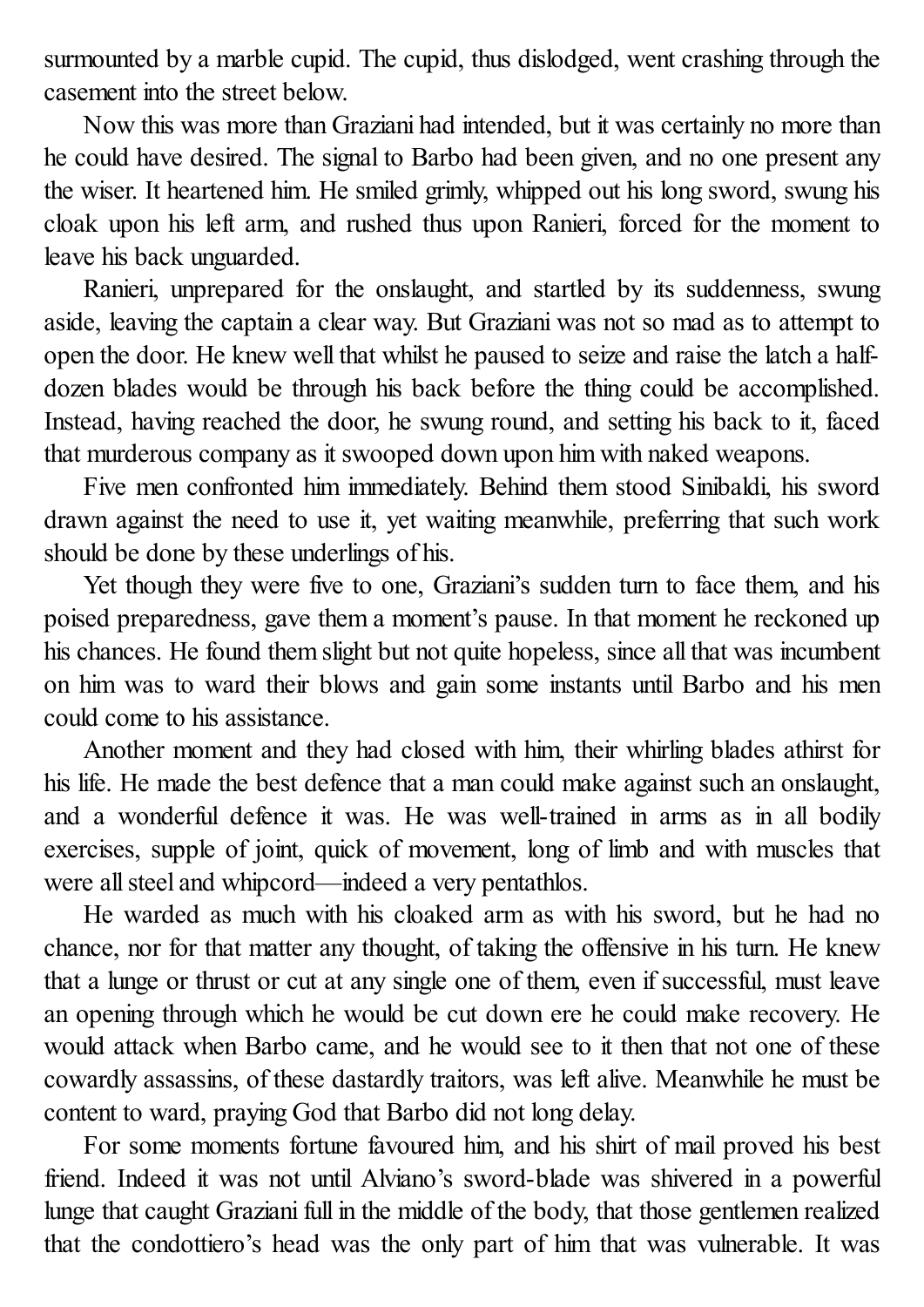surmounted by a marble cupid. The cupid, thus dislodged, went crashing through the casement into the street below.

Now this was more than Graziani had intended, but it was certainly no more than he could have desired. The signal to Barbo had been given, and no one present any the wiser. It heartened him. He smiled grimly, whipped out his long sword, swung his cloak upon his left arm, and rushed thus upon Ranieri, forced for the moment to leave his back unguarded.

Ranieri, unprepared for the onslaught, and startled by its suddenness, swung aside, leaving the captain a clear way. But Graziani was not so mad as to attempt to open the door. He knew well that whilst he paused to seize and raise the latch a half-dozen blades would be through his back before the thing could be accomplished. Instead, having reached the door, he swung round, and setting his back to it, faced that murderous company as it swooped down upon him with naked weapons.

Five men confronted him immediately. Behind them stood Sinibaldi, his sword drawn against the need to use it, yet waiting meanwhile, preferring that such work should be done by these underlings of his.

Yet though they were five to one, Graziani's sudden turn to face them, and his poised preparedness, gave them a moment's pause. In that moment he reckoned up his chances. He found them slight but not quite hopeless, since all that was incumbent on him was to ward their blows and gain some instants until Barbo and his men could come to his assistance.

Another moment and they had closed with him, their whirling blades athirst for his life. He made the best defence that a man could make against such an onslaught, and a wonderful defence it was. He was well-trained in arms as in all bodily exercises, supple of joint, quick of movement, long of limb and with muscles that were all steel and whipcord—indeed a very pentathlos.

He warded as much with his cloaked arm as with his sword, but he had no chance, nor for that matter any thought, of taking the offensive in his turn. He knew that a lunge or thrust or cut at any single one of them, even if successful, must leave an opening through which he would be cut down ere he could make recovery. He would attack when Barbo came, and he would see to it then that not one of these cowardly assassins, of these dastardly traitors, was left alive. Meanwhile he must be content to ward, praying God that Barbo did not long delay.

For some moments fortune favoured him, and his shirt of mail proved his best friend. Indeed it was not until Alviano's sword-blade was shivered in a powerful lunge that caught Graziani full in the middle of the body, that those gentlemen realized that the condottiero's head was the only part of him that was vulnerable. It was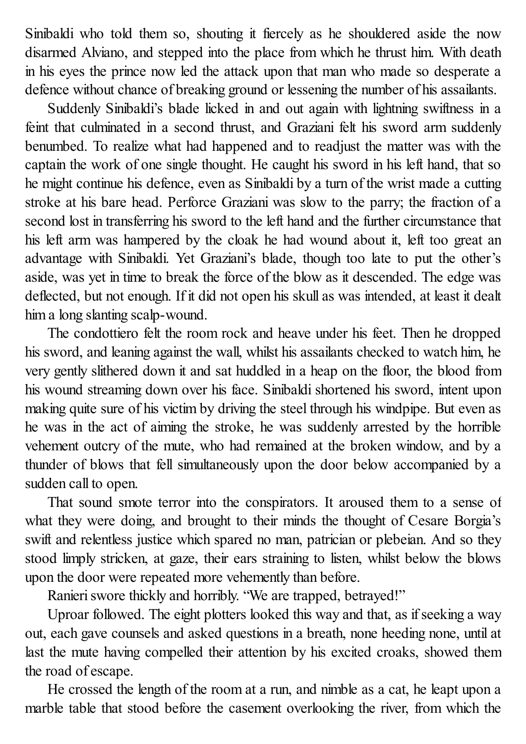Sinibaldi who told them so, shouting it fiercely as he shouldered aside the now disarmed Alviano, and stepped into the place from which he thrust him. With death in his eyes the prince now led the attack upon that man who made so desperate a defence without chance of breaking ground or lessening the number of his assailants.

Suddenly Sinibaldi's blade licked in and out again with lightning swiftness in a feint that culminated in a second thrust, and Graziani felt his sword arm suddenly benumbed. To realize what had happened and to readjust the matter was with the captain the work of one single thought. He caught his sword in his left hand, that so he might continue his defence, even as Sinibaldi by a turn of the wrist made a cutting stroke at his bare head. Perforce Graziani was slow to the parry; the fraction of a second lost in transferring his sword to the left hand and the further circumstance that his left arm was hampered by the cloak he had wound about it, left too great an advantage with Sinibaldi. Yet Graziani's blade, though too late to put the other's aside, was yet in time to break the force of the blow as it descended. The edge was deflected, but not enough. If it did not open his skull as was intended, at least it dealt him a long slanting scalp-wound.

The condottiero felt the room rock and heave under his feet. Then he dropped his sword, and leaning against the wall, whilst his assailants checked to watch him, he very gently slithered down it and sat huddled in a heap on the floor, the blood from his wound streaming down over his face. Sinibaldi shortened his sword, intent upon making quite sure of his victim by driving the steel through his windpipe. But even as he was in the act of aiming the stroke, he was suddenly arrested by the horrible vehement outcry of the mute, who had remained at the broken window, and by a thunder of blows that fell simultaneously upon the door below accompanied by a sudden call to open.

That sound smote terror into the conspirators. It aroused them to a sense of what they were doing, and brought to their minds the thought of Cesare Borgia's swift and relentless justice which spared no man, patrician or plebeian. And so they stood limply stricken, at gaze, their ears straining to listen, whilst below the blows upon the door were repeated more vehemently than before.

Ranieri swore thickly and horribly. "We are trapped, betrayed!"

Uproar followed. The eight plotters looked this way and that, as if seeking a way out, each gave counsels and asked questions in a breath, none heeding none, until at last the mute having compelled their attention by his excited croaks, showed them the road of escape.

He crossed the length of the room at a run, and nimble as a cat, he leapt upon a marble table that stood before the casement overlooking the river, from which the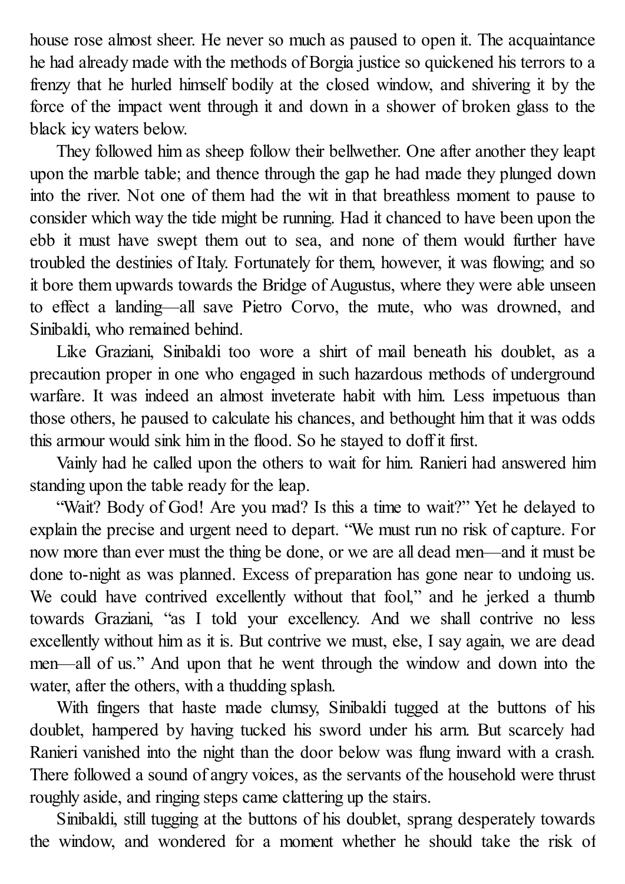house rose almost sheer. He never so much as paused to open it. The acquaintance he had already made with the methods of Borgia justice so quickened his terrors to a frenzy that he hurled himself bodily at the closed window, and shivering it by the force of the impact went through it and down in a shower of broken glass to the black icy waters below.

They followed him as sheep follow their bellwether. One after another they leapt upon the marble table; and thence through the gap he had made they plunged down into the river. Not one of them had the wit in that breathless moment to pause to consider which way the tide might be running. Had it chanced to have been upon the ebb it must have swept them out to sea, and none of them would further have troubled the destinies of Italy. Fortunately for them, however, it was flowing; and so it bore them upwards towards the Bridge of Augustus, where they were able unseen to effect a landing—all save Pietro Corvo, the mute, who was drowned, and Sinibaldi, who remained behind.

Like Graziani, Sinibaldi too wore a shirt of mail beneath his doublet, as a precaution proper in one who engaged in such hazardous methods of underground warfare. It was indeed an almost inveterate habit with him. Less impetuous than those others, he paused to calculate his chances, and bethought him that it was odds this armour would sink him in the flood. So he stayed to doff it first.

Vainly had he called upon the others to wait for him. Ranieri had answered him standing upon the table ready for the leap.

"Wait? Body of God! Are you mad? Is this a time to wait?" Yet he delayed to explain the precise and urgent need to depart. "We must run no risk of capture. For now more than ever must the thing be done, or we are all dead men—and it must be done to-night as was planned. Excess of preparation has gone near to undoing us. We could have contrived excellently without that fool," and he jerked a thumb towards Graziani, "as I told your excellency. And we shall contrive no less excellently without him as it is. But contrive we must, else, I say again, we are dead men—all of us." And upon that he went through the window and down into the water, after the others, with a thudding splash.

With fingers that haste made clumsy, Sinibaldi tugged at the buttons of his doublet, hampered by having tucked his sword under his arm. But scarcely had Ranieri vanished into the night than the door below was flung inward with a crash. There followed a sound of angry voices, as the servants of the household were thrust roughly aside, and ringing steps came clattering up the stairs.

Sinibaldi, still tugging at the buttons of his doublet, sprang desperately towards the window, and wondered for a moment whether he should take the risk of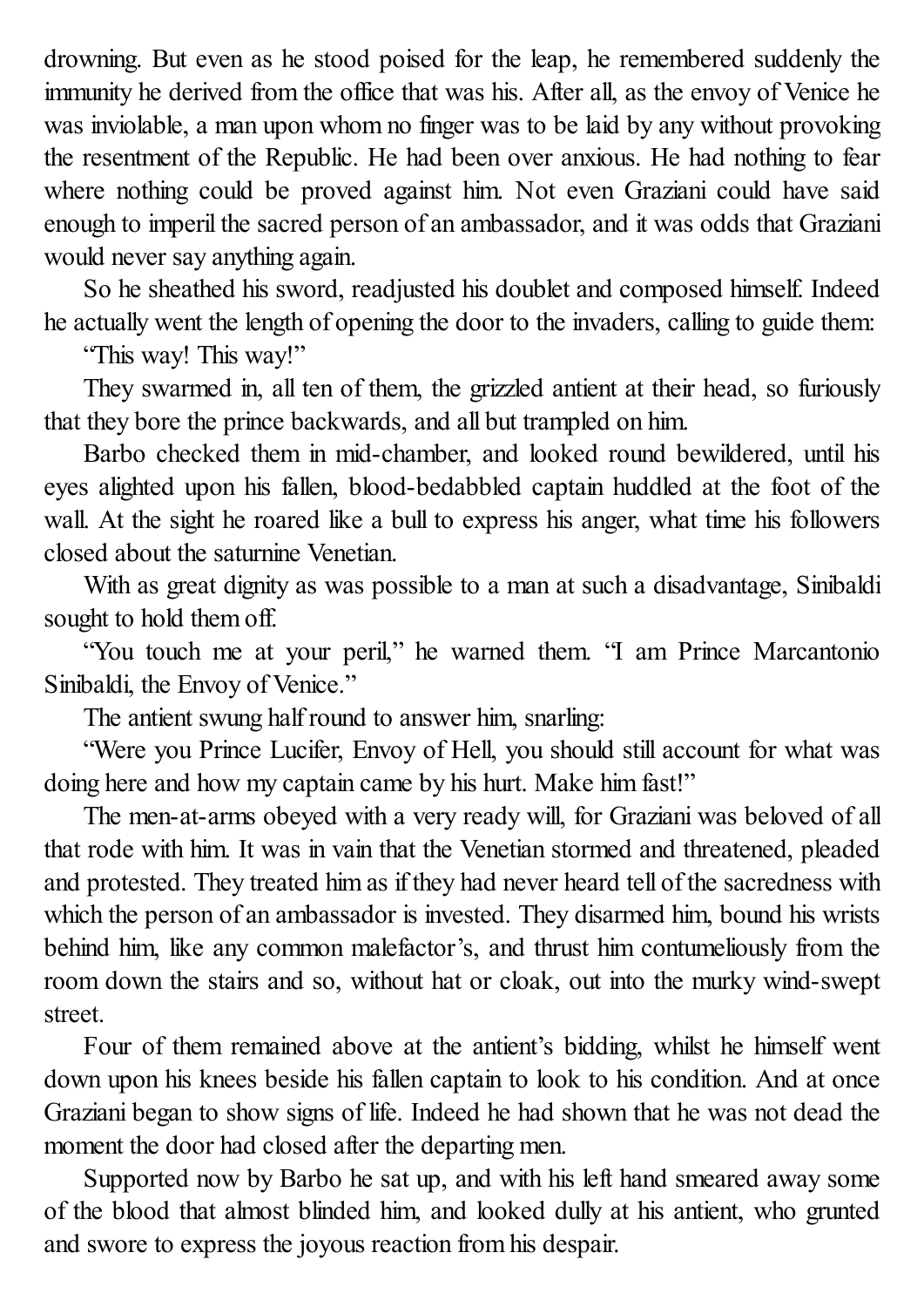drowning. But even as he stood poised for the leap, he remembered suddenly the immunity he derived from the office that was his. After all, as the envoy of Venice he was inviolable, a man upon whom no finger was to be laid by any without provoking the resentment of the Republic. He had been over anxious. He had nothing to fear where nothing could be proved against him. Not even Graziani could have said enough to imperil the sacred person of an ambassador, and it was odds that Graziani would never say anything again.

So he sheathed his sword, readjusted his doublet and composed himself. Indeed he actually went the length of opening the door to the invaders, calling to guide them:

"This way! This way!"

They swarmed in, all ten of them, the grizzled antient at their head, so furiously that they bore the prince backwards, and all but trampled on him.

Barbo checked them in mid-chamber, and looked round bewildered, until his eyes alighted upon his fallen, blood-bedabbled captain huddled at the foot of the wall. At the sight he roared like a bull to express his anger, what time his followers closed about the saturnine Venetian.

With as great dignity as was possible to a man at such a disadvantage, Sinibaldi sought to hold them off.

"You touch me at your peril," he warned them. "I am Prince Marcantonio Sinibaldi, the Envoy of Venice."

The antient swung half round to answer him, snarling:

"Were you Prince Lucifer, Envoy of Hell, you should still account for what was doing here and how my captain came by his hurt. Make him fast!"

The men-at-arms obeyed with a very ready will, for Graziani was beloved of all that rode with him. It was in vain that the Venetian stormed and threatened, pleaded and protested. They treated him as if they had never heard tell of the sacredness with which the person of an ambassador is invested. They disarmed him, bound his wrists behind him, like any common malefactor's, and thrust him contumeliously from the room down the stairs and so, without hat or cloak, out into the murky wind-swept street.

Four of them remained above at the antient's bidding, whilst he himself went down upon his knees beside his fallen captain to look to his condition. And at once Graziani began to show signs of life. Indeed he had shown that he was not dead the moment the door had closed after the departing men.

Supported now by Barbo he sat up, and with his left hand smeared away some of the blood that almost blinded him, and looked dully at his antient, who grunted and swore to express the joyous reaction from his despair.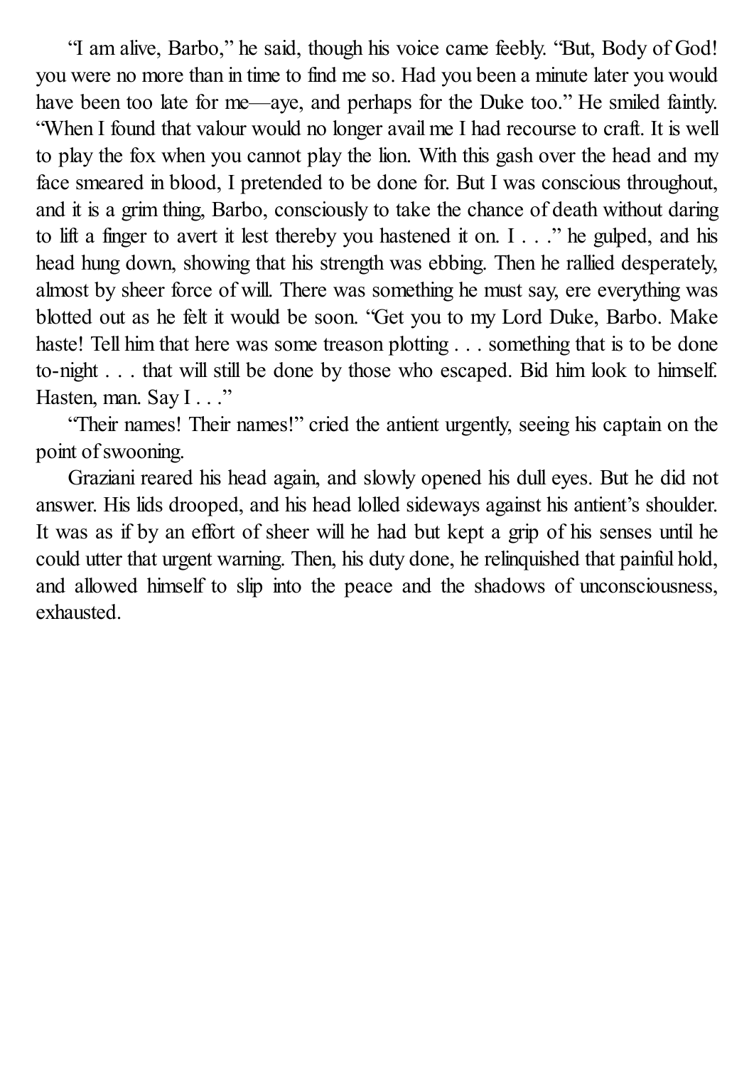"I am alive, Barbo," he said, though his voice came feebly. "But, Body of God! you were no more than in time to find me so. Had you been a minute later you would have been too late for me—aye, and perhaps for the Duke too." He smiled faintly. "When I found that valour would no longer avail me I had recourse to craft. It is well to play the fox when you cannot play the lion. With this gash over the head and my face smeared in blood, I pretended to be done for. But I was conscious throughout, and it is a grim thing, Barbo, consciously to take the chance of death without daring to lift a finger to avert it lest thereby you hastened it on. I . . ." he gulped, and his head hung down, showing that his strength was ebbing. Then he rallied desperately, almost by sheer force of will. There was something he must say, ere everything was blotted out as he felt it would be soon. "Get you to my Lord Duke, Barbo. Make haste! Tell him that here was some treason plotting . . . something that is to be done to-night . . . that will still be done by those who escaped. Bid him look to himself. Hasten, man. Say I . . ."

"Their names! Their names!" cried the antient urgently, seeing his captain on the point of swooning.

Graziani reared his head again, and slowly opened his dull eyes. But he did not answer. His lids drooped, and his head lolled sideways against his antient's shoulder. It was as if by an effort of sheer will he had but kept a grip of his senses until he could utter that urgent warning. Then, his duty done, he relinquished that painful hold, and allowed himself to slip into the peace and the shadows of unconsciousness, exhausted.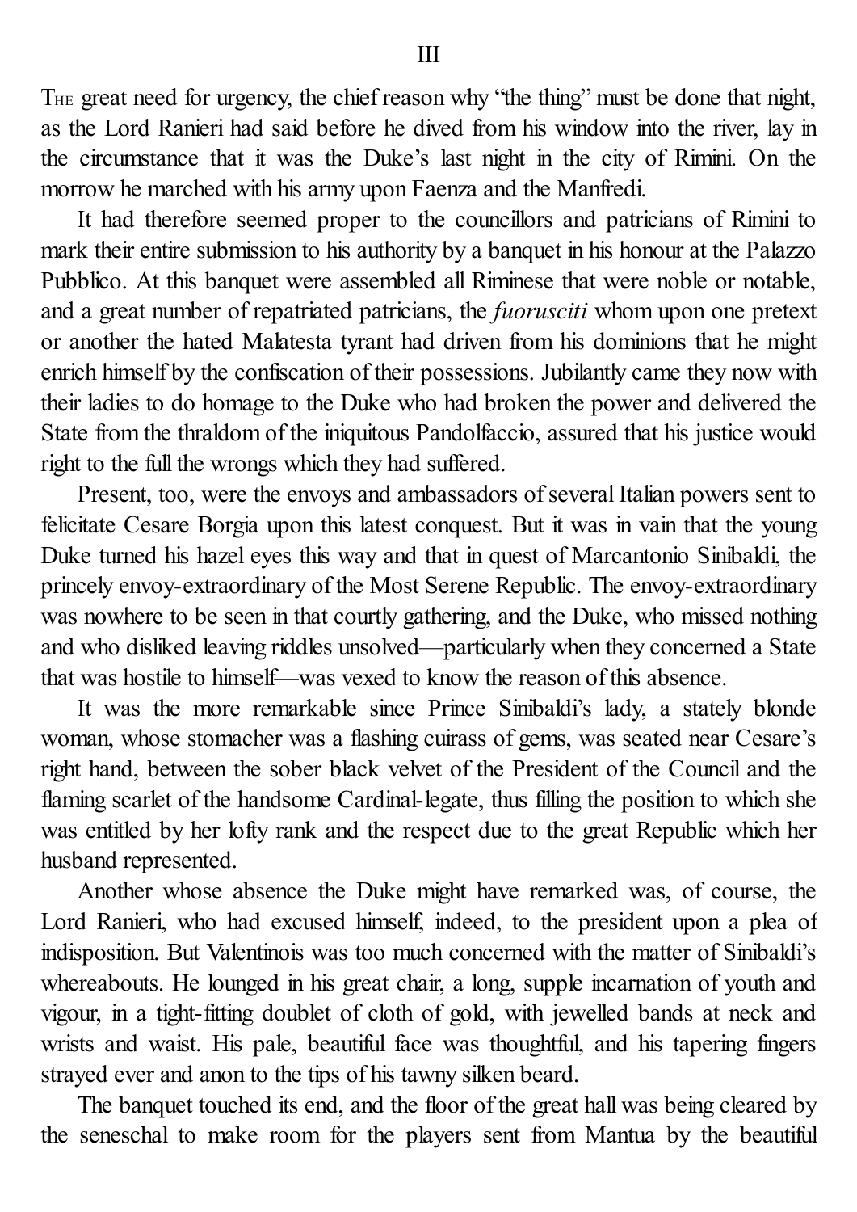## III

THE great need for urgency, the chief reason why "the thing" must be done that night, as the Lord Ranieri had said before he dived from his window into the river, lay in the circumstance that it was the Duke's last night in the city of Rimini. On the morrow he marched with his army upon Faenza and the Manfredi.

It had therefore seemed proper to the councillors and patricians of Rimini to mark their entire submission to his authority by a banquet in his honour at the Palazzo Pubblico. At this banquet were assembled all Riminese that were noble or notable, and a great number of repatriated patricians, the *fuorusciti* whom upon one pretext or another the hated Malatesta tyrant had driven from his dominions that he might enrich himself by the confiscation of their possessions. Jubilantly came they now with their ladies to do homage to the Duke who had broken the power and delivered the State from the thraldom of the iniquitous Pandolfaccio, assured that his justice would right to the full the wrongs which they had suffered.

Present, too, were the envoys and ambassadors of several Italian powers sent to felicitate Cesare Borgia upon this latest conquest. But it was in vain that the young Duke turned his hazel eyes this way and that in quest of Marcantonio Sinibaldi, the princely envoy-extraordinary of the Most Serene Republic. The envoy-extraordinary was nowhere to be seen in that courtly gathering, and the Duke, who missed nothing and who disliked leaving riddles unsolved—particularly when they concerned a State that was hostile to himself—was vexed to know the reason of this absence.

It was the more remarkable since Prince Sinibaldi's lady, a stately blonde woman, whose stomacher was a flashing cuirass of gems, was seated near Cesare's right hand, between the sober black velvet of the President of the Council and the flaming scarlet of the handsome Cardinal-legate, thus filling the position to which she was entitled by her lofty rank and the respect due to the great Republic which her husband represented.

Another whose absence the Duke might have remarked was, of course, the Lord Ranieri, who had excused himself, indeed, to the president upon a plea of indisposition. But Valentinois was too much concerned with the matter of Sinibaldi's whereabouts. He lounged in his great chair, a long, supple incarnation of youth and vigour, in a tight-fitting doublet of cloth of gold, with jewelled bands at neck and wrists and waist. His pale, beautiful face was thoughtful, and his tapering fingers strayed ever and anon to the tips of his tawny silken beard.

The banquet touched its end, and the floor of the great hall was being cleared by the seneschal to make room for the players sent from Mantua by the beautiful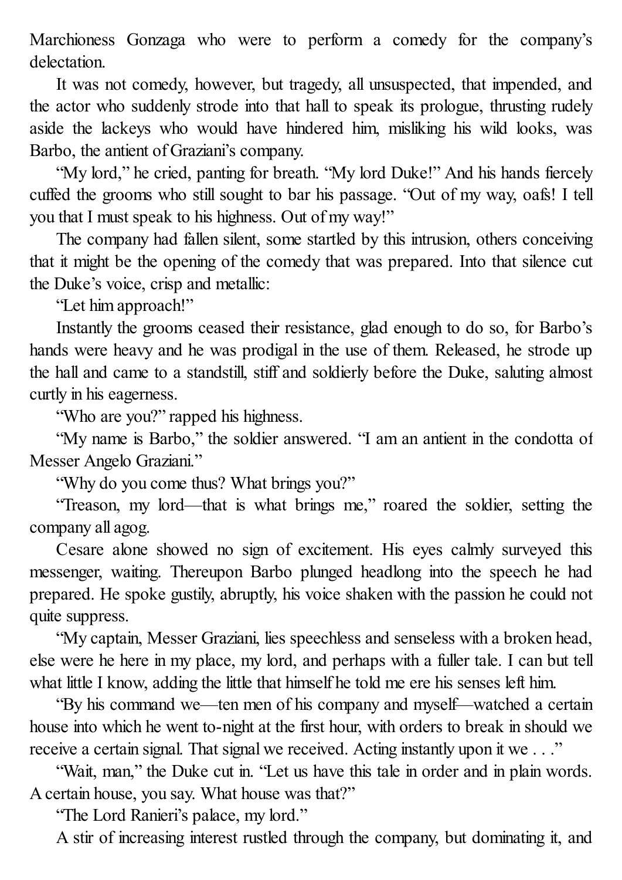Marchioness Gonzaga who were to perform a comedy for the company's delectation.

It was not comedy, however, but tragedy, all unsuspected, that impended, and the actor who suddenly strode into that hall to speak its prologue, thrusting rudely aside the lackeys who would have hindered him, misliking his wild looks, was Barbo, the antient of Graziani's company.

"My lord," he cried, panting for breath. "My lord Duke!" And his hands fiercely cuffed the grooms who still sought to bar his passage. "Out of my way, oafs! I tell you that I must speak to his highness. Out of my way!"

The company had fallen silent, some startled by this intrusion, others conceiving that it might be the opening of the comedy that was prepared. Into that silence cut the Duke's voice, crisp and metallic:

"Let him approach!"

Instantly the grooms ceased their resistance, glad enough to do so, for Barbo's hands were heavy and he was prodigal in the use of them. Released, he strode up the hall and came to a standstill, stiff and soldierly before the Duke, saluting almost curtly in his eagerness.

"Who are you?" rapped his highness.

"My name is Barbo," the soldier answered. "I am an antient in the condotta of Messer Angelo Graziani."

"Why do you come thus? What brings you?"

"Treason, my lord—that is what brings me," roared the soldier, setting the company all agog.

Cesare alone showed no sign of excitement. His eyes calmly surveyed this messenger, waiting. Thereupon Barbo plunged headlong into the speech he had prepared. He spoke gustily, abruptly, his voice shaken with the passion he could not quite suppress.

"My captain, Messer Graziani, lies speechless and senseless with a broken head, else were he here in my place, my lord, and perhaps with a fuller tale. I can but tell what little I know, adding the little that himself he told me ere his senses left him.

"By his command we—ten men of his company and myself—watched a certain house into which he went to-night at the first hour, with orders to break in should we receive a certain signal. That signal we received. Acting instantly upon it we . . ."

"Wait, man," the Duke cut in. "Let us have this tale in order and in plain words. A certain house, you say. What house was that?"

"The Lord Ranieri's palace, my lord."

A stir of increasing interest rustled through the company, but dominating it, and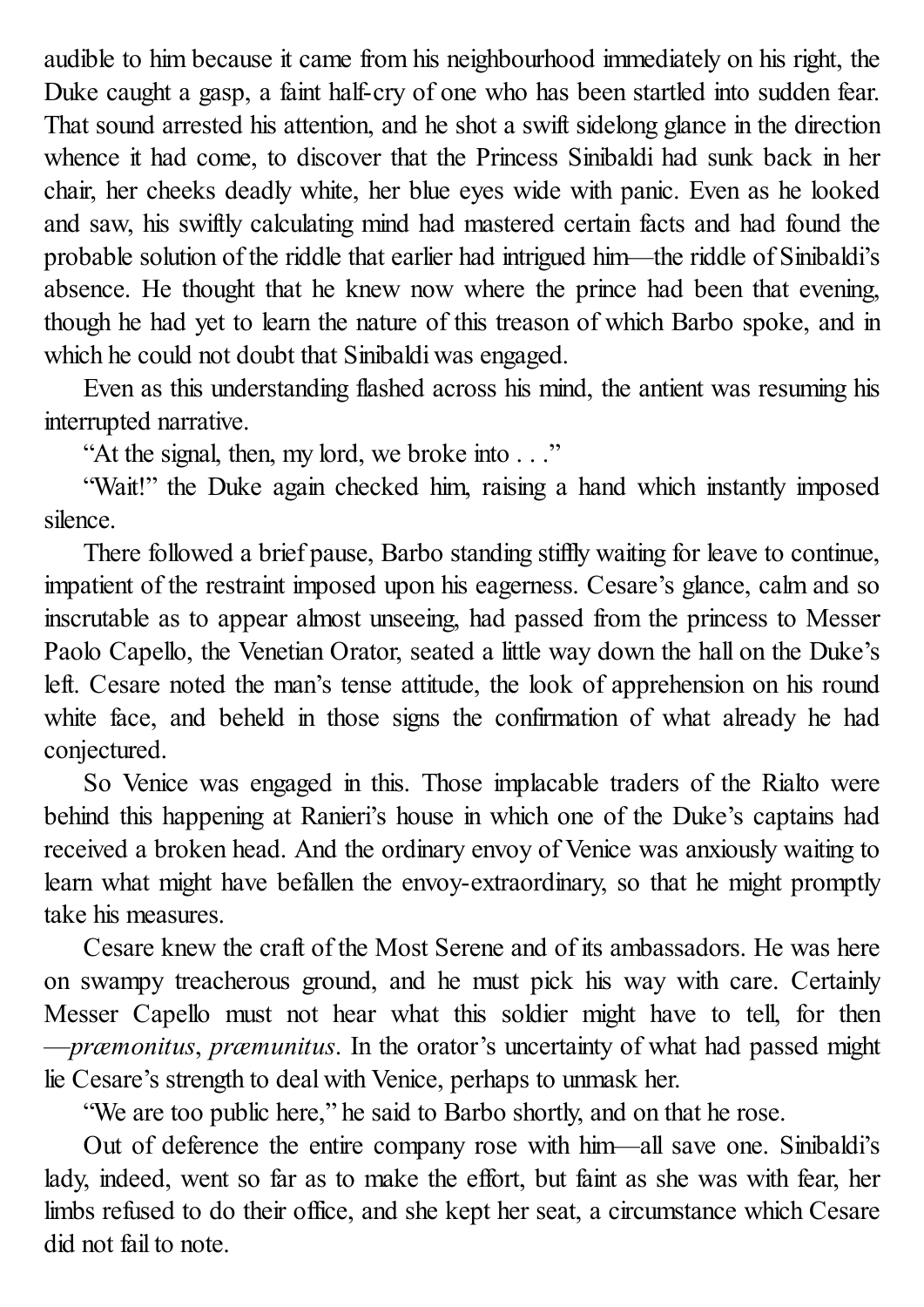audible to him because it came from his neighbourhood immediately on his right, the Duke caught a gasp, a faint half-cry of one who has been startled into sudden fear. That sound arrested his attention, and he shot a swift sidelong glance in the direction whence it had come, to discover that the Princess Sinibaldi had sunk back in her chair, her cheeks deadly white, her blue eyes wide with panic. Even as he looked and saw, his swiftly calculating mind had mastered certain facts and had found the probable solution of the riddle that earlier had intrigued him—the riddle of Sinibaldi's absence. He thought that he knew now where the prince had been that evening, though he had yet to learn the nature of this treason of which Barbo spoke, and in which he could not doubt that Sinibaldi was engaged.

Even as this understanding flashed across his mind, the antient was resuming his interrupted narrative.

"At the signal, then, my lord, we broke into . . ."

"Wait!" the Duke again checked him, raising a hand which instantly imposed silence.

There followed a brief pause, Barbo standing stiffly waiting for leave to continue, impatient of the restraint imposed upon his eagerness. Cesare's glance, calm and so inscrutable as to appear almost unseeing, had passed from the princess to Messer Paolo Capello, the Venetian Orator, seated a little way down the hall on the Duke's left. Cesare noted the man's tense attitude, the look of apprehension on his round white face, and beheld in those signs the confirmation of what already he had conjectured.

So Venice was engaged in this. Those implacable traders of the Rialto were behind this happening at Ranieri's house in which one of the Duke's captains had received a broken head. And the ordinary envoy of Venice was anxiously waiting to learn what might have befallen the envoy-extraordinary, so that he might promptly take his measures.

Cesare knew the craft of the Most Serene and of its ambassadors. He was here on swampy treacherous ground, and he must pick his way with care. Certainly Messer Capello must not hear what this soldier might have to tell, for then —*præmonitus*, *præmunitus*. In the orator's uncertainty of what had passed might lie Cesare's strength to deal with Venice, perhaps to unmask her.

"We are too public here," he said to Barbo shortly, and on that he rose.

Out of deference the entire company rose with him—all save one. Sinibaldi's lady, indeed, went so far as to make the effort, but faint as she was with fear, her limbs refused to do their office, and she kept her seat, a circumstance which Cesare did not fail to note.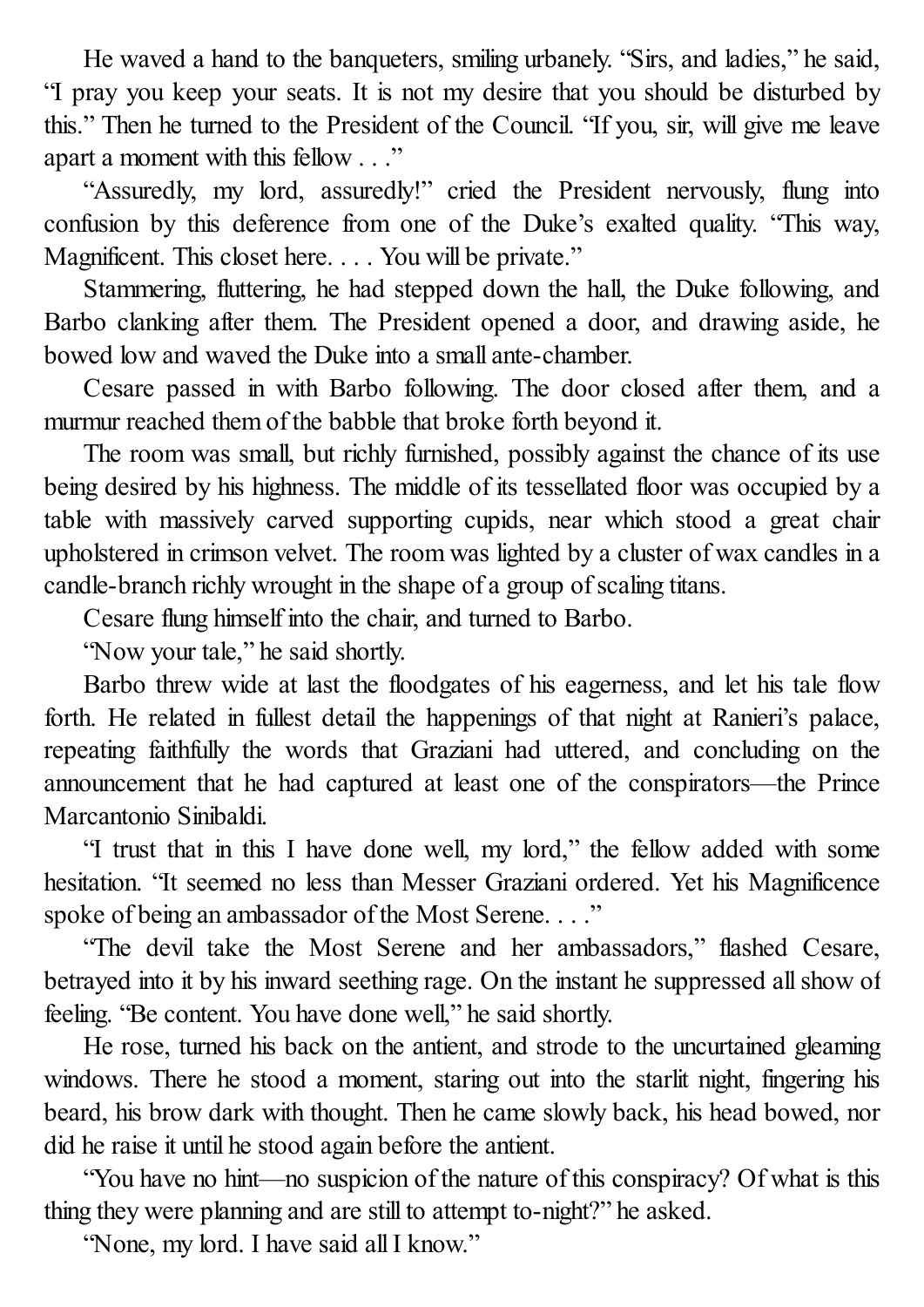He waved a hand to the banqueters, smiling urbanely. "Sirs, and ladies," he said, "I pray you keep your seats. It is not my desire that you should be disturbed by this." Then he turned to the President of the Council. "If you, sir, will give me leave apart a moment with this fellow . . ."

"Assuredly, my lord, assuredly!" cried the President nervously, flung into confusion by this deference from one of the Duke's exalted quality. "This way, Magnificent. This closet here. . . . You will be private."

Stammering, fluttering, he had stepped down the hall, the Duke following, and Barbo clanking after them. The President opened a door, and drawing aside, he bowed low and waved the Duke into a small ante-chamber.

Cesare passed in with Barbo following. The door closed after them, and a murmur reached them of the babble that broke forth beyond it.

The room was small, but richly furnished, possibly against the chance of its use being desired by his highness. The middle of its tessellated floor was occupied by a table with massively carved supporting cupids, near which stood a great chair upholstered in crimson velvet. The room was lighted by a cluster of wax candles in a candle-branch richly wrought in the shape of a group of scaling titans.

Cesare flung himself into the chair, and turned to Barbo.

"Now your tale," he said shortly.

Barbo threw wide at last the floodgates of his eagerness, and let his tale flow forth. He related in fullest detail the happenings of that night at Ranieri's palace, repeating faithfully the words that Graziani had uttered, and concluding on the announcement that he had captured at least one of the conspirators—the Prince Marcantonio Sinibaldi.

"I trust that in this I have done well, my lord," the fellow added with some hesitation. "It seemed no less than Messer Graziani ordered. Yet his Magnificence spoke of being an ambassador of the Most Serene. . . ."

"The devil take the Most Serene and her ambassadors," flashed Cesare, betrayed into it by his inward seething rage. On the instant he suppressed all show of feeling. "Be content. You have done well," he said shortly.

He rose, turned his back on the antient, and strode to the uncurtained gleaming windows. There he stood a moment, staring out into the starlit night, fingering his beard, his brow dark with thought. Then he came slowly back, his head bowed, nor did he raise it until he stood again before the antient.

"You have no hint—no suspicion of the nature of this conspiracy? Of what is this thing they were planning and are still to attempt to-night?" he asked.

"None, my lord. I have said all I know."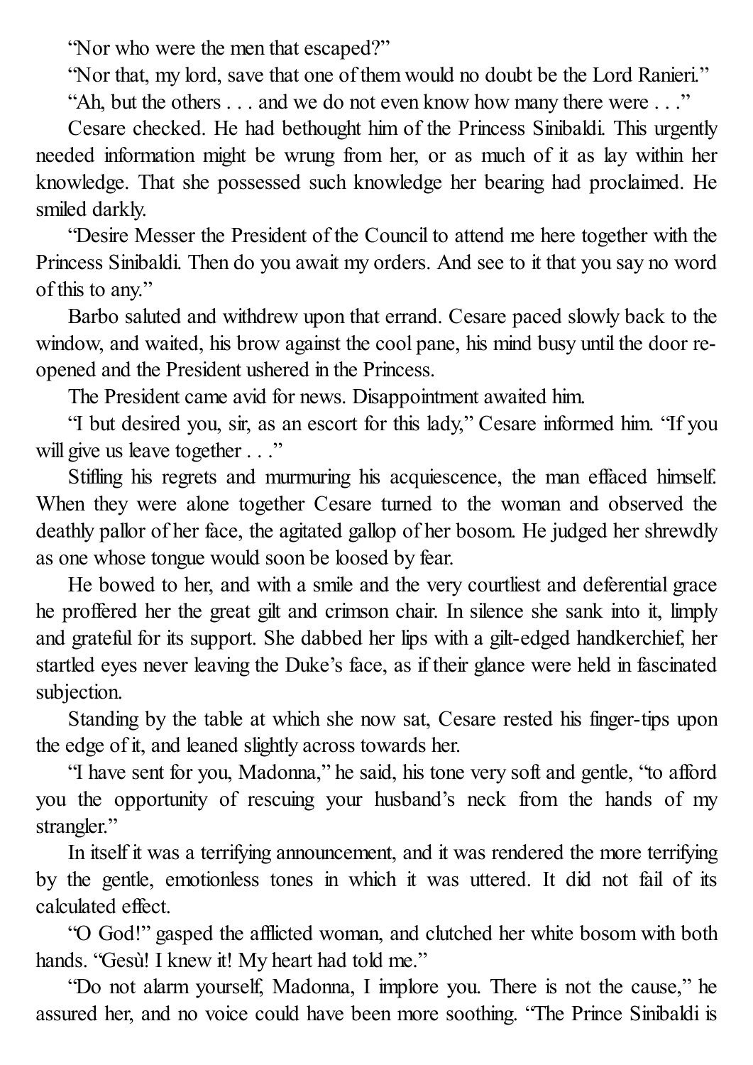"Nor who were the men that escaped?"

"Nor that, my lord, save that one of them would no doubt be the Lord Ranieri."

"Ah, but the others . . . and we do not even know how many there were . . ."

Cesare checked. He had bethought him of the Princess Sinibaldi. This urgently needed information might be wrung from her, or as much of it as lay within her knowledge. That she possessed such knowledge her bearing had proclaimed. He smiled darkly.

"Desire Messer the President of the Council to attend me here together with the Princess Sinibaldi. Then do you await my orders. And see to it that you say no word of this to any."

Barbo saluted and withdrew upon that errand. Cesare paced slowly back to the window, and waited, his brow against the cool pane, his mind busy until the door re-opened and the President ushered in the Princess.

The President came avid for news. Disappointment awaited him.

"I but desired you, sir, as an escort for this lady," Cesare informed him. "If you will give us leave together . . ."

Stifling his regrets and murmuring his acquiescence, the man effaced himself. When they were alone together Cesare turned to the woman and observed the deathly pallor of her face, the agitated gallop of her bosom. He judged her shrewdly as one whose tongue would soon be loosed by fear.

He bowed to her, and with a smile and the very courtliest and deferential grace he proffered her the great gilt and crimson chair. In silence she sank into it, limply and grateful for its support. She dabbed her lips with a gilt-edged handkerchief, her startled eyes never leaving the Duke's face, as if their glance were held in fascinated subjection.

Standing by the table at which she now sat, Cesare rested his finger-tips upon the edge of it, and leaned slightly across towards her.

"I have sent for you, Madonna," he said, his tone very soft and gentle, "to afford you the opportunity of rescuing your husband's neck from the hands of my strangler."

In itself it was a terrifying announcement, and it was rendered the more terrifying by the gentle, emotionless tones in which it was uttered. It did not fail of its calculated effect.

"O God!" gasped the afflicted woman, and clutched her white bosom with both hands. "Gesù! I knew it! My heart had told me."

"Do not alarm yourself, Madonna, I implore you. There is not the cause," he assured her, and no voice could have been more soothing. "The Prince Sinibaldi is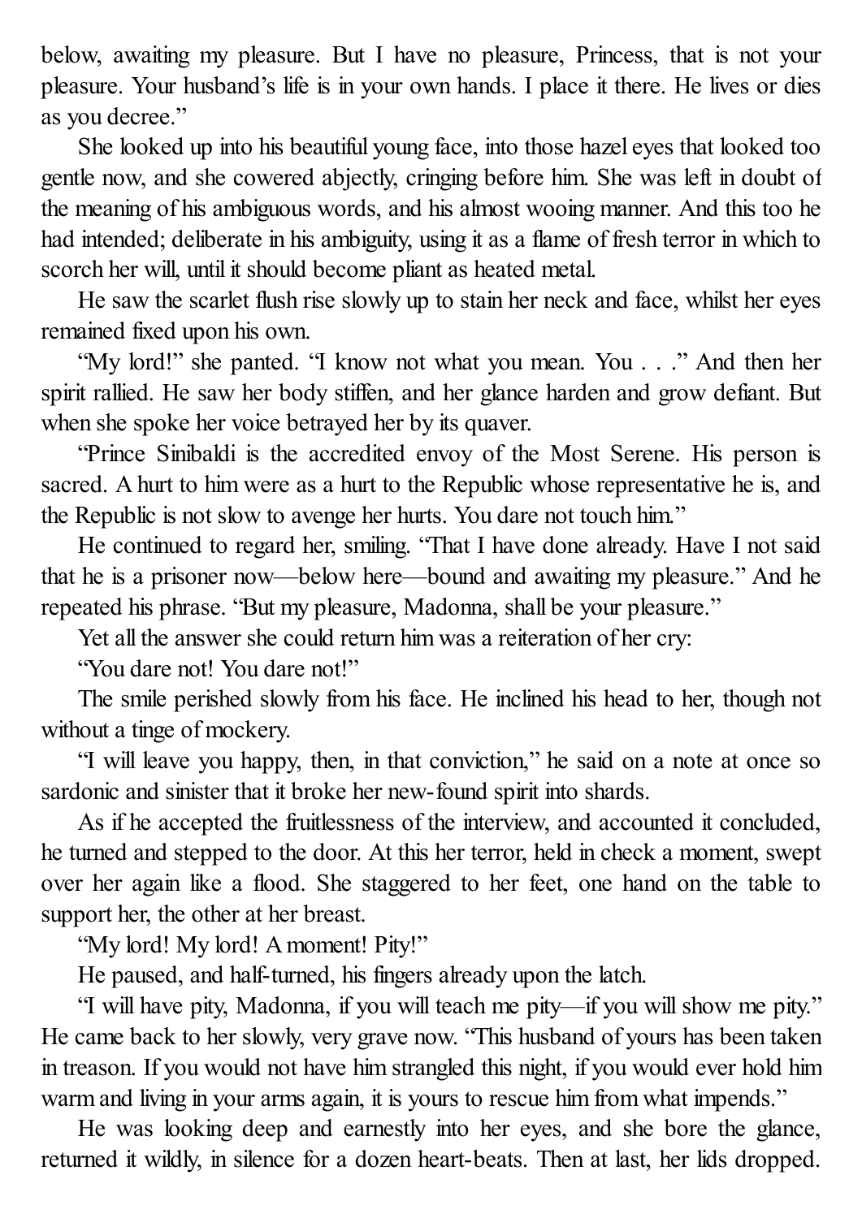below, awaiting my pleasure. But I have no pleasure, Princess, that is not your pleasure. Your husband's life is in your own hands. I place it there. He lives or dies as you decree."

She looked up into his beautiful young face, into those hazel eyes that looked too gentle now, and she cowered abjectly, cringing before him. She was left in doubt of the meaning of his ambiguous words, and his almost wooing manner. And this too he had intended; deliberate in his ambiguity, using it as a flame of fresh terror in which to scorch her will, until it should become pliant as heated metal.

He saw the scarlet flush rise slowly up to stain her neck and face, whilst her eyes remained fixed upon his own.

"My lord!" she panted. "I know not what you mean. You . . ." And then her spirit rallied. He saw her body stiffen, and her glance harden and grow defiant. But when she spoke her voice betrayed her by its quaver.

"Prince Sinibaldi is the accredited envoy of the Most Serene. His person is sacred. A hurt to him were as a hurt to the Republic whose representative he is, and the Republic is not slow to avenge her hurts. You dare not touch him."

He continued to regard her, smiling. "That I have done already. Have I not said that he is a prisoner now—below here—bound and awaiting my pleasure." And he repeated his phrase. "But my pleasure, Madonna, shall be your pleasure."

Yet all the answer she could return him was a reiteration of her cry:

"You dare not! You dare not!"

The smile perished slowly from his face. He inclined his head to her, though not without a tinge of mockery.

"I will leave you happy, then, in that conviction," he said on a note at once so sardonic and sinister that it broke her new-found spirit into shards.

As if he accepted the fruitlessness of the interview, and accounted it concluded, he turned and stepped to the door. At this her terror, held in check a moment, swept over her again like a flood. She staggered to her feet, one hand on the table to support her, the other at her breast.

"My lord! My lord! A moment! Pity!"

He paused, and half-turned, his fingers already upon the latch.

"I will have pity, Madonna, if you will teach me pity—if you will show me pity." He came back to her slowly, very grave now. "This husband of yours has been taken in treason. If you would not have him strangled this night, if you would ever hold him warm and living in your arms again, it is yours to rescue him from what impends."

He was looking deep and earnestly into her eyes, and she bore the glance, returned it wildly, in silence for a dozen heart-beats. Then at last, her lids dropped.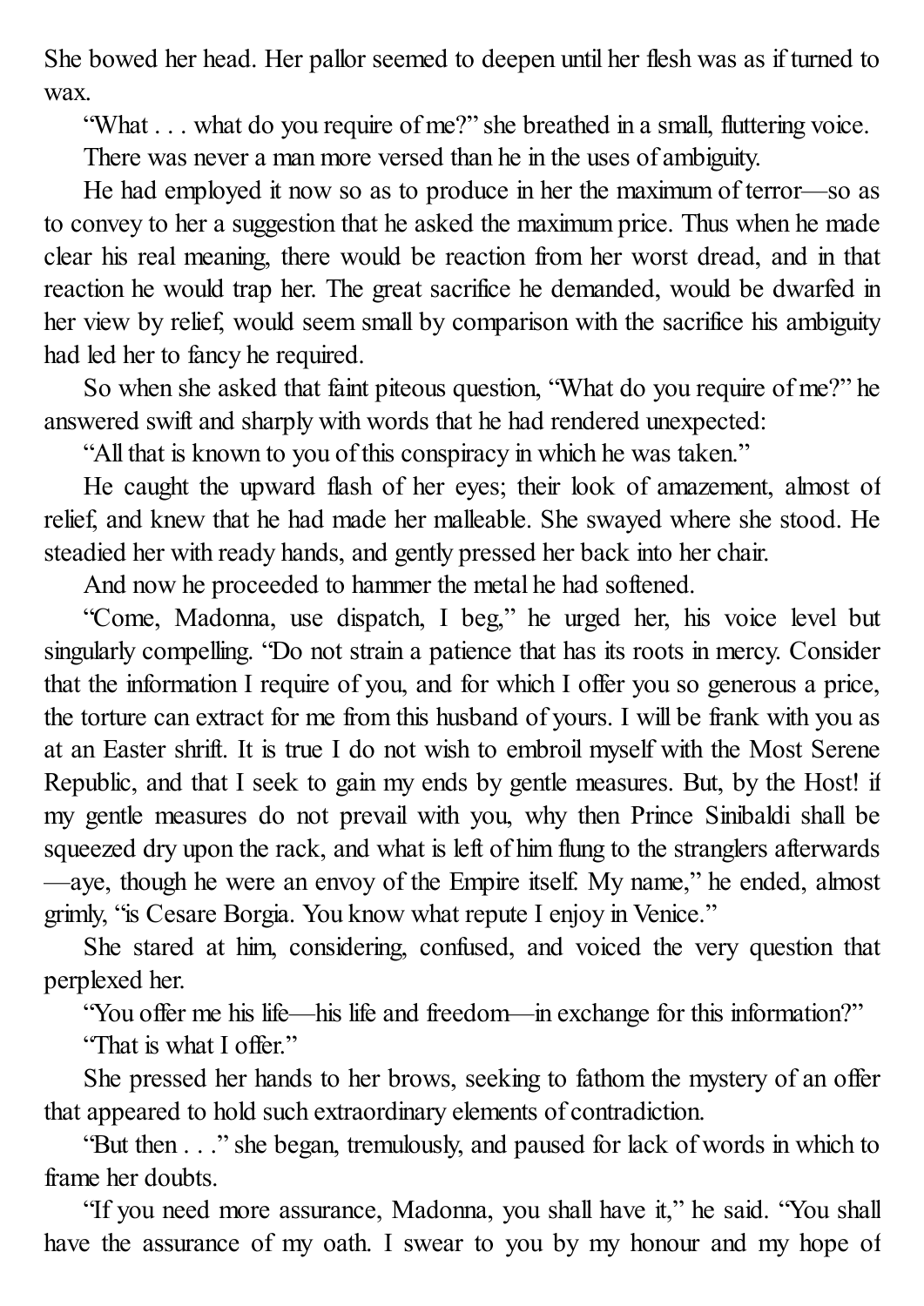She bowed her head. Her pallor seemed to deepen until her flesh was as if turned to wax.

"What . . . what do you require of me?" she breathed in a small, fluttering voice.

There was never a man more versed than he in the uses of ambiguity.

He had employed it now so as to produce in her the maximum of terror—so as to convey to her a suggestion that he asked the maximum price. Thus when he made clear his real meaning, there would be reaction from her worst dread, and in that reaction he would trap her. The great sacrifice he demanded, would be dwarfed in her view by relief, would seem small by comparison with the sacrifice his ambiguity had led her to fancy he required.

So when she asked that faint piteous question, "What do you require of me?" he answered swift and sharply with words that he had rendered unexpected:

"All that is known to you of this conspiracy in which he was taken."

He caught the upward flash of her eyes; their look of amazement, almost of relief, and knew that he had made her malleable. She swayed where she stood. He steadied her with ready hands, and gently pressed her back into her chair.

And now he proceeded to hammer the metal he had softened.

"Come, Madonna, use dispatch, I beg," he urged her, his voice level but singularly compelling. "Do not strain a patience that has its roots in mercy. Consider that the information I require of you, and for which I offer you so generous a price, the torture can extract for me from this husband of yours. I will be frank with you as at an Easter shrift. It is true I do not wish to embroil myself with the Most Serene Republic, and that I seek to gain my ends by gentle measures. But, by the Host! if my gentle measures do not prevail with you, why then Prince Sinibaldi shall be squeezed dry upon the rack, and what is left of him flung to the stranglers afterwards—aye, though he were an envoy of the Empire itself. My name," he ended, almost grimly, "is Cesare Borgia. You know what repute I enjoy in Venice."

She stared at him, considering, confused, and voiced the very question that perplexed her.

"You offer me his life—his life and freedom—in exchange for this information?"

"That is what I offer."

She pressed her hands to her brows, seeking to fathom the mystery of an offer that appeared to hold such extraordinary elements of contradiction.

"But then . . ." she began, tremulously, and paused for lack of words in which to frame her doubts.

"If you need more assurance, Madonna, you shall have it," he said. "You shall have the assurance of my oath. I swear to you by my honour and my hope of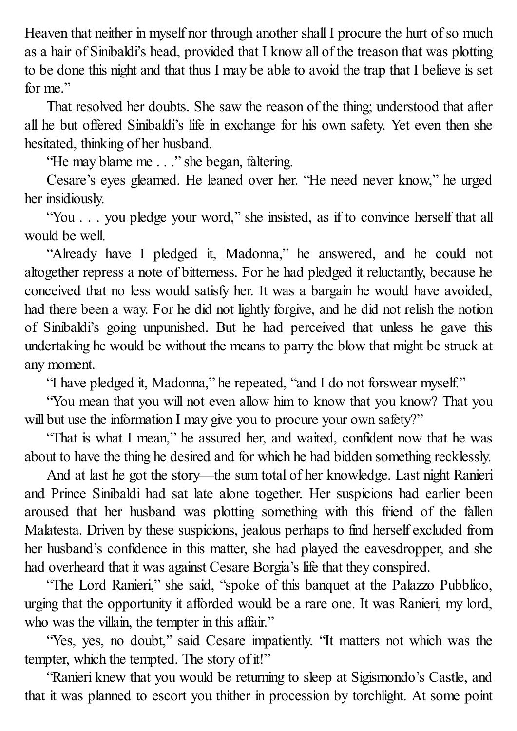Heaven that neither in myself nor through another shall I procure the hurt of so much as a hair of Sinibaldi's head, provided that I know all of the treason that was plotting to be done this night and that thus I may be able to avoid the trap that I believe is set for me."

That resolved her doubts. She saw the reason of the thing; understood that after all he but offered Sinibaldi's life in exchange for his own safety. Yet even then she hesitated, thinking of her husband.

"He may blame me . . ." she began, faltering.

Cesare's eyes gleamed. He leaned over her. "He need never know," he urged her insidiously.

"You . . . you pledge your word," she insisted, as if to convince herself that all would be well.

"Already have I pledged it, Madonna," he answered, and he could not altogether repress a note of bitterness. For he had pledged it reluctantly, because he conceived that no less would satisfy her. It was a bargain he would have avoided, had there been a way. For he did not lightly forgive, and he did not relish the notion of Sinibaldi's going unpunished. But he had perceived that unless he gave this undertaking he would be without the means to parry the blow that might be struck at any moment.

"I have pledged it, Madonna," he repeated, "and I do not forswear myself."

"You mean that you will not even allow him to know that you know? That you will but use the information I may give you to procure your own safety?"

"That is what I mean," he assured her, and waited, confident now that he was about to have the thing he desired and for which he had bidden something recklessly.

And at last he got the story—the sum total of her knowledge. Last night Ranieri and Prince Sinibaldi had sat late alone together. Her suspicions had earlier been aroused that her husband was plotting something with this friend of the fallen Malatesta. Driven by these suspicions, jealous perhaps to find herself excluded from her husband's confidence in this matter, she had played the eavesdropper, and she had overheard that it was against Cesare Borgia's life that they conspired.

"The Lord Ranieri," she said, "spoke of this banquet at the Palazzo Pubblico, urging that the opportunity it afforded would be a rare one. It was Ranieri, my lord, who was the villain, the tempter in this affair."

"Yes, yes, no doubt," said Cesare impatiently. "It matters not which was the tempter, which the tempted. The story of it!"

"Ranieri knew that you would be returning to sleep at Sigismondo's Castle, and that it was planned to escort you thither in procession by torchlight. At some point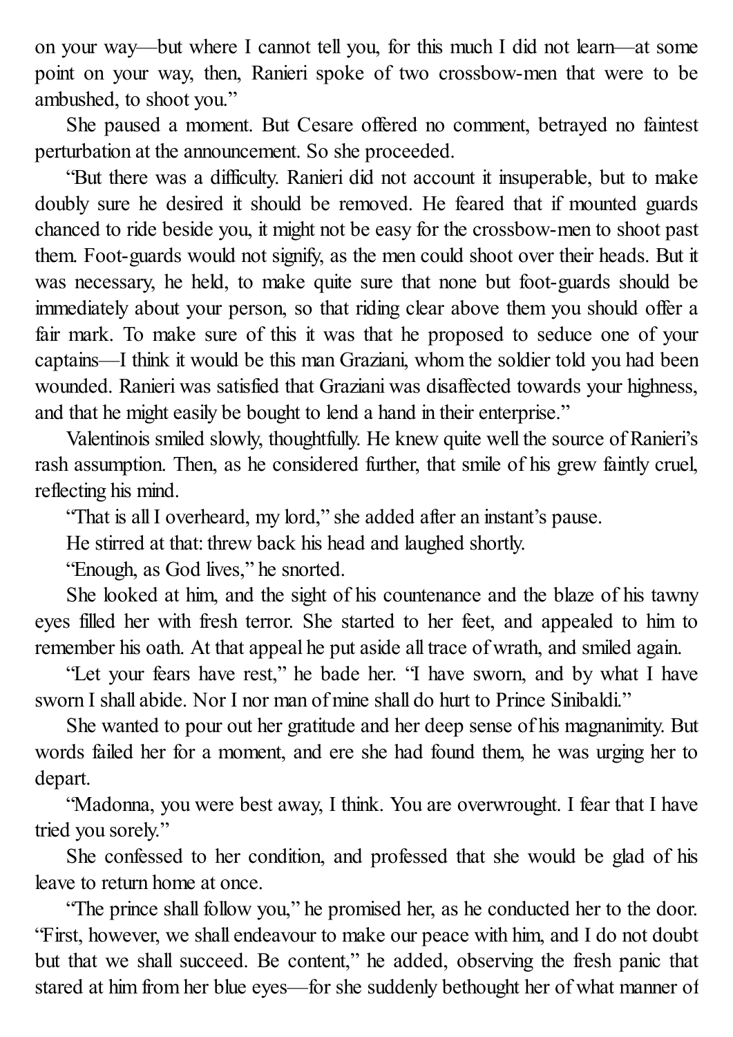on your way—but where I cannot tell you, for this much I did not learn—at some point on your way, then, Ranieri spoke of two crossbow-men that were to be ambushed, to shoot you."

She paused a moment. But Cesare offered no comment, betrayed no faintest perturbation at the announcement. So she proceeded.

"But there was a difficulty. Ranieri did not account it insuperable, but to make doubly sure he desired it should be removed. He feared that if mounted guards chanced to ride beside you, it might not be easy for the crossbow-men to shoot past them. Foot-guards would not signify, as the men could shoot over their heads. But it was necessary, he held, to make quite sure that none but foot-guards should be immediately about your person, so that riding clear above them you should offer a fair mark. To make sure of this it was that he proposed to seduce one of your captains—I think it would be this man Graziani, whom the soldier told you had been wounded. Ranieri was satisfied that Graziani was disaffected towards your highness, and that he might easily be bought to lend a hand in their enterprise."

Valentinois smiled slowly, thoughtfully. He knew quite well the source of Ranieri's rash assumption. Then, as he considered further, that smile of his grew faintly cruel, reflecting his mind.

"That is all I overheard, my lord," she added after an instant's pause.

He stirred at that: threw back his head and laughed shortly.

"Enough, as God lives," he snorted.

She looked at him, and the sight of his countenance and the blaze of his tawny eyes filled her with fresh terror. She started to her feet, and appealed to him to remember his oath. At that appeal he put aside all trace of wrath, and smiled again.

"Let your fears have rest," he bade her. "I have sworn, and by what I have sworn I shall abide. Nor I nor man of mine shall do hurt to Prince Sinibaldi."

She wanted to pour out her gratitude and her deep sense of his magnanimity. But words failed her for a moment, and ere she had found them, he was urging her to depart.

"Madonna, you were best away, I think. You are overwrought. I fear that I have tried you sorely."

She confessed to her condition, and professed that she would be glad of his leave to return home at once.

"The prince shall follow you," he promised her, as he conducted her to the door. "First, however, we shall endeavour to make our peace with him, and I do not doubt but that we shall succeed. Be content," he added, observing the fresh panic that stared at him from her blue eyes—for she suddenly bethought her of what manner of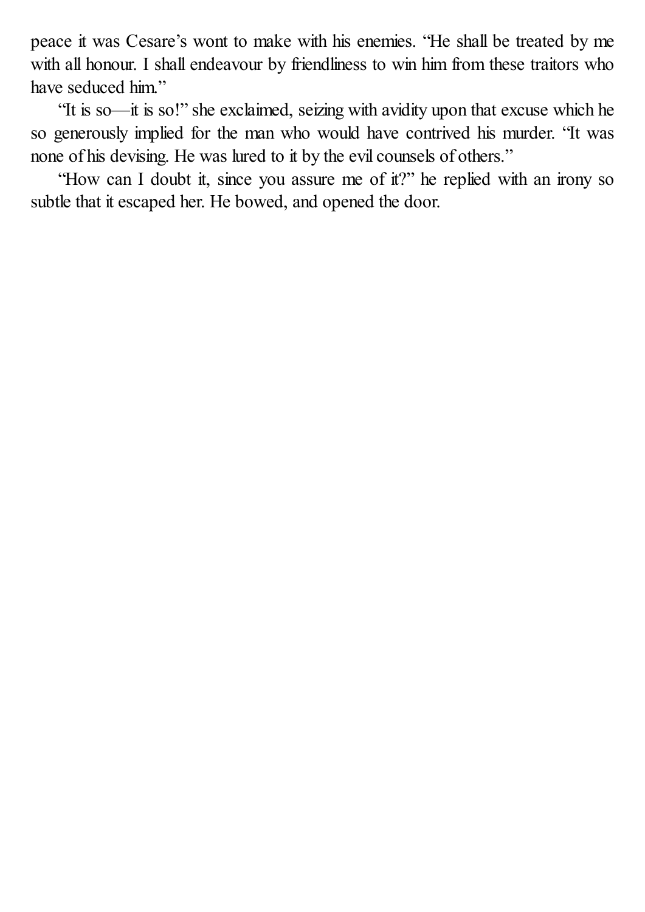peace it was Cesare's wont to make with his enemies. "He shall be treated by me with all honour. I shall endeavour by friendliness to win him from these traitors who have seduced him."

"It is so—it is so!" she exclaimed, seizing with avidity upon that excuse which he so generously implied for the man who would have contrived his murder. "It was none of his devising. He was lured to it by the evil counsels of others."

"How can I doubt it, since you assure me of it?" he replied with an irony so subtle that it escaped her. He bowed, and opened the door.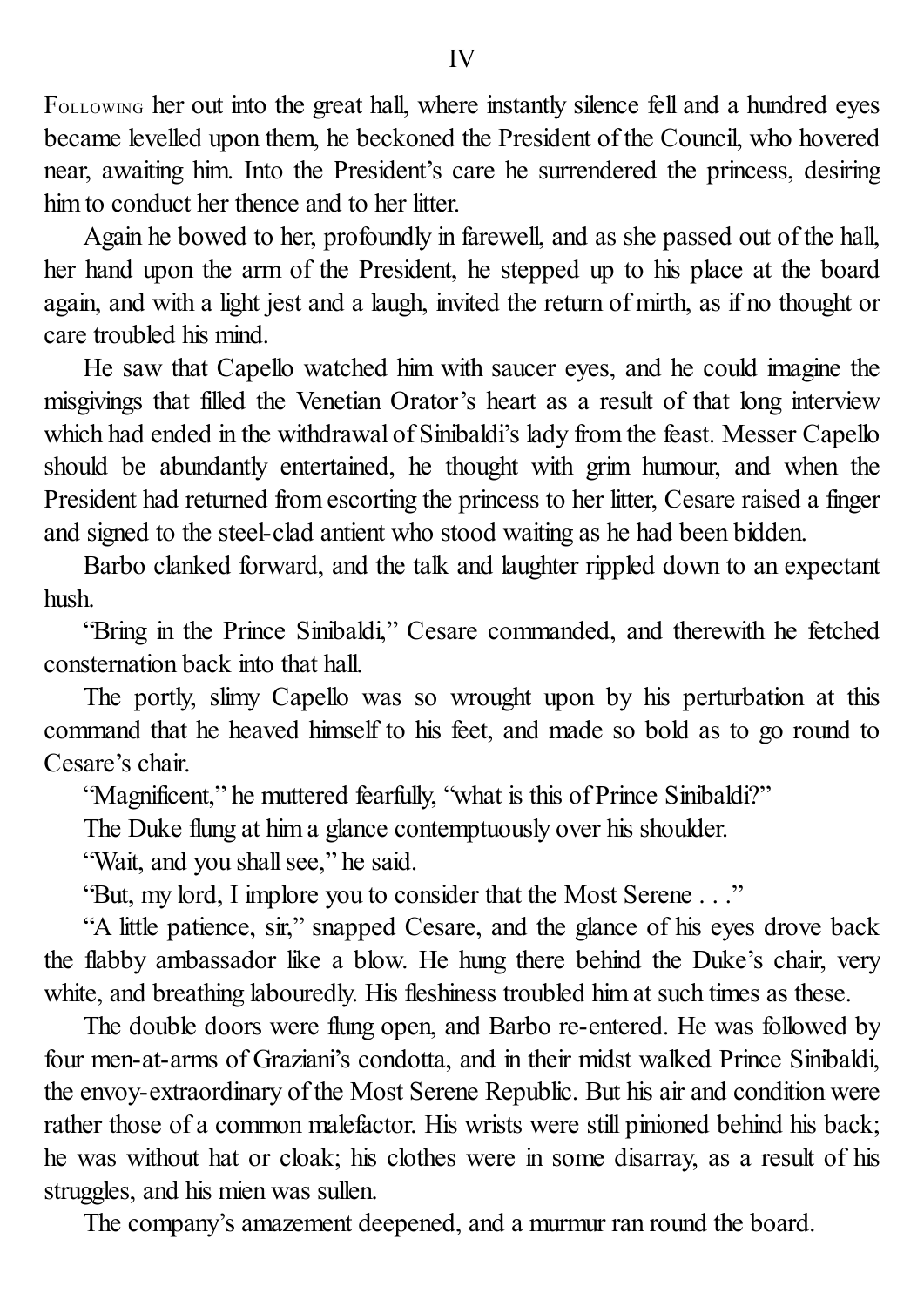# IV

Following her out into the great hall, where instantly silence fell and a hundred eyes became levelled upon them, he beckoned the President of the Council, who hovered near, awaiting him. Into the President's care he surrendered the princess, desiring him to conduct her thence and to her litter.

Again he bowed to her, profoundly in farewell, and as she passed out of the hall, her hand upon the arm of the President, he stepped up to his place at the board again, and with a light jest and a laugh, invited the return of mirth, as if no thought or care troubled his mind.

He saw that Capello watched him with saucer eyes, and he could imagine the misgivings that filled the Venetian Orator's heart as a result of that long interview which had ended in the withdrawal of Sinibaldi's lady from the feast. Messer Capello should be abundantly entertained, he thought with grim humour, and when the President had returned from escorting the princess to her litter, Cesare raised a finger and signed to the steel-clad antient who stood waiting as he had been bidden.

Barbo clanked forward, and the talk and laughter rippled down to an expectant hush.

"Bring in the Prince Sinibaldi," Cesare commanded, and therewith he fetched consternation back into that hall.

The portly, slimy Capello was so wrought upon by his perturbation at this command that he heaved himself to his feet, and made so bold as to go round to Cesare's chair.

"Magnificent," he muttered fearfully, "what is this of Prince Sinibaldi?"

The Duke flung at him a glance contemptuously over his shoulder.

"Wait, and you shall see," he said.

"But, my lord, I implore you to consider that the Most Serene . . ."

"A little patience, sir," snapped Cesare, and the glance of his eyes drove back the flabby ambassador like a blow. He hung there behind the Duke's chair, very white, and breathing labouredly. His fleshiness troubled him at such times as these.

The double doors were flung open, and Barbo re-entered. He was followed by four men-at-arms of Graziani's condotta, and in their midst walked Prince Sinibaldi, the envoy-extraordinary of the Most Serene Republic. But his air and condition were rather those of a common malefactor. His wrists were still pinioned behind his back; he was without hat or cloak; his clothes were in some disarray, as a result of his struggles, and his mien was sullen.

The company's amazement deepened, and a murmur ran round the board.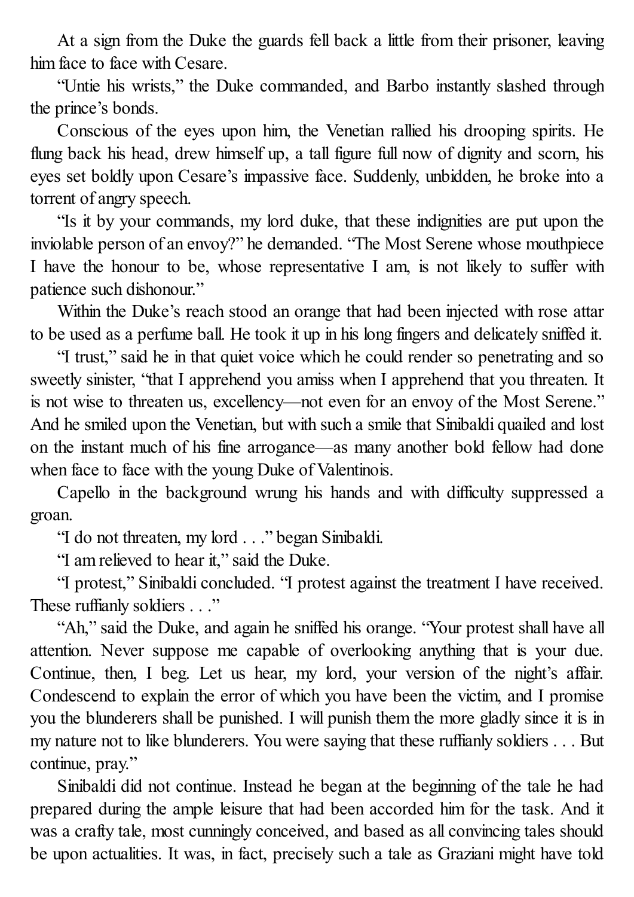At a sign from the Duke the guards fell back a little from their prisoner, leaving him face to face with Cesare.

"Untie his wrists," the Duke commanded, and Barbo instantly slashed through the prince's bonds.

Conscious of the eyes upon him, the Venetian rallied his drooping spirits. He flung back his head, drew himself up, a tall figure full now of dignity and scorn, his eyes set boldly upon Cesare's impassive face. Suddenly, unbidden, he broke into a torrent of angry speech.

"Is it by your commands, my lord duke, that these indignities are put upon the inviolable person of an envoy?" he demanded. "The Most Serene whose mouthpiece I have the honour to be, whose representative I am, is not likely to suffer with patience such dishonour."

Within the Duke's reach stood an orange that had been injected with rose attar to be used as a perfume ball. He took it up in his long fingers and delicately sniffed it.

"I trust," said he in that quiet voice which he could render so penetrating and so sweetly sinister, "that I apprehend you amiss when I apprehend that you threaten. It is not wise to threaten us, excellency—not even for an envoy of the Most Serene." And he smiled upon the Venetian, but with such a smile that Sinibaldi quailed and lost on the instant much of his fine arrogance—as many another bold fellow had done when face to face with the young Duke of Valentinois.

Capello in the background wrung his hands and with difficulty suppressed a groan.

"I do not threaten, my lord . . ." began Sinibaldi.

"I am relieved to hear it," said the Duke.

"I protest," Sinibaldi concluded. "I protest against the treatment I have received. These ruffianly soldiers . . ."

"Ah," said the Duke, and again he sniffed his orange. "Your protest shall have all attention. Never suppose me capable of overlooking anything that is your due. Continue, then, I beg. Let us hear, my lord, your version of the night's affair. Condescend to explain the error of which you have been the victim, and I promise you the blunderers shall be punished. I will punish them the more gladly since it is in my nature not to like blunderers. You were saying that these ruffianly soldiers . . . But continue, pray."

Sinibaldi did not continue. Instead he began at the beginning of the tale he had prepared during the ample leisure that had been accorded him for the task. And it was a crafty tale, most cunningly conceived, and based as all convincing tales should be upon actualities. It was, in fact, precisely such a tale as Graziani might have told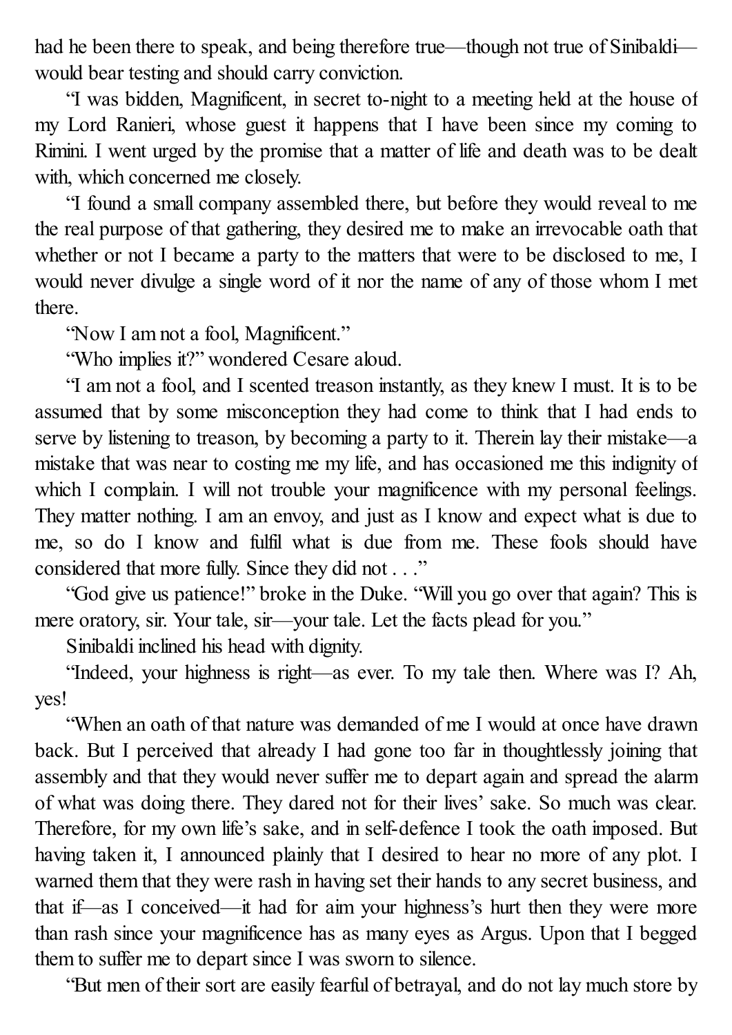had he been there to speak, and being therefore true—though not true of Sinibaldi—would bear testing and should carry conviction.

"I was bidden, Magnificent, in secret to-night to a meeting held at the house of my Lord Ranieri, whose guest it happens that I have been since my coming to Rimini. I went urged by the promise that a matter of life and death was to be dealt with, which concerned me closely.

"I found a small company assembled there, but before they would reveal to me the real purpose of that gathering, they desired me to make an irrevocable oath that whether or not I became a party to the matters that were to be disclosed to me, I would never divulge a single word of it nor the name of any of those whom I met there.

"Now I am not a fool, Magnificent."

"Who implies it?" wondered Cesare aloud.

"I am not a fool, and I scented treason instantly, as they knew I must. It is to be assumed that by some misconception they had come to think that I had ends to serve by listening to treason, by becoming a party to it. Therein lay their mistake—a mistake that was near to costing me my life, and has occasioned me this indignity of which I complain. I will not trouble your magnificence with my personal feelings. They matter nothing. I am an envoy, and just as I know and expect what is due to me, so do I know and fulfil what is due from me. These fools should have considered that more fully. Since they did not . . ."

"God give us patience!" broke in the Duke. "Will you go over that again? This is mere oratory, sir. Your tale, sir—your tale. Let the facts plead for you."

Sinibaldi inclined his head with dignity.

"Indeed, your highness is right—as ever. To my tale then. Where was I? Ah, yes!

"When an oath of that nature was demanded of me I would at once have drawn back. But I perceived that already I had gone too far in thoughtlessly joining that assembly and that they would never suffer me to depart again and spread the alarm of what was doing there. They dared not for their lives' sake. So much was clear. Therefore, for my own life's sake, and in self-defence I took the oath imposed. But having taken it, I announced plainly that I desired to hear no more of any plot. I warned them that they were rash in having set their hands to any secret business, and that if—as I conceived—it had for aim your highness's hurt then they were more than rash since your magnificence has as many eyes as Argus. Upon that I begged them to suffer me to depart since I was sworn to silence.

"But men of their sort are easily fearful of betrayal, and do not lay much store by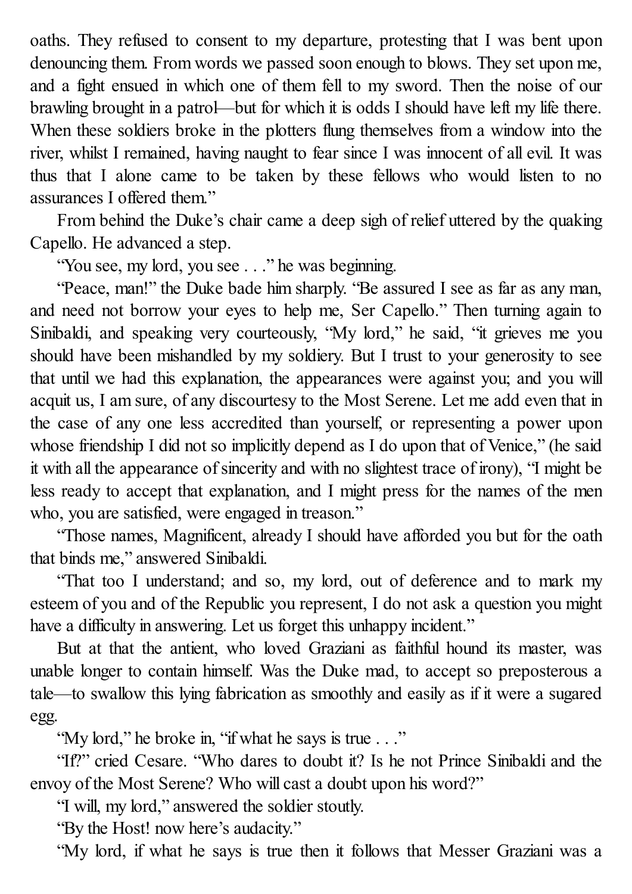oaths. They refused to consent to my departure, protesting that I was bent upon denouncing them. From words we passed soon enough to blows. They set upon me, and a fight ensued in which one of them fell to my sword. Then the noise of our brawling brought in a patrol—but for which it is odds I should have left my life there. When these soldiers broke in the plotters flung themselves from a window into the river, whilst I remained, having naught to fear since I was innocent of all evil. It was thus that I alone came to be taken by these fellows who would listen to no assurances I offered them."

From behind the Duke's chair came a deep sigh of relief uttered by the quaking Capello. He advanced a step.

"You see, my lord, you see . . ." he was beginning.

"Peace, man!" the Duke bade him sharply. "Be assured I see as far as any man, and need not borrow your eyes to help me, Ser Capello." Then turning again to Sinibaldi, and speaking very courteously, "My lord," he said, "it grieves me you should have been mishandled by my soldiery. But I trust to your generosity to see that until we had this explanation, the appearances were against you; and you will acquit us, I am sure, of any discourtesy to the Most Serene. Let me add even that in the case of any one less accredited than yourself, or representing a power upon whose friendship I did not so implicitly depend as I do upon that of Venice," (he said it with all the appearance of sincerity and with no slightest trace of irony), "I might be less ready to accept that explanation, and I might press for the names of the men who, you are satisfied, were engaged in treason."

"Those names, Magnificent, already I should have afforded you but for the oath that binds me," answered Sinibaldi.

"That too I understand; and so, my lord, out of deference and to mark my esteem of you and of the Republic you represent, I do not ask a question you might have a difficulty in answering. Let us forget this unhappy incident."

But at that the antient, who loved Graziani as faithful hound its master, was unable longer to contain himself. Was the Duke mad, to accept so preposterous a tale—to swallow this lying fabrication as smoothly and easily as if it were a sugared egg.

"My lord," he broke in, "if what he says is true . . ."

"If?" cried Cesare. "Who dares to doubt it? Is he not Prince Sinibaldi and the envoy of the Most Serene? Who will cast a doubt upon his word?"

"I will, my lord," answered the soldier stoutly.

"By the Host! now here's audacity."

"My lord, if what he says is true then it follows that Messer Graziani was a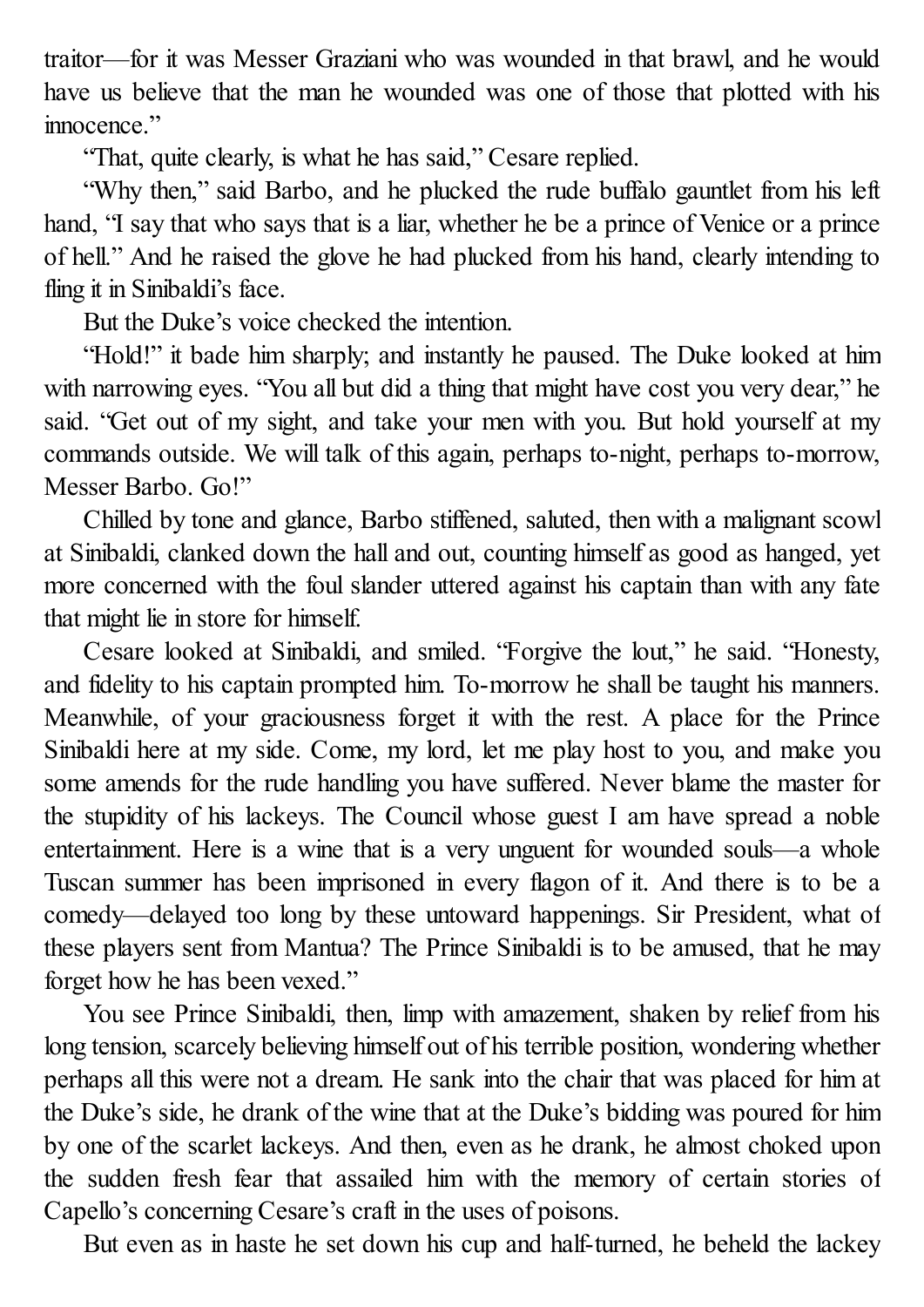traitor—for it was Messer Graziani who was wounded in that brawl, and he would have us believe that the man he wounded was one of those that plotted with his innocence."

"That, quite clearly, is what he has said," Cesare replied.

"Why then," said Barbo, and he plucked the rude buffalo gauntlet from his left hand, "I say that who says that is a liar, whether he be a prince of Venice or a prince of hell." And he raised the glove he had plucked from his hand, clearly intending to fling it in Sinibaldi's face.

But the Duke's voice checked the intention.

"Hold!" it bade him sharply; and instantly he paused. The Duke looked at him with narrowing eyes. "You all but did a thing that might have cost you very dear," he said. "Get out of my sight, and take your men with you. But hold yourself at my commands outside. We will talk of this again, perhaps to-night, perhaps to-morrow, Messer Barbo. Go!"

Chilled by tone and glance, Barbo stiffened, saluted, then with a malignant scowl at Sinibaldi, clanked down the hall and out, counting himself as good as hanged, yet more concerned with the foul slander uttered against his captain than with any fate that might lie in store for himself.

Cesare looked at Sinibaldi, and smiled. "Forgive the lout," he said. "Honesty, and fidelity to his captain prompted him. To-morrow he shall be taught his manners. Meanwhile, of your graciousness forget it with the rest. A place for the Prince Sinibaldi here at my side. Come, my lord, let me play host to you, and make you some amends for the rude handling you have suffered. Never blame the master for the stupidity of his lackeys. The Council whose guest I am have spread a noble entertainment. Here is a wine that is a very unguent for wounded souls—a whole Tuscan summer has been imprisoned in every flagon of it. And there is to be a comedy—delayed too long by these untoward happenings. Sir President, what of these players sent from Mantua? The Prince Sinibaldi is to be amused, that he may forget how he has been vexed."

You see Prince Sinibaldi, then, limp with amazement, shaken by relief from his long tension, scarcely believing himself out of his terrible position, wondering whether perhaps all this were not a dream. He sank into the chair that was placed for him at the Duke's side, he drank of the wine that at the Duke's bidding was poured for him by one of the scarlet lackeys. And then, even as he drank, he almost choked upon the sudden fresh fear that assailed him with the memory of certain stories of Capello's concerning Cesare's craft in the uses of poisons.

But even as in haste he set down his cup and half-turned, he beheld the lackey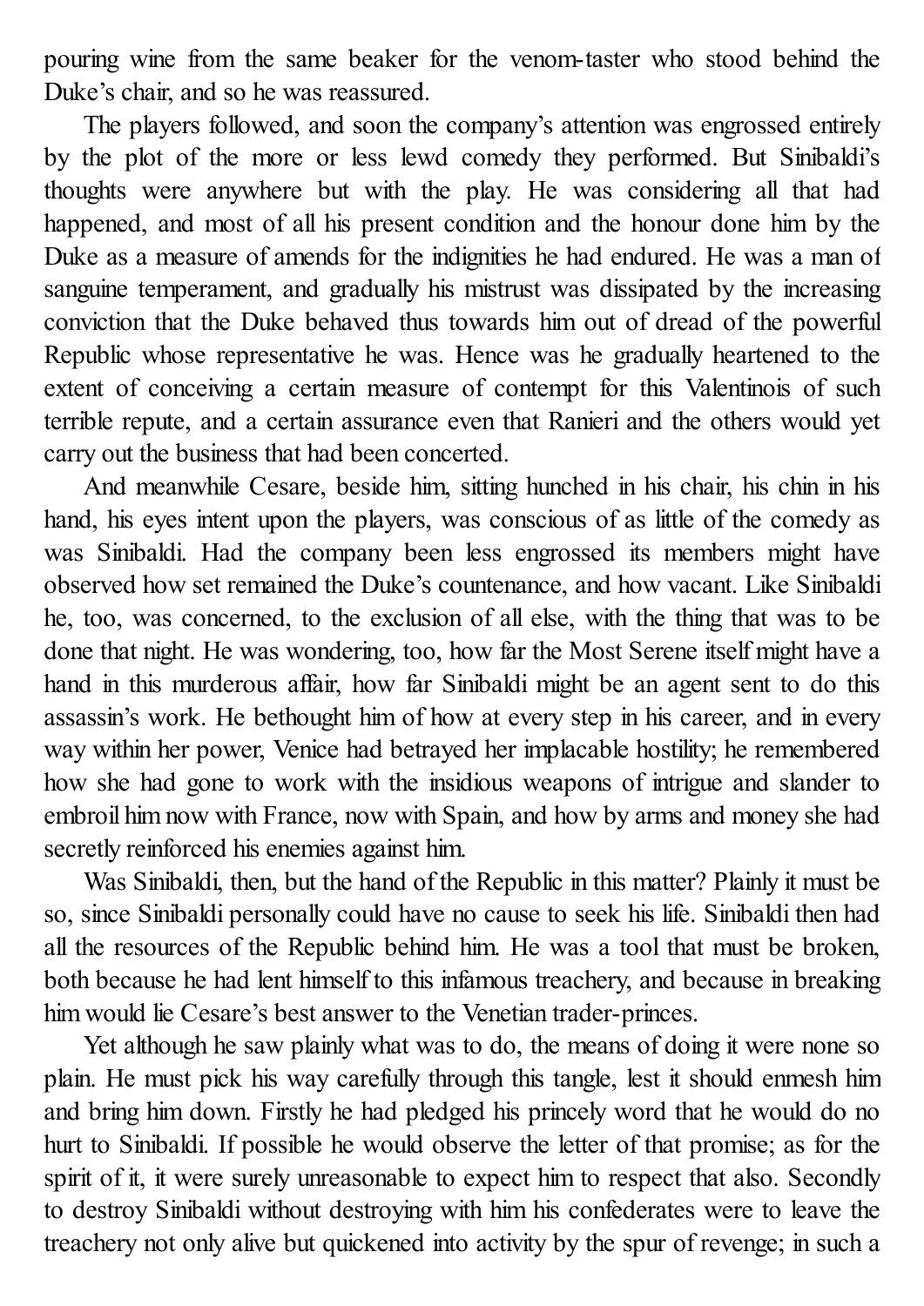pouring wine from the same beaker for the venom-taster who stood behind the Duke's chair, and so he was reassured.

The players followed, and soon the company's attention was engrossed entirely by the plot of the more or less lewd comedy they performed. But Sinibaldi's thoughts were anywhere but with the play. He was considering all that had happened, and most of all his present condition and the honour done him by the Duke as a measure of amends for the indignities he had endured. He was a man of sanguine temperament, and gradually his mistrust was dissipated by the increasing conviction that the Duke behaved thus towards him out of dread of the powerful Republic whose representative he was. Hence was he gradually heartened to the extent of conceiving a certain measure of contempt for this Valentinois of such terrible repute, and a certain assurance even that Ranieri and the others would yet carry out the business that had been concerted.

And meanwhile Cesare, beside him, sitting hunched in his chair, his chin in his hand, his eyes intent upon the players, was conscious of as little of the comedy as was Sinibaldi. Had the company been less engrossed its members might have observed how set remained the Duke's countenance, and how vacant. Like Sinibaldi he, too, was concerned, to the exclusion of all else, with the thing that was to be done that night. He was wondering, too, how far the Most Serene itself might have a hand in this murderous affair, how far Sinibaldi might be an agent sent to do this assassin's work. He bethought him of how at every step in his career, and in every way within her power, Venice had betrayed her implacable hostility; he remembered how she had gone to work with the insidious weapons of intrigue and slander to embroil him now with France, now with Spain, and how by arms and money she had secretly reinforced his enemies against him.

Was Sinibaldi, then, but the hand of the Republic in this matter? Plainly it must be so, since Sinibaldi personally could have no cause to seek his life. Sinibaldi then had all the resources of the Republic behind him. He was a tool that must be broken, both because he had lent himself to this infamous treachery, and because in breaking him would lie Cesare's best answer to the Venetian trader-princes.

Yet although he saw plainly what was to do, the means of doing it were none so plain. He must pick his way carefully through this tangle, lest it should enmesh him and bring him down. Firstly he had pledged his princely word that he would do no hurt to Sinibaldi. If possible he would observe the letter of that promise; as for the spirit of it, it were surely unreasonable to expect him to respect that also. Secondly to destroy Sinibaldi without destroying with him his confederates were to leave the treachery not only alive but quickened into activity by the spur of revenge; in such a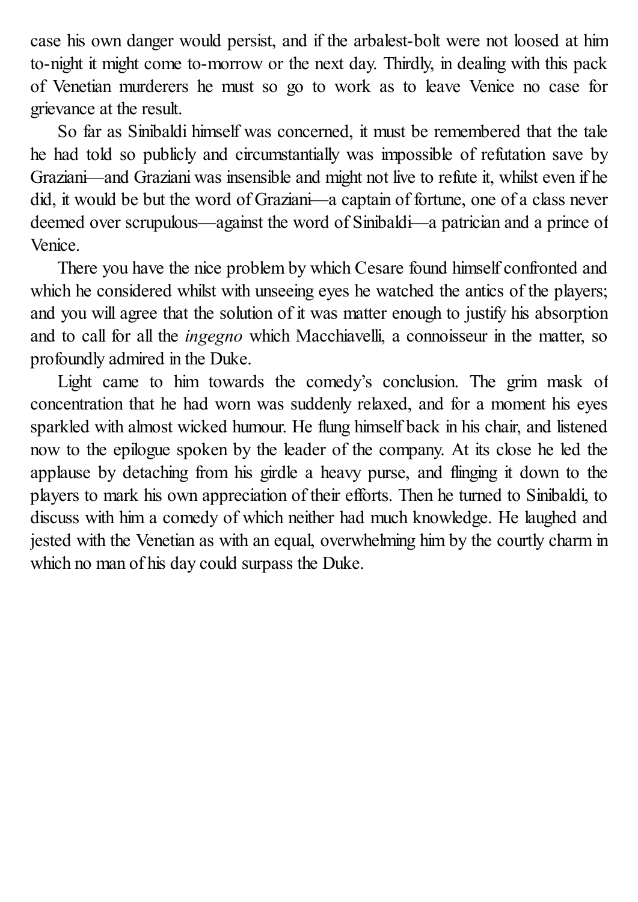case his own danger would persist, and if the arbalest-bolt were not loosed at him to-night it might come to-morrow or the next day. Thirdly, in dealing with this pack of Venetian murderers he must so go to work as to leave Venice no case for grievance at the result.

So far as Sinibaldi himself was concerned, it must be remembered that the tale he had told so publicly and circumstantially was impossible of refutation save by Graziani—and Graziani was insensible and might not live to refute it, whilst even if he did, it would be but the word of Graziani—a captain of fortune, one of a class never deemed over scrupulous—against the word of Sinibaldi—a patrician and a prince of Venice.

There you have the nice problem by which Cesare found himself confronted and which he considered whilst with unseeing eyes he watched the antics of the players; and you will agree that the solution of it was matter enough to justify his absorption and to call for all the *ingegno* which Macchiavelli, a connoisseur in the matter, so profoundly admired in the Duke.

Light came to him towards the comedy's conclusion. The grim mask of concentration that he had worn was suddenly relaxed, and for a moment his eyes sparkled with almost wicked humour. He flung himself back in his chair, and listened now to the epilogue spoken by the leader of the company. At its close he led the applause by detaching from his girdle a heavy purse, and flinging it down to the players to mark his own appreciation of their efforts. Then he turned to Sinibaldi, to discuss with him a comedy of which neither had much knowledge. He laughed and jested with the Venetian as with an equal, overwhelming him by the courtly charm in which no man of his day could surpass the Duke.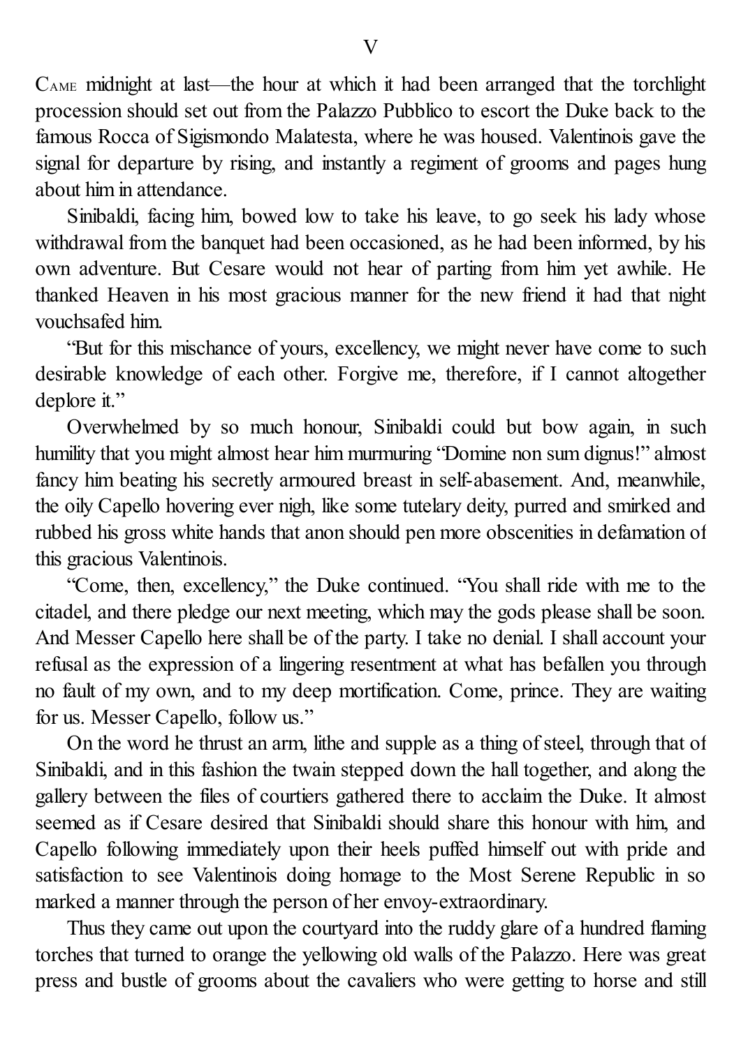# V

Came midnight at last—the hour at which it had been arranged that the torchlight procession should set out from the Palazzo Pubblico to escort the Duke back to the famous Rocca of Sigismondo Malatesta, where he was housed. Valentinois gave the signal for departure by rising, and instantly a regiment of grooms and pages hung about him in attendance.

Sinibaldi, facing him, bowed low to take his leave, to go seek his lady whose withdrawal from the banquet had been occasioned, as he had been informed, by his own adventure. But Cesare would not hear of parting from him yet awhile. He thanked Heaven in his most gracious manner for the new friend it had that night vouchsafed him.

"But for this mischance of yours, excellency, we might never have come to such desirable knowledge of each other. Forgive me, therefore, if I cannot altogether deplore it."

Overwhelmed by so much honour, Sinibaldi could but bow again, in such humility that you might almost hear him murmuring "Domine non sum dignus!" almost fancy him beating his secretly armoured breast in self-abasement. And, meanwhile, the oily Capello hovering ever nigh, like some tutelary deity, purred and smirked and rubbed his gross white hands that anon should pen more obscenities in defamation of this gracious Valentinois.

"Come, then, excellency," the Duke continued. "You shall ride with me to the citadel, and there pledge our next meeting, which may the gods please shall be soon. And Messer Capello here shall be of the party. I take no denial. I shall account your refusal as the expression of a lingering resentment at what has befallen you through no fault of my own, and to my deep mortification. Come, prince. They are waiting for us. Messer Capello, follow us."

On the word he thrust an arm, lithe and supple as a thing of steel, through that of Sinibaldi, and in this fashion the twain stepped down the hall together, and along the gallery between the files of courtiers gathered there to acclaim the Duke. It almost seemed as if Cesare desired that Sinibaldi should share this honour with him, and Capello following immediately upon their heels puffed himself out with pride and satisfaction to see Valentinois doing homage to the Most Serene Republic in so marked a manner through the person of her envoy-extraordinary.

Thus they came out upon the courtyard into the ruddy glare of a hundred flaming torches that turned to orange the yellowing old walls of the Palazzo. Here was great press and bustle of grooms about the cavaliers who were getting to horse and still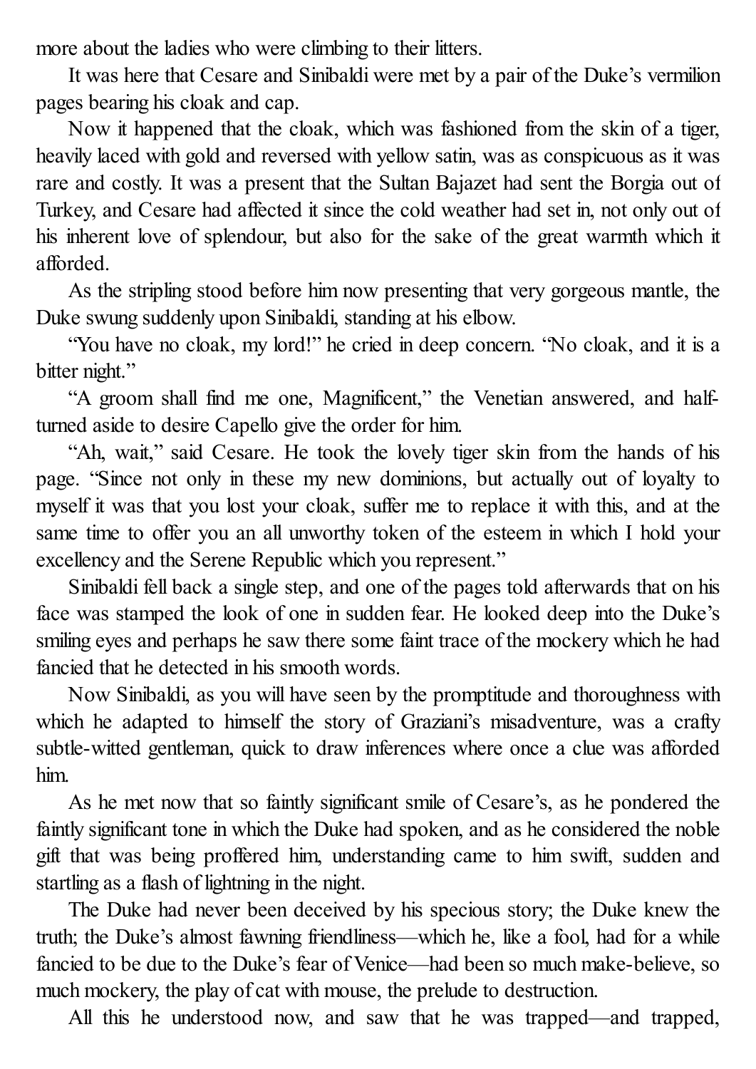more about the ladies who were climbing to their litters.

It was here that Cesare and Sinibaldi were met by a pair of the Duke's vermilion pages bearing his cloak and cap.

Now it happened that the cloak, which was fashioned from the skin of a tiger, heavily laced with gold and reversed with yellow satin, was as conspicuous as it was rare and costly. It was a present that the Sultan Bajazet had sent the Borgia out of Turkey, and Cesare had affected it since the cold weather had set in, not only out of his inherent love of splendour, but also for the sake of the great warmth which it afforded.

As the stripling stood before him now presenting that very gorgeous mantle, the Duke swung suddenly upon Sinibaldi, standing at his elbow.

"You have no cloak, my lord!" he cried in deep concern. "No cloak, and it is a bitter night."

"A groom shall find me one, Magnificent," the Venetian answered, and half-turned aside to desire Capello give the order for him.

"Ah, wait," said Cesare. He took the lovely tiger skin from the hands of his page. "Since not only in these my new dominions, but actually out of loyalty to myself it was that you lost your cloak, suffer me to replace it with this, and at the same time to offer you an all unworthy token of the esteem in which I hold your excellency and the Serene Republic which you represent."

Sinibaldi fell back a single step, and one of the pages told afterwards that on his face was stamped the look of one in sudden fear. He looked deep into the Duke's smiling eyes and perhaps he saw there some faint trace of the mockery which he had fancied that he detected in his smooth words.

Now Sinibaldi, as you will have seen by the promptitude and thoroughness with which he adapted to himself the story of Graziani's misadventure, was a crafty subtle-witted gentleman, quick to draw inferences where once a clue was afforded him.

As he met now that so faintly significant smile of Cesare's, as he pondered the faintly significant tone in which the Duke had spoken, and as he considered the noble gift that was being proffered him, understanding came to him swift, sudden and startling as a flash of lightning in the night.

The Duke had never been deceived by his specious story; the Duke knew the truth; the Duke's almost fawning friendliness—which he, like a fool, had for a while fancied to be due to the Duke's fear of Venice—had been so much make-believe, so much mockery, the play of cat with mouse, the prelude to destruction.

All this he understood now, and saw that he was trapped—and trapped,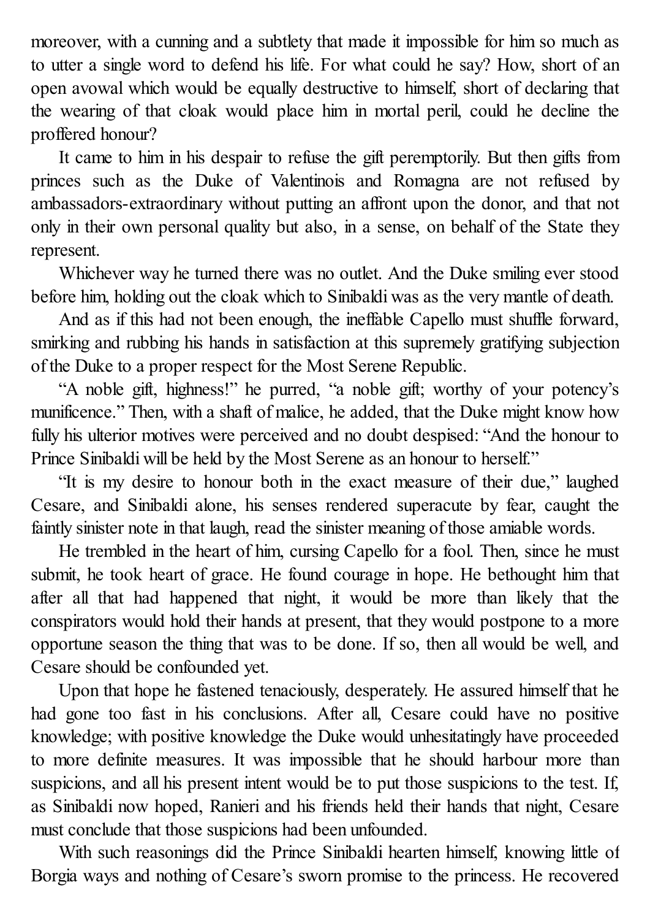moreover, with a cunning and a subtlety that made it impossible for him so much as to utter a single word to defend his life. For what could he say? How, short of an open avowal which would be equally destructive to himself, short of declaring that the wearing of that cloak would place him in mortal peril, could he decline the proffered honour?

It came to him in his despair to refuse the gift peremptorily. But then gifts from princes such as the Duke of Valentinois and Romagna are not refused by ambassadors-extraordinary without putting an affront upon the donor, and that not only in their own personal quality but also, in a sense, on behalf of the State they represent.

Whichever way he turned there was no outlet. And the Duke smiling ever stood before him, holding out the cloak which to Sinibaldi was as the very mantle of death.

And as if this had not been enough, the ineffable Capello must shuffle forward, smirking and rubbing his hands in satisfaction at this supremely gratifying subjection of the Duke to a proper respect for the Most Serene Republic.

"A noble gift, highness!" he purred, "a noble gift; worthy of your potency's munificence." Then, with a shaft of malice, he added, that the Duke might know how fully his ulterior motives were perceived and no doubt despised: "And the honour to Prince Sinibaldi will be held by the Most Serene as an honour to herself."

"It is my desire to honour both in the exact measure of their due," laughed Cesare, and Sinibaldi alone, his senses rendered superacute by fear, caught the faintly sinister note in that laugh, read the sinister meaning of those amiable words.

He trembled in the heart of him, cursing Capello for a fool. Then, since he must submit, he took heart of grace. He found courage in hope. He bethought him that after all that had happened that night, it would be more than likely that the conspirators would hold their hands at present, that they would postpone to a more opportune season the thing that was to be done. If so, then all would be well, and Cesare should be confounded yet.

Upon that hope he fastened tenaciously, desperately. He assured himself that he had gone too fast in his conclusions. After all, Cesare could have no positive knowledge; with positive knowledge the Duke would unhesitatingly have proceeded to more definite measures. It was impossible that he should harbour more than suspicions, and all his present intent would be to put those suspicions to the test. If, as Sinibaldi now hoped, Ranieri and his friends held their hands that night, Cesare must conclude that those suspicions had been unfounded.

With such reasonings did the Prince Sinibaldi hearten himself, knowing little of Borgia ways and nothing of Cesare's sworn promise to the princess. He recovered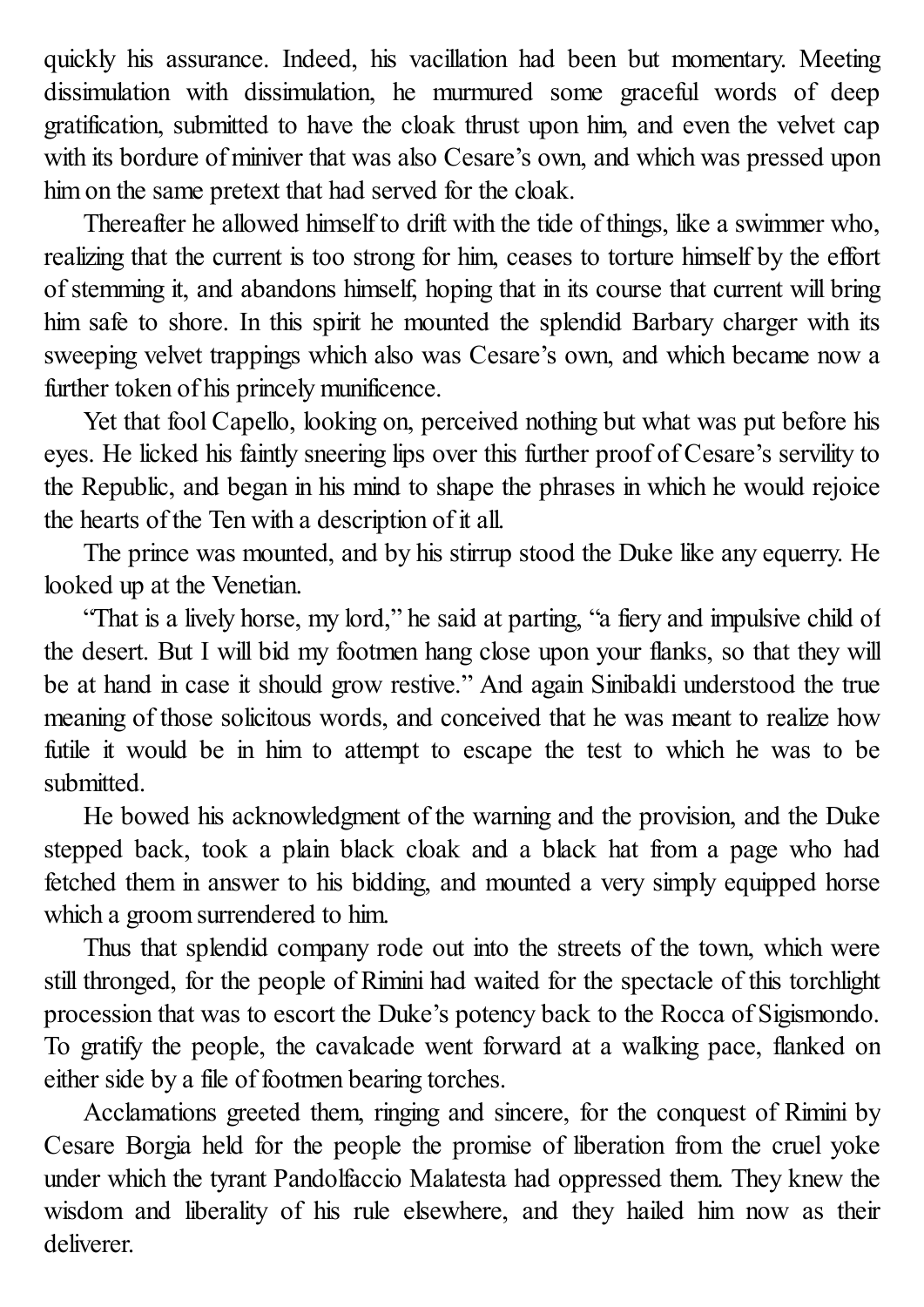quickly his assurance. Indeed, his vacillation had been but momentary. Meeting dissimulation with dissimulation, he murmured some graceful words of deep gratification, submitted to have the cloak thrust upon him, and even the velvet cap with its bordure of miniver that was also Cesare's own, and which was pressed upon him on the same pretext that had served for the cloak.

Thereafter he allowed himself to drift with the tide of things, like a swimmer who, realizing that the current is too strong for him, ceases to torture himself by the effort of stemming it, and abandons himself, hoping that in its course that current will bring him safe to shore. In this spirit he mounted the splendid Barbary charger with its sweeping velvet trappings which also was Cesare's own, and which became now a further token of his princely munificence.

Yet that fool Capello, looking on, perceived nothing but what was put before his eyes. He licked his faintly sneering lips over this further proof of Cesare's servility to the Republic, and began in his mind to shape the phrases in which he would rejoice the hearts of the Ten with a description of it all.

The prince was mounted, and by his stirrup stood the Duke like any equerry. He looked up at the Venetian.

"That is a lively horse, my lord," he said at parting, "a fiery and impulsive child of the desert. But I will bid my footmen hang close upon your flanks, so that they will be at hand in case it should grow restive." And again Sinibaldi understood the true meaning of those solicitous words, and conceived that he was meant to realize how futile it would be in him to attempt to escape the test to which he was to be submitted.

He bowed his acknowledgment of the warning and the provision, and the Duke stepped back, took a plain black cloak and a black hat from a page who had fetched them in answer to his bidding, and mounted a very simply equipped horse which a groom surrendered to him.

Thus that splendid company rode out into the streets of the town, which were still thronged, for the people of Rimini had waited for the spectacle of this torchlight procession that was to escort the Duke's potency back to the Rocca of Sigismondo. To gratify the people, the cavalcade went forward at a walking pace, flanked on either side by a file of footmen bearing torches.

Acclamations greeted them, ringing and sincere, for the conquest of Rimini by Cesare Borgia held for the people the promise of liberation from the cruel yoke under which the tyrant Pandolfaccio Malatesta had oppressed them. They knew the wisdom and liberality of his rule elsewhere, and they hailed him now as their deliverer.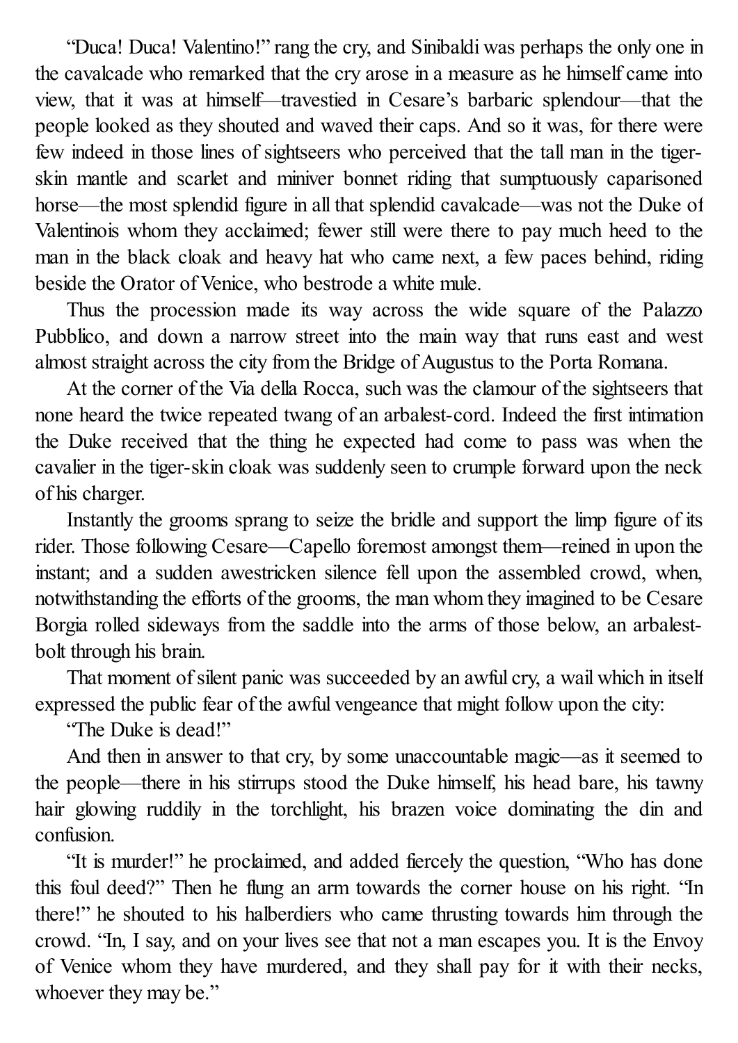"Duca! Duca! Valentino!" rang the cry, and Sinibaldi was perhaps the only one in the cavalcade who remarked that the cry arose in a measure as he himself came into view, that it was at himself—travestied in Cesare's barbaric splendour—that the people looked as they shouted and waved their caps. And so it was, for there were few indeed in those lines of sightseers who perceived that the tall man in the tiger-skin mantle and scarlet and miniver bonnet riding that sumptuously caparisoned horse—the most splendid figure in all that splendid cavalcade—was not the Duke of Valentinois whom they acclaimed; fewer still were there to pay much heed to the man in the black cloak and heavy hat who came next, a few paces behind, riding beside the Orator of Venice, who bestrode a white mule.

Thus the procession made its way across the wide square of the Palazzo Pubblico, and down a narrow street into the main way that runs east and west almost straight across the city from the Bridge of Augustus to the Porta Romana.

At the corner of the Via della Rocca, such was the clamour of the sightseers that none heard the twice repeated twang of an arbalest-cord. Indeed the first intimation the Duke received that the thing he expected had come to pass was when the cavalier in the tiger-skin cloak was suddenly seen to crumple forward upon the neck of his charger.

Instantly the grooms sprang to seize the bridle and support the limp figure of its rider. Those following Cesare—Capello foremost amongst them—reined in upon the instant; and a sudden awestricken silence fell upon the assembled crowd, when, notwithstanding the efforts of the grooms, the man whom they imagined to be Cesare Borgia rolled sideways from the saddle into the arms of those below, an arbalest-bolt through his brain.

That moment of silent panic was succeeded by an awful cry, a wail which in itself expressed the public fear of the awful vengeance that might follow upon the city:

"The Duke is dead!"

And then in answer to that cry, by some unaccountable magic—as it seemed to the people—there in his stirrups stood the Duke himself, his head bare, his tawny hair glowing ruddily in the torchlight, his brazen voice dominating the din and confusion.

"It is murder!" he proclaimed, and added fiercely the question, "Who has done this foul deed?" Then he flung an arm towards the corner house on his right. "In there!" he shouted to his halberdiers who came thrusting towards him through the crowd. "In, I say, and on your lives see that not a man escapes you. It is the Envoy of Venice whom they have murdered, and they shall pay for it with their necks, whoever they may be."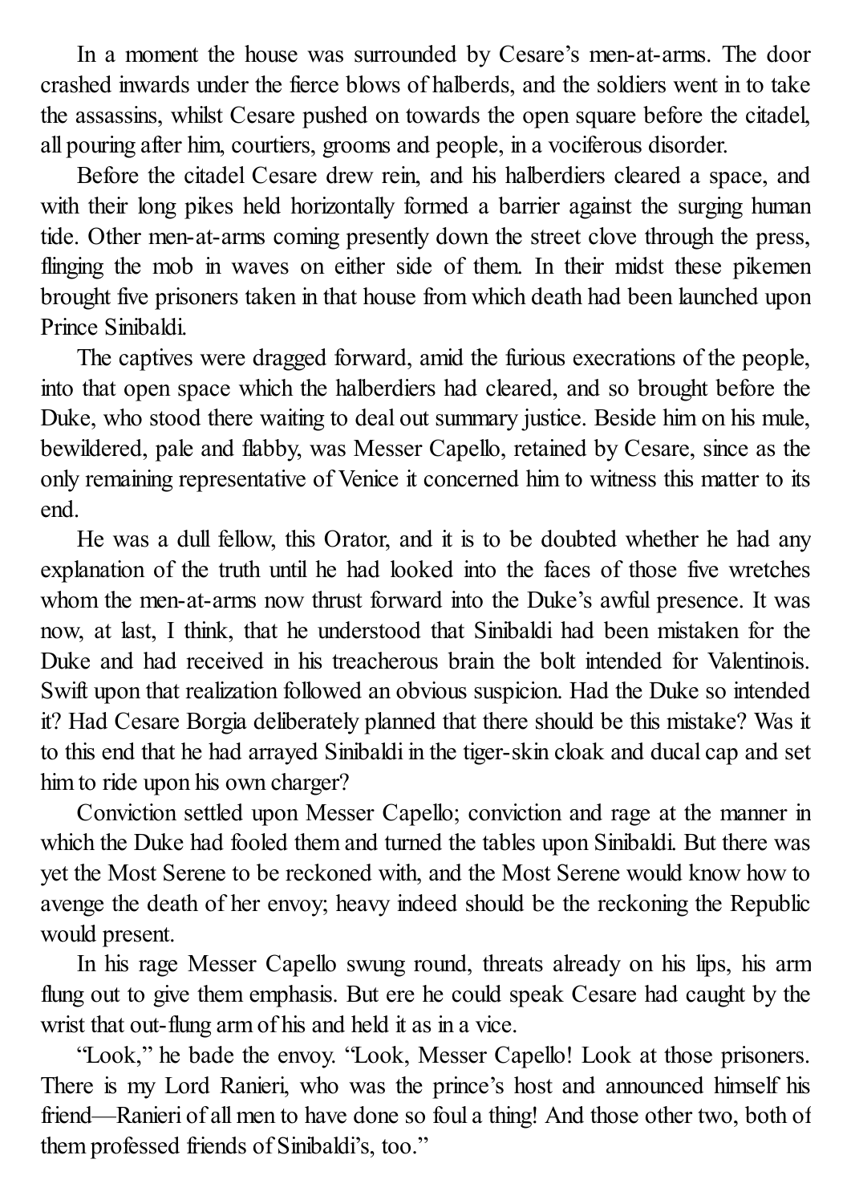In a moment the house was surrounded by Cesare's men-at-arms. The door crashed inwards under the fierce blows of halberds, and the soldiers went in to take the assassins, whilst Cesare pushed on towards the open square before the citadel, all pouring after him, courtiers, grooms and people, in a vociferous disorder.

Before the citadel Cesare drew rein, and his halberdiers cleared a space, and with their long pikes held horizontally formed a barrier against the surging human tide. Other men-at-arms coming presently down the street clove through the press, flinging the mob in waves on either side of them. In their midst these pikemen brought five prisoners taken in that house from which death had been launched upon Prince Sinibaldi.

The captives were dragged forward, amid the furious execrations of the people, into that open space which the halberdiers had cleared, and so brought before the Duke, who stood there waiting to deal out summary justice. Beside him on his mule, bewildered, pale and flabby, was Messer Capello, retained by Cesare, since as the only remaining representative of Venice it concerned him to witness this matter to its end.

He was a dull fellow, this Orator, and it is to be doubted whether he had any explanation of the truth until he had looked into the faces of those five wretches whom the men-at-arms now thrust forward into the Duke's awful presence. It was now, at last, I think, that he understood that Sinibaldi had been mistaken for the Duke and had received in his treacherous brain the bolt intended for Valentinois. Swift upon that realization followed an obvious suspicion. Had the Duke so intended it? Had Cesare Borgia deliberately planned that there should be this mistake? Was it to this end that he had arrayed Sinibaldi in the tiger-skin cloak and ducal cap and set him to ride upon his own charger?

Conviction settled upon Messer Capello; conviction and rage at the manner in which the Duke had fooled them and turned the tables upon Sinibaldi. But there was yet the Most Serene to be reckoned with, and the Most Serene would know how to avenge the death of her envoy; heavy indeed should be the reckoning the Republic would present.

In his rage Messer Capello swung round, threats already on his lips, his arm flung out to give them emphasis. But ere he could speak Cesare had caught by the wrist that out-flung arm of his and held it as in a vice.

"Look," he bade the envoy. "Look, Messer Capello! Look at those prisoners. There is my Lord Ranieri, who was the prince's host and announced himself his friend—Ranieri of all men to have done so foul a thing! And those other two, both of them professed friends of Sinibaldi's, too."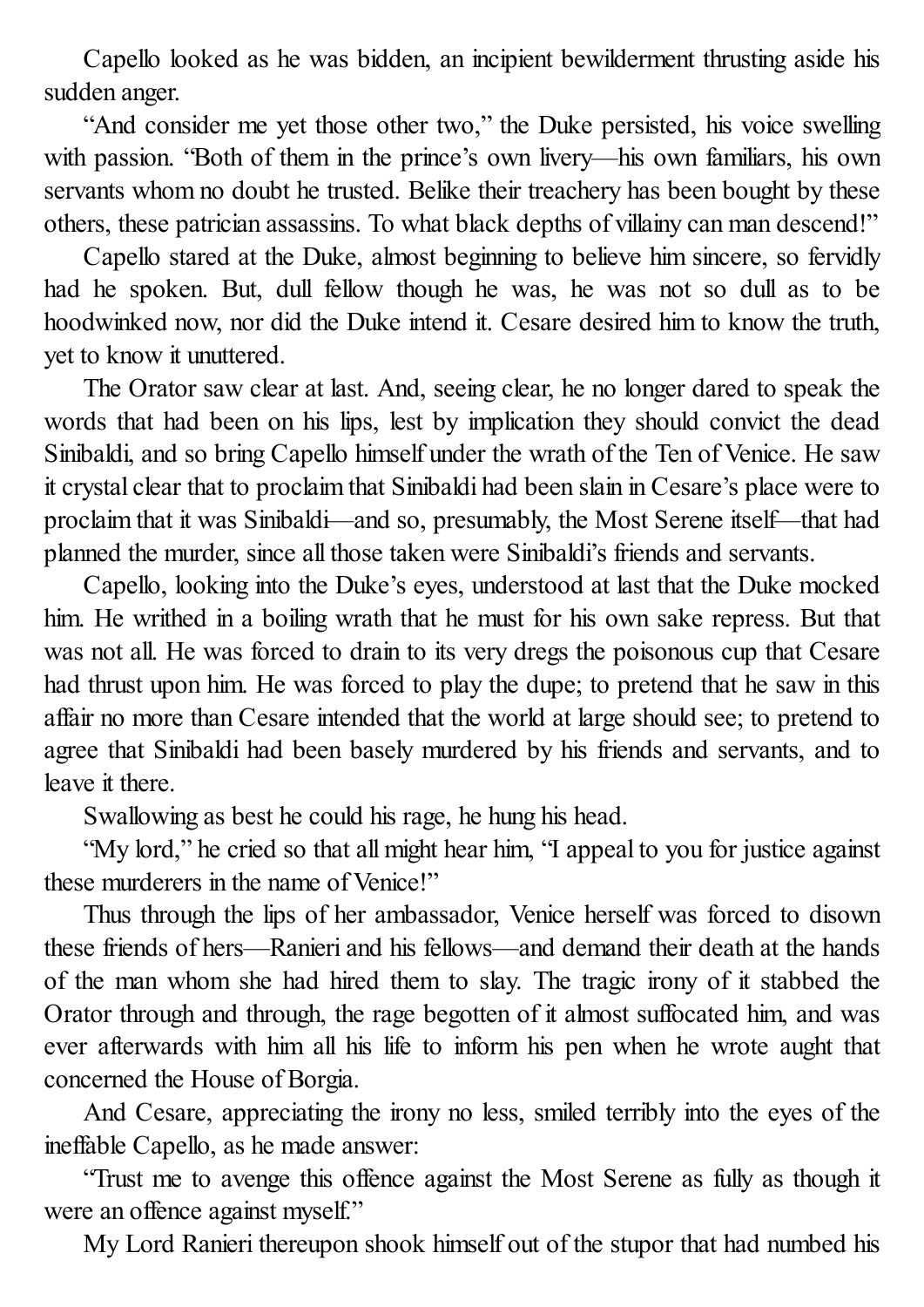Capello looked as he was bidden, an incipient bewilderment thrusting aside his sudden anger.

"And consider me yet those other two," the Duke persisted, his voice swelling with passion. "Both of them in the prince's own livery—his own familiars, his own servants whom no doubt he trusted. Belike their treachery has been bought by these others, these patrician assassins. To what black depths of villainy can man descend!"

Capello stared at the Duke, almost beginning to believe him sincere, so fervidly had he spoken. But, dull fellow though he was, he was not so dull as to be hoodwinked now, nor did the Duke intend it. Cesare desired him to know the truth, yet to know it unuttered.

The Orator saw clear at last. And, seeing clear, he no longer dared to speak the words that had been on his lips, lest by implication they should convict the dead Sinibaldi, and so bring Capello himself under the wrath of the Ten of Venice. He saw it crystal clear that to proclaim that Sinibaldi had been slain in Cesare's place were to proclaim that it was Sinibaldi—and so, presumably, the Most Serene itself—that had planned the murder, since all those taken were Sinibaldi's friends and servants.

Capello, looking into the Duke's eyes, understood at last that the Duke mocked him. He writhed in a boiling wrath that he must for his own sake repress. But that was not all. He was forced to drain to its very dregs the poisonous cup that Cesare had thrust upon him. He was forced to play the dupe; to pretend that he saw in this affair no more than Cesare intended that the world at large should see; to pretend to agree that Sinibaldi had been basely murdered by his friends and servants, and to leave it there.

Swallowing as best he could his rage, he hung his head.

"My lord," he cried so that all might hear him, "I appeal to you for justice against these murderers in the name of Venice!"

Thus through the lips of her ambassador, Venice herself was forced to disown these friends of hers—Ranieri and his fellows—and demand their death at the hands of the man whom she had hired them to slay. The tragic irony of it stabbed the Orator through and through, the rage begotten of it almost suffocated him, and was ever afterwards with him all his life to inform his pen when he wrote aught that concerned the House of Borgia.

And Cesare, appreciating the irony no less, smiled terribly into the eyes of the ineffable Capello, as he made answer:

"Trust me to avenge this offence against the Most Serene as fully as though it were an offence against myself."

My Lord Ranieri thereupon shook himself out of the stupor that had numbed his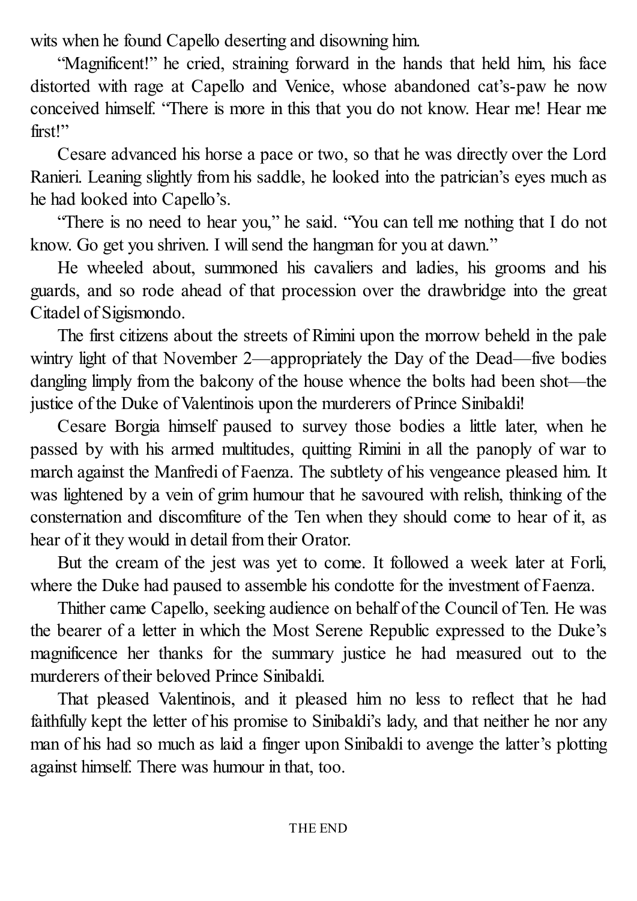wits when he found Capello deserting and disowning him.

"Magnificent!" he cried, straining forward in the hands that held him, his face distorted with rage at Capello and Venice, whose abandoned cat's-paw he now conceived himself. "There is more in this that you do not know. Hear me! Hear me first!"

Cesare advanced his horse a pace or two, so that he was directly over the Lord Ranieri. Leaning slightly from his saddle, he looked into the patrician's eyes much as he had looked into Capello's.

"There is no need to hear you," he said. "You can tell me nothing that I do not know. Go get you shriven. I will send the hangman for you at dawn."

He wheeled about, summoned his cavaliers and ladies, his grooms and his guards, and so rode ahead of that procession over the drawbridge into the great Citadel of Sigismondo.

The first citizens about the streets of Rimini upon the morrow beheld in the pale wintry light of that November 2—appropriately the Day of the Dead—five bodies dangling limply from the balcony of the house whence the bolts had been shot—the justice of the Duke of Valentinois upon the murderers of Prince Sinibaldi!

Cesare Borgia himself paused to survey those bodies a little later, when he passed by with his armed multitudes, quitting Rimini in all the panoply of war to march against the Manfredi of Faenza. The subtlety of his vengeance pleased him. It was lightened by a vein of grim humour that he savoured with relish, thinking of the consternation and discomfiture of the Ten when they should come to hear of it, as hear of it they would in detail from their Orator.

But the cream of the jest was yet to come. It followed a week later at Forli, where the Duke had paused to assemble his condotte for the investment of Faenza.

Thither came Capello, seeking audience on behalf of the Council of Ten. He was the bearer of a letter in which the Most Serene Republic expressed to the Duke's magnificence her thanks for the summary justice he had measured out to the murderers of their beloved Prince Sinibaldi.

That pleased Valentinois, and it pleased him no less to reflect that he had faithfully kept the letter of his promise to Sinibaldi's lady, and that neither he nor any man of his had so much as laid a finger upon Sinibaldi to avenge the latter's plotting against himself. There was humour in that, too.

THE END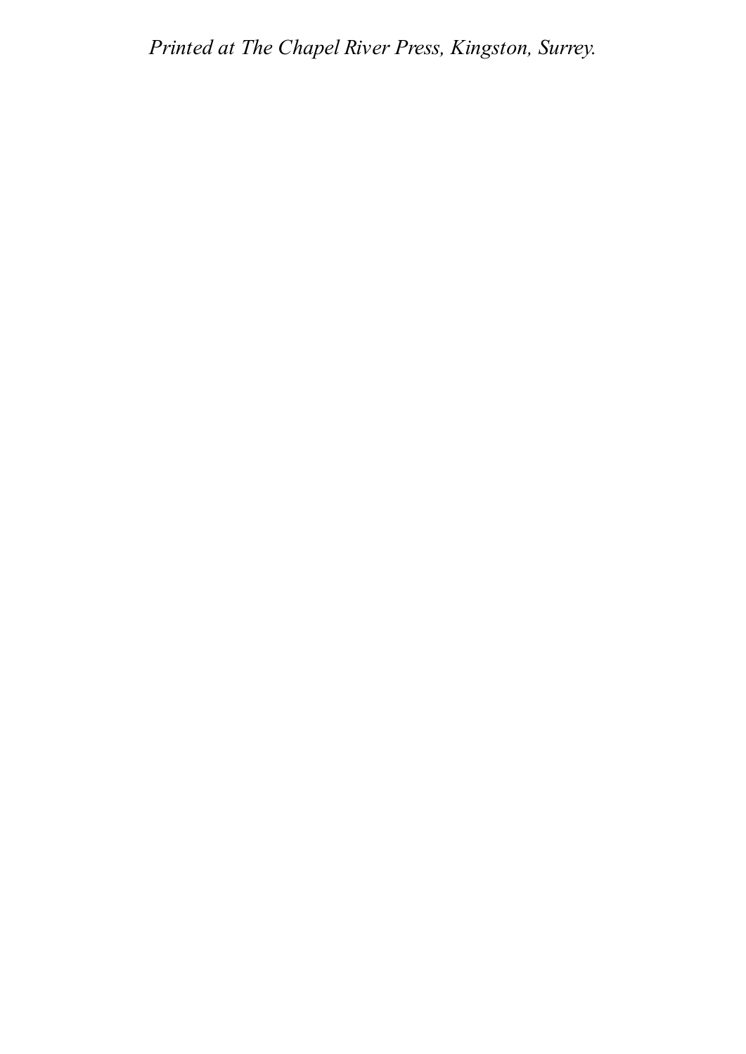*Printed at The Chapel River Press, Kingston, Surrey.*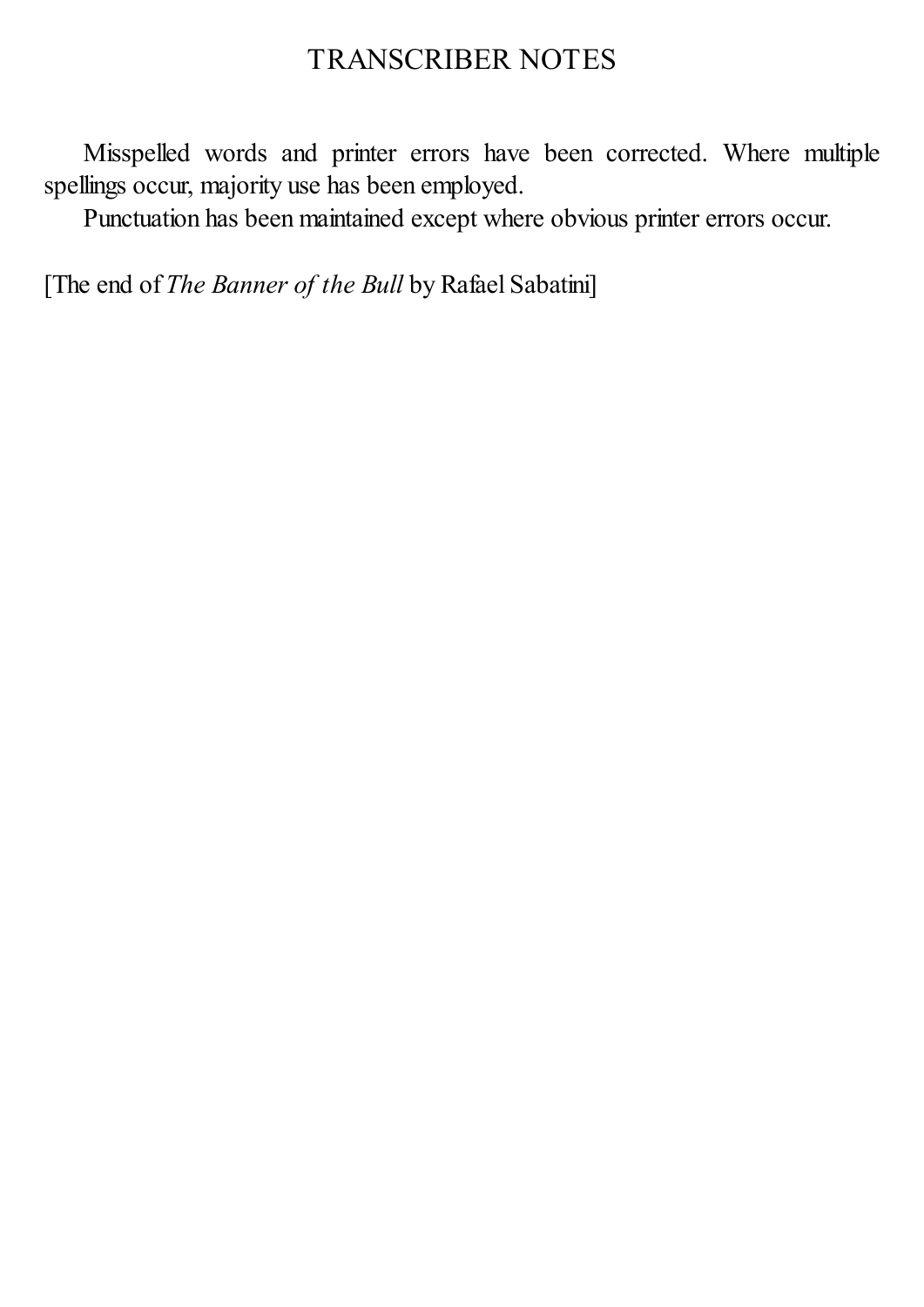# TRANSCRIBER NOTES

Misspelled words and printer errors have been corrected. Where multiple spellings occur, majority use has been employed.

Punctuation has been maintained except where obvious printer errors occur.

[The end of *The Banner of the Bull* by Rafael Sabatini]